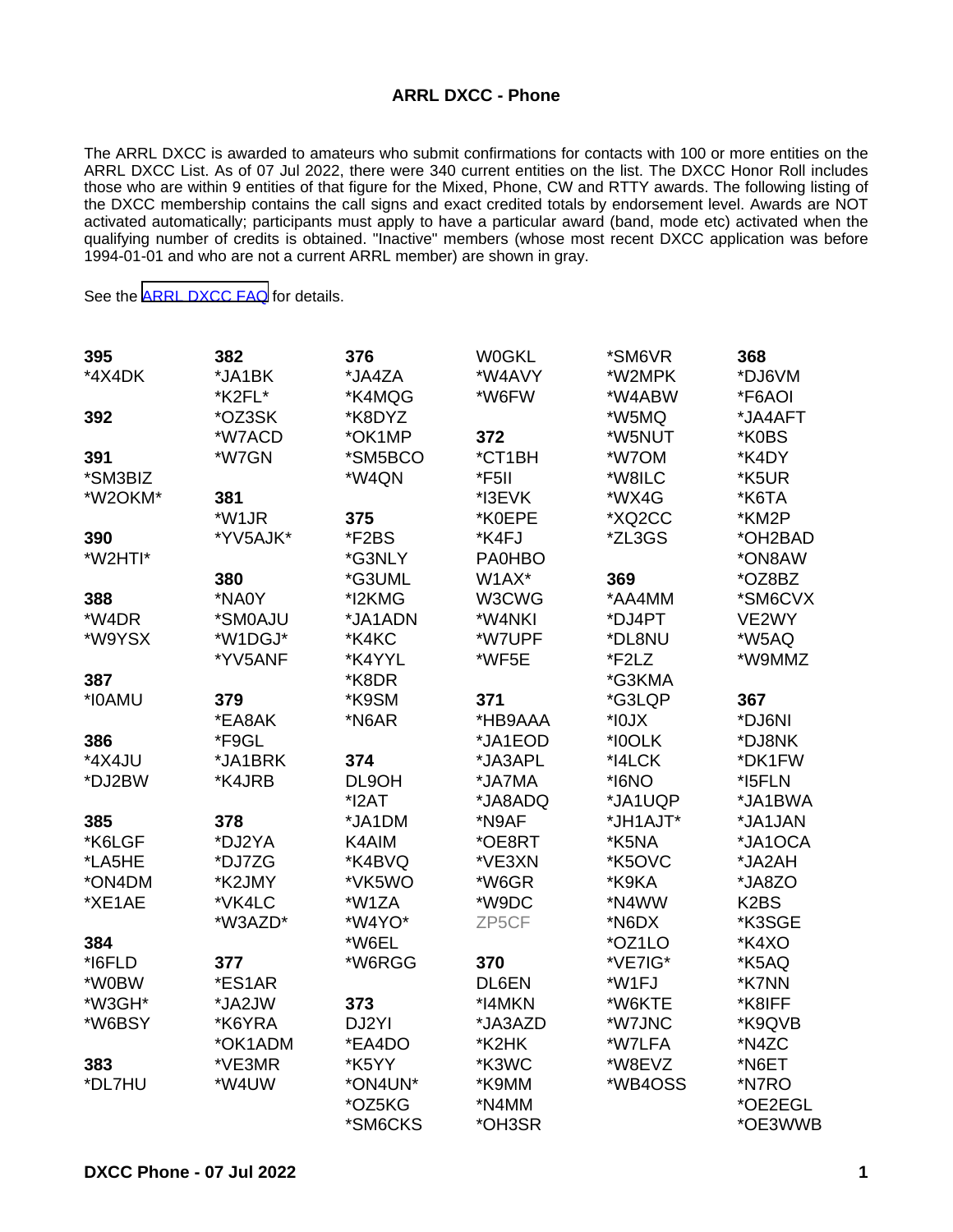# ARRL DXCC - Phone

The ARRL DXCC is awarded to amateurs who submit confirmations for contacts with 100 or more entities on the ARRL DXCC List. As of 07 Jul 2022, there were 340 current entities on the list. The DXCC Honor Roll includes those who are within 9 entities of that figure for the Mixed, Phone, CW and RTTY awards. The following listing of the DXCC membership contains the call signs and exact credited totals by endorsement level. Awards are NOT activated automatically; participants must apply to have a particular award (band, mode etc) activated when the qualifying number of credits is obtained. "Inactive" members (whose most recent DXCC application was before 1994-01-01 and who are not a current ARRL member) are shown in gray.

See the [ARRL DXCC FAQ] for details.

**395**
*4X4DK

**392**
*OZ3SK

**391**
*SM3BIZ
*W2OKM*

**390**
*W2HTI*

**388**
*W4DR
*W9YSX

**387**
*I0AMU

**386**
*4X4JU
*DJ2BW

**385**
*K6LGF
*LA5HE
*ON4DM
*XE1AE

**384**
*I6FLD
*W0BW
*W3GH*
*W6BSY

**383**
*DL7HU

**382**
*JA1BK
*K2FL*
*OZ3SK
*W7ACD
*W7GN

**381**
*W1JR
*YV5AJK*

**380**
*NA0Y
*SM0AJU
*W1DGJ*
*YV5ANF

**379**
*EA8AK
*F9GL
*JA1BRK
*K4JRB

**378**
*DJ2YA
*DJ7ZG
*K2JMY
*VK4LC
*W3AZD*

**377**
*ES1AR
*JA2JW
*K6YRA
*OK1ADM
*VE3MR
*W4UW

**376**
*JA4ZA
*K4MQG
*K8DYZ
*OK1MP
*SM5BCO
*W4QN

**375**
*F2BS
*G3NLY
*G3UML
*I2KMG
*JA1ADN
*K4KC
*K4YYL
*K8DR
*K9SM
*N6AR

**374**
DL9OH
*I2AT
*JA1DM
K4AIM
*K4BVQ
*VK5WO
*W1ZA
*W4YO*
*W6EL
*W6RGG

**373**
DJ2YI
*EA4DO
*K5YY
*ON4UN*
*OZ5KG
*SM6CKS
W0GKL
*W4AVY
*W6FW

**372**
*CT1BH
*F5II
*I3EVK
*K0EPE
*K4FJ
PA0HBO
W1AX*
W3CWG
*W4NKI
*W7UPF
*WF5E

**371**
*HB9AAA
*JA1EOD
*JA3APL
*JA7MA
*JA8ADQ
*N9AF
*OE8RT
*VE3XN
*W6GR
*W9DC
ZP5CF

**370**
DL6EN
*I4MKN
*JA3AZD
*K2HK
*K3WC
*K9MM
*N4MM
*OH3SR
*SM6VR
*W2MPK
*W4ABW
*W5MQ
*W5NUT
*W7OM
*W8ILC
*WX4G
*XQ2CC
*ZL3GS

**369**
*AA4MM
*DJ4PT
*DL8NU
*F2LZ
*G3KMA
*G3LQP
*I0JX
*I0OLK
*I4LCK
*I6NO
*JA1UQP
*JH1AJT*
*K5NA
*K5OVC
*K9KA
*N4WW
*N6DX
*OZ1LO
*VE7IG*
*W1FJ
*W6KTE
*W7JNC
*W7LFA
*W8EVZ
*WB4OSS

**368**
*DJ6VM
*F6AOI
*JA4AFT
*K0BS
*K4DY
*K5UR
*K6TA
*KM2P
*OH2BAD
*ON8AW
*OZ8BZ
*SM6CVX
VE2WY
*W5AQ
*W9MMZ

**367**
*DJ6NI
*DJ8NK
*DK1FW
*I5FLN
*JA1BWA
*JA1JAN
*JA1OCA
*JA2AH
*JA8ZO
K2BS
*K3SGE
*K4XO
*K5AQ
*K7NN
*K8IFF
*K9QVB
*N4ZC
*N6ET
*N7RO
*OE2EGL
*OE3WWB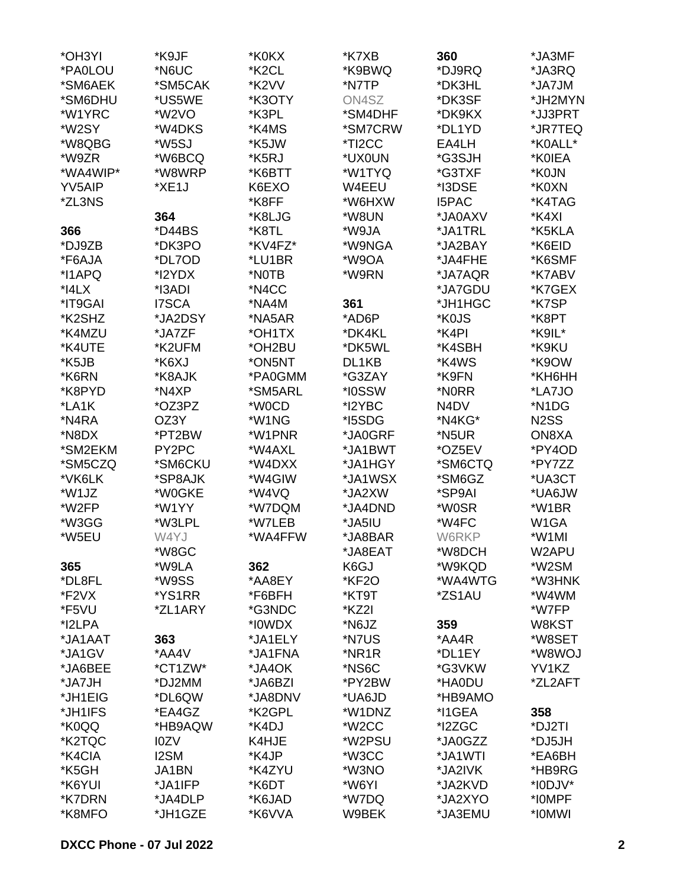*OH3YI
*PA0LOU
*SM6AEK
*SM6DHU
*W1YRC
*W2SY
*W8QBG
*W9ZR
*WA4WIP*
YV5AIP
*ZL3NS

**366**

*DJ9ZB
*F6AJA
*I1APQ
*I4LX
*IT9GAI
*K2SHZ
*K4MZU
*K4UTE
*K5JB
*K6RN
*K8PYD
*LA1K
*N4RA
*N8DX
*SM2EKM
*SM5CZQ
*VK6LK
*W1JZ
*W2FP
*W3GG
*W5EU

**365**

*DL8FL
*F2VX
*F5VU
*I2LPA
*JA1AAT
*JA1GV
*JA6BEE
*JA7JH
*JH1EIG
*JH1IFS
*K0QQ
*K2TQC
*K4CIA
*K5GH
*K6YUI
*K7DRN
*K8MFO
*K9JF
*N6UC
*SM5CAK
*US5WE
*W2VO
*W4DKS
*W5SJ
*W6BCQ
*W8WRP
*XE1J

**364**

*D44BS
*DK3PO
*DL7OD
*I2YDX
*I3ADI
I7SCA
*JA2DSY
*JA7ZF
*K2UFM
*K6XJ
*K8AJK
*N4XP
*OZ3PZ
OZ3Y
*PT2BW
PY2PC
*SM6CKU
*SP8AJK
*W0GKE
*W1YY
*W3LPL
W4YJ
*W8GC
*W9LA
*W9SS
*YS1RR
*ZL1ARY

**363**

*AA4V
*CT1ZW*
*DJ2MM
*DL6QW
*EA4GZ
*HB9AQW
I0ZV
I2SM
JA1BN
*JA1IFP
*JA4DLP
*JH1GZE
*K0KX
*K2CL
*K2VV
*K3OTY
*K3PL
*K4MS
*K5JW
*K5RJ
*K6BTT
K6EXO
*K8FF
*K8LJG
*K8TL
*KV4FZ*
*LU1BR
*N0TB
*N4CC
*NA4M
*NA5AR
*OH1TX
*OH2BU
*ON5NT
*PA0GMM
*SM5ARL
*W0CD
*W1NG
*W1PNR
*W4AXL
*W4DXX
*W4GIW
*W4VQ
*W7DQM
*W7LEB
*WA4FFW

**362**

*AA8EY
*F6BFH
*G3NDC
*I0WDX
*JA1ELY
*JA1FNA
*JA4OK
*JA6BZI
*JA8DNV
*K2GPL
*K4DJ
K4HJE
*K4JP
*K4ZYU
*K6DT
*K6JAD
*K6VVA
*K7XB
*K9BWQ
*N7TP
ON4SZ
*SM4DHF
*SM7CRW
*TI2CC
*UX0UN
*W1TYQ
W4EEU
*W6HXW
*W8UN
*W9JA
*W9NGA
*W9OA
*W9RN

**361**

*AD6P
*DK4KL
*DK5WL
DL1KB
*G3ZAY
*I0SSW
*I2YBC
*I5SDG
*JA0GRF
*JA1BWT
*JA1HGY
*JA1WSX
*JA2XW
*JA4DND
*JA5IU
*JA8BAR
*JA8EAT
K6GJ
*KF2O
*KT9T
*KZ2I
*N6JZ
*N7US
*NR1R
*NS6C
*PY2BW
*UA6JD
*W1DNZ
*W2CC
*W2PSU
*W3CC
*W3NO
*W6YI
*W7DQ
W9BEK

**360**

*DJ9RQ
*DK3HL
*DK3SF
*DK9KX
*DL1YD
EA4LH
*G3SJH
*G3TXF
*I3DSE
I5PAC
*JA0AXV
*JA1TRL
*JA2BAY
*JA4FHE
*JA7AQR
*JA7GDU
*JH1HGC
*K0JS
*K4PI
*K4SBH
*K4WS
*K9FN
*N0RR
N4DV
*N4KG*
*N5UR
*OZ5EV
*SM6CTQ
*SM6GZ
*SP9AI
*W0SR
*W4FC
W6RKP
*W8DCH
*W9KQD
*WA4WTG
*ZS1AU

**359**

*AA4R
*DL1EY
*G3VKW
*HA0DU
*HB9AMO
*I1GEA
*I2ZGC
*JA0GZZ
*JA1WTI
*JA2IVK
*JA2KVD
*JA2XYO
*JA3EMU
*JA3MF
*JA3RQ
*JA7JM
*JH2MYN
*JJ3PRT
*JR7TEQ
*K0ALL*
*K0IEA
*K0JN
*K0XN
*K4TAG
*K4XI
*K5KLA
*K6EID
*K6SMF
*K7ABV
*K7GEX
*K7SP
*K8PT
*K9IL*
*K9KU
*K9OW
*KH6HH
*LA7JO
*N1DG
N2SS
ON8XA
*PY4OD
*PY7ZZ
*UA3CT
*UA6JW
*W1BR
W1GA
*W1MI
W2APU
*W2SM
*W3HNK
*W4WM
*W7FP
W8KST
*W8SET
*W8WOJ
YV1KZ
*ZL2AFT

**358**

*DJ2TI
*DJ5JH
*EA6BH
*HB9RG
*I0DJV*
*I0MPF
*I0MWI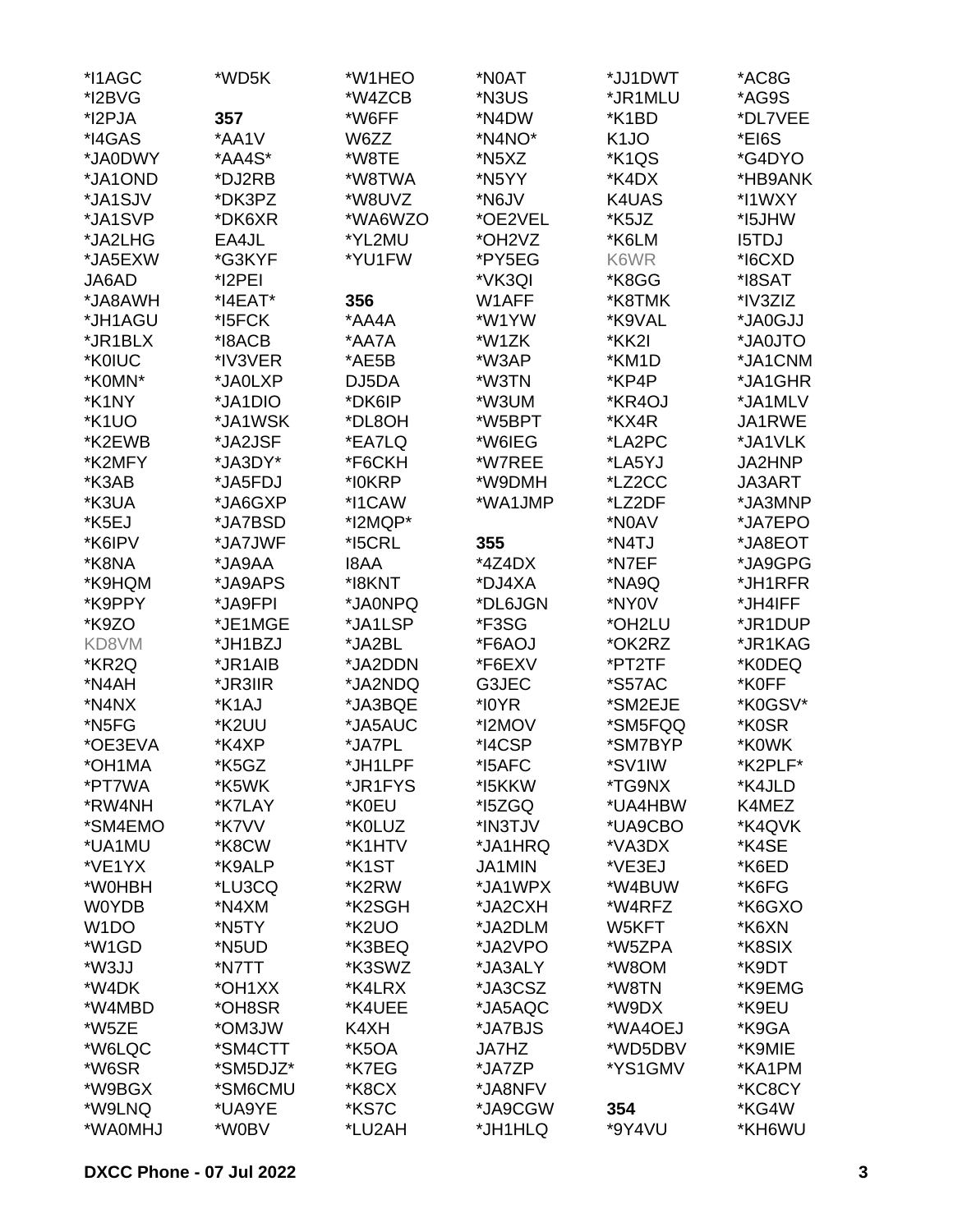*I1AGC
*I2BVG
*I2PJA
*I4GAS
*JA0DWY
*JA1OND
*JA1SJV
*JA1SVP
*JA2LHG
*JA5EXW
JA6AD
*JA8AWH
*JH1AGU
*JR1BLX
*K0IUC
*K0MN*
*K1NY
*K1UO
*K2EWB
*K2MFY
*K3AB
*K3UA
*K5EJ
*K6IPV
*K8NA
*K9HQM
*K9PPY
*K9ZO
KD8VM
*KR2Q
*N4AH
*N4NX
*N5FG
*OE3EVA
*OH1MA
*PT7WA
*RW4NH
*SM4EMO
*UA1MU
*VE1YX
*W0HBH
W0YDB
W1DO
*W1GD
*W3JJ
*W4DK
*W4MBD
*W5ZE
*W6LQC
*W6SR
*W9BGX
*W9LNQ
*WA0MHJ
*WD5K

**357**

*AA1V
*AA4S*
*DJ2RB
*DK3PZ
*DK6XR
EA4JL
*G3KYF
*I2PEI
*I4EAT*
*I5FCK
*I8ACB
*IV3VER
*JA0LXP
*JA1DIO
*JA1WSK
*JA2JSF
*JA3DY*
*JA5FDJ
*JA6GXP
*JA7BSD
*JA7JWF
*JA9AA
*JA9APS
*JA9FPI
*JE1MGE
*JH1BZJ
*JR1AIB
*JR3IIR
*K1AJ
*K2UU
*K4XP
*K5GZ
*K5WK
*K7LAY
*K7VV
*K8CW
*K9ALP
*LU3CQ
*N4XM
*N5TY
*N5UD
*N7TT
*OH1XX
*OH8SR
*OM3JW
*SM4CTT
*SM5DJZ*
*SM6CMU
*UA9YE
*W0BV
*W1HEO
*W4ZCB
*W6FF
W6ZZ
*W8TE
*W8TWA
*W8UVZ
*WA6WZO
*YL2MU
*YU1FW

**356**

*AA4A
*AA7A
*AE5B
DJ5DA
*DK6IP
*DL8OH
*EA7LQ
*F6CKH
*I0KRP
*I1CAW
*I2MQP*
*I5CRL
I8AA
*I8KNT
*JA0NPQ
*JA1LSP
*JA2BL
*JA2DDN
*JA2NDQ
*JA3BQE
*JA5AUC
*JA7PL
*JH1LPF
*JR1FYS
*K0EU
*K0LUZ
*K1HTV
*K1ST
*K2RW
*K2SGH
*K2UO
*K3BEQ
*K3SWZ
*K4LRX
*K4UEE
K4XH
*K5OA
*K7EG
*K8CX
*KS7C
*LU2AH
*N0AT
*N3US
*N4DW
*N4NO*
*N5XZ
*N5YY
*N6JV
*OE2VEL
*OH2VZ
*PY5EG
*VK3QI
W1AFF
*W1YW
*W1ZK
*W3AP
*W3TN
*W3UM
*W5BPT
*W6IEG
*W7REE
*W9DMH
*WA1JMP

**355**

*4Z4DX
*DJ4XA
*DL6JGN
*F3SG
*F6AOJ
*F6EXV
G3JEC
*I0YR
*I2MOV
*I4CSP
*I5AFC
*I5KKW
*I5ZGQ
*IN3TJV
*JA1HRQ
JA1MIN
*JA1WPX
*JA2CXH
*JA2DLM
*JA2VPO
*JA3ALY
*JA3CSZ
*JA5AQC
*JA7BJS
JA7HZ
*JA7ZP
*JA8NFV
*JA9CGW
*JH1HLQ
*JJ1DWT
*JR1MLU
*K1BD
K1JO
*K1QS
*K4DX
K4UAS
*K5JZ
*K6LM
K6WR
*K8GG
*K8TMK
*K9VAL
*KK2I
*KM1D
*KP4P
*KR4OJ
*KX4R
*LA2PC
*LA5YJ
*LZ2CC
*LZ2DF
*N0AV
*N4TJ
*N7EF
*NA9Q
*NY0V
*OH2LU
*OK2RZ
*PT2TF
*S57AC
*SM2EJE
*SM5FQQ
*SM7BYP
*SV1IW
*TG9NX
*UA4HBW
*UA9CBO
*VA3DX
*VE3EJ
*W4BUW
*W4RFZ
W5KFT
*W5ZPA
*W8OM
*W8TN
*W9DX
*WA4OEJ
*WD5DBV
*YS1GMV

**354**

*9Y4VU
*AC8G
*AG9S
*DL7VEE
*EI6S
*G4DYO
*HB9ANK
*I1WXY
*I5JHW
I5TDJ
*I6CXD
*I8SAT
*IV3ZIZ
*JA0GJJ
*JA0JTO
*JA1CNM
*JA1GHR
*JA1MLV
JA1RWE
*JA1VLK
JA2HNP
JA3ART
*JA3MNP
*JA7EPO
*JA8EOT
*JA9GPG
*JH1RFR
*JH4IFF
*JR1DUP
*JR1KAG
*K0DEQ
*K0FF
*K0GSV*
*K0SR
*K0WK
*K2PLF*
*K4JLD
K4MEZ
*K4QVK
*K4SE
*K6ED
*K6FG
*K6GXO
*K6XN
*K8SIX
*K9DT
*K9EMG
*K9EU
*K9GA
*K9MIE
*KA1PM
*KC8CY
*KG4W
*KH6WU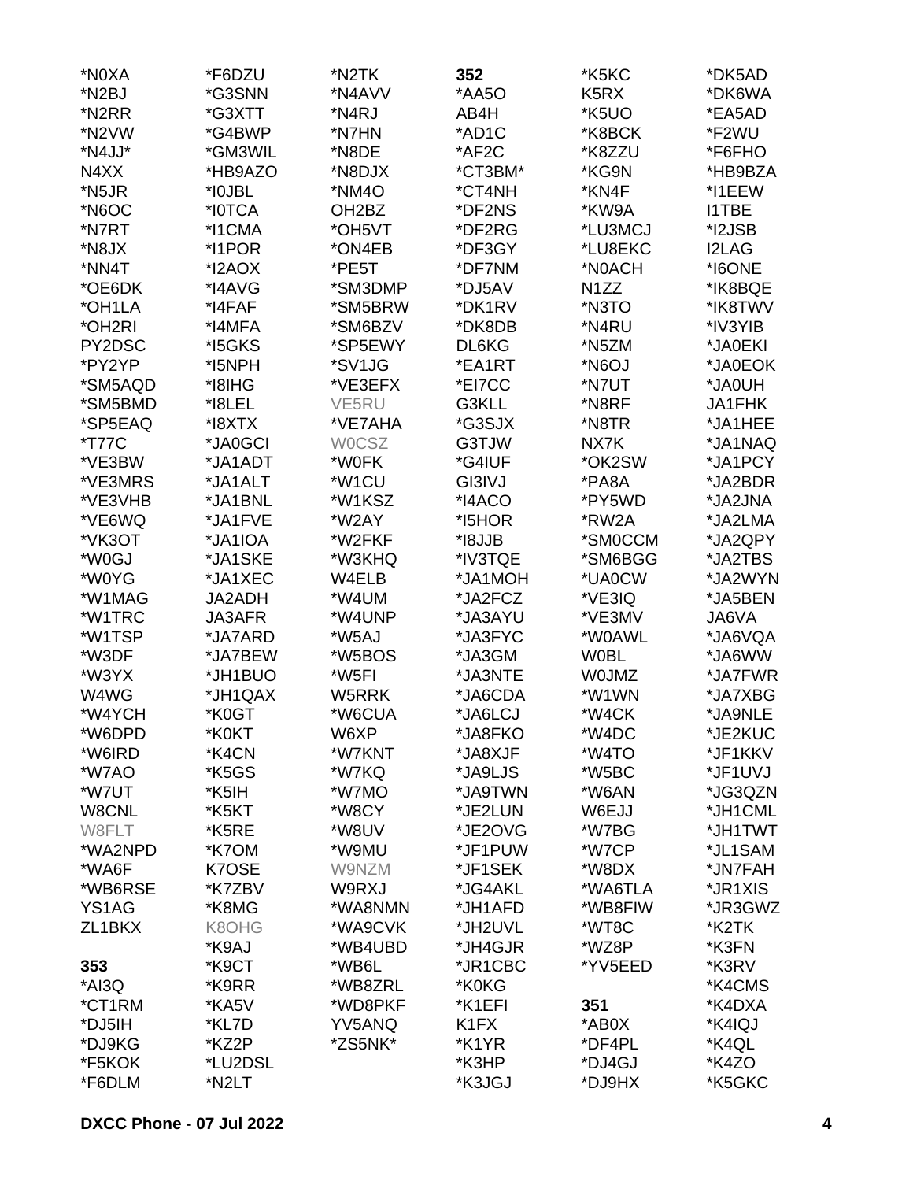*N0XA
*N2BJ
*N2RR
*N2VW
*N4JJ*
N4XX
*N5JR
*N6OC
*N7RT
*N8JX
*NN4T
*OE6DK
*OH1LA
*OH2RI
PY2DSC
*PY2YP
*SM5AQD
*SM5BMD
*SP5EAQ
*T77C
*VE3BW
*VE3MRS
*VE3VHB
*VE6WQ
*VK3OT
*W0GJ
*W0YG
*W1MAG
*W1TRC
*W1TSP
*W3DF
*W3YX
W4WG
*W4YCH
*W6DPD
*W6IRD
*W7AO
*W7UT
W8CNL
W8FLT
*WA2NPD
*WA6F
*WB6RSE
YS1AG
ZL1BKX

**353**

*AI3Q
*CT1RM
*DJ5IH
*DJ9KG
*F5KOK
*F6DLM
*F6DZU
*G3SNN
*G3XTT
*G4BWP
*GM3WIL
*HB9AZO
*I0JBL
*I0TCA
*I1CMA
*I1POR
*I2AOX
*I4AVG
*I4FAF
*I4MFA
*I5GKS
*I5NPH
*I8IHG
*I8LEL
*I8XTX
*JA0GCI
*JA1ADT
*JA1ALT
*JA1BNL
*JA1FVE
*JA1IOA
*JA1SKE
*JA1XEC
JA2ADH
JA3AFR
*JA7ARD
*JA7BEW
*JH1BUO
*JH1QAX
*K0GT
*K0KT
*K4CN
*K5GS
*K5IH
*K5KT
*K5RE
*K7OM
K7OSE
*K7ZBV
*K8MG
K8OHG
*K9AJ
*K9CT
*K9RR
*KA5V
*KL7D
*KZ2P
*LU2DSL
*N2LT
*N2TK
*N4AVV
*N4RJ
*N7HN
*N8DE
*N8DJX
*NM4O
OH2BZ
*OH5VT
*ON4EB
*PE5T
*SM3DMP
*SM5BRW
*SM6BZV
*SP5EWY
*SV1JG
*VE3EFX
VE5RU
*VE7AHA
W0CSZ
*W0FK
*W1CU
*W1KSZ
*W2AY
*W2FKF
*W3KHQ
W4ELB
*W4UM
*W4UNP
*W5AJ
*W5BOS
*W5FI
W5RRK
*W6CUA
W6XP
*W7KNT
*W7KQ
*W7MO
*W8CY
*W8UV
*W9MU
W9NZM
W9RXJ
*WA8NMN
*WA9CVK
*WB4UBD
*WB6L
*WB8ZRL
*WD8PKF
YV5ANQ
*ZS5NK*

**352**

*AA5O
AB4H
*AD1C
*AF2C
*CT3BM*
*CT4NH
*DF2NS
*DF2RG
*DF3GY
*DF7NM
*DJ5AV
*DK1RV
*DK8DB
DL6KG
*EA1RT
*EI7CC
G3KLL
*G3SJX
G3TJW
*G4IUF
GI3IVJ
*I4ACO
*I5HOR
*I8JJB
*IV3TQE
*JA1MOH
*JA2FCZ
*JA3AYU
*JA3FYC
*JA3GM
*JA3NTE
*JA6CDA
*JA6LCJ
*JA8FKO
*JA8XJF
*JA9LJS
*JA9TWN
*JE2LUN
*JE2OVG
*JF1PUW
*JF1SEK
*JG4AKL
*JH1AFD
*JH2UVL
*JH4GJR
*JR1CBC
*K0KG
*K1EFI
K1FX
*K1YR
*K3HP
*K3JGJ
*K5KC
K5RX
*K5UO
*K8BCK
*K8ZZU
*KG9N
*KN4F
*KW9A
*LU3MCJ
*LU8EKC
*N0ACH
N1ZZ
*N3TO
*N4RU
*N5ZM
*N6OJ
*N7UT
*N8RF
*N8TR
NX7K
*OK2SW
*PA8A
*PY5WD
*RW2A
*SM0CCM
*SM6BGG
*UA0CW
*VE3IQ
*VE3MV
*W0AWL
W0BL
W0JMZ
*W1WN
*W4CK
*W4DC
*W4TO
*W5BC
*W6AN
W6EJJ
*W7BG
*W7CP
*W8DX
*WA6TLA
*WB8FIW
*WT8C
*WZ8P
*YV5EED

**351**

*AB0X
*DF4PL
*DJ4GJ
*DJ9HX
*DK5AD
*DK6WA
*EA5AD
*F2WU
*F6FHO
*HB9BZA
*I1EEW
I1TBE
*I2JSB
I2LAG
*I6ONE
*IK8BQE
*IK8TWV
*IV3YIB
*JA0EKI
*JA0EOK
*JA0UH
JA1FHK
*JA1HEE
*JA1NAQ
*JA1PCY
*JA2BDR
*JA2JNA
*JA2LMA
*JA2QPY
*JA2TBS
*JA2WYN
*JA5BEN
JA6VA
*JA6VQA
*JA6WW
*JA7FWR
*JA7XBG
*JA9NLE
*JE2KUC
*JF1KKV
*JF1UVJ
*JG3QZN
*JH1CML
*JH1TWT
*JL1SAM
*JN7FAH
*JR1XIS
*JR3GWZ
*K2TK
*K3FN
*K3RV
*K4CMS
*K4DXA
*K4IQJ
*K4QL
*K4ZO
*K5GKC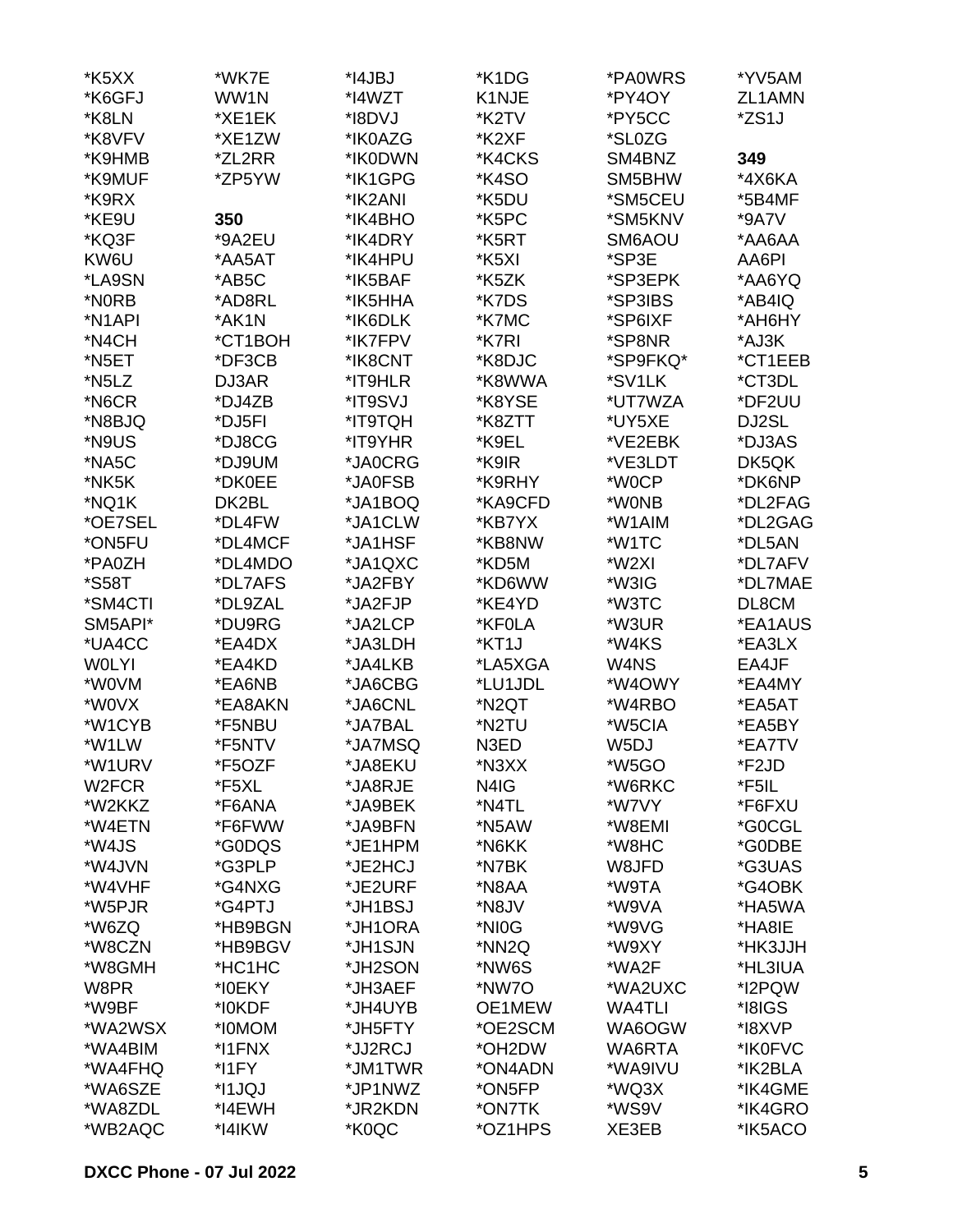*K5XX
*K6GFJ
*K8LN
*K8VFV
*K9HMB
*K9MUF
*K9RX
*KE9U
*KQ3F
KW6U
*LA9SN
*N0RB
*N1API
*N4CH
*N5ET
*N5LZ
*N6CR
*N8BJQ
*N9US
*NA5C
*NK5K
*NQ1K
*OE7SEL
*ON5FU
*PA0ZH
*S58T
*SM4CTI
SM5API*
*UA4CC
W0LYI
*W0VM
*W0VX
*W1CYB
*W1LW
*W1URV
W2FCR
*W2KKZ
*W4ETN
*W4JS
*W4JVN
*W4VHF
*W5PJR
*W6ZQ
*W8CZN
*W8GMH
W8PR
*W9BF
*WA2WSX
*WA4BIM
*WA4FHQ
*WA6SZE
*WA8ZDL
*WB2AQC

*WK7E
WW1N
*XE1EK
*XE1ZW
*ZL2RR
*ZP5YW

**350**

*9A2EU
*AA5AT
*AB5C
*AD8RL
*AK1N
*CT1BOH
*DF3CB
DJ3AR
*DJ4ZB
*DJ5FI
*DJ8CG
*DJ9UM
*DK0EE
DK2BL
*DL4FW
*DL4MCF
*DL4MDO
*DL7AFS
*DL9ZAL
*DU9RG
*EA4DX
*EA4KD
*EA6NB
*EA8AKN
*F5NBU
*F5NTV
*F5OZF
*F5XL
*F6ANA
*F6FWW
*G0DQS
*G3PLP
*G4NXG
*G4PTJ
*HB9BGN
*HB9BGV
*HC1HC
*I0EKY
*I0KDF
*I0MOM
*I1FNX
*I1FY
*I1JQJ
*I4EWH
*I4IKW

*I4JBJ
*I4WZT
*I8DVJ
*IK0AZG
*IK0DWN
*IK1GPG
*IK2ANI
*IK4BHO
*IK4DRY
*IK4HPU
*IK5BAF
*IK5HHA
*IK6DLK
*IK7FPV
*IK8CNT
*IT9HLR
*IT9SVJ
*IT9TQH
*IT9YHR
*JA0CRG
*JA0FSB
*JA1BOQ
*JA1CLW
*JA1HSF
*JA1QXC
*JA2FBY
*JA2FJP
*JA2LCP
*JA3LDH
*JA4LKB
*JA6CBG
*JA6CNL
*JA7BAL
*JA7MSQ
*JA8EKU
*JA8RJE
*JA9BEK
*JA9BFN
*JE1HPM
*JE2HCJ
*JE2URF
*JH1BSJ
*JH1ORA
*JH1SJN
*JH2SON
*JH3AEF
*JH4UYB
*JH5FTY
*JJ2RCJ
*JM1TWR
*JP1NWZ
*JR2KDN
*K0QC

*K1DG
K1NJE
*K2TV
*K2XF
*K4CKS
*K4SO
*K5DU
*K5PC
*K5RT
*K5XI
*K5ZK
*K7DS
*K7MC
*K7RI
*K8DJC
*K8WWA
*K8YSE
*K8ZTT
*K9EL
*K9IR
*K9RHY
*KA9CFD
*KB7YX
*KB8NW
*KD5M
*KD6WW
*KE4YD
*KF0LA
*KT1J
*LA5XGA
*LU1JDL
*N2QT
*N2TU
N3ED
*N3XX
N4IG
*N4TL
*N5AW
*N6KK
*N7BK
*N8AA
*N8JV
*NI0G
*NN2Q
*NW6S
*NW7O
OE1MEW
*OE2SCM
*OH2DW
*ON4ADN
*ON5FP
*ON7TK
*OZ1HPS

*PA0WRS
*PY4OY
*PY5CC
*SL0ZG
SM4BNZ
SM5BHW
*SM5CEU
*SM5KNV
SM6AOU
*SP3E
*SP3EPK
*SP3IBS
*SP6IXF
*SP8NR
*SP9FKQ*
*SV1LK
*UT7WZA
*UY5XE
*VE2EBK
*VE3LDT
*W0CP
*W0NB
*W1AIM
*W1TC
*W2XI
*W3IG
*W3TC
*W3UR
*W4KS
W4NS
*W4OWY
*W4RBO
*W5CIA
W5DJ
*W5GO
*W6RKC
*W7VY
*W8EMI
*W8HC
W8JFD
*W9TA
*W9VA
*W9VG
*W9XY
*WA2F
*WA2UXC
WA4TLI
WA6OGW
WA6RTA
*WA9IVU
*WQ3X
*WS9V
XE3EB

*YV5AM
ZL1AMN
*ZS1J

**349**

*4X6KA
*5B4MF
*9A7V
*AA6AA
AA6PI
*AA6YQ
*AB4IQ
*AH6HY
*AJ3K
*CT1EEB
*CT3DL
*DF2UU
DJ2SL
*DJ3AS
DK5QK
*DK6NP
*DL2FAG
*DL2GAG
*DL5AN
*DL7AFV
*DL7MAE
DL8CM
*EA1AUS
*EA3LX
EA4JF
*EA4MY
*EA5AT
*EA5BY
*EA7TV
*F2JD
*F5IL
*F6FXU
*G0CGL
*G0DBE
*G3UAS
*G4OBK
*HA5WA
*HA8IE
*HK3JJH
*HL3IUA
*I2PQW
*I8IGS
*I8XVP
*IK0FVC
*IK2BLA
*IK4GME
*IK4GRO
*IK5ACO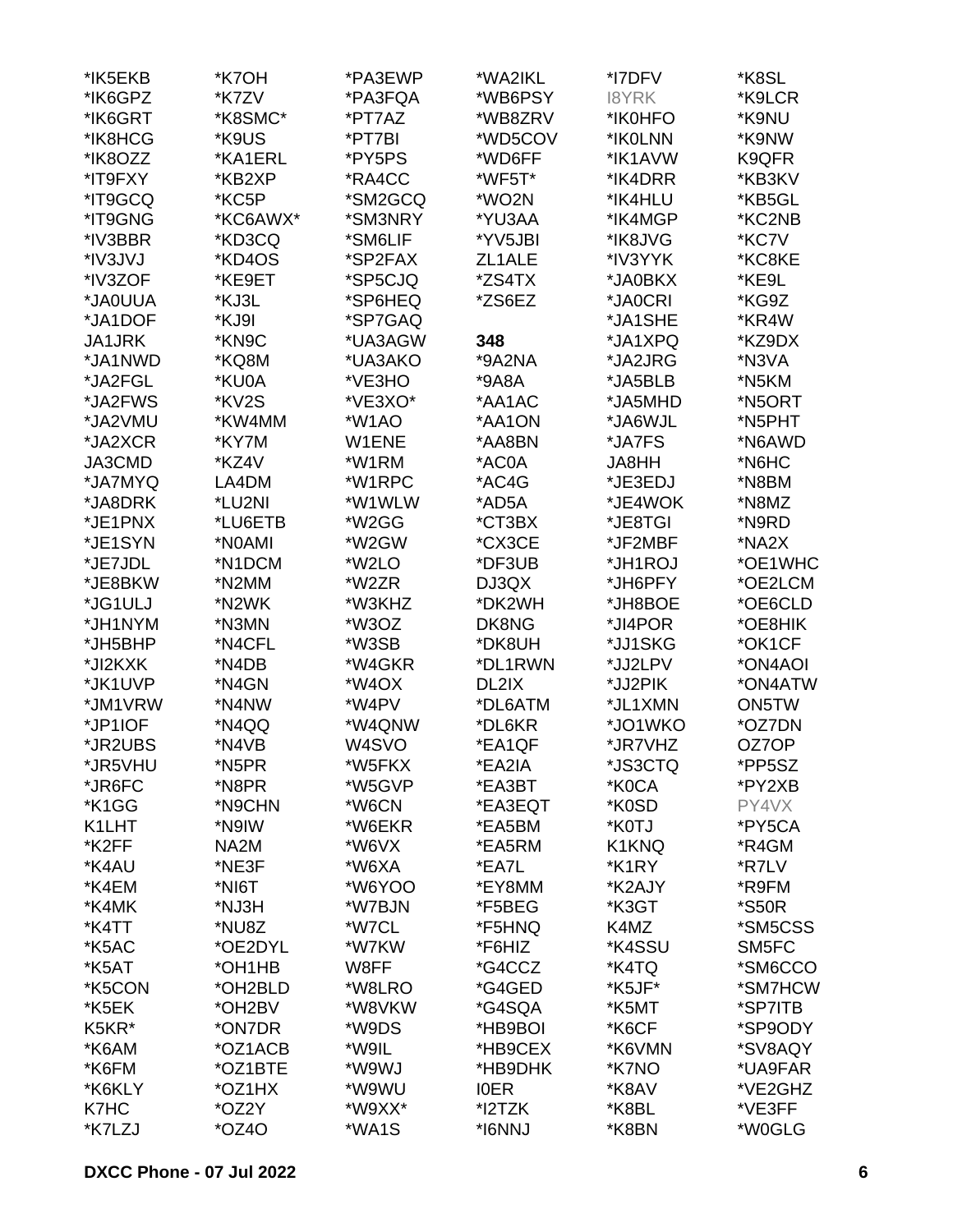\*IK5EKB
\*IK6GPZ
\*IK6GRT
\*IK8HCG
\*IK8OZZ
\*IT9FXY
\*IT9GCQ
\*IT9GNG
\*IV3BBR
\*IV3JVJ
\*IV3ZOF
\*JA0UUA
\*JA1DOF
JA1JRK
\*JA1NWD
\*JA2FGL
\*JA2FWS
\*JA2VMU
\*JA2XCR
JA3CMD
\*JA7MYQ
\*JA8DRK
\*JE1PNX
\*JE1SYN
\*JE7JDL
\*JE8BKW
\*JG1ULJ
\*JH1NYM
\*JH5BHP
\*JI2KXK
\*JK1UVP
\*JM1VRW
\*JP1IOF
\*JR2UBS
\*JR5VHU
\*JR6FC
\*K1GG
K1LHT
\*K2FF
\*K4AU
\*K4EM
\*K4MK
\*K4TT
\*K5AC
\*K5AT
\*K5CON
\*K5EK
K5KR\*
\*K6AM
\*K6FM
\*K6KLY
K7HC
\*K7LZJ
\*K7OH
\*K7ZV
\*K8SMC\*
\*K9US
\*KA1ERL
\*KB2XP
\*KC5P
\*KC6AWX\*
\*KD3CQ
\*KD4OS
\*KE9ET
\*KJ3L
\*KJ9I
\*KN9C
\*KQ8M
\*KU0A
\*KV2S
\*KW4MM
\*KY7M
\*KZ4V
LA4DM
\*LU2NI
\*LU6ETB
\*N0AMI
\*N1DCM
\*N2MM
\*N2WK
\*N3MN
\*N4CFL
\*N4DB
\*N4GN
\*N4NW
\*N4QQ
\*N4VB
\*N5PR
\*N8PR
\*N9CHN
\*N9IW
NA2M
\*NE3F
\*NI6T
\*NJ3H
\*NU8Z
\*OE2DYL
\*OH1HB
\*OH2BLD
\*OH2BV
\*ON7DR
\*OZ1ACB
\*OZ1BTE
\*OZ1HX
\*OZ2Y
\*OZ4O
\*PA3EWP
\*PA3FQA
\*PT7AZ
\*PT7BI
\*PY5PS
\*RA4CC
\*SM2GCQ
\*SM3NRY
\*SM6LIF
\*SP2FAX
\*SP5CJQ
\*SP6HEQ
\*SP7GAQ
\*UA3AGW
\*UA3AKO
\*VE3HO
\*VE3XO\*
\*W1AO
W1ENE
\*W1RM
\*W1RPC
\*W1WLW
\*W2GG
\*W2GW
\*W2LO
\*W2ZR
\*W3KHZ
\*W3OZ
\*W3SB
\*W4GKR
\*W4OX
\*W4PV
\*W4QNW
W4SVO
\*W5FKX
\*W5GVP
\*W6CN
\*W6EKR
\*W6VX
\*W6XA
\*W6YOO
\*W7BJN
\*W7CL
\*W7KW
W8FF
\*W8LRO
\*W8VKW
\*W9DS
\*W9IL
\*W9WJ
\*W9WU
\*W9XX\*
\*WA1S
\*WA2IKL
\*WB6PSY
\*WB8ZRV
\*WD5COV
\*WD6FF
\*WF5T\*
\*WO2N
\*YU3AA
\*YV5JBI
ZL1ALE
\*ZS4TX
\*ZS6EZ

**348**
\*9A2NA
\*9A8A
\*AA1AC
\*AA1ON
\*AA8BN
\*AC0A
\*AC4G
\*AD5A
\*CT3BX
\*CX3CE
\*DF3UB
DJ3QX
\*DK2WH
DK8NG
\*DK8UH
\*DL1RWN
DL2IX
\*DL6ATM
\*DL6KR
\*EA1QF
\*EA2IA
\*EA3BT
\*EA3EQT
\*EA5BM
\*EA5RM
\*EA7L
\*EY8MM
\*F5BEG
\*F5HNQ
\*F6HIZ
\*G4CCZ
\*G4GED
\*G4SQA
\*HB9BOI
\*HB9CEX
\*HB9DHK
I0ER
\*I2TZK
\*I6NNJ
\*I7DFV
I8YRK
\*IK0HFO
\*IK0LNN
\*IK1AVW
\*IK4DRR
\*IK4HLU
\*IK4MGP
\*IK8JVG
\*IV3YYK
\*JA0BKX
\*JA0CRI
\*JA1SHE
\*JA1XPQ
\*JA2JRG
\*JA5BLB
\*JA5MHD
\*JA6WJL
\*JA7FS
JA8HH
\*JE3EDJ
\*JE4WOK
\*JE8TGI
\*JF2MBF
\*JH1ROJ
\*JH6PFY
\*JH8BOE
\*JI4POR
\*JJ1SKG
\*JJ2LPV
\*JJ2PIK
\*JL1XMN
\*JO1WKO
\*JR7VHZ
\*JS3CTQ
\*K0CA
\*K0SD
\*K0TJ
K1KNQ
\*K1RY
\*K2AJY
\*K3GT
K4MZ
\*K4SSU
\*K4TQ
\*K5JF\*
\*K5MT
\*K6CF
\*K6VMN
\*K7NO
\*K8AV
\*K8BL
\*K8BN
\*K8SL
\*K9LCR
\*K9NU
\*K9NW
K9QFR
\*KB3KV
\*KB5GL
\*KC2NB
\*KC7V
\*KC8KE
\*KE9L
\*KG9Z
\*KR4W
\*KZ9DX
\*N3VA
\*N5KM
\*N5ORT
\*N5PHT
\*N6AWD
\*N6HC
\*N8BM
\*N8MZ
\*N9RD
\*NA2X
\*OE1WHC
\*OE2LCM
\*OE6CLD
\*OE8HIK
\*OK1CF
\*ON4AOI
\*ON4ATW
ON5TW
\*OZ7DN
OZ7OP
\*PP5SZ
\*PY2XB
PY4VX
\*PY5CA
\*R4GM
\*R7LV
\*R9FM
\*S50R
\*SM5CSS
SM5FC
\*SM6CCO
\*SM7HCW
\*SP7ITB
\*SP9ODY
\*SV8AQY
\*UA9FAR
\*VE2GHZ
\*VE3FF
\*W0GLG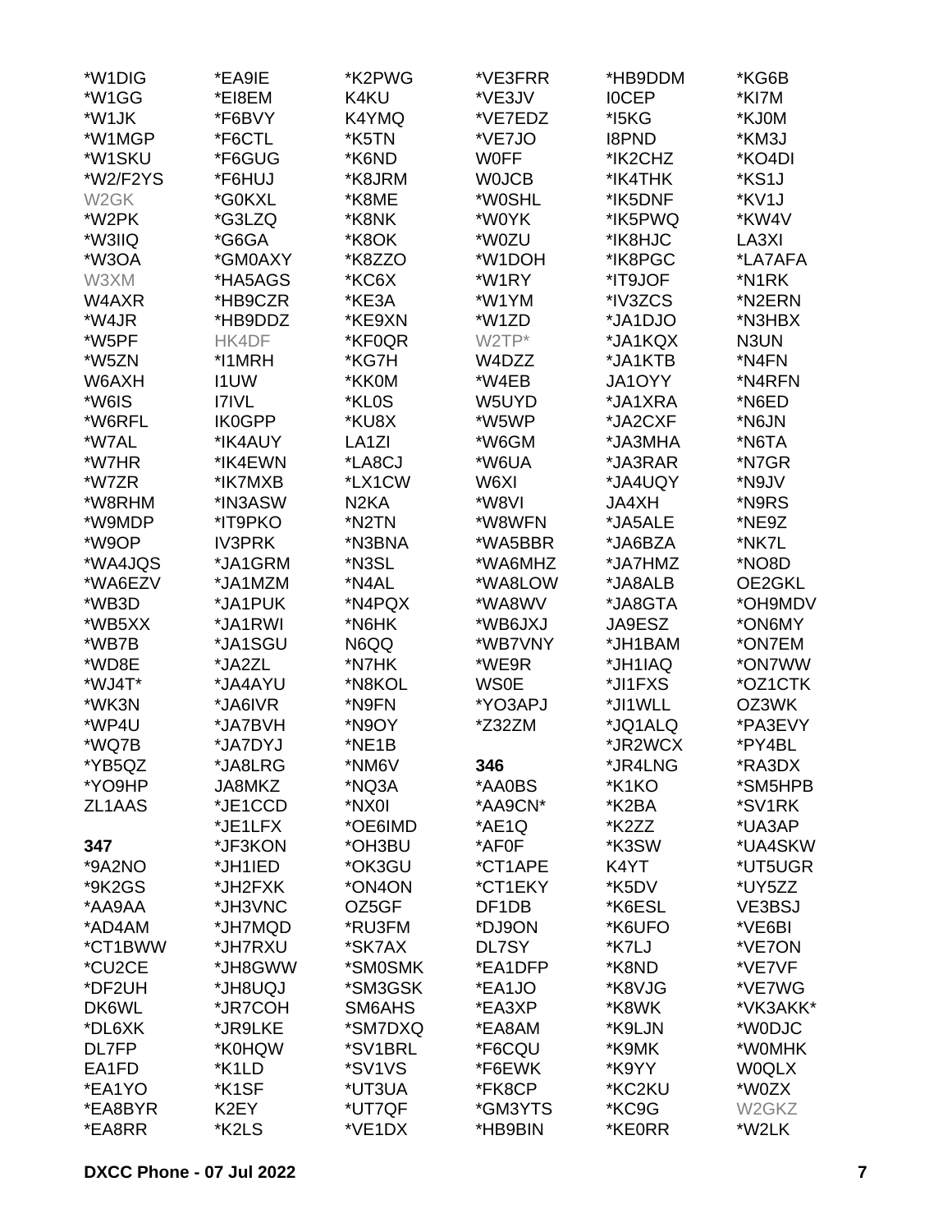*W1DIG
*W1GG
*W1JK
*W1MGP
*W1SKU
*W2/F2YS
W2GK
*W2PK
*W3IIQ
*W3OA
W3XM
W4AXR
*W4JR
*W5PF
*W5ZN
W6AXH
*W6IS
*W6RFL
*W7AL
*W7HR
*W7ZR
*W8RHM
*W9MDP
*W9OP
*WA4JQS
*WA6EZV
*WB3D
*WB5XX
*WB7B
*WD8E
*WJ4T*
*WK3N
*WP4U
*WQ7B
*YB5QZ
*YO9HP
ZL1AAS

**347**

*9A2NO
*9K2GS
*AA9AA
*AD4AM
*CT1BWW
*CU2CE
*DF2UH
DK6WL
*DL6XK
DL7FP
EA1FD
*EA1YO
*EA8BYR
*EA8RR
*EA9IE
*EI8EM
*F6BVY
*F6CTL
*F6GUG
*F6HUJ
*G0KXL
*G3LZQ
*G6GA
*GM0AXY
*HA5AGS
*HB9CZR
*HB9DDZ
HK4DF
*I1MRH
I1UW
I7IVL
IK0GPP
*IK4AUY
*IK4EWN
*IK7MXB
*IN3ASW
*IT9PKO
IV3PRK
*JA1GRM
*JA1MZM
*JA1PUK
*JA1RWI
*JA1SGU
*JA2ZL
*JA4AYU
*JA6IVR
*JA7BVH
*JA7DYJ
*JA8LRG
JA8MKZ
*JE1CCD
*JE1LFX
*JF3KON
*JH1IED
*JH2FXK
*JH3VNC
*JH7MQD
*JH7RXU
*JH8GWW
*JH8UQJ
*JR7COH
*JR9LKE
*K0HQW
*K1LD
*K1SF
K2EY
*K2LS
*K2PWG
K4KU
K4YMQ
*K5TN
*K6ND
*K8JRM
*K8ME
*K8NK
*K8OK
*K8ZZO
*KC6X
*KE3A
*KE9XN
*KF0QR
*KG7H
*KK0M
*KL0S
*KU8X
LA1ZI
*LA8CJ
*LX1CW
N2KA
*N2TN
*N3BNA
*N3SL
*N4AL
*N4PQX
*N6HK
N6QQ
*N7HK
*N8KOL
*N9FN
*N9OY
*NE1B
*NM6V
*NQ3A
*NX0I
*OE6IMD
*OH3BU
*OK3GU
*ON4ON
OZ5GF
*RU3FM
*SK7AX
*SM0SMK
*SM3GSK
SM6AHS
*SM7DXQ
*SV1BRL
*SV1VS
*UT3UA
*UT7QF
*VE1DX
*VE3FRR
*VE3JV
*VE7EDZ
*VE7JO
W0FF
W0JCB
*W0SHL
*W0YK
*W0ZU
*W1DOH
*W1RY
*W1YM
*W1ZD
W2TP*
W4DZZ
*W4EB
W5UYD
*W5WP
*W6GM
*W6UA
W6XI
*W8VI
*W8WFN
*WA5BBR
*WA6MHZ
*WA8LOW
*WA8WV
*WB6JXJ
*WB7VNY
*WE9R
WS0E
*YO3APJ
*Z32ZM

**346**

*AA0BS
*AA9CN*
*AE1Q
*AF0F
*CT1APE
*CT1EKY
DF1DB
*DJ9ON
DL7SY
*EA1DFP
*EA1JO
*EA3XP
*EA8AM
*F6CQU
*F6EWK
*FK8CP
*GM3YTS
*HB9BIN
*HB9DDM
I0CEP
*I5KG
I8PND
*IK2CHZ
*IK4THK
*IK5DNF
*IK5PWQ
*IK8HJC
*IK8PGC
*IT9JOF
*IV3ZCS
*JA1DJO
*JA1KQX
*JA1KTB
JA1OYY
*JA1XRA
*JA2CXF
*JA3MHA
*JA3RAR
*JA4UQY
JA4XH
*JA5ALE
*JA6BZA
*JA7HMZ
*JA8ALB
*JA8GTA
JA9ESZ
*JH1BAM
*JH1IAQ
*JI1FXS
*JI1WLL
*JQ1ALQ
*JR2WCX
*JR4LNG
*K1KO
*K2BA
*K2ZZ
*K3SW
K4YT
*K5DV
*K6ESL
*K6UFO
*K7LJ
*K8ND
*K8VJG
*K8WK
*K9LJN
*K9MK
*K9YY
*KC2KU
*KC9G
*KE0RR
*KG6B
*KI7M
*KJ0M
*KM3J
*KO4DI
*KS1J
*KV1J
*KW4V
LA3XI
*LA7AFA
*N1RK
*N2ERN
*N3HBX
N3UN
*N4FN
*N4RFN
*N6ED
*N6JN
*N6TA
*N7GR
*N9JV
*N9RS
*NE9Z
*NK7L
*NO8D
OE2GKL
*OH9MDV
*ON6MY
*ON7EM
*ON7WW
*OZ1CTK
OZ3WK
*PA3EVY
*PY4BL
*RA3DX
*SM5HPB
*SV1RK
*UA3AP
*UA4SKW
*UT5UGR
*UY5ZZ
VE3BSJ
*VE6BI
*VE7ON
*VE7VF
*VE7WG
*VK3AKK*
*W0DJC
*W0MHK
W0QLX
*W0ZX
W2GKZ
*W2LK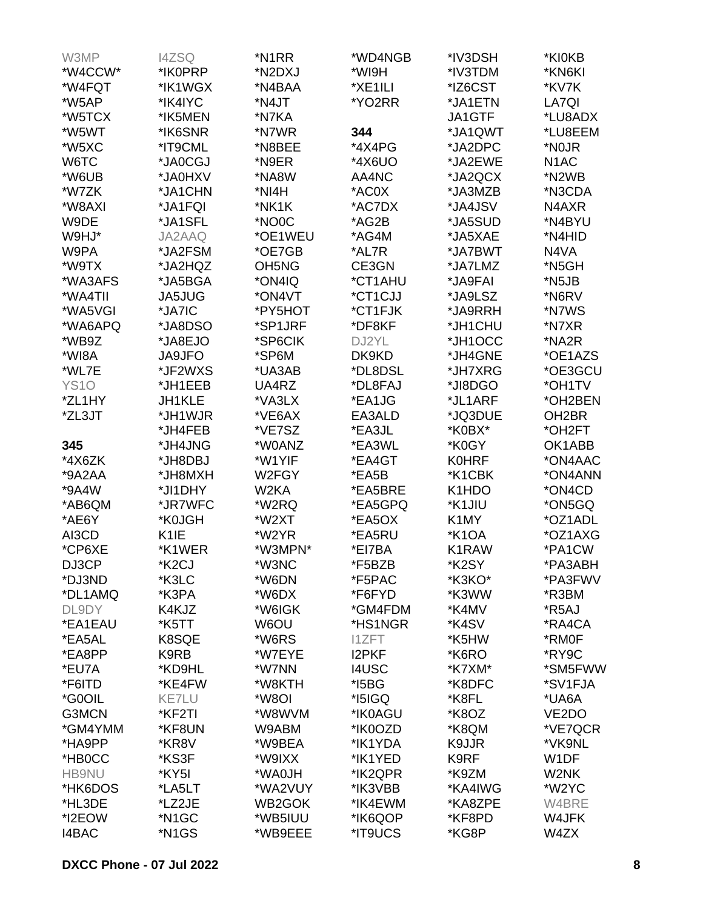W3MP
*W4CCW*
*W4FQT
*W5AP
*W5TCX
*W5WT
*W5XC
W6TC
*W6UB
*W7ZK
*W8AXI
W9DE
W9HJ*
W9PA
*W9TX
*WA3AFS
*WA4TII
*WA5VGI
*WA6APQ
*WB9Z
*WI8A
*WL7E
YS1O
*ZL1HY
*ZL3JT

**345**

*4X6ZK
*9A2AA
*9A4W
*AB6QM
*AE6Y
AI3CD
*CP6XE
DJ3CP
*DJ3ND
*DL1AMQ
DL9DY
*EA1EAU
*EA5AL
*EA8PP
*EU7A
*F6ITD
*G0OIL
G3MCN
*GM4YMM
*HA9PP
*HB0CC
HB9NU
*HK6DOS
*HL3DE
*I2EOW
I4BAC
I4ZSQ
*IK0PRP
*IK1WGX
*IK4IYC
*IK5MEN
*IK6SNR
*IT9CML
*JA0CGJ
*JA0HXV
*JA1CHN
*JA1FQI
*JA1SFL
JA2AAQ
*JA2FSM
*JA2HQZ
*JA5BGA
JA5JUG
*JA7IC
*JA8DSO
*JA8EJO
JA9JFO
*JF2WXS
*JH1EEB
JH1KLE
*JH1WJR
*JH4FEB
*JH4JNG
*JH8DBJ
*JH8MXH
*JI1DHY
*JR7WFC
*K0JGH
K1IE
*K1WER
*K2CJ
*K3LC
*K3PA
K4KJZ
*K5TT
K8SQE
K9RB
*KD9HL
*KE4FW
KE7LU
*KF2TI
*KF8UN
*KR8V
*KS3F
*KY5I
*LA5LT
*LZ2JE
*N1GC
*N1GS
*N1RR
*N2DXJ
*N4BAA
*N4JT
*N7KA
*N7WR
*N8BEE
*N9ER
*NA8W
*NI4H
*NK1K
*NO0C
*OE1WEU
*OE7GB
OH5NG
*ON4IQ
*ON4VT
*PY5HOT
*SP1JRF
*SP6CIK
*SP6M
*UA3AB
UA4RZ
*VA3LX
*VE6AX
*VE7SZ
*W0ANZ
*W1YIF
W2FGY
W2KA
*W2RQ
*W2XT
*W2YR
*W3MPN*
*W3NC
*W6DN
*W6DX
*W6IGK
W6OU
*W6RS
*W7EYE
*W7NN
*W8KTH
*W8OI
*W8WVM
W9ABM
*W9BEA
*W9IXX
*WA0JH
*WA2VUY
WB2GOK
*WB5IUU
*WB9EEE
*WD4NGB
*WI9H
*XE1ILI
*YO2RR

**344**

*4X4PG
*4X6UO
AA4NC
*AC0X
*AC7DX
*AG2B
*AG4M
*AL7R
CE3GN
*CT1AHU
*CT1CJJ
*CT1FJK
*DF8KF
DJ2YL
DK9KD
*DL8DSL
*DL8FAJ
*EA1JG
EA3ALD
*EA3JL
*EA3WL
*EA4GT
*EA5B
*EA5BRE
*EA5GPQ
*EA5OX
*EA5RU
*EI7BA
*F5BZB
*F5PAC
*F6FYD
*GM4FDM
*HS1NGR
I1ZFT
I2PKF
I4USC
*I5BG
*I5IGQ
*IK0AGU
*IK0OZD
*IK1YDA
*IK1YED
*IK2QPR
*IK3VBB
*IK4EWM
*IK6QOP
*IT9UCS
*IV3DSH
*IV3TDM
*IZ6CST
*JA1ETN
JA1GTF
*JA1QWT
*JA2DPC
*JA2EWE
*JA2QCX
*JA3MZB
*JA4JSV
*JA5SUD
*JA5XAE
*JA7BWT
*JA7LMZ
*JA9FAI
*JA9LSZ
*JA9RRH
*JH1CHU
*JH1OCC
*JH4GNE
*JH7XRG
*JI8DGO
*JL1ARF
*JQ3DUE
*K0BX*
*K0GY
K0HRF
*K1CBK
K1HDO
*K1JIU
K1MY
*K1OA
K1RAW
*K2SY
*K3KO*
*K3WW
*K4MV
*K4SV
*K5HW
*K6RO
*K7XM*
*K8DFC
*K8FL
*K8OZ
*K8QM
K9JJR
K9RF
*K9ZM
*KA4IWG
*KA8ZPE
*KF8PD
*KG8P
*KI0KB
*KN6KI
*KV7K
LA7QI
*LU8ADX
*LU8EEM
*N0JR
N1AC
*N2WB
*N3CDA
N4AXR
*N4BYU
*N4HID
N4VA
*N5GH
*N5JB
*N6RV
*N7WS
*N7XR
*NA2R
*OE1AZS
*OE3GCU
*OH1TV
*OH2BEN
OH2BR
*OH2FT
OK1ABB
*ON4AAC
*ON4ANN
*ON4CD
*ON5GQ
*OZ1ADL
*OZ1AXG
*PA1CW
*PA3ABH
*PA3FWV
*R3BM
*R5AJ
*RA4CA
*RM0F
*RY9C
*SM5FWW
*SV1FJA
*UA6A
VE2DO
*VE7QCR
*VK9NL
W1DF
W2NK
*W2YC
W4BRE
W4JFK
W4ZX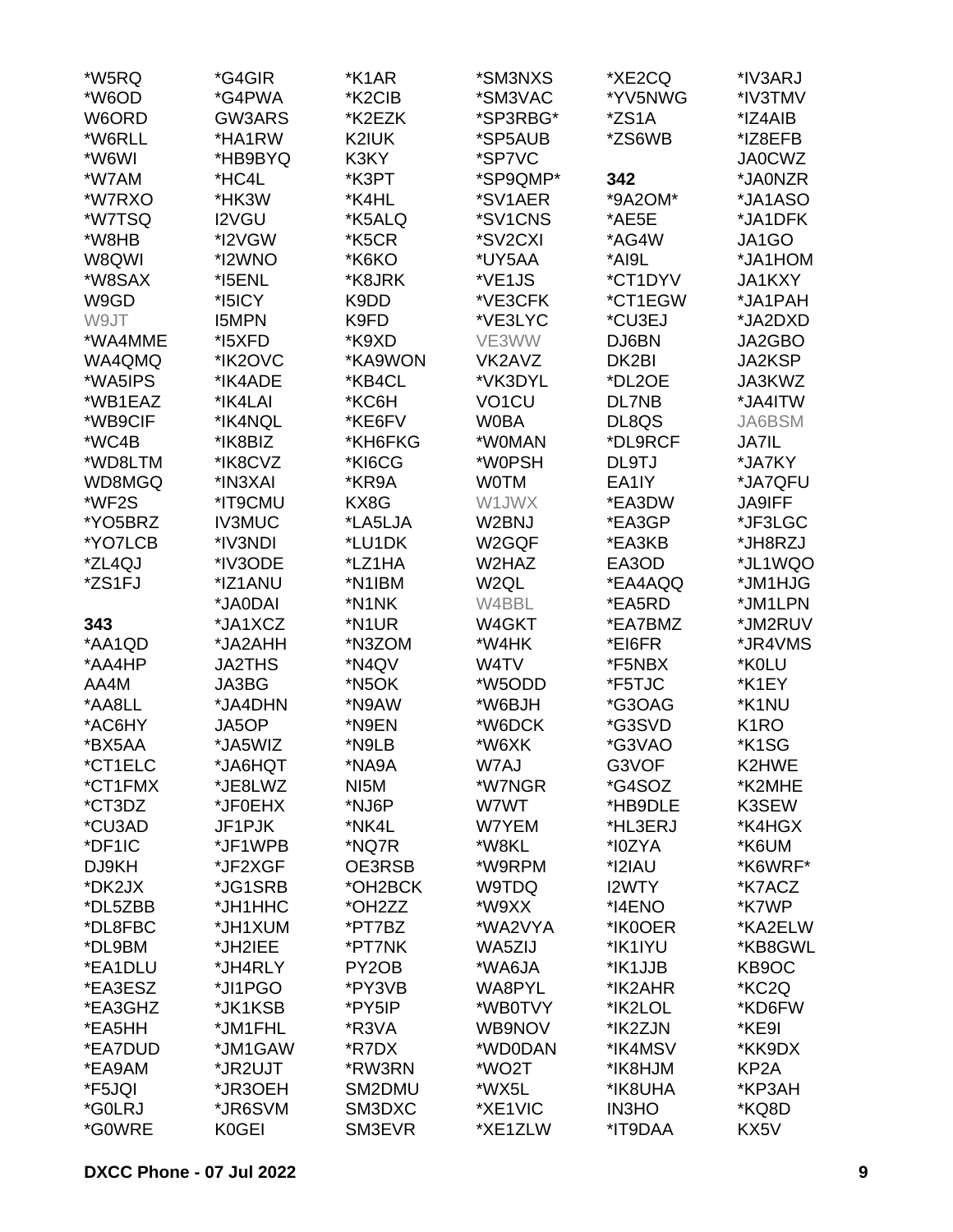*W5RQ
*W6OD
W6ORD
*W6RLL
*W6WI
*W7AM
*W7RXO
*W7TSQ
*W8HB
W8QWI
*W8SAX
W9GD
W9JT
*WA4MME
WA4QMQ
*WA5IPS
*WB1EAZ
*WB9CIF
*WC4B
*WD8LTM
WD8MGQ
*WF2S
*YO5BRZ
*YO7LCB
*ZL4QJ
*ZS1FJ

**343**

*AA1QD
*AA4HP
AA4M
*AA8LL
*AC6HY
*BX5AA
*CT1ELC
*CT1FMX
*CT3DZ
*CU3AD
*DF1IC
DJ9KH
*DK2JX
*DL5ZBB
*DL8FBC
*DL9BM
*EA1DLU
*EA3ESZ
*EA3GHZ
*EA5HH
*EA7DUD
*EA9AM
*F5JQI
*G0LRJ
*G0WRE
*G4GIR
*G4PWA
GW3ARS
*HA1RW
*HB9BYQ
*HC4L
*HK3W
I2VGU
*I2VGW
*I2WNO
*I5ENL
*I5ICY
I5MPN
*I5XFD
*IK2OVC
*IK4ADE
*IK4LAI
*IK4NQL
*IK8BIZ
*IK8CVZ
*IN3XAI
*IT9CMU
IV3MUC
*IV3NDI
*IV3ODE
*IZ1ANU
*JA0DAI
*JA1XCZ
*JA2AHH
JA2THS
JA3BG
*JA4DHN
JA5OP
*JA5WIZ
*JA6HQT
*JE8LWZ
*JF0EHX
JF1PJK
*JF1WPB
*JF2XGF
*JG1SRB
*JH1HHC
*JH1XUM
*JH2IEE
*JH4RLY
*JI1PGO
*JK1KSB
*JM1FHL
*JM1GAW
*JR2UJT
*JR3OEH
*JR6SVM
K0GEI
*K1AR
*K2CIB
*K2EZK
K2IUK
K3KY
*K3PT
*K4HL
*K5ALQ
*K5CR
*K6KO
*K8JRK
K9DD
K9FD
*K9XD
*KA9WON
*KB4CL
*KC6H
*KE6FV
*KH6FKG
*KI6CG
*KR9A
KX8G
*LA5LJA
*LU1DK
*LZ1HA
*N1IBM
*N1NK
*N1UR
*N3ZOM
*N4QV
*N5OK
*N9AW
*N9EN
*N9LB
*NA9A
NI5M
*NJ6P
*NK4L
*NQ7R
OE3RSB
*OH2BCK
*OH2ZZ
*PT7BZ
*PT7NK
PY2OB
*PY3VB
*PY5IP
*R3VA
*R7DX
*RW3RN
SM2DMU
SM3DXC
SM3EVR
*SM3NXS
*SM3VAC
*SP3RBG*
*SP5AUB
*SP7VC
*SP9QMP*
*SV1AER
*SV1CNS
*SV2CXI
*UY5AA
*VE1JS
*VE3CFK
*VE3LYC
VE3WW
VK2AVZ
*VK3DYL
VO1CU
W0BA
*W0MAN
*W0PSH
W0TM
W1JWX
W2BNJ
W2GQF
W2HAZ
W2QL
W4BBL
W4GKT
*W4HK
W4TV
*W5ODD
*W6BJH
*W6DCK
*W6XK
W7AJ
*W7NGR
W7WT
W7YEM
*W8KL
*W9RPM
W9TDQ
*W9XX
*WA2VYA
WA5ZIJ
*WA6JA
WA8PYL
*WB0TVY
WB9NOV
*WD0DAN
*WO2T
*WX5L
*XE1VIC
*XE1ZLW
*XE2CQ
*YV5NWG
*ZS1A
*ZS6WB

**342**

*9A2OM*
*AE5E
*AG4W
*AI9L
*CT1DYV
*CT1EGW
*CU3EJ
DJ6BN
DK2BI
*DL2OE
DL7NB
DL8QS
*DL9RCF
DL9TJ
EA1IY
*EA3DW
*EA3GP
*EA3KB
EA3OD
*EA4AQQ
*EA5RD
*EA7BMZ
*EI6FR
*F5NBX
*F5TJC
*G3OAG
*G3SVD
*G3VAO
G3VOF
*G4SOZ
*HB9DLE
*HL3ERJ
*I0ZYA
*I2IAU
I2WTY
*I4ENO
*IK0OER
*IK1IYU
*IK1JJB
*IK2AHR
*IK2LOL
*IK2ZJN
*IK4MSV
*IK8HJM
*IK8UHA
IN3HO
*IT9DAA
*IV3ARJ
*IV3TMV
*IZ4AIB
*IZ8EFB
JA0CWZ
*JA0NZR
*JA1ASO
*JA1DFK
JA1GO
*JA1HOM
JA1KXY
*JA1PAH
*JA2DXD
JA2GBO
JA2KSP
JA3KWZ
*JA4ITW
JA6BSM
JA7IL
*JA7KY
*JA7QFU
JA9IFF
*JF3LGC
*JH8RZJ
*JL1WQO
*JM1HJG
*JM1LPN
*JM2RUV
*JR4VMS
*K0LU
*K1EY
*K1NU
K1RO
*K1SG
K2HWE
*K2MHE
K3SEW
*K4HGX
*K6UM
*K6WRF*
*K7ACZ
*K7WP
*KA2ELW
*KB8GWL
KB9OC
*KC2Q
*KD6FW
*KE9I
*KK9DX
KP2A
*KP3AH
*KQ8D
KX5V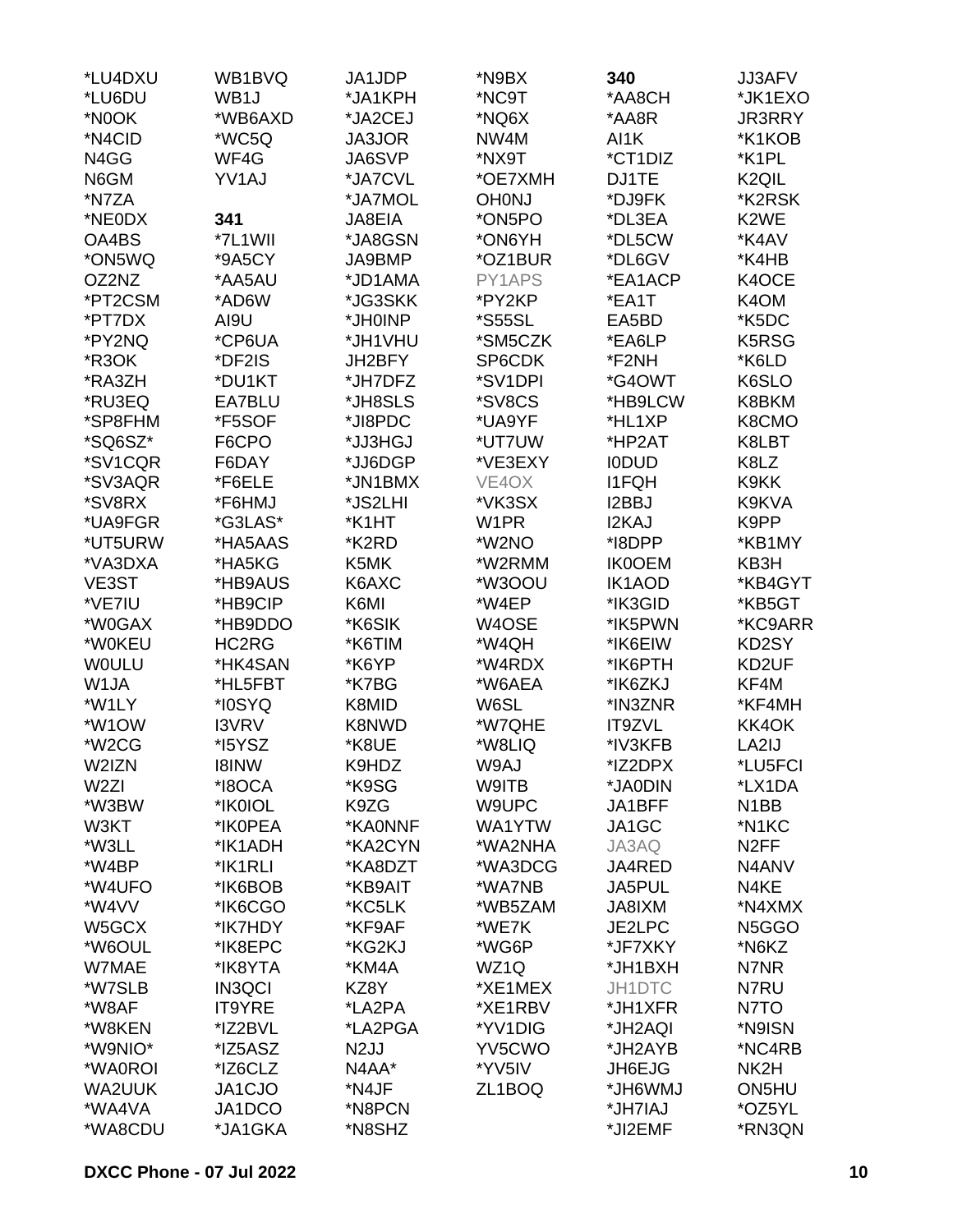*LU4DXU
*LU6DU
*N0OK
*N4CID
N4GG
N6GM
*N7ZA
*NE0DX
OA4BS
*ON5WQ
OZ2NZ
*PT2CSM
*PT7DX
*PY2NQ
*R3OK
*RA3ZH
*RU3EQ
*SP8FHM
*SQ6SZ*
*SV1CQR
*SV3AQR
*SV8RX
*UA9FGR
*UT5URW
*VA3DXA
VE3ST
*VE7IU
*W0GAX
*W0KEU
W0ULU
W1JA
*W1LY
*W1OW
*W2CG
W2IZN
W2ZI
*W3BW
W3KT
*W3LL
*W4BP
*W4UFO
*W4VV
W5GCX
*W6OUL
W7MAE
*W7SLB
*W8AF
*W8KEN
*W9NIO*
*WA0ROI
WA2UUK
*WA4VA
*WA8CDU

WB1BVQ
WB1J
*WB6AXD
*WC5Q
WF4G
YV1AJ

**341**
*7L1WII
*9A5CY
*AA5AU
*AD6W
AI9U
*CP6UA
*DF2IS
*DU1KT
EA7BLU
*F5SOF
F6CPO
F6DAY
*F6ELE
*F6HMJ
*G3LAS*
*HA5AAS
*HA5KG
*HB9AUS
*HB9CIP
*HB9DDO
HC2RG
*HK4SAN
*HL5FBT
*I0SYQ
I3VRV
*I5YSZ
I8INW
*I8OCA
*IK0IOL
*IK0PEA
*IK1ADH
*IK1RLI
*IK6BOB
*IK6CGO
*IK7HDY
*IK8EPC
*IK8YTA
IN3QCI
IT9YRE
*IZ2BVL
*IZ5ASZ
*IZ6CLZ
JA1CJO
JA1DCO
*JA1GKA

JA1JDP
*JA1KPH
*JA2CEJ
JA3JOR
JA6SVP
*JA7CVL
*JA7MOL
JA8EIA
*JA8GSN
JA9BMP
*JD1AMA
*JG3SKK
*JH0INP
*JH1VHU
JH2BFY
*JH7DFZ
*JH8SLS
*JI8PDC
*JJ3HGJ
*JJ6DGP
*JN1BMX
*JS2LHI
*K1HT
*K2RD
K5MK
K6AXC
K6MI
*K6SIK
*K6TIM
*K6YP
*K7BG
K8MID
K8NWD
*K8UE
K9HDZ
*K9SG
K9ZG
*KA0NNF
*KA2CYN
*KA8DZT
*KB9AIT
*KC5LK
*KF9AF
*KG2KJ
*KM4A
KZ8Y
*LA2PA
*LA2PGA
N2JJ
N4AA*
*N4JF
*N8PCN
*N8SHZ

*N9BX
*NC9T
*NQ6X
NW4M
*NX9T
*OE7XMH
OH0NJ
*ON5PO
*ON6YH
*OZ1BUR
PY1APS
*PY2KP
*S55SL
*SM5CZK
SP6CDK
*SV1DPI
*SV8CS
*UA9YF
*UT7UW
*VE3EXY
VE4OX
*VK3SX
W1PR
*W2NO
*W2RMM
*W3OOU
*W4EP
W4OSE
*W4QH
*W4RDX
*W6AEA
W6SL
*W7QHE
*W8LIQ
W9AJ
W9ITB
W9UPC
WA1YTW
*WA2NHA
*WA3DCG
*WA7NB
*WB5ZAM
*WE7K
*WG6P
WZ1Q
*XE1MEX
*XE1RBV
*YV1DIG
YV5CWO
*YV5IV
ZL1BOQ

**340**
*AA8CH
*AA8R
AI1K
*CT1DIZ
DJ1TE
*DJ9FK
*DL3EA
*DL5CW
*DL6GV
*EA1ACP
*EA1T
EA5BD
*EA6LP
*F2NH
*G4OWT
*HB9LCW
*HL1XP
*HP2AT
I0DUD
I1FQH
I2BBJ
I2KAJ
*I8DPP
IK0OEM
IK1AOD
*IK3GID
*IK5PWN
*IK6EIW
*IK6PTH
*IK6ZKJ
*IN3ZNR
IT9ZVL
*IV3KFB
*IZ2DPX
*JA0DIN
JA1BFF
JA1GC
JA3AQ
JA4RED
JA5PUL
JA8IXM
JE2LPC
*JF7XKY
*JH1BXH
JH1DTC
*JH1XFR
*JH2AQI
*JH2AYB
JH6EJG
*JH6WMJ
*JH7IAJ
*JI2EMF

JJ3AFV
*JK1EXO
JR3RRY
*K1KOB
*K1PL
K2QIL
*K2RSK
K2WE
*K4AV
*K4HB
K4OCE
K4OM
*K5DC
K5RSG
*K6LD
K6SLO
K8BKM
K8CMO
K8LBT
K8LZ
K9KK
K9KVA
K9PP
*KB1MY
KB3H
*KB4GYT
*KB5GT
*KC9ARR
KD2SY
KD2UF
KF4M
*KF4MH
KK4OK
LA2IJ
*LU5FCI
*LX1DA
N1BB
*N1KC
N2FF
N4ANV
N4KE
*N4XMX
N5GGO
*N6KZ
N7NR
N7RU
N7TO
*N9ISN
*NC4RB
NK2H
ON5HU
*OZ5YL
*RN3QN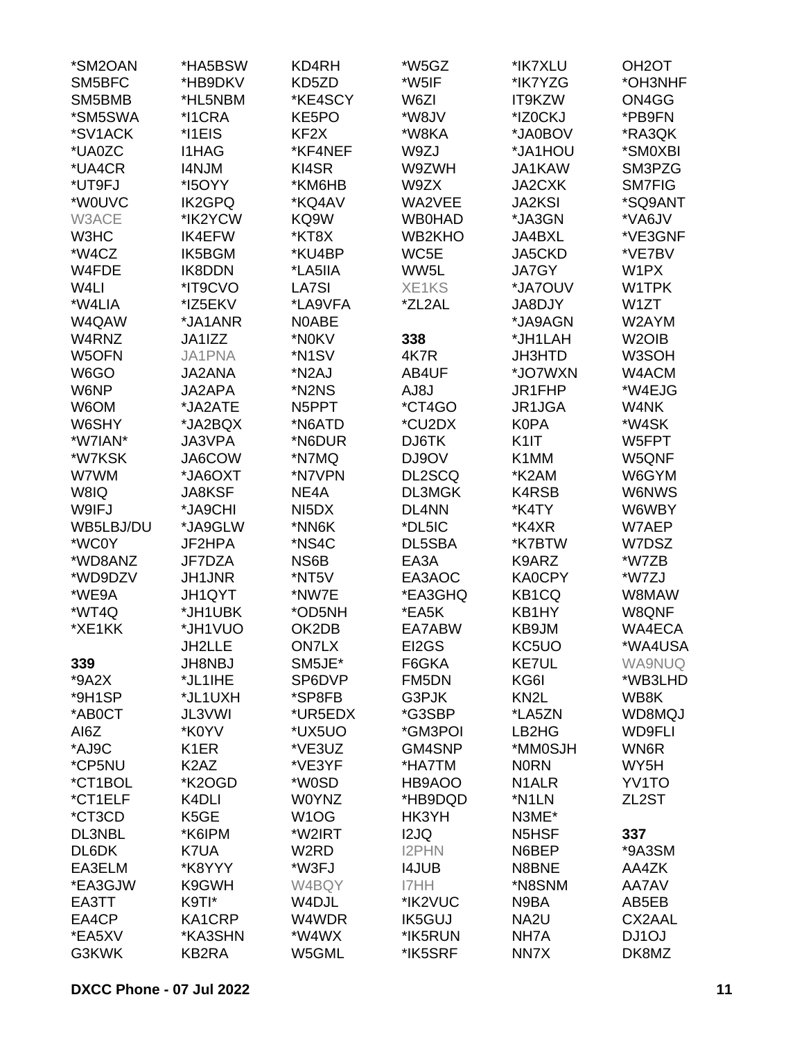*SM2OAN
SM5BFC
SM5BMB
*SM5SWA
*SV1ACK
*UA0ZC
*UA4CR
*UT9FJ
*W0UVC
W3ACE
W3HC
*W4CZ
W4FDE
W4LI
*W4LIA
W4QAW
W4RNZ
W5OFN
W6GO
W6NP
W6OM
W6SHY
*W7IAN*
*W7KSK
W7WM
W8IQ
W9IFJ
WB5LBJ/DU
*WC0Y
*WD8ANZ
*WD9DZV
*WE9A
*WT4Q
*XE1KK

**339**

*9A2X
*9H1SP
*AB0CT
AI6Z
*AJ9C
*CP5NU
*CT1BOL
*CT1ELF
*CT3CD
DL3NBL
DL6DK
EA3ELM
*EA3GJW
EA3TT
EA4CP
*EA5XV
G3KWK
*HA5BSW
*HB9DKV
*HL5NBM
*I1CRA
*I1EIS
I1HAG
I4NJM
*I5OYY
IK2GPQ
*IK2YCW
IK4EFW
IK5BGM
IK8DDN
*IT9CVO
*IZ5EKV
*JA1ANR
JA1IZZ
JA1PNA
JA2ANA
JA2APA
*JA2ATE
*JA2BQX
JA3VPA
JA6COW
*JA6OXT
JA8KSF
*JA9CHI
*JA9GLW
JF2HPA
JF7DZA
JH1JNR
JH1QYT
*JH1UBK
*JH1VUO
JH2LLE
JH8NBJ
*JL1IHE
*JL1UXH
JL3VWI
*K0YV
K1ER
K2AZ
*K2OGD
K4DLI
K5GE
*K6IPM
K7UA
*K8YYY
K9GWH
K9TI*
KA1CRP
*KA3SHN
KB2RA
KD4RH
KD5ZD
*KE4SCY
KE5PO
KF2X
*KF4NEF
KI4SR
*KM6HB
*KQ4AV
KQ9W
*KT8X
*KU4BP
*LA5IIA
LA7SI
*LA9VFA
N0ABE
*N0KV
*N1SV
*N2AJ
*N2NS
N5PPT
*N6ATD
*N6DUR
*N7MQ
*N7VPN
NE4A
NI5DX
*NN6K
*NS4C
NS6B
*NT5V
*NW7E
*OD5NH
OK2DB
ON7LX
SM5JE*
SP6DVP
*SP8FB
*UR5EDX
*UX5UO
*VE3UZ
*VE3YF
*W0SD
W0YNZ
W1OG
*W2IRT
W2RD
*W3FJ
W4BQY
W4DJL
W4WDR
*W4WX
W5GML
*W5GZ
*W5IF
W6ZI
*W8JV
*W8KA
W9ZJ
W9ZWH
W9ZX
WA2VEE
WB0HAD
WB2KHO
WC5E
WW5L
XE1KS
*ZL2AL

**338**

4K7R
AB4UF
AJ8J
*CT4GO
*CU2DX
DJ6TK
DJ9OV
DL2SCQ
DL3MGK
DL4NN
*DL5IC
DL5SBA
EA3A
EA3AOC
*EA3GHQ
*EA5K
EA7ABW
EI2GS
F6GKA
FM5DN
G3PJK
*G3SBP
*GM3POI
GM4SNP
*HA7TM
HB9AOO
*HB9DQD
HK3YH
I2JQ
I2PHN
I4JUB
I7HH
*IK2VUC
IK5GUJ
*IK5RUN
*IK5SRF
*IK7XLU
*IK7YZG
IT9KZW
*IZ0CKJ
*JA0BOV
*JA1HOU
JA1KAW
JA2CXK
JA2KSI
*JA3GN
JA4BXL
JA5CKD
JA7GY
*JA7OUV
JA8DJY
*JA9AGN
*JH1LAH
JH3HTD
*JO7WXN
JR1FHP
JR1JGA
K0PA
K1IT
K1MM
*K2AM
K4RSB
*K4TY
*K4XR
*K7BTW
K9ARZ
KA0CPY
KB1CQ
KB1HY
KB9JM
KC5UO
KE7UL
KG6I
KN2L
*LA5ZN
LB2HG
*MM0SJH
N0RN
N1ALR
*N1LN
N3ME*
N5HSF
N6BEP
N8BNE
*N8SNM
N9BA
NA2U
NH7A
NN7X
OH2OT
*OH3NHF
ON4GG
*PB9FN
*RA3QK
*SM0XBI
SM3PZG
SM7FIG
*SQ9ANT
*VA6JV
*VE3GNF
*VE7BV
W1PX
W1TPK
W1ZT
W2AYM
W2OIB
W3SOH
W4ACM
*W4EJG
W4NK
*W4SK
W5FPT
W5QNF
W6GYM
W6NWS
W6WBY
W7AEP
W7DSZ
*W7ZB
*W7ZJ
W8MAW
W8QNF
WA4ECA
*WA4USA
WA9NUQ
*WB3LHD
WB8K
WD8MQJ
WD9FLI
WN6R
WY5H
YV1TO
ZL2ST

**337**

*9A3SM
AA4ZK
AA7AV
AB5EB
CX2AAL
DJ1OJ
DK8MZ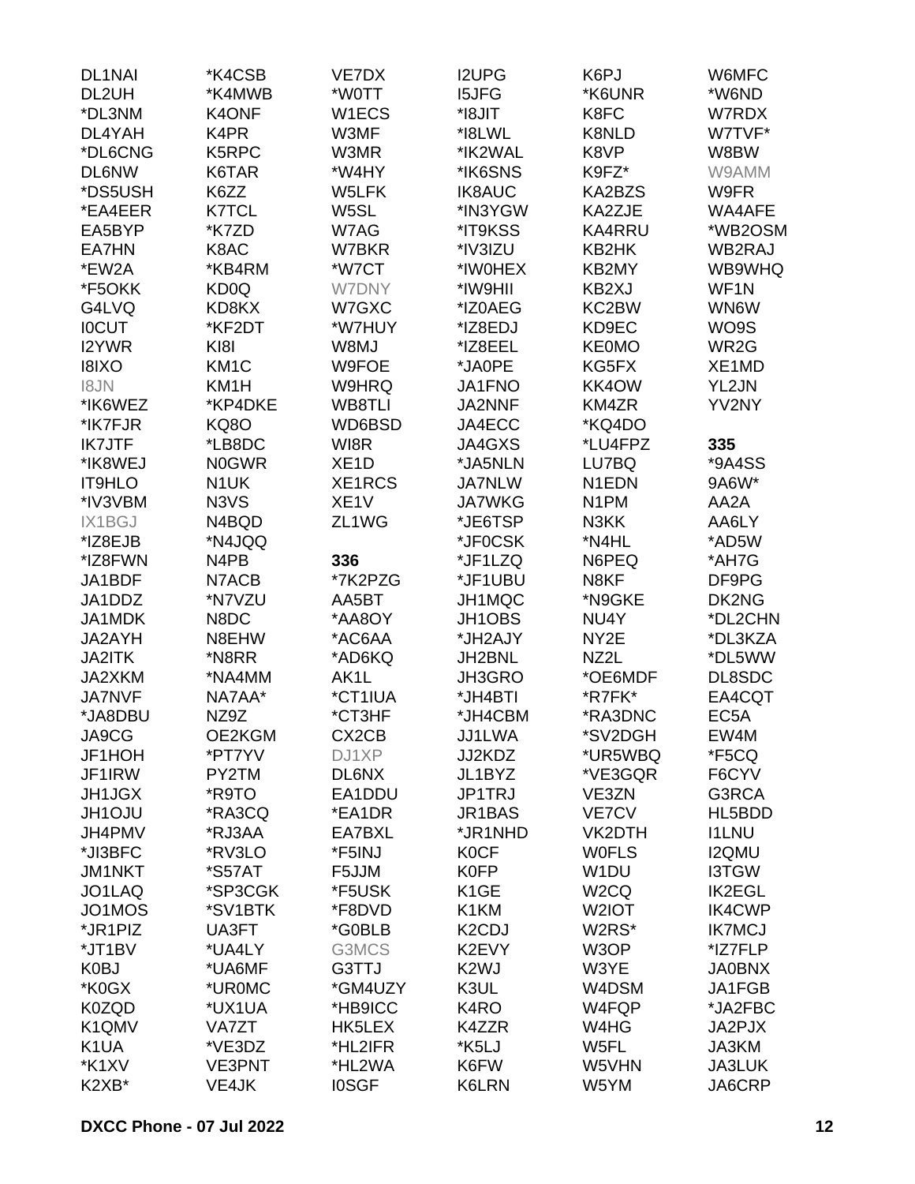DL1NAI
DL2UH
*DL3NM
DL4YAH
*DL6CNG
DL6NW
*DS5USH
*EA4EER
EA5BYP
EA7HN
*EW2A
*F5OKK
G4LVQ
I0CUT
I2YWR
I8IXO
I8JN
*IK6WEZ
*IK7FJR
IK7JTF
*IK8WEJ
IT9HLO
*IV3VBM
IX1BGJ
*IZ8EJB
*IZ8FWN
JA1BDF
JA1DDZ
JA1MDK
JA2AYH
JA2ITK
JA2XKM
JA7NVF
*JA8DBU
JA9CG
JF1HOH
JF1IRW
JH1JGX
JH1OJU
JH4PMV
*JI3BFC
JM1NKT
JO1LAQ
JO1MOS
*JR1PIZ
*JT1BV
K0BJ
*K0GX
K0ZQD
K1QMV
K1UA
*K1XV
K2XB*

*K4CSB
*K4MWB
K4ONF
K4PR
K5RPC
K6TAR
K6ZZ
K7TCL
*K7ZD
K8AC
*KB4RM
KD0Q
KD8KX
*KF2DT
KI8I
KM1C
KM1H
*KP4DKE
KQ8O
*LB8DC
N0GWR
N1UK
N3VS
N4BQD
*N4JQQ
N4PB
N7ACB
*N7VZU
N8DC
N8EHW
*N8RR
*NA4MM
NA7AA*
NZ9Z
OE2KGM
*PT7YV
PY2TM
*R9TO
*RA3CQ
*RJ3AA
*RV3LO
*S57AT
*SP3CGK
*SV1BTK
UA3FT
*UA4LY
*UA6MF
*UR0MC
*UX1UA
VA7ZT
*VE3DZ
VE3PNT
VE4JK

VE7DX
*W0TT
W1ECS
W3MF
W3MR
*W4HY
W5LFK
W5SL
W7AG
W7BKR
*W7CT
W7DNY
W7GXC
*W7HUY
W8MJ
W9FOE
W9HRQ
WB8TLI
WD6BSD
WI8R
XE1D
XE1RCS
XE1V
ZL1WG

**336**
*7K2PZG
AA5BT
*AA8OY
*AC6AA
*AD6KQ
AK1L
*CT1IUA
*CT3HF
CX2CB
DJ1XP
DL6NX
EA1DDU
*EA1DR
EA7BXL
*F5INJ
F5JJM
*F5USK
*F8DVD
*G0BLB
G3MCS
G3TTJ
*GM4UZY
*HB9ICC
HK5LEX
*HL2IFR
*HL2WA
I0SGF

I2UPG
I5JFG
*I8JIT
*I8LWL
*IK2WAL
*IK6SNS
IK8AUC
*IN3YGW
*IT9KSS
*IV3IZU
*IW0HEX
*IW9HII
*IZ0AEG
*IZ8EDJ
*IZ8EEL
*JA0PE
JA1FNO
JA2NNF
JA4ECC
JA4GXS
*JA5NLN
JA7NLW
JA7WKG
*JE6TSP
*JF0CSK
*JF1LZQ
*JF1UBU
JH1MQC
JH1OBS
*JH2AJY
JH2BNL
JH3GRO
*JH4BTI
*JH4CBM
JJ1LWA
JJ2KDZ
JL1BYZ
JP1TRJ
JR1BAS
*JR1NHD
K0CF
K0FP
K1GE
K1KM
K2CDJ
K2EVY
K2WJ
K3UL
K4RO
K4ZZR
*K5LJ
K6FW
K6LRN

K6PJ
*K6UNR
K8FC
K8NLD
K8VP
K9FZ*
KA2BZS
KA2ZJE
KA4RRU
KB2HK
KB2MY
KB2XJ
KC2BW
KD9EC
KE0MO
KG5FX
KK4OW
KM4ZR
*KQ4DO
*LU4FPZ
LU7BQ
N1EDN
N1PM
N3KK
*N4HL
N6PEQ
N8KF
*N9GKE
NU4Y
NY2E
NZ2L
*OE6MDF
*R7FK*
*RA3DNC
*SV2DGH
*UR5WBQ
*VE3GQR
VE3ZN
VE7CV
VK2DTH
W0FLS
W1DU
W2CQ
W2IOT
W2RS*
W3OP
W3YE
W4DSM
W4FQP
W4HG
W5FL
W5VHN
W5YM

W6MFC
*W6ND
W7RDX
W7TVF*
W8BW
W9AMM
W9FR
WA4AFE
*WB2OSM
WB2RAJ
WB9WHQ
WF1N
WN6W
WO9S
WR2G
XE1MD
YL2JN
YV2NY

**335**
*9A4SS
9A6W*
AA2A
AA6LY
*AD5W
*AH7G
DF9PG
DK2NG
*DL2CHN
*DL3KZA
*DL5WW
DL8SDC
EA4CQT
EC5A
EW4M
*F5CQ
F6CYV
G3RCA
HL5BDD
I1LNU
I2QMU
I3TGW
IK2EGL
IK4CWP
IK7MCJ
*IZ7FLP
JA0BNX
JA1FGB
*JA2FBC
JA2PJX
JA3KM
JA3LUK
JA6CRP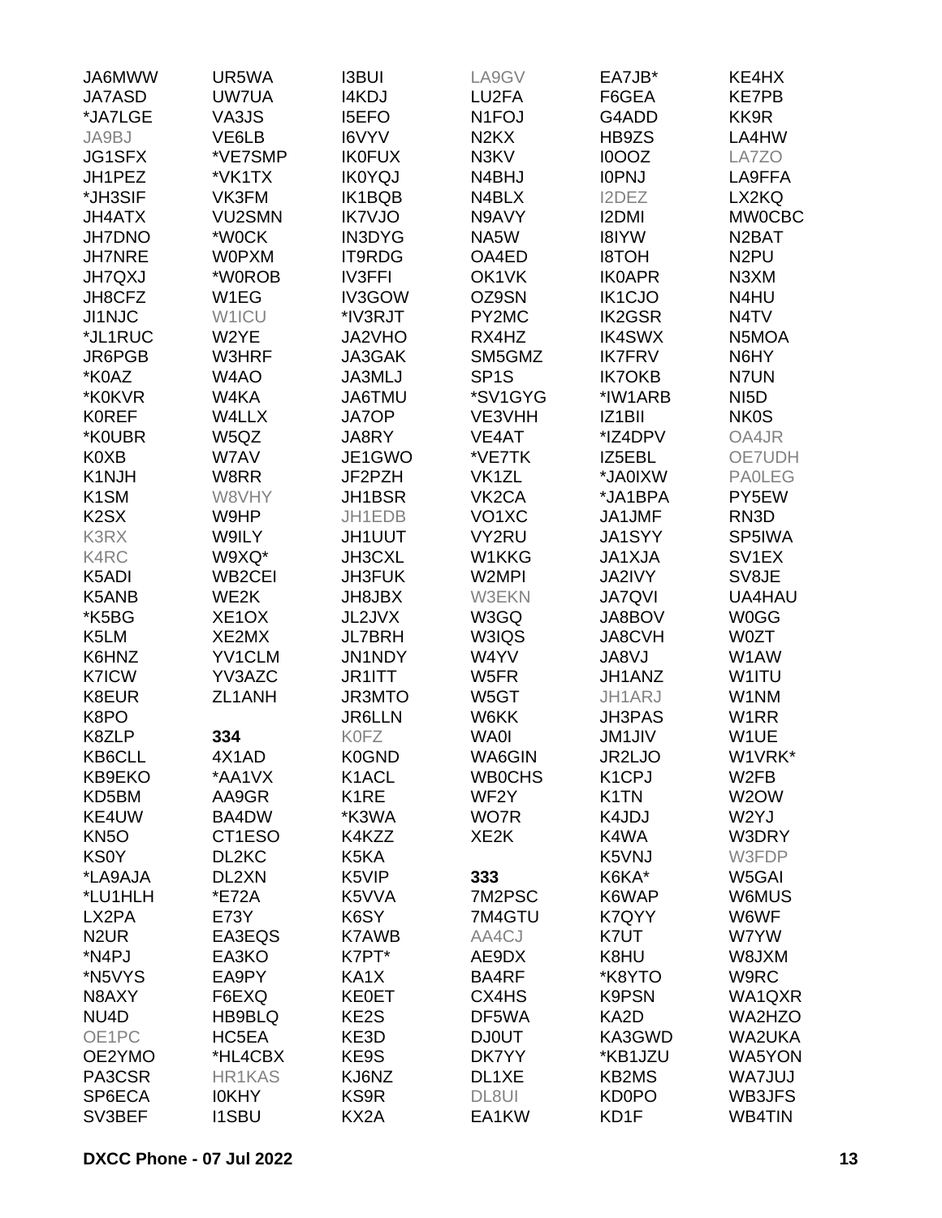JA6MWW
JA7ASD
*JA7LGE
JA9BJ
JG1SFX
JH1PEZ
*JH3SIF
JH4ATX
JH7DNO
JH7NRE
JH7QXJ
JH8CFZ
JI1NJC
*JL1RUC
JR6PGB
*K0AZ
*K0KVR
K0REF
*K0UBR
K0XB
K1NJH
K1SM
K2SX
K3RX
K4RC
K5ADI
K5ANB
*K5BG
K5LM
K6HNZ
K7ICW
K8EUR
K8PO
K8ZLP
KB6CLL
KB9EKO
KD5BM
KE4UW
KN5O
KS0Y
*LA9AJA
*LU1HLH
LX2PA
N2UR
*N4PJ
*N5VYS
N8AXY
NU4D
OE1PC
OE2YMO
PA3CSR
SP6ECA
SV3BEF

UR5WA
UW7UA
VA3JS
VE6LB
*VE7SMP
*VK1TX
VK3FM
VU2SMN
*W0CK
W0PXM
*W0ROB
W1EG
W1ICU
W2YE
W3HRF
W4AO
W4KA
W4LLX
W5QZ
W7AV
W8RR
W8VHY
W9HP
W9ILY
W9XQ*
WB2CEI
WE2K
XE1OX
XE2MX
YV1CLM
YV3AZC
ZL1ANH

**334**

4X1AD
*AA1VX
AA9GR
BA4DW
CT1ESO
DL2KC
DL2XN
*E72A
E73Y
EA3EQS
EA3KO
EA9PY
F6EXQ
HB9BLQ
HC5EA
*HL4CBX
HR1KAS
I0KHY
I1SBU

I3BUI
I4KDJ
I5EFO
I6VYV
IK0FUX
IK0YQJ
IK1BQB
IK7VJO
IN3DYG
IT9RDG
IV3FFI
IV3GOW
*IV3RJT
JA2VHO
JA3GAK
JA3MLJ
JA6TMU
JA7OP
JA8RY
JE1GWO
JF2PZH
JH1BSR
JH1EDB
JH1UUT
JH3CXL
JH3FUK
JH8JBX
JL2JVX
JL7BRH
JN1NDY
JR1ITT
JR3MTO
JR6LLN
K0FZ
K0GND
K1ACL
K1RE
*K3WA
K4KZZ
K5KA
K5VIP
K5VVA
K6SY
K7AWB
K7PT*
KA1X
KE0ET
KE2S
KE3D
KE9S
KJ6NZ
KS9R
KX2A

LA9GV
LU2FA
N1FOJ
N2KX
N3KV
N4BHJ
N4BLX
N9AVY
NA5W
OA4ED
OK1VK
OZ9SN
PY2MC
RX4HZ
SM5GMZ
SP1S
*SV1GYG
VE3VHH
VE4AT
*VE7TK
VK1ZL
VK2CA
VO1XC
VY2RU
W1KKG
W2MPI
W3EKN
W3GQ
W3IQS
W4YV
W5FR
W5GT
W6KK
WA0I
WA6GIN
WB0CHS
WF2Y
WO7R
XE2K

**333**

7M2PSC
7M4GTU
AA4CJ
AE9DX
BA4RF
CX4HS
DF5WA
DJ0UT
DK7YY
DL1XE
DL8UI
EA1KW

EA7JB*
F6GEA
G4ADD
HB9ZS
I0OOZ
I0PNJ
I2DEZ
I2DMI
I8IYW
I8TOH
IK0APR
IK1CJO
IK2GSR
IK4SWX
IK7FRV
IK7OKB
*IW1ARB
IZ1BII
*IZ4DPV
IZ5EBL
*JA0IXW
*JA1BPA
JA1JMF
JA1SYY
JA1XJA
JA2IVY
JA7QVI
JA8BOV
JA8CVH
JA8VJ
JH1ANZ
JH1ARJ
JH3PAS
JM1JIV
JR2LJO
K1CPJ
K1TN
K4JDJ
K4WA
K5VNJ
K6KA*
K6WAP
K7QYY
K7UT
K8HU
*K8YTO
K9PSN
KA2D
KA3GWD
*KB1JZU
KB2MS
KD0PO
KD1F

KE4HX
KE7PB
KK9R
LA4HW
LA7ZO
LA9FFA
LX2KQ
MW0CBC
N2BAT
N2PU
N3XM
N4HU
N4TV
N5MOA
N6HY
N7UN
NI5D
NK0S
OA4JR
OE7UDH
PA0LEG
PY5EW
RN3D
SP5IWA
SV1EX
SV8JE
UA4HAU
W0GG
W0ZT
W1AW
W1ITU
W1NM
W1RR
W1UE
W1VRK*
W2FB
W2OW
W2YJ
W3DRY
W3FDP
W5GAI
W6MUS
W6WF
W7YW
W8JXM
W9RC
WA1QXR
WA2HZO
WA2UKA
WA5YON
WA7JUJ
WB3JFS
WB4TIN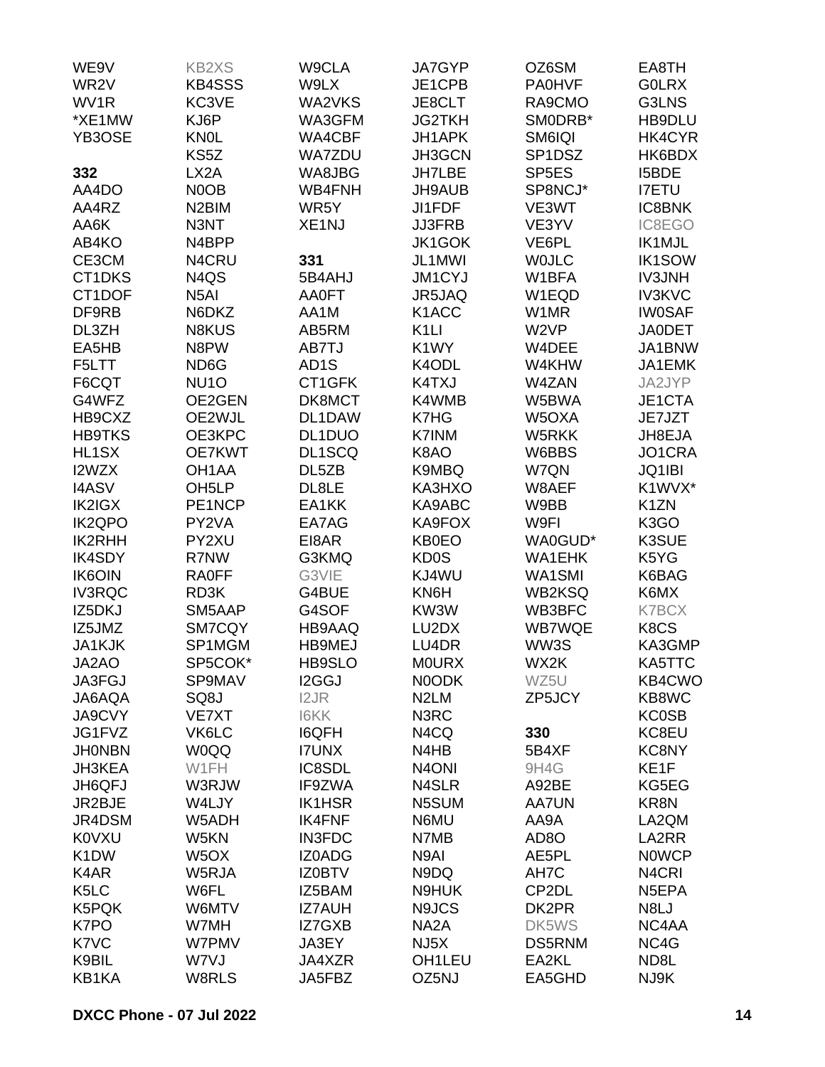WE9V
WR2V
WV1R
*XE1MW
YB3OSE

**332**
AA4DO
AA4RZ
AA6K
AB4KO
CE3CM
CT1DKS
CT1DOF
DF9RB
DL3ZH
EA5HB
F5LTT
F6CQT
G4WFZ
HB9CXZ
HB9TKS
HL1SX
I2WZX
I4ASV
IK2IGX
IK2QPO
IK2RHH
IK4SDY
IK6OIN
IV3RQC
IZ5DKJ
IZ5JMZ
JA1KJK
JA2AO
JA3FGJ
JA6AQA
JA9CVY
JG1FVZ
JH0NBN
JH3KEA
JH6QFJ
JR2BJE
JR4DSM
K0VXU
K1DW
K4AR
K5LC
K5PQK
K7PO
K7VC
K9BIL
KB1KA
KB2XS
KB4SSS
KC3VE
KJ6P
KN0L
KS5Z
LX2A
N0OB
N2BIM
N3NT
N4BPP
N4CRU
N4QS
N5AI
N6DKZ
N8KUS
N8PW
ND6G
NU1O
OE2GEN
OE2WJL
OE3KPC
OE7KWT
OH1AA
OH5LP
PE1NCP
PY2VA
PY2XU
R7NW
RA0FF
RD3K
SM5AAP
SM7CQY
SP1MGM
SP5COK*
SP9MAV
SQ8J
VE7XT
VK6LC
W0QQ
W1FH
W3RJW
W4LJY
W5ADH
W5KN
W5OX
W5RJA
W6FL
W6MTV
W7MH
W7PMV
W7VJ
W8RLS
W9CLA
W9LX
WA2VKS
WA3GFM
WA4CBF
WA7ZDU
WA8JBG
WB4FNH
WR5Y
XE1NJ

**331**
5B4AHJ
AA0FT
AA1M
AB5RM
AB7TJ
AD1S
CT1GFK
DK8MCT
DL1DAW
DL1DUO
DL1SCQ
DL5ZB
DL8LE
EA1KK
EA7AG
EI8AR
G3KMQ
G3VIE
G4BUE
G4SOF
HB9AAQ
HB9MEJ
HB9SLO
I2GGJ
I2JR
I6KK
I6QFH
I7UNX
IC8SDL
IF9ZWA
IK1HSR
IK4FNF
IN3FDC
IZ0ADG
IZ0BTV
IZ5BAM
IZ7AUH
IZ7GXB
JA3EY
JA4XZR
JA5FBZ
JA7GYP
JE1CPB
JE8CLT
JG2TKH
JH1APK
JH3GCN
JH7LBE
JH9AUB
JI1FDF
JJ3FRB
JK1GOK
JL1MWI
JM1CYJ
JR5JAQ
K1ACC
K1LI
K1WY
K4ODL
K4TXJ
K4WMB
K7HG
K7INM
K8AO
K9MBQ
KA3HXO
KA9ABC
KA9FOX
KB0EO
KD0S
KJ4WU
KN6H
KW3W
LU2DX
LU4DR
M0URX
N0ODK
N2LM
N3RC
N4CQ
N4HB
N4ONI
N4SLR
N5SUM
N6MU
N7MB
N9AI
N9DQ
N9HUK
N9JCS
NA2A
NJ5X
OH1LEU
OZ5NJ
OZ6SM
PA0HVF
RA9CMO
SM0DRB*
SM6IQI
SP1DSZ
SP5ES
SP8NCJ*
VE3WT
VE3YV
VE6PL
W0JLC
W1BFA
W1EQD
W1MR
W2VP
W4DEE
W4KHW
W4ZAN
W5BWA
W5OXA
W5RKK
W6BBS
W7QN
W8AEF
W9BB
W9FI
WA0GUD*
WA1EHK
WA1SMI
WB2KSQ
WB3BFC
WB7WQE
WW3S
WX2K
WZ5U
ZP5JCY

**330**
5B4XF
9H4G
A92BE
AA7UN
AA9A
AD8O
AE5PL
AH7C
CP2DL
DK2PR
DK5WS
DS5RNM
EA2KL
EA5GHD
EA8TH
G0LRX
G3LNS
HB9DLU
HK4CYR
HK6BDX
I5BDE
I7ETU
IC8BNK
IC8EGO
IK1MJL
IK1SOW
IV3JNH
IV3KVC
IW0SAF
JA0DET
JA1BNW
JA1EMK
JA2JYP
JE1CTA
JE7JZT
JH8EJA
JO1CRA
JQ1IBI
K1WVX*
K1ZN
K3GO
K3SUE
K5YG
K6BAG
K6MX
K7BCX
K8CS
KA3GMP
KA5TTC
KB4CWO
KB8WC
KC0SB
KC8EU
KC8NY
KE1F
KG5EG
KR8N
LA2QM
LA2RR
N0WCP
N4CRI
N5EPA
N8LJ
NC4AA
NC4G
ND8L
NJ9K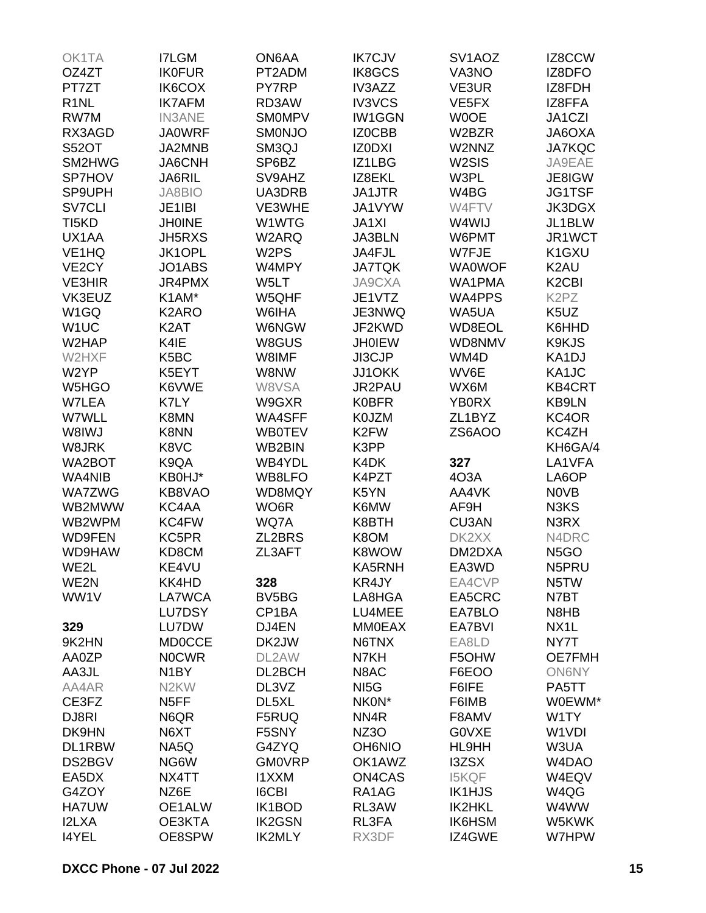OK1TA
OZ4ZT
PT7ZT
R1NL
RW7M
RX3AGD
S52OT
SM2HWG
SP7HOV
SP9UPH
SV7CLI
TI5KD
UX1AA
VE1HQ
VE2CY
VE3HIR
VK3EUZ
W1GQ
W1UC
W2HAP
W2HXF
W2YP
W5HGO
W7LEA
W7WLL
W8IWJ
W8JRK
WA2BOT
WA4NIB
WA7ZWG
WB2MWW
WB2WPM
WD9FEN
WD9HAW
WE2L
WE2N
WW1V

**329**

9K2HN
AA0ZP
AA3JL
AA4AR
CE3FZ
DJ8RI
DK9HN
DL1RBW
DS2BGV
EA5DX
G4ZOY
HA7UW
I2LXA
I4YEL
I7LGM
IK0FUR
IK6COX
IK7AFM
IN3ANE
JA0WRF
JA2MNB
JA6CNH
JA6RIL
JA8BIO
JE1IBI
JH0INE
JH5RXS
JK1OPL
JO1ABS
JR4PMX
K1AM*
K2ARO
K2AT
K4IE
K5BC
K5EYT
K6VWE
K7LY
K8MN
K8NN
K8VC
K9QA
KB0HJ*
KB8VAO
KC4AA
KC4FW
KC5PR
KD8CM
KE4VU
KK4HD
LA7WCA
LU7DSY
LU7DW
MD0CCE
N0CWR
N1BY
N2KW
N5FF
N6QR
N6XT
NA5Q
NG6W
NX4TT
NZ6E
OE1ALW
OE3KTA
OE8SPW
ON6AA
PT2ADM
PY7RP
RD3AW
SM0MPV
SM0NJO
SM3QJ
SP6BZ
SV9AHZ
UA3DRB
VE3WHE
W1WTG
W2ARQ
W2PS
W4MPY
W5LT
W5QHF
W6IHA
W6NGW
W8GUS
W8IMF
W8NW
W8VSA
W9GXR
WA4SFF
WB0TEV
WB2BIN
WB4YDL
WB8LFO
WD8MQY
WO6R
WQ7A
ZL2BRS
ZL3AFT

**328**

BV5BG
CP1BA
DJ4EN
DK2JW
DL2AW
DL2BCH
DL3VZ
DL5XL
F5RUQ
F5SNY
G4ZYQ
GM0VRP
I1XXM
I6CBI
IK1BOD
IK2GSN
IK2MLY
IK7CJV
IK8GCS
IV3AZZ
IV3VCS
IW1GGN
IZ0CBB
IZ0DXI
IZ1LBG
IZ8EKL
JA1JTR
JA1VYW
JA1XI
JA3BLN
JA4FJL
JA7TQK
JA9CXA
JE1VTZ
JE3NWQ
JF2KWD
JH0IEW
JI3CJP
JJ1OKK
JR2PAU
K0BFR
K0JZM
K2FW
K3PP
K4DK
K4PZT
K5YN
K6MW
K8BTH
K8OM
K8WOW
KA5RNH
KR4JY
LA8HGA
LU4MEE
MM0EAX
N6TNX
N7KH
N8AC
NI5G
NK0N*
NN4R
NZ3O
OH6NIO
OK1AWZ
ON4CAS
RA1AG
RL3AW
RL3FA
RX3DF
SV1AOZ
VA3NO
VE3UR
VE5FX
W0OE
W2BZR
W2NNZ
W2SIS
W3PL
W4BG
W4FTV
W4WIJ
W6PMT
W7FJE
WA0WOF
WA1PMA
WA4PPS
WA5UA
WD8EOL
WD8NMV
WM4D
WV6E
WX6M
YB0RX
ZL1BYZ
ZS6AOO

**327**

4O3A
AA4VK
AF9H
CU3AN
DK2XX
DM2DXA
EA3WD
EA4CVP
EA5CRC
EA7BLO
EA7BVI
EA8LD
F5OHW
F6EOO
F6IFE
F6IMB
F8AMV
G0VXE
HL9HH
I3ZSX
I5KQF
IK1HJS
IK2HKL
IK6HSM
IZ4GWE
IZ8CCW
IZ8DFO
IZ8FDH
IZ8FFA
JA1CZI
JA6OXA
JA7KQC
JA9EAE
JE8IGW
JG1TSF
JK3DGX
JL1BLW
JR1WCT
K1GXU
K2AU
K2CBI
K2PZ
K5UZ
K6HHD
K9KJS
KA1DJ
KA1JC
KB4CRT
KB9LN
KC4OR
KC4ZH
KH6GA/4
LA1VFA
LA6OP
N0VB
N3KS
N3RX
N4DRC
N5GO
N5PRU
N5TW
N7BT
N8HB
NX1L
NY7T
OE7FMH
ON6NY
PA5TT
W0EWM*
W1TY
W1VDI
W3UA
W4DAO
W4EQV
W4QG
W4WW
W5KWK
W7HPW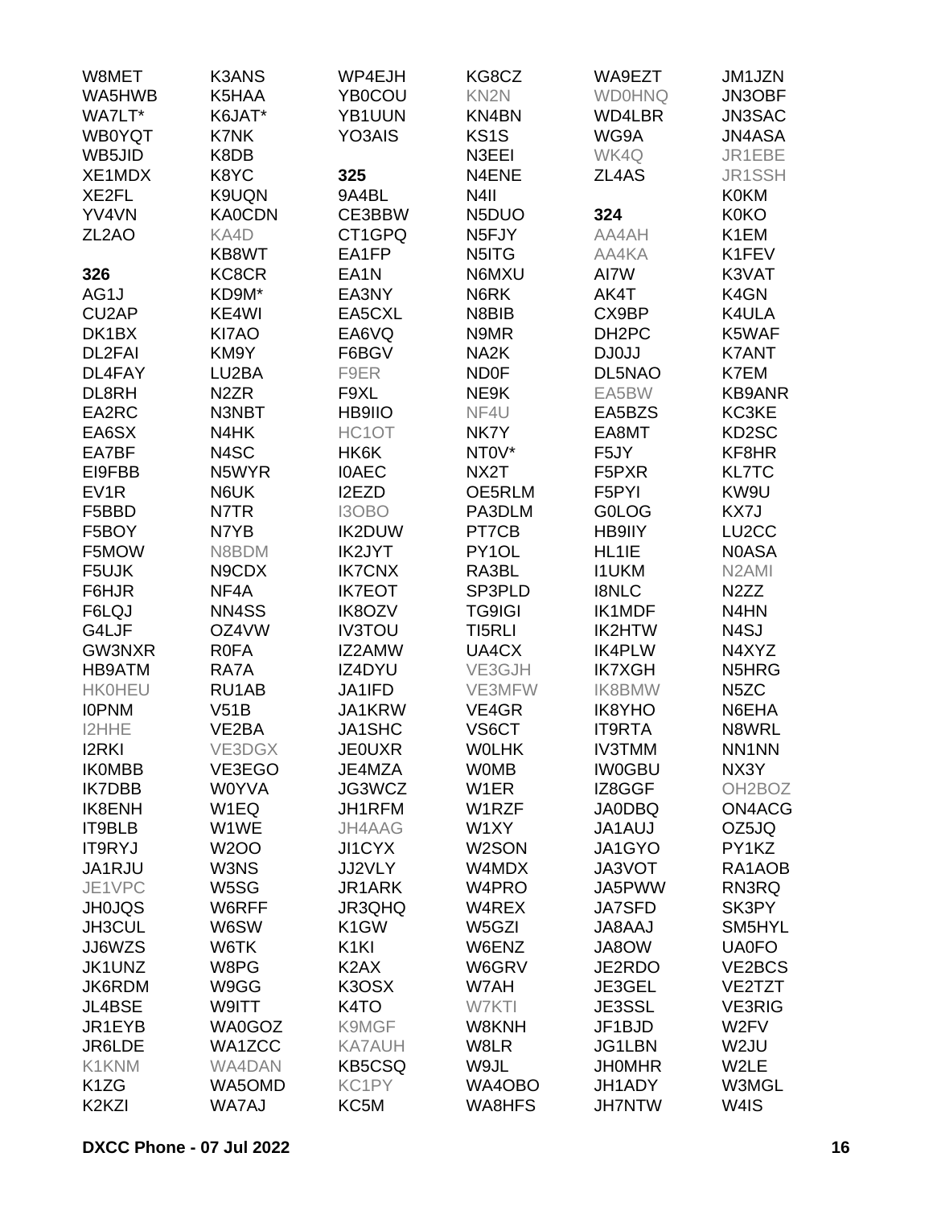W8MET
WA5HWB
WA7LT*
WB0YQT
WB5JID
XE1MDX
XE2FL
YV4VN
ZL2AO

**326**

AG1J
CU2AP
DK1BX
DL2FAI
DL4FAY
DL8RH
EA2RC
EA6SX
EA7BF
EI9FBB
EV1R
F5BBD
F5BOY
F5MOW
F5UJK
F6HJR
F6LQJ
G4LJF
GW3NXR
HB9ATM
HK0HEU
I0PNM
I2HHE
I2RKI
IK0MBB
IK7DBB
IK8ENH
IT9BLB
IT9RYJ
JA1RJU
JE1VPC
JH0JQS
JH3CUL
JJ6WZS
JK1UNZ
JK6RDM
JL4BSE
JR1EYB
JR6LDE
K1KNM
K1ZG
K2KZI
K3ANS
K5HAA
K6JAT*
K7NK
K8DB
K8YC
K9UQN
KA0CDN
KA4D
KB8WT
KC8CR
KD9M*
KE4WI
KI7AO
KM9Y
LU2BA
N2ZR
N3NBT
N4HK
N4SC
N5WYR
N6UK
N7TR
N7YB
N8BDM
N9CDX
NF4A
NN4SS
OZ4VW
R0FA
RA7A
RU1AB
V51B
VE2BA
VE3DGX
VE3EGO
W0YVA
W1EQ
W1WE
W2OO
W3NS
W5SG
W6RFF
W6SW
W6TK
W8PG
W9GG
W9ITT
WA0GOZ
WA1ZCC
WA4DAN
WA5OMD
WA7AJ
WP4EJH
YB0COU
YB1UUN
YO3AIS

**325**

9A4BL
CE3BBW
CT1GPQ
EA1FP
EA1N
EA3NY
EA5CXL
EA6VQ
F6BGV
F9ER
F9XL
HB9IIO
HC1OT
HK6K
I0AEC
I2EZD
I3OBO
IK2DUW
IK2JYT
IK7CNX
IK7EOT
IK8OZV
IV3TOU
IZ2AMW
IZ4DYU
JA1IFD
JA1KRW
JA1SHC
JE0UXR
JE4MZA
JG3WCZ
JH1RFM
JH4AAG
JI1CYX
JJ2VLY
JR1ARK
JR3QHQ
K1GW
K1KI
K2AX
K3OSX
K4TO
K9MGF
KA7AUH
KB5CSQ
KC1PY
KC5M
KG8CZ
KN2N
KN4BN
KS1S
N3EEI
N4ENE
N4II
N5DUO
N5FJY
N5ITG
N6MXU
N6RK
N8BIB
N9MR
NA2K
ND0F
NE9K
NF4U
NK7Y
NT0V*
NX2T
OE5RLM
PA3DLM
PT7CB
PY1OL
RA3BL
SP3PLD
TG9IGI
TI5RLI
UA4CX
VE3GJH
VE3MFW
VE4GR
VS6CT
W0LHK
W0MB
W1ER
W1RZF
W1XY
W2SON
W4MDX
W4PRO
W4REX
W5GZI
W6ENZ
W6GRV
W7AH
W7KTI
W8KNH
W8LR
W9JL
WA4OBO
WA8HFS
WA9EZT
WD0HNQ
WD4LBR
WG9A
WK4Q
ZL4AS

**324**

AA4AH
AA4KA
AI7W
AK4T
CX9BP
DH2PC
DJ0JJ
DL5NAO
EA5BW
EA5BZS
EA8MT
F5JY
F5PXR
F5PYI
G0LOG
HB9IIY
HL1IE
I1UKM
I8NLC
IK1MDF
IK2HTW
IK4PLW
IK7XGH
IK8BMW
IK8YHO
IT9RTA
IV3TMM
IW0GBU
IZ8GGF
JA0DBQ
JA1AUJ
JA1GYO
JA3VOT
JA5PWW
JA7SFD
JA8AAJ
JA8OW
JE2RDO
JE3GEL
JE3SSL
JF1BJD
JG1LBN
JH0MHR
JH1ADY
JH7NTW
JM1JZN
JN3OBF
JN3SAC
JN4ASA
JR1EBE
JR1SSH
K0KM
K0KO
K1EM
K1FEV
K3VAT
K4GN
K4ULA
K5WAF
K7ANT
K7EM
KB9ANR
KC3KE
KD2SC
KF8HR
KL7TC
KW9U
KX7J
LU2CC
N0ASA
N2AMI
N2ZZ
N4HN
N4SJ
N4XYZ
N5HRG
N5ZC
N6EHA
N8WRL
NN1NN
NX3Y
OH2BOZ
ON4ACG
OZ5JQ
PY1KZ
RA1AOB
RN3RQ
SK3PY
SM5HYL
UA0FO
VE2BCS
VE2TZT
VE3RIG
W2FV
W2JU
W2LE
W3MGL
W4IS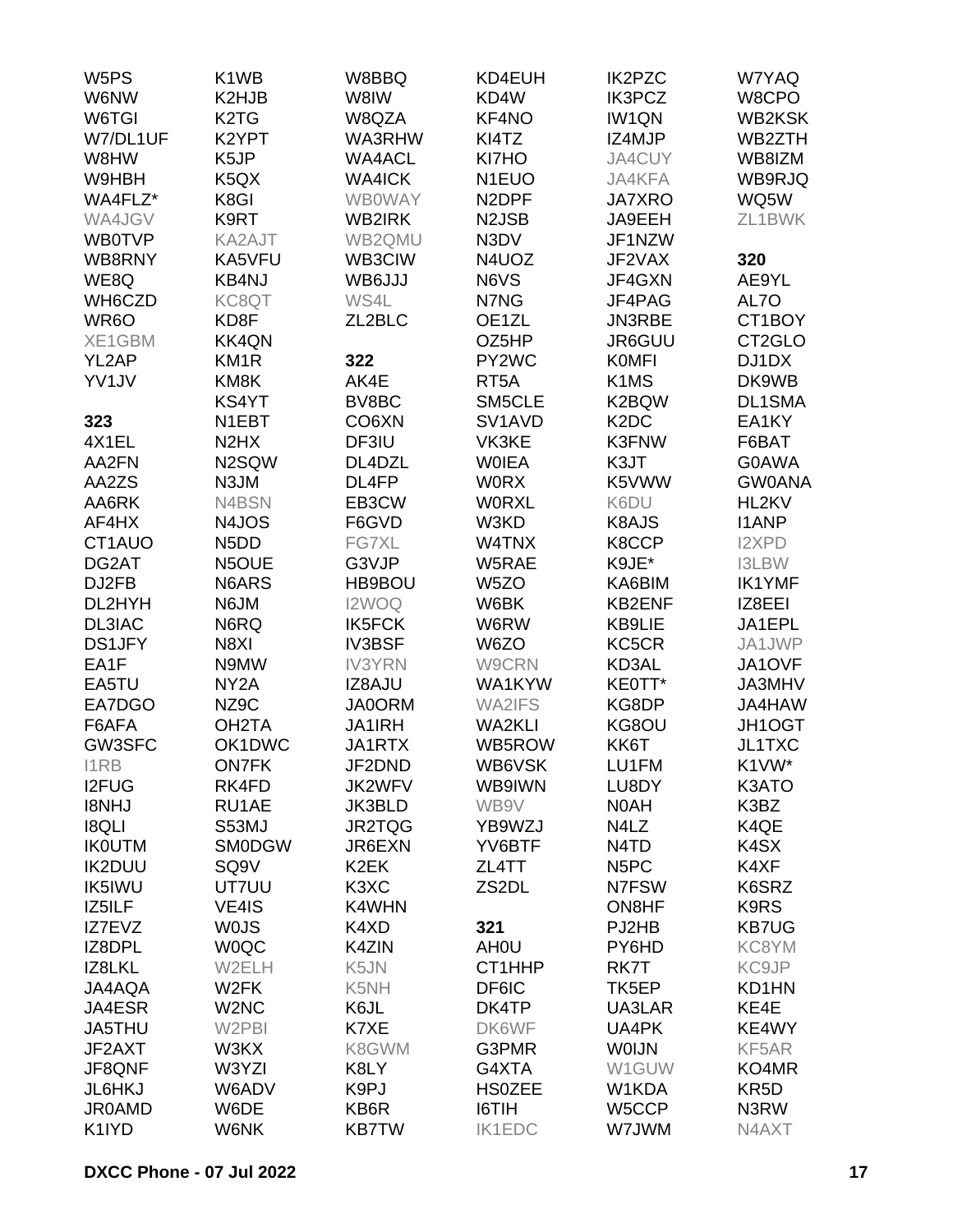W5PS
W6NW
W6TGI
W7/DL1UF
W8HW
W9HBH
WA4FLZ*
WA4JGV
WB0TVP
WB8RNY
WE8Q
WH6CZD
WR6O
XE1GBM
YL2AP
YV1JV

**323**
4X1EL
AA2FN
AA2ZS
AA6RK
AF4HX
CT1AUO
DG2AT
DJ2FB
DL2HYH
DL3IAC
DS1JFY
EA1F
EA5TU
EA7DGO
F6AFA
GW3SFC
I1RB
I2FUG
I8NHJ
I8QLI
IK0UTM
IK2DUU
IK5IWU
IZ5ILF
IZ7EVZ
IZ8DPL
IZ8LKL
JA4AQA
JA4ESR
JA5THU
JF2AXT
JF8QNF
JL6HKJ
JR0AMD
K1IYD

K1WB
K2HJB
K2TG
K2YPT
K5JP
K5QX
K8GI
K9RT
KA2AJT
KA5VFU
KB4NJ
KC8QT
KD8F
KK4QN
KM1R
KM8K
KS4YT
N1EBT
N2HX
N2SQW
N3JM
N4BSN
N4JOS
N5DD
N5OUE
N6ARS
N6JM
N6RQ
N8XI
N9MW
NY2A
NZ9C
OH2TA
OK1DWC
ON7FK
RK4FD
RU1AE
S53MJ
SM0DGW
SQ9V
UT7UU
VE4IS
W0JS
W0QC
W2ELH
W2FK
W2NC
W2PBI
W3KX
W3YZI
W6ADV
W6DE
W6NK

W8BBQ
W8IW
W8QZA
WA3RHW
WA4ACL
WA4ICK
WB0WAY
WB2IRK
WB2QMU
WB3CIW
WB6JJJ
WS4L
ZL2BLC

**322**
AK4E
BV8BC
CO6XN
DF3IU
DL4DZL
DL4FP
EB3CW
F6GVD
FG7XL
G3VJP
HB9BOU
I2WOQ
IK5FCK
IV3BSF
IV3YRN
IZ8AJU
JA0ORM
JA1IRH
JA1RTX
JF2DND
JK2WFV
JK3BLD
JR2TQG
JR6EXN
K2EK
K3XC
K4WHN
K4XD
K4ZIN
K5JN
K5NH
K6JL
K7XE
K8GWM
K8LY
K9PJ
KB6R
KB7TW

KD4EUH
KD4W
KF4NO
KI4TZ
KI7HO
N1EUO
N2DPF
N2JSB
N3DV
N4UOZ
N6VS
N7NG
OE1ZL
OZ5HP
PY2WC
RT5A
SM5CLE
SV1AVD
VK3KE
W0IEA
W0RX
W0RXL
W3KD
W4TNX
W5RAE
W5ZO
W6BK
W6RW
W6ZO
W9CRN
WA1KYW
WA2IFS
WA2KLI
WB5ROW
WB6VSK
WB9IWN
WB9V
YB9WZJ
YV6BTF
ZL4TT
ZS2DL

**321**
AH0U
CT1HHP
DF6IC
DK4TP
DK6WF
G3PMR
G4XTA
HS0ZEE
I6TIH
IK1EDC

IK2PZC
IK3PCZ
IW1QN
IZ4MJP
JA4CUY
JA4KFA
JA7XRO
JA9EEH
JF1NZW
JF2VAX
JF4GXN
JF4PAG
JN3RBE
JR6GUU
K0MFI
K1MS
K2BQW
K2DC
K3FNW
K3JT
K5VWW
K6DU
K8AJS
K8CCP
K9JE*
KA6BIM
KB2ENF
KB9LIE
KC5CR
KD3AL
KE0TT*
KG8DP
KG8OU
KK6T
LU1FM
LU8DY
N0AH
N4LZ
N4TD
N5PC
N7FSW
ON8HF
PJ2HB
PY6HD
RK7T
TK5EP
UA3LAR
UA4PK
W0IJN
W1GUW
W1KDA
W5CCP
W7JWM

W7YAQ
W8CPO
WB2KSK
WB2ZTH
WB8IZM
WB9RJQ
WQ5W
ZL1BWK

**320**
AE9YL
AL7O
CT1BOY
CT2GLO
DJ1DX
DK9WB
DL1SMA
EA1KY
F6BAT
G0AWA
GW0ANA
HL2KV
I1ANP
I2XPD
I3LBW
IK1YMF
IZ8EEI
JA1EPL
JA1JWP
JA1OVF
JA3MHV
JA4HAW
JH1OGT
JL1TXC
K1VW*
K3ATO
K3BZ
K4QE
K4SX
K4XF
K6SRZ
K9RS
KB7UG
KC8YM
KC9JP
KD1HN
KE4E
KE4WY
KF5AR
KO4MR
KR5D
N3RW
N4AXT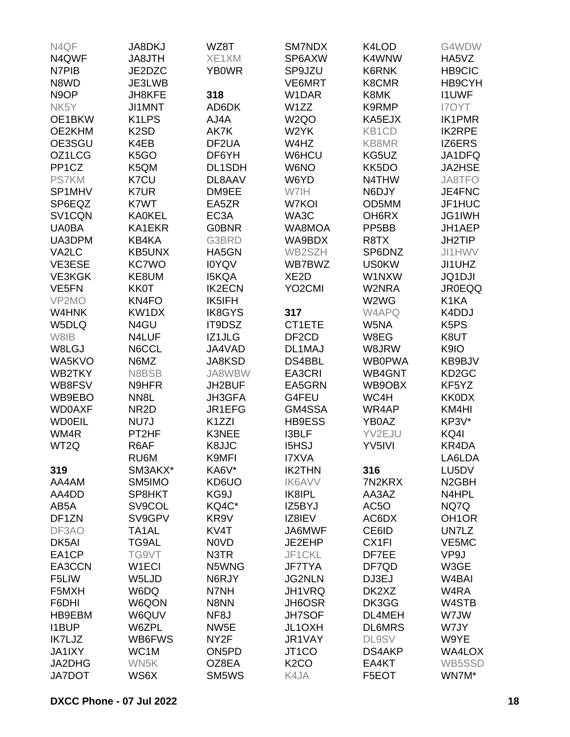N4QF
N4QWF
N7PIB
N8WD
N9OP
NK5Y
OE1BKW
OE2KHM
OE3SGU
OZ1LCG
PP1CZ
PS7KM
SP1MHV
SP6EQZ
SV1CQN
UA0BA
UA3DPM
VA2LC
VE3ESE
VE3KGK
VE5FN
VP2MO
W4HNK
W5DLQ
W8IB
W8LGJ
WA5KVO
WB2TKY
WB8FSV
WB9EBO
WD0AXF
WD0EIL
WM4R
WT2Q

**319**

AA4AM
AA4DD
AB5A
DF1ZN
DF3AO
DK5AI
EA1CP
EA3CCN
F5LIW
F5MXH
F6DHI
HB9EBM
I1BUP
IK7LJZ
JA1IXY
JA2DHG
JA7DOT
JA8DKJ
JA8JTH
JE2DZC
JE3LWB
JH8KFE
JI1MNT
K1LPS
K2SD
K4EB
K5GO
K5QM
K7CU
K7UR
K7WT
KA0KEL
KA1EKR
KB4KA
KB5UNX
KC7WO
KE8UM
KK0T
KN4FO
KW1DX
N4GU
N4LUF
N6CCL
N6MZ
N8BSB
N9HFR
NN8L
NR2D
NU7J
PT2HF
R6AF
RU6M
SM3AKX*
SM5IMO
SP8HKT
SV9COL
SV9GPV
TA1AL
TG9AL
TG9VT
W1ECI
W5LJD
W6DQ
W6QON
W6QUV
W6ZPL
WB6FWS
WC1M
WN5K
WS6X
WZ8T
XE1XM
YB0WR

**318**

AD6DK
AJ4A
AK7K
DF2UA
DF6YH
DL1SDH
DL8AAV
DM9EE
EA5ZR
EC3A
G0BNR
G3BRD
HA5GN
I0YQV
I5KQA
IK2ECN
IK5IFH
IK8GYS
IT9DSZ
IZ1JLG
JA4VAD
JA8KSD
JA8WBW
JH2BUF
JH3GFA
JR1EFG
K1ZZI
K3NEE
K8JJC
K9MFI
KA6V*
KD6UO
KG9J
KQ4C*
KR9V
KV4T
N0VD
N3TR
N5WNG
N6RJY
N7NH
N8NN
NF8J
NW5E
NY2F
ON5PD
OZ8EA
SM5WS
SM7NDX
SP6AXW
SP9JZU
VE6MRT
W1DAR
W1ZZ
W2QO
W2YK
W4HZ
W6HCU
W6NO
W6YD
W7IH
W7KOI
WA3C
WA8MOA
WA9BDX
WB2SZH
WB7BWZ
XE2D
YO2CMI

**317**

CT1ETE
DF2CD
DL1MAJ
DS4BBL
EA3CRI
EA5GRN
G4FEU
GM4SSA
HB9ESS
I3BLF
I5HSJ
I7XVA
IK2THN
IK6AVV
IK8IPL
IZ5BYJ
IZ8IEV
JA6MWF
JE2EHP
JF1CKL
JF7TYA
JG2NLN
JH1VRQ
JH6OSR
JH7SOF
JL1OXH
JR1VAY
JT1CO
K2CO
K4JA
K4LOD
K4WNW
K6RNK
K8CMR
K8MK
K9RMP
KA5EJX
KB1CD
KB8MR
KG5UZ
KK5DO
N4THW
N6DJY
OD5MM
OH6RX
PP5BB
R8TX
SP6DNZ
US0KW
W1NXW
W2NRA
W2WG
W4APQ
W5NA
W8EG
W8JRW
WB0PWA
WB4GNT
WB9OBX
WC4H
WR4AP
YB0AZ
YV2EJU
YV5IVI

**316**

7N2KRX
AA3AZ
AC5O
AC6DX
CE6ID
CX1FI
DF7EE
DF7QD
DJ3EJ
DK2XZ
DK3GG
DL4MEH
DL6MRS
DL9SV
DS4AKP
EA4KT
F5EOT
G4WDW
HA5VZ
HB9CIC
HB9CYH
I1UWF
I7OYT
IK1PMR
IK2RPE
IZ6ERS
JA1DFQ
JA2HSE
JA8TFO
JE4FNC
JF1HUC
JG1IWH
JH1AEP
JH2TIP
JI1HWV
JI1UHZ
JQ1DJI
JR0EQQ
K1KA
K4DDJ
K5PS
K8UT
K9IO
KB9BJV
KD2GC
KF5YZ
KK0DX
KM4HI
KP3V*
KQ4I
KR4DA
LA6LDA
LU5DV
N2GBH
N4HPL
NQ7Q
OH1OR
UN7LZ
VE5MC
VP9J
W3GE
W4BAI
W4RA
W4STB
W7JW
W7JY
W9YE
WA4LOX
WB5SSD
WN7M*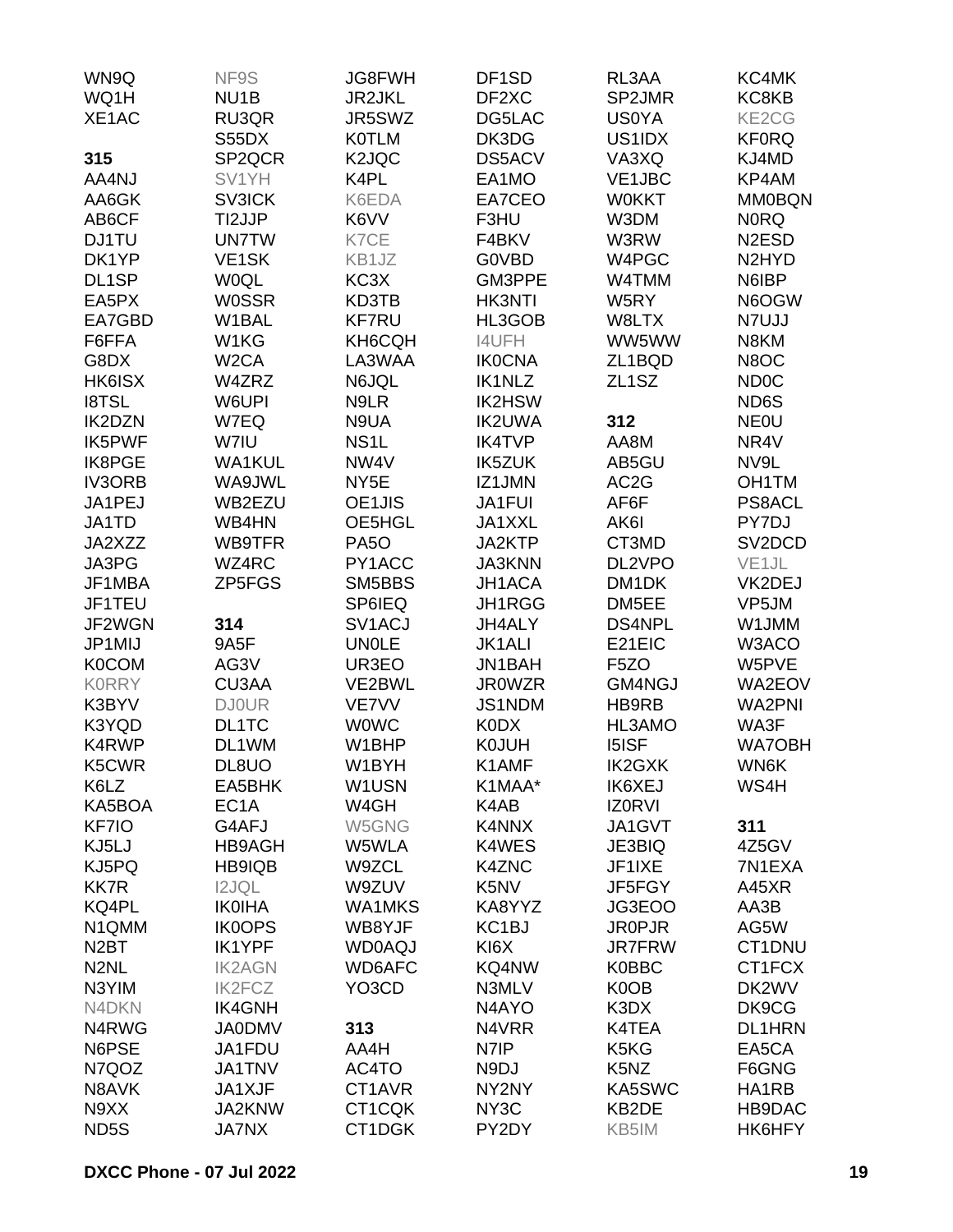WN9Q
WQ1H
XE1AC

**315**

AA4NJ
AA6GK
AB6CF
DJ1TU
DK1YP
DL1SP
EA5PX
EA7GBD
F6FFA
G8DX
HK6ISX
I8TSL
IK2DZN
IK5PWF
IK8PGE
IV3ORB
JA1PEJ
JA1TD
JA2XZZ
JA3PG
JF1MBA
JF1TEU
JF2WGN
JP1MIJ
K0COM
K0RRY
K3BYV
K3YQD
K4RWP
K5CWR
K6LZ
KA5BOA
KF7IO
KJ5LJ
KJ5PQ
KK7R
KQ4PL
N1QMM
N2BT
N2NL
N3YIM
N4DKN
N4RWG
N6PSE
N7QOZ
N8AVK
N9XX
ND5S
NF9S
NU1B
RU3QR
S55DX
SP2QCR
SV1YH
SV3ICK
TI2JJP
UN7TW
VE1SK
W0QL
W0SSR
W1BAL
W1KG
W2CA
W4ZRZ
W6UPI
W7EQ
W7IU
WA1KUL
WA9JWL
WB2EZU
WB4HN
WB9TFR
WZ4RC
ZP5FGS

**314**

9A5F
AG3V
CU3AA
DJ0UR
DL1TC
DL1WM
DL8UO
EA5BHK
EC1A
G4AFJ
HB9AGH
HB9IQB
I2JQL
IK0IHA
IK0OPS
IK1YPF
IK2AGN
IK2FCZ
IK4GNH
JA0DMV
JA1FDU
JA1TNV
JA1XJF
JA2KNW
JA7NX
JG8FWH
JR2JKL
JR5SWZ
K0TLM
K2JQC
K4PL
K6EDA
K6VV
K7CE
KB1JZ
KC3X
KD3TB
KF7RU
KH6CQH
LA3WAA
N6JQL
N9LR
N9UA
NS1L
NW4V
NY5E
OE1JIS
OE5HGL
PA5O
PY1ACC
SM5BBS
SP6IEQ
SV1ACJ
UN0LE
UR3EO
VE2BWL
VE7VV
W0WC
W1BHP
W1BYH
W1USN
W4GH
W5GNG
W5WLA
W9ZCL
W9ZUV
WA1MKS
WB8YJF
WD0AQJ
WD6AFC
YO3CD

**313**

AA4H
AC4TO
CT1AVR
CT1CQK
CT1DGK
DF1SD
DF2XC
DG5LAC
DK3DG
DS5ACV
EA1MO
EA7CEO
F3HU
F4BKV
G0VBD
GM3PPE
HK3NTI
HL3GOB
I4UFH
IK0CNA
IK1NLZ
IK2HSW
IK2UWA
IK4TVP
IK5ZUK
IZ1JMN
JA1FUI
JA1XXL
JA2KTP
JA3KNN
JH1ACA
JH1RGG
JH4ALY
JK1ALI
JN1BAH
JR0WZR
JS1NDM
K0DX
K0JUH
K1AMF
K1MAA*
K4AB
K4NNX
K4WES
K4ZNC
K5NV
KA8YYZ
KC1BJ
KI6X
KQ4NW
N3MLV
N4AYO
N4VRR
N7IP
N9DJ
NY2NY
NY3C
PY2DY
RL3AA
SP2JMR
US0YA
US1IDX
VA3XQ
VE1JBC
W0KKT
W3DM
W3RW
W4PGC
W4TMM
W5RY
W8LTX
WW5WW
ZL1BQD
ZL1SZ

**312**

AA8M
AB5GU
AC2G
AF6F
AK6I
CT3MD
DL2VPO
DM1DK
DM5EE
DS4NPL
E21EIC
F5ZO
GM4NGJ
HB9RB
HL3AMO
I5ISF
IK2GXK
IK6XEJ
IZ0RVI
JA1GVT
JE3BIQ
JF1IXE
JF5FGY
JG3EOO
JR0PJR
JR7FRW
K0BBC
K0OB
K3DX
K4TEA
K5KG
K5NZ
KA5SWC
KB2DE
KB5IM
KC4MK
KC8KB
KE2CG
KF0RQ
KJ4MD
KP4AM
MM0BQN
N0RQ
N2ESD
N2HYD
N6IBP
N6OGW
N7UJJ
N8KM
N8OC
ND0C
ND6S
NE0U
NR4V
NV9L
OH1TM
PS8ACL
PY7DJ
SV2DCD
VE1JL
VK2DEJ
VP5JM
W1JMM
W3ACO
W5PVE
WA2EOV
WA2PNI
WA3F
WA7OBH
WN6K
WS4H

**311**

4Z5GV
7N1EXA
A45XR
AA3B
AG5W
CT1DNU
CT1FCX
DK2WV
DK9CG
DL1HRN
EA5CA
F6GNG
HA1RB
HB9DAC
HK6HFY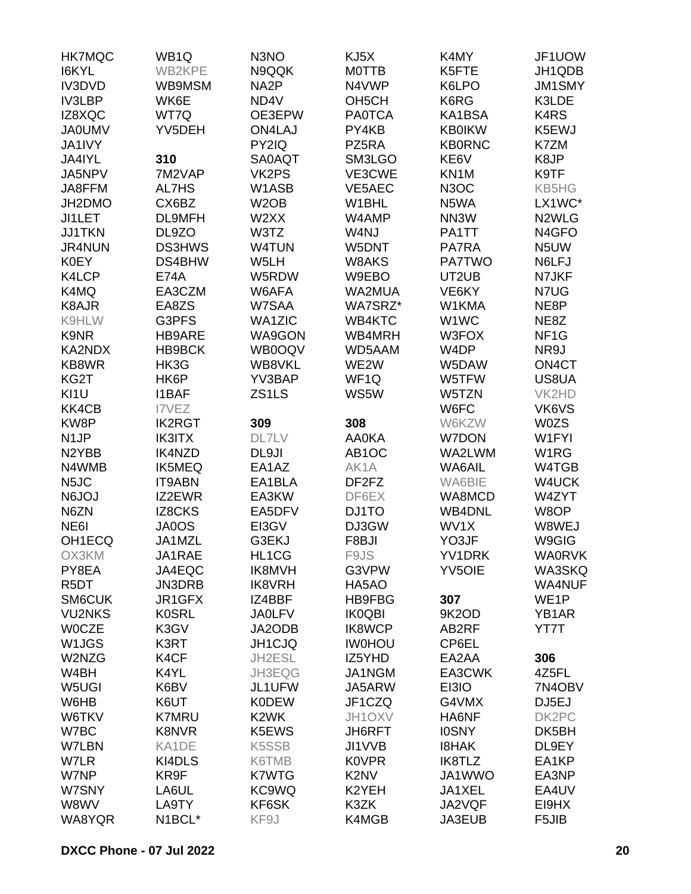HK7MQC
I6KYL
IV3DVD
IV3LBP
IZ8XQC
JA0UMV
JA1IVY
JA4IYL
JA5NPV
JA8FFM
JH2DMO
JI1LET
JJ1TKN
JR4NUN
K0EY
K4LCP
K4MQ
K8AJR
K9HLW
K9NR
KA2NDX
KB8WR
KG2T
KI1U
KK4CB
KW8P
N1JP
N2YBB
N4WMB
N5JC
N6JOJ
N6ZN
NE6I
OH1ECQ
OX3KM
PY8EA
R5DT
SM6CUK
VU2NKS
W0CZE
W1JGS
W2NZG
W4BH
W5UGI
W6HB
W6TKV
W7BC
W7LBN
W7LR
W7NP
W7SNY
W8WV
WA8YQR
WB1Q
WB2KPE
WB9MSM
WK6E
WT7Q
YV5DEH

**310**

7M2VAP
AL7HS
CX6BZ
DL9MFH
DL9ZO
DS3HWS
DS4BHW
E74A
EA3CZM
EA8ZS
G3PFS
HB9ARE
HB9BCK
HK3G
HK6P
I1BAF
I7VEZ
IK2RGT
IK3ITX
IK4NZD
IK5MEQ
IT9ABN
IZ2EWR
IZ8CKS
JA0OS
JA1MZL
JA1RAE
JA4EQC
JN3DRB
JR1GFX
K0SRL
K3GV
K3RT
K4CF
K4YL
K6BV
K6UT
K7MRU
K8NVR
KA1DE
KI4DLS
KR9F
LA6UL
LA9TY
N1BCL*
N3NO
N9QQK
NA2P
ND4V
OE3EPW
ON4LAJ
PY2IQ
SA0AQT
VK2PS
W1ASB
W2OB
W2XX
W3TZ
W4TUN
W5LH
W5RDW
W6AFA
W7SAA
WA1ZIC
WA9GON
WB0OQV
WB8VKL
YV3BAP
ZS1LS

**309**

DL7LV
DL9JI
EA1AZ
EA1BLA
EA3KW
EA5DFV
EI3GV
G3EKJ
HL1CG
IK8MVH
IK8VRH
IZ4BBF
JA0LFV
JA2ODB
JH1CJQ
JH2ESL
JH3EQG
JL1UFW
K0DEW
K2WK
K5EWS
K5SSB
K6TMB
K7WTG
KC9WQ
KF6SK
KF9J
KJ5X
M0TTB
N4VWP
OH5CH
PA0TCA
PY4KB
PZ5RA
SM3LGO
VE3CWE
VE5AEC
W1BHL
W4AMP
W4NJ
W5DNT
W8AKS
W9EBO
WA2MUA
WA7SRZ*
WB4KTC
WB4MRH
WD5AAM
WE2W
WF1Q
WS5W

**308**

AA0KA
AB1OC
AK1A
DF2FZ
DF6EX
DJ1TO
DJ3GW
F8BJI
F9JS
G3VPW
HA5AO
HB9FBG
IK0QBI
IK8WCP
IW0HOU
IZ5YHD
JA1NGM
JA5ARW
JF1CZQ
JH1OXV
JH6RFT
JI1VVB
K0VPR
K2NV
K2YEH
K3ZK
K4MGB
K4MY
K5FTE
K6LPO
K6RG
KA1BSA
KB0IKW
KB0RNC
KE6V
KN1M
N3OC
N5WA
NN3W
PA1TT
PA7RA
PA7TWO
UT2UB
VE6KY
W1KMA
W1WC
W3FOX
W4DP
W5DAW
W5TFW
W5TZN
W6FC
W6KZW
W7DON
WA2LWM
WA6AIL
WA6BIE
WA8MCD
WB4DNL
WV1X
YO3JF
YV1DRK
YV5OIE

**307**

9K2OD
AB2RF
CP6EL
EA2AA
EA3CWK
EI3IO
G4VMX
HA6NF
I0SNY
I8HAK
IK8TLZ
JA1WWO
JA1XEL
JA2VQF
JA3EUB
JF1UOW
JH1QDB
JM1SMY
K3LDE
K4RS
K5EWJ
K7ZM
K8JP
K9TF
KB5HG
LX1WC*
N2WLG
N4GFO
N5UW
N6LFJ
N7JKF
N7UG
NE8P
NE8Z
NF1G
NR9J
ON4CT
US8UA
VK2HD
VK6VS
W0ZS
W1FYI
W1RG
W4TGB
W4UCK
W4ZYT
W8OP
W8WEJ
W9GIG
WA0RVK
WA3SKQ
WA4NUF
WE1P
YB1AR
YT7T

**306**

4Z5FL
7N4OBV
DJ5EJ
DK2PC
DK5BH
DL9EY
EA1KP
EA3NP
EA4UV
EI9HX
F5JIB

**DXCC Phone - 07 Jul 2022**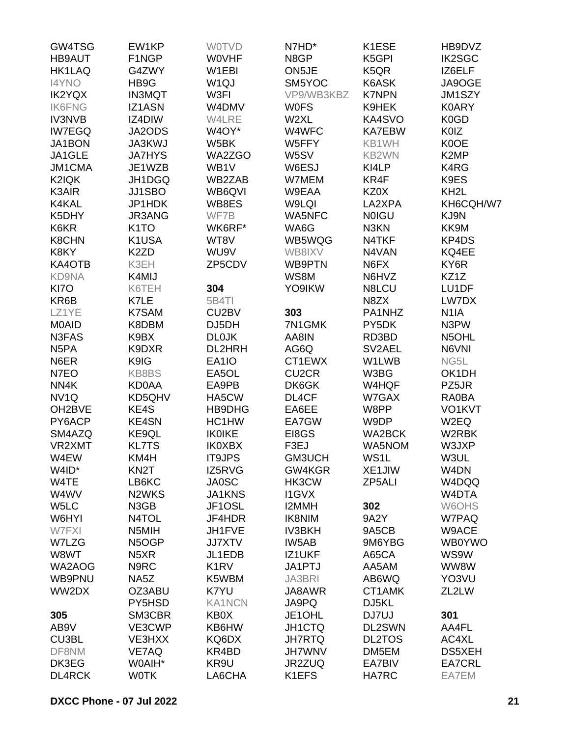GW4TSG
HB9AUT
HK1LAQ
I4YNO
IK2YQX
IK6FNG
IV3NVB
IW7EGQ
JA1BON
JA1GLE
JM1CMA
K2IQK
K3AIR
K4KAL
K5DHY
K6KR
K8CHN
K8KY
KA4OTB
KD9NA
KI7O
KR6B
LZ1YE
M0AID
N3FAS
N5PA
N6ER
N7EO
NN4K
NV1Q
OH2BVE
PY6ACP
SM4AZQ
VR2XMT
W4EW
W4ID*
W4TE
W4WV
W5LC
W6HYI
W7FXI
W7LZG
W8WT
WA2AOG
WB9PNU
WW2DX

**305**

AB9V
CU3BL
DF8NM
DK3EG
DL4RCK
EW1KP
F1NGP
G4ZWY
HB9G
IN3MQT
IZ1ASN
IZ4DIW
JA2ODS
JA3KWJ
JA7HYS
JE1WZB
JH1DGQ
JJ1SBO
JP1HDK
JR3ANG
K1TO
K1USA
K2ZD
K3EH
K4MIJ
K6TEH
K7LE
K7SAM
K8DBM
K9BX
K9DXR
K9IG
KB8BS
KD0AA
KD5QHV
KE4S
KE4SN
KE9QL
KL7TS
KM4H
KN2T
LB6KC
N2WKS
N3GB
N4TOL
N5MIH
N5OGP
N5XR
N9RC
NA5Z
OZ3ABU
PY5HSD
SM3CBR
VE3CWP
VE3HXX
VE7AQ
W0AIH*
W0TK
W0TVD
W0VHF
W1EBI
W1QJ
W3FI
W4DMV
W4LRE
W4OY*
W5BK
WA2ZGO
WB1V
WB2ZAB
WB6QVI
WB8ES
WF7B
WK6RF*
WT8V
WU9V
ZP5CDV

**304**

5B4TI
CU2BV
DJ5DH
DL0JK
DL2HRH
EA1IO
EA5OL
EA9PB
HA5CW
HB9DHG
HC1HW
IK0IKE
IK0XBX
IT9JPS
IZ5RVG
JA0SC
JA1KNS
JF1OSL
JF4HDR
JH1FVE
JJ7XTV
JL1EDB
K1RV
K5WBM
K7YU
KA1NCN
KB0X
KB6HW
KQ6DX
KR4BD
KR9U
LA6CHA
N7HD*
N8GP
ON5JE
SM5YOC
VP9/WB3KBZ
W0FS
W2XL
W4WFC
W5FFY
W5SV
W6ESJ
W7MEM
W9EAA
W9LQI
WA5NFC
WA6G
WB5WQG
WB8IXV
WB9PTN
WS8M
YO9IKW

**303**

7N1GMK
AA8IN
AG6Q
CT1EWX
CU2CR
DK6GK
DL4CF
EA6EE
EA7GW
EI8GS
F3EJ
GM3UCH
GW4KGR
HK3CW
I1GVX
I2MMH
IK8NIM
IV3BKH
IW5AB
IZ1UKF
JA1PTJ
JA3BRI
JA8AWR
JA9PQ
JE1OHL
JH1CTQ
JH7RTQ
JH7WNV
JR2ZUQ
K1EFS
K1ESE
K5GPI
K5QR
K6ASK
K7NPN
K9HEK
KA4SVO
KA7EBW
KB1WH
KB2WN
KI4LP
KR4F
KZ0X
LA2XPA
N0IGU
N3KN
N4TKF
N4VAN
N6FX
N6HVZ
N8LCU
N8ZX
PA1NHZ
PY5DK
RD3BD
SV2AEL
W1LWB
W3BG
W4HQF
W7GAX
W8PP
W9DP
WA2BCK
WA5NOM
WS1L
XE1JIW
ZP5ALI

**302**

9A2Y
9A5CB
9M6YBG
A65CA
AA5AM
AB6WQ
CT1AMK
DJ5KL
DJ7UJ
DL2SWN
DL2TOS
DM5EM
EA7BIV
HA7RC
HB9DVZ
IK2SGC
IZ6ELF
JA9OGE
JM1SZY
K0ARY
K0GD
K0IZ
K0OE
K2MP
K4RG
K9ES
KH2L
KH6CQH/W7
KJ9N
KK9M
KP4DS
KQ4EE
KY6R
KZ1Z
LU1DF
LW7DX
N1IA
N3PW
N5OHL
N6VNI
NG5L
OK1DH
PZ5JR
RA0BA
VO1KVT
W2EQ
W2RBK
W3JXP
W3UL
W4DN
W4DQQ
W4DTA
W6OHS
W7PAQ
W9ACE
WB0YWO
WS9W
WW8W
YO3VU
ZL2LW

**301**

AA4FL
AC4XL
DS5XEH
EA7CRL
EA7EM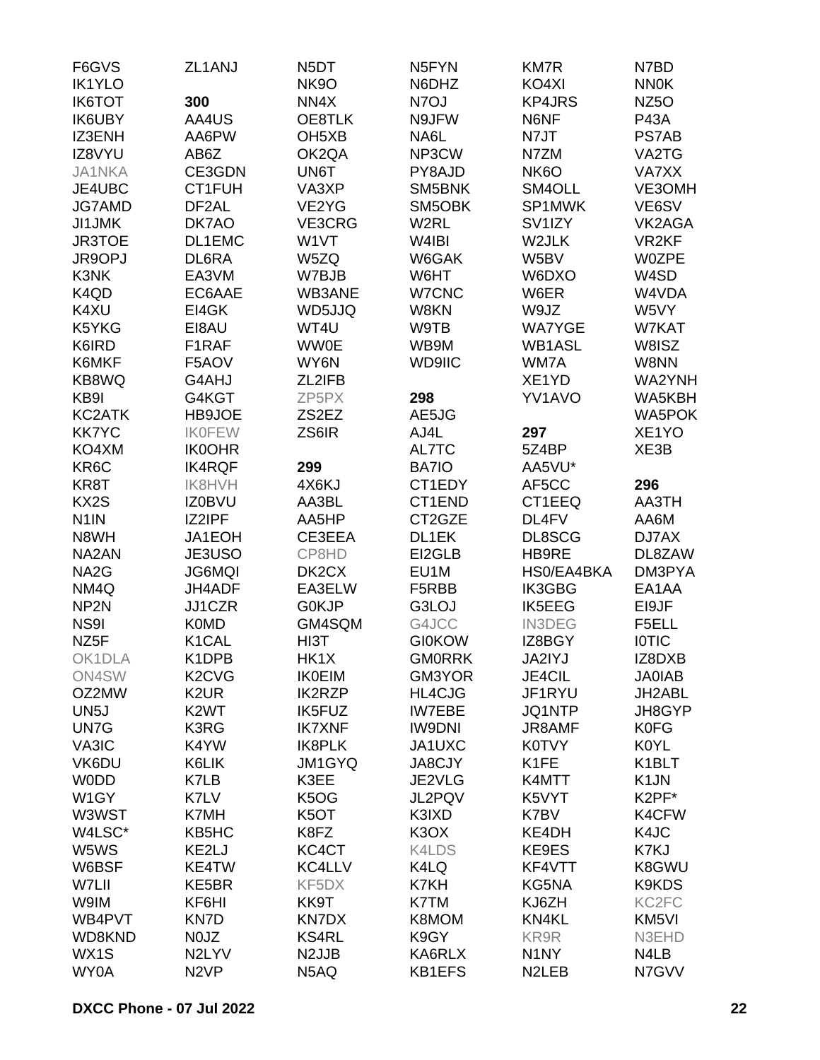F6GVS
IK1YLO
IK6TOT
IK6UBY
IZ3ENH
IZ8VYU
JA1NKA
JE4UBC
JG7AMD
JI1JMK
JR3TOE
JR9OPJ
K3NK
K4QD
K4XU
K5YKG
K6IRD
K6MKF
KB8WQ
KB9I
KC2ATK
KK7YC
KO4XM
KR6C
KR8T
KX2S
N1IN
N8WH
NA2AN
NA2G
NM4Q
NP2N
NS9I
NZ5F
OK1DLA
ON4SW
OZ2MW
UN5J
UN7G
VA3IC
VK6DU
W0DD
W1GY
W3WST
W4LSC*
W5WS
W6BSF
W7LII
W9IM
WB4PVT
WD8KND
WX1S
WY0A

ZL1ANJ

**300**

AA4US
AA6PW
AB6Z
CE3GDN
CT1FUH
DF2AL
DK7AO
DL1EMC
DL6RA
EA3VM
EC6AAE
EI4GK
EI8AU
F1RAF
F5AOV
G4AHJ
G4KGT
HB9JOE
IK0FEW
IK0OHR
IK4RQF
IK8HVH
IZ0BVU
IZ2IPF
JA1EOH
JE3USO
JG6MQI
JH4ADF
JJ1CZR
K0MD
K1CAL
K1DPB
K2CVG
K2UR
K2WT
K3RG
K4YW
K6LIK
K7LB
K7LV
K7MH
KB5HC
KE2LJ
KE4TW
KE5BR
KF6HI
KN7D
N0JZ
N2LYV
N2VP

N5DT
NK9O
NN4X
OE8TLK
OH5XB
OK2QA
UN6T
VA3XP
VE2YG
VE3CRG
W1VT
W5ZQ
W7BJB
WB3ANE
WD5JJQ
WT4U
WW0E
WY6N
ZL2IFB
ZP5PX
ZS2EZ
ZS6IR

**299**

4X6KJ
AA3BL
AA5HP
CE3EEA
CP8HD
DK2CX
EA3ELW
G0KJP
GM4SQM
HI3T
HK1X
IK0EIM
IK2RZP
IK5FUZ
IK7XNF
IK8PLK
JM1GYQ
K3EE
K5OG
K5OT
K8FZ
KC4CT
KC4LLV
KF5DX
KK9T
KN7DX
KS4RL
N2JJB
N5AQ

N5FYN
N6DHZ
N7OJ
N9JFW
NA6L
NP3CW
PY8AJD
SM5BNK
SM5OBK
W2RL
W4IBI
W6GAK
W6HT
W7CNC
W8KN
W9TB
WB9M
WD9IIC

**298**

AE5JG
AJ4L
AL7TC
BA7IO
CT1EDY
CT1END
CT2GZE
DL1EK
EI2GLB
EU1M
F5RBB
G3LOJ
G4JCC
GI0KOW
GM0RRK
GM3YOR
HL4CJG
IW7EBE
IW9DNI
JA1UXC
JA8CJY
JE2VLG
JL2PQV
K3IXD
K3OX
K4LDS
K4LQ
K7KH
K7TM
K8MOM
K9GY
KA6RLX
KB1EFS

KM7R
KO4XI
KP4JRS
N6NF
N7JT
N7ZM
NK6O
SM4OLL
SP1MWK
SV1IZY
W2JLK
W5BV
W6DXO
W6ER
W9JZ
WA7YGE
WB1ASL
WM7A
XE1YD
YV1AVO

**297**

5Z4BP
AA5VU*
AF5CC
CT1EEQ
DL4FV
DL8SCG
HB9RE
HS0/EA4BKA
IK3GBG
IK5EEG
IN3DEG
IZ8BGY
JA2IYJ
JE4CIL
JF1RYU
JQ1NTP
JR8AMF
K0TVY
K1FE
K4MTT
K5VYT
K7BV
KE4DH
KE9ES
KF4VTT
KG5NA
KJ6ZH
KN4KL
KR9R
N1NY
N2LEB

N7BD
NN0K
NZ5O
P43A
PS7AB
VA2TG
VA7XX
VE3OMH
VE6SV
VK2AGA
VR2KF
W0ZPE
W4SD
W4VDA
W5VY
W7KAT
W8ISZ
W8NN
WA2YNH
WA5KBH
WA5POK
XE1YO
XE3B

**296**

AA3TH
AA6M
DJ7AX
DL8ZAW
DM3PYA
EA1AA
EI9JF
F5ELL
I0TIC
IZ8DXB
JA0IAB
JH2ABL
JH8GYP
K0FG
K0YL
K1BLT
K1JN
K2PF*
K4CFW
K4JC
K7KJ
K8GWU
K9KDS
KC2FC
KM5VI
N3EHD
N4LB
N7GVV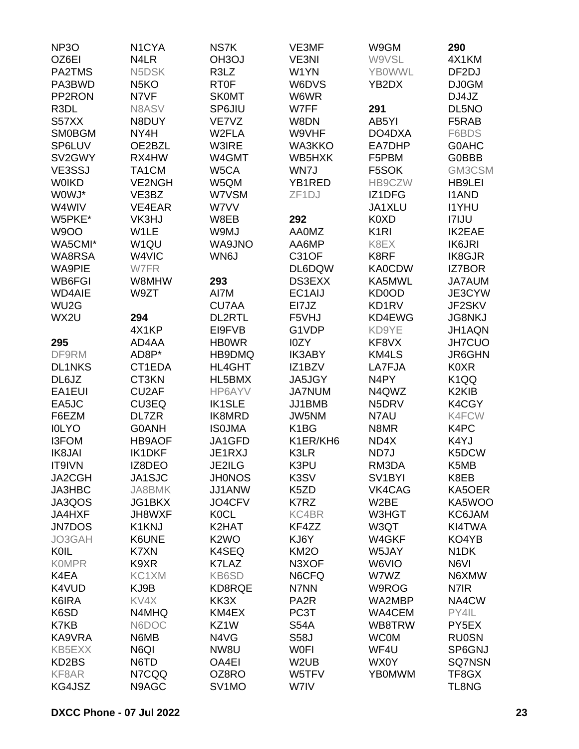NP3O
OZ6EI
PA2TMS
PA3BWD
PP2RON
R3DL
S57XX
SM0BGM
SP6LUV
SV2GWY
VE3SSJ
W0IKD
W0WJ*
W4WIV
W5PKE*
W9OO
WA5CMI*
WA8RSA
WA9PIE
WB6FGI
WD4AIE
WU2G
WX2U

**295**

DF9RM
DL1NKS
DL6JZ
EA1EUI
EA5JC
F6EZM
I0LYO
I3FOM
IK8JAI
IT9IVN
JA2CGH
JA3HBC
JA3QOS
JA4HXF
JN7DOS
JO3GAH
K0IL
K0MPR
K4EA
K4VUD
K6IRA
K6SD
K7KB
KA9VRA
KB5EXX
KD2BS
KF8AR
KG4JSZ
N1CYA
N4LR
N5DSK
N5KO
N7VF
N8ASV
N8DUY
NY4H
OE2BZL
RX4HW
TA1CM
VE2NGH
VE3BZ
VE4EAR
VK3HJ
W1LE
W1QU
W4VIC
W7FR
W8MHW
W9ZT

**294**

4X1KP
AD4AA
AD8P*
CT1EDA
CT3KN
CU2AF
CU3EQ
DL7ZR
G0ANH
HB9AOF
IK1DKF
IZ8DEO
JA1SJC
JA8BMK
JG1BKX
JH8WXF
K1KNJ
K6UNE
K7XN
K9XR
KC1XM
KJ9B
KV4X
N4MHQ
N6DOC
N6MB
N6QI
N6TD
N7CQQ
N9AGC
NS7K
OH3OJ
R3LZ
RT0F
SK0MT
SP6JIU
VE7VZ
W2FLA
W3IRE
W4GMT
W5CA
W5QM
W7VSM
W7VV
W8EB
W9MJ
WA9JNO
WN6J

**293**

AI7M
CU7AA
DL2RTL
EI9FVB
HB0WR
HB9DMQ
HL4GHT
HL5BMX
HP6AYV
IK1SLE
IK8MRD
IS0JMA
JA1GFD
JE1RXJ
JE2ILG
JH0NOS
JJ1ANW
JO4CFV
K0CL
K2HAT
K2WO
K4SEQ
K7LAZ
KB6SD
KD8RQE
KK3X
KM4EX
KZ1W
N4VG
NW8U
OA4EI
OZ8RO
SV1MO
VE3MF
VE3NI
W1YN
W6DVS
W6WR
W7FF
W8DN
W9VHF
WA3KKO
WB5HXK
WN7J
YB1RED
ZF1DJ

**292**

AA0MZ
AA6MP
C31OF
DL6DQW
DS3EXX
EC1AIJ
EI7JZ
F5VHJ
G1VDP
I0ZY
IK3ABY
IZ1BZV
JA5JGY
JA7NUM
JJ1BMB
JW5NM
K1BG
K1ER/KH6
K3LR
K3PU
K3SV
K5ZD
K7RZ
KC4BR
KF4ZZ
KJ6Y
KM2O
N3XOF
N6CFQ
N7NN
PA2R
PC3T
S54A
S58J
W0FI
W2UB
W5TFV
W7IV
W9GM
W9VSL
YB0WWL
YB2DX

**291**

AB5YI
DO4DXA
EA7DHP
F5PBM
F5SOK
HB9CZW
IZ1DFG
JA1XLU
K0XD
K1RI
K8EX
K8RF
KA0CDW
KA5MWL
KD0OD
KD1RV
KD4EWG
KD9YE
KF8VX
KM4LS
LA7FJA
N4PY
N4QWZ
N5DRV
N7AU
N8MR
ND4X
ND7J
RM3DA
SV1BYI
VK4CAG
W2BE
W3HGT
W3QT
W4GKF
W5JAY
W6VIO
W7WZ
W9ROG
WA2MBP
WA4CEM
WB8TRW
WC0M
WF4U
WX0Y
YB0MWM

**290**

4X1KM
DF2DJ
DJ0GM
DJ4JZ
DL5NO
F5RAB
F6BDS
G0AHC
G0BBB
GM3CSM
HB9LEI
I1AND
I1YHU
I7IJU
IK2EAE
IK6JRI
IK8GJR
IZ7BOR
JA7AUM
JE3CYW
JF2SKV
JG8NKJ
JH1AQN
JH7CUO
JR6GHN
K0XR
K1QQ
K2KIB
K4CGY
K4FCW
K4PC
K4YJ
K5DCW
K5MB
K8EB
KA5OER
KA5WOO
KC6JAM
KI4TWA
KO4YB
N1DK
N6VI
N6XMW
N7IR
NA4CW
PY4IL
PY5EX
RU0SN
SP6GNJ
SQ7NSN
TF8GX
TL8NG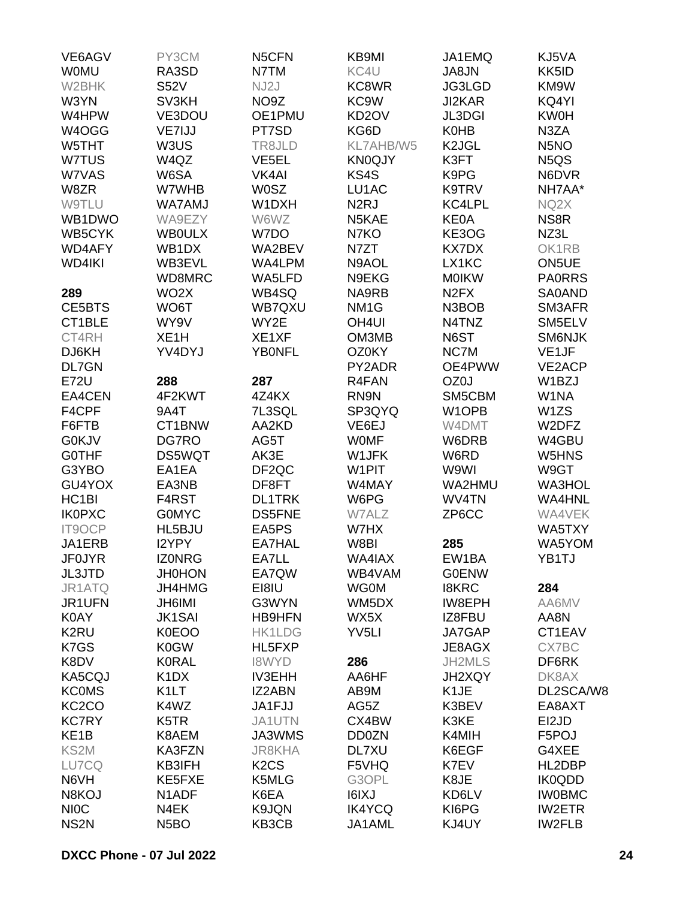VE6AGV
W0MU
W2BHK
W3YN
W4HPW
W4OGG
W5THT
W7TUS
W7VAS
W8ZR
W9TLU
WB1DWO
WB5CYK
WD4AFY
WD4IKI

**289**

CE5BTS
CT1BLE
CT4RH
DJ6KH
DL7GN
E72U
EA4CEN
F4CPF
F6FTB
G0KJV
G0THF
G3YBO
GU4YOX
HC1BI
IK0PXC
IT9OCP
JA1ERB
JF0JYR
JL3JTD
JR1ATQ
JR1UFN
K0AY
K2RU
K7GS
K8DV
KA5CQJ
KC0MS
KC2CO
KC7RY
KE1B
KS2M
LU7CQ
N6VH
N8KOJ
NI0C
NS2N
PY3CM
RA3SD
S52V
SV3KH
VE3DOU
VE7IJJ
W3US
W4QZ
W6SA
W7WHB
WA7AMJ
WA9EZY
WB0ULX
WB1DX
WB3EVL
WD8MRC
WO2X
WO6T
WY9V
XE1H
YV4DYJ

**288**

4F2KWT
9A4T
CT1BNW
DG7RO
DS5WQT
EA1EA
EA3NB
F4RST
G0MYC
HL5BJU
I2YPY
IZ0NRG
JH0HON
JH4HMG
JH6IMI
JK1SAI
K0EOO
K0GW
K0RAL
K1DX
K1LT
K4WZ
K5TR
K8AEM
KA3FZN
KB3IFH
KE5FXE
N1ADF
N4EK
N5BO
N5CFN
N7TM
NJ2J
NO9Z
OE1PMU
PT7SD
TR8JLD
VE5EL
VK4AI
W0SZ
W1DXH
W6WZ
W7DO
WA2BEV
WA4LPM
WA5LFD
WB4SQ
WB7QXU
WY2E
XE1XF
YB0NFL

**287**

4Z4KX
7L3SQL
AA2KD
AG5T
AK3E
DF2QC
DF8FT
DL1TRK
DS5FNE
EA5PS
EA7HAL
EA7LL
EA7QW
EI8IU
G3WYN
HB9HFN
HK1LDG
HL5FXP
I8WYD
IV3EHH
IZ2ABN
JA1FJJ
JA1UTN
JA3WMS
JR8KHA
K2CS
K5MLG
K6EA
K9JQN
KB3CB
KB9MI
KC4U
KC8WR
KC9W
KD2OV
KG6D
KL7AHB/W5
KN0QJY
KS4S
LU1AC
N2RJ
N5KAE
N7KO
N7ZT
N9AOL
N9EKG
NA9RB
NM1G
OH4UI
OM3MB
OZ0KY
PY2ADR
R4FAN
RN9N
SP3QYQ
VE6EJ
W0MF
W1JFK
W1PIT
W4MAY
W6PG
W7ALZ
W7HX
W8BI
WA4IAX
WB4VAM
WG0M
WM5DX
WX5X
YV5LI

**286**

AA6HF
AB9M
AG5Z
CX4BW
DD0ZN
DL7XU
F5VHQ
G3OPL
I6IXJ
IK4YCQ
JA1AML
JA1EMQ
JA8JN
JG3LGD
JI2KAR
JL3DGI
K0HB
K2JGL
K3FT
K9PG
K9TRV
KC4LPL
KE0A
KE3OG
KX7DX
LX1KC
M0IKW
N2FX
N3BOB
N4TNZ
N6ST
NC7M
OE4PWW
OZ0J
SM5CBM
W1OPB
W4DMT
W6DRB
W6RD
W9WI
WA2HMU
WV4TN
ZP6CC

**285**

EW1BA
G0ENW
I8KRC
IW8EPH
IZ8FBU
JA7GAP
JE8AGX
JH2MLS
JH2XQY
K1JE
K3BEV
K3KE
K4MIH
K6EGF
K7EV
K8JE
KD6LV
KI6PG
KJ4UY
KJ5VA
KK5ID
KM9W
KQ4YI
KW0H
N3ZA
N5NO
N5QS
N6DVR
NH7AA*
NQ2X
NS8R
NZ3L
OK1RB
ON5UE
PA0RRS
SA0AND
SM3AFR
SM5ELV
SM6NJK
VE1JF
VE2ACP
W1BZJ
W1NA
W1ZS
W2DFZ
W4GBU
W5HNS
W9GT
WA3HOL
WA4HNL
WA4VEK
WA5TXY
WA5YOM
YB1TJ

**284**

AA6MV
AA8N
CT1EAV
CX7BC
DF6RK
DK8AX
DL2SCA/W8
EA8AXT
EI2JD
F5POJ
G4XEE
HL2DBP
IK0QDD
IW0BMC
IW2ETR
IW2FLB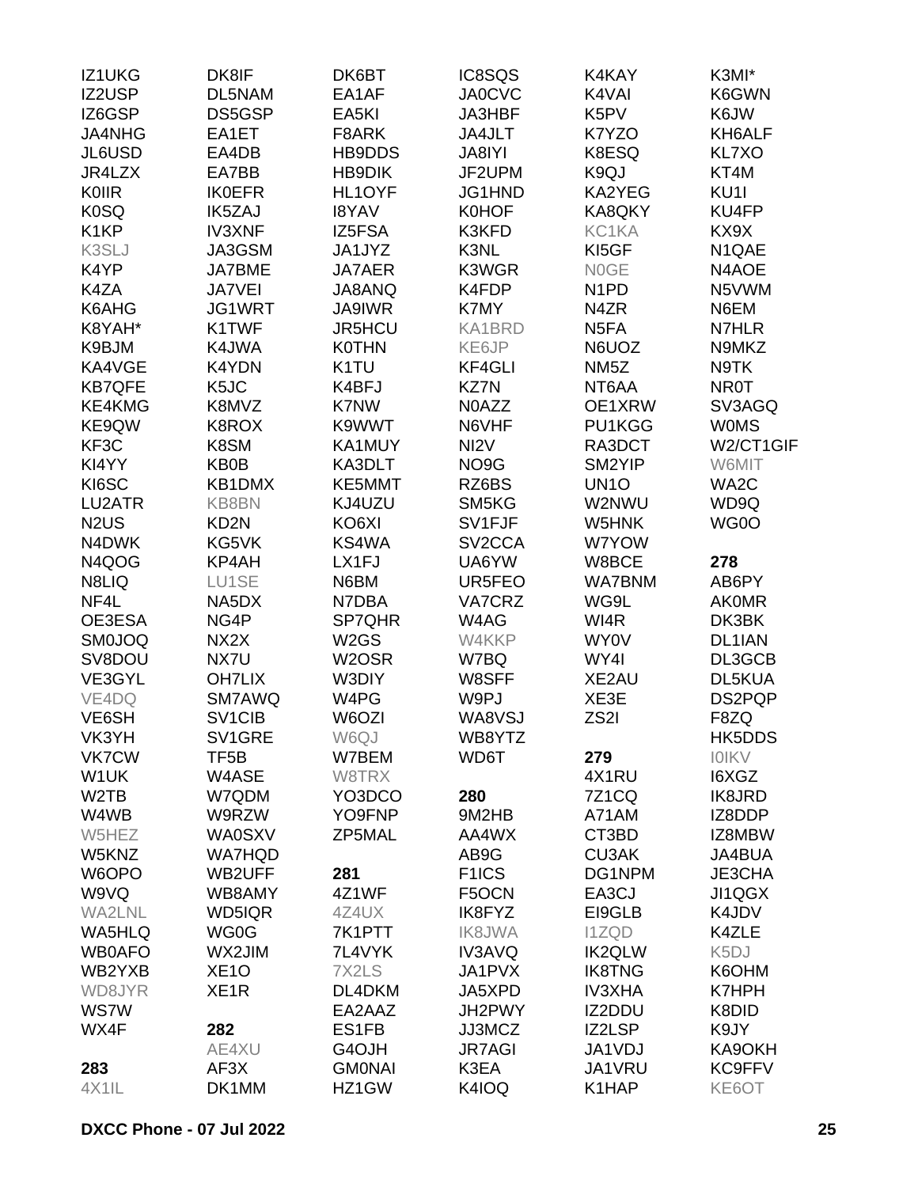IZ1UKG
IZ2USP
IZ6GSP
JA4NHG
JL6USD
JR4LZX
K0IIR
K0SQ
K1KP
K3SLJ
K4YP
K4ZA
K6AHG
K8YAH*
K9BJM
KA4VGE
KB7QFE
KE4KMG
KE9QW
KF3C
KI4YY
KI6SC
LU2ATR
N2US
N4DWK
N4QOG
N8LIQ
NF4L
OE3ESA
SM0JOQ
SV8DOU
VE3GYL
VE4DQ
VE6SH
VK3YH
VK7CW
W1UK
W2TB
W4WB
W5HEZ
W5KNZ
W6OPO
W9VQ
WA2LNL
WA5HLQ
WB0AFO
WB2YXB
WD8JYR
WS7W
WX4F

**283**
4X1IL

DK8IF
DL5NAM
DS5GSP
EA1ET
EA4DB
EA7BB
IK0EFR
IK5ZAJ
IV3XNF
JA3GSM
JA7BME
JA7VEI
JG1WRT
K1TWF
K4JWA
K4YDN
K5JC
K8MVZ
K8ROX
K8SM
KB0B
KB1DMX
KB8BN
KD2N
KG5VK
KP4AH
LU1SE
NA5DX
NG4P
NX2X
NX7U
OH7LIX
SM7AWQ
SV1CIB
SV1GRE
TF5B
W4ASE
W7QDM
W9RZW
WA0SXV
WA7HQD
WB2UFF
WB8AMY
WD5IQR
WG0G
WX2JIM
XE1O
XE1R

**282**
AE4XU
AF3X
DK1MM

DK6BT
EA1AF
EA5KI
F8ARK
HB9DDS
HB9DIK
HL1OYF
I8YAV
IZ5FSA
JA1JYZ
JA7AER
JA8ANQ
JA9IWR
JR5HCU
K0THN
K1TU
K4BFJ
K7NW
K9WWT
KA1MUY
KA3DLT
KE5MMT
KJ4UZU
KO6XI
KS4WA
LX1FJ
N6BM
N7DBA
SP7QHR
W2GS
W2OSR
W3DIY
W4PG
W6OZI
W6QJ
W7BEM
W8TRX
YO3DCO
YO9FNP
ZP5MAL

**281**
4Z1WF
4Z4UX
7K1PTT
7L4VYK
7X2LS
DL4DKM
EA2AAZ
ES1FB
G4OJH
GM0NAI
HZ1GW

IC8SQS
JA0CVC
JA3HBF
JA4JLT
JA8IYI
JF2UPM
JG1HND
K0HOF
K3KFD
K3NL
K3WGR
K4FDP
K7MY
KA1BRD
KE6JP
KF4GLI
KZ7N
N0AZZ
N6VHF
NI2V
NO9G
RZ6BS
SM5KG
SV1FJF
SV2CCA
UA6YW
UR5FEO
VA7CRZ
W4AG
W4KKP
W7BQ
W8SFF
W9PJ
WA8VSJ
WB8YTZ
WD6T

**280**
9M2HB
AA4WX
AB9G
F1ICS
F5OCN
IK8FYZ
IK8JWA
IV3AVQ
JA1PVX
JA5XPD
JH2PWY
JJ3MCZ
JR7AGI
K3EA
K4IOQ

K4KAY
K4VAI
K5PV
K7YZO
K8ESQ
K9QJ
KA2YEG
KA8QKY
KC1KA
KI5GF
N0GE
N1PD
N4ZR
N5FA
N6UOZ
NM5Z
NT6AA
OE1XRW
PU1KGG
RA3DCT
SM2YIP
UN1O
W2NWU
W5HNK
W7YOW
W8BCE
WA7BNM
WG9L
WI4R
WY0V
WY4I
XE2AU
XE3E
ZS2I

**279**
4X1RU
7Z1CQ
A71AM
CT3BD
CU3AK
DG1NPM
EA3CJ
EI9GLB
I1ZQD
IK2QLW
IK8TNG
IV3XHA
IZ2DDU
IZ2LSP
JA1VDJ
JA1VRU
K1HAP

K3MI*
K6GWN
K6JW
KH6ALF
KL7XO
KT4M
KU1I
KU4FP
KX9X
N1QAE
N4AOE
N5VWM
N6EM
N7HLR
N9MKZ
N9TK
NR0T
SV3AGQ
W0MS
W2/CT1GIF
W6MIT
WA2C
WD9Q
WG0O

**278**
AB6PY
AK0MR
DK3BK
DL1IAN
DL3GCB
DL5KUA
DS2PQP
F8ZQ
HK5DDS
I0IKV
I6XGZ
IK8JRD
IZ8DDP
IZ8MBW
JA4BUA
JE3CHA
JI1QGX
K4JDV
K4ZLE
K5DJ
K6OHM
K7HPH
K8DID
K9JY
KA9OKH
KC9FFV
KE6OT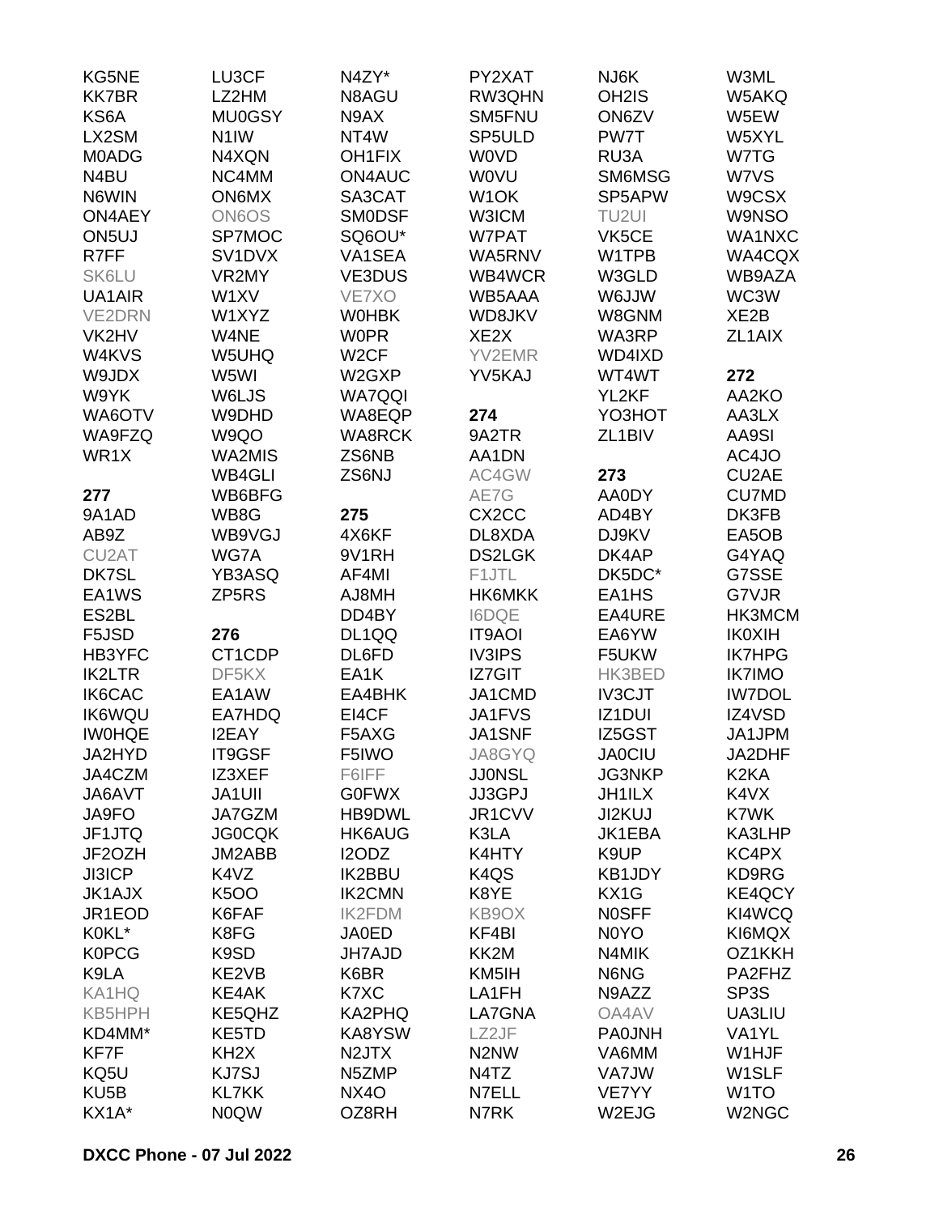KG5NE
KK7BR
KS6A
LX2SM
M0ADG
N4BU
N6WIN
ON4AEY
ON5UJ
R7FF
SK6LU
UA1AIR
VE2DRN
VK2HV
W4KVS
W9JDX
W9YK
WA6OTV
WA9FZQ
WR1X

**277**

9A1AD
AB9Z
CU2AT
DK7SL
EA1WS
ES2BL
F5JSD
HB3YFC
IK2LTR
IK6CAC
IK6WQU
IW0HQE
JA2HYD
JA4CZM
JA6AVT
JA9FO
JF1JTQ
JF2OZH
JI3ICP
JK1AJX
JR1EOD
K0KL*
K0PCG
K9LA
KA1HQ
KB5HPH
KD4MM*
KF7F
KQ5U
KU5B
KX1A*
LU3CF
LZ2HM
MU0GSY
N1IW
N4XQN
NC4MM
ON6MX
ON6OS
SP7MOC
SV1DVX
VR2MY
W1XV
W1XYZ
W4NE
W5UHQ
W5WI
W6LJS
W9DHD
W9QO
WA2MIS
WB4GLI
WB6BFG
WB8G
WB9VGJ
WG7A
YB3ASQ
ZP5RS

**276**

CT1CDP
DF5KX
EA1AW
EA7HDQ
I2EAY
IT9GSF
IZ3XEF
JA1UII
JA7GZM
JG0CQK
JM2ABB
K4VZ
K5OO
K6FAF
K8FG
K9SD
KE2VB
KE4AK
KE5QHZ
KE5TD
KH2X
KJ7SJ
KL7KK
N0QW
N4ZY*
N8AGU
N9AX
NT4W
OH1FIX
ON4AUC
SA3CAT
SM0DSF
SQ6OU*
VA1SEA
VE3DUS
VE7XO
W0HBK
W0PR
W2CF
W2GXP
WA7QQI
WA8EQP
WA8RCK
ZS6NB
ZS6NJ

**275**

4X6KF
9V1RH
AF4MI
AJ8MH
DD4BY
DL1QQ
DL6FD
EA1K
EA4BHK
EI4CF
F5AXG
F5IWO
F6IFF
G0FWX
HB9DWL
HK6AUG
I2ODZ
IK2BBU
IK2CMN
IK2FDM
JA0ED
JH7AJD
K6BR
K7XC
KA2PHQ
KA8YSW
N2JTX
N5ZMP
NX4O
OZ8RH
PY2XAT
RW3QHN
SM5FNU
SP5ULD
W0VD
W0VU
W1OK
W3ICM
W7PAT
WA5RNV
WB4WCR
WB5AAA
WD8JKV
XE2X
YV2EMR
YV5KAJ

**274**

9A2TR
AA1DN
AC4GW
AE7G
CX2CC
DL8XDA
DS2LGK
F1JTL
HK6MKK
I6DQE
IT9AOI
IV3IPS
IZ7GIT
JA1CMD
JA1FVS
JA1SNF
JA8GYQ
JJ0NSL
JJ3GPJ
JR1CVV
K3LA
K4HTY
K4QS
K8YE
KB9OX
KF4BI
KK2M
KM5IH
LA1FH
LA7GNA
LZ2JF
N2NW
N4TZ
N7ELL
N7RK
NJ6K
OH2IS
ON6ZV
PW7T
RU3A
SM6MSG
SP5APW
TU2UI
VK5CE
W1TPB
W3GLD
W6JJW
W8GNM
WA3RP
WD4IXD
WT4WT
YL2KF
YO3HOT
ZL1BIV

**273**

AA0DY
AD4BY
DJ9KV
DK4AP
DK5DC*
EA1HS
EA4URE
EA6YW
F5UKW
HK3BED
IV3CJT
IZ1DUI
IZ5GST
JA0CIU
JG3NKP
JH1ILX
JI2KUJ
JK1EBA
K9UP
KB1JDY
KX1G
N0SFF
N0YO
N4MIK
N6NG
N9AZZ
OA4AV
PA0JNH
VA6MM
VA7JW
VE7YY
W2EJG
W3ML
W5AKQ
W5EW
W5XYL
W7TG
W7VS
W9CSX
W9NSO
WA1NXC
WA4CQX
WB9AZA
WC3W
XE2B
ZL1AIX

**272**

AA2KO
AA3LX
AA9SI
AC4JO
CU2AE
CU7MD
DK3FB
EA5OB
G4YAQ
G7SSE
G7VJR
HK3MCM
IK0XIH
IK7HPG
IK7IMO
IW7DOL
IZ4VSD
JA1JPM
JA2DHF
K2KA
K4VX
K7WK
KA3LHP
KC4PX
KD9RG
KE4QCY
KI4WCQ
KI6MQX
OZ1KKH
PA2FHZ
SP3S
UA3LIU
VA1YL
W1HJF
W1SLF
W1TO
W2NGC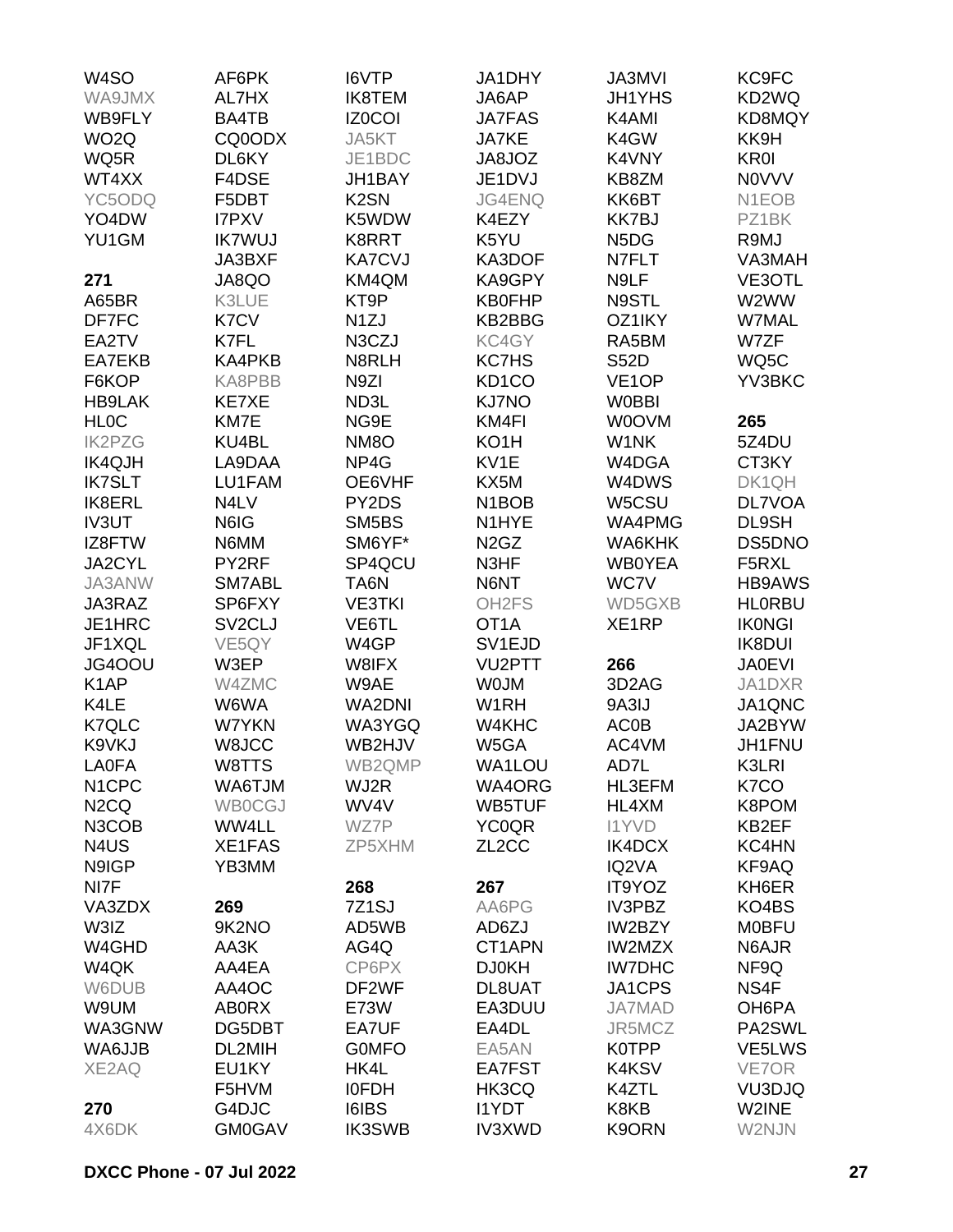W4SO
WA9JMX
WB9FLY
WO2Q
WQ5R
WT4XX
YC5ODQ
YO4DW
YU1GM

**271**
A65BR
DF7FC
EA2TV
EA7EKB
F6KOP
HB9LAK
HL0C
IK2PZG
IK4QJH
IK7SLT
IK8ERL
IV3UT
IZ8FTW
JA2CYL
JA3ANW
JA3RAZ
JE1HRC
JF1XQL
JG4OOU
K1AP
K4LE
K7QLC
K9VKJ
LA0FA
N1CPC
N2CQ
N3COB
N4US
N9IGP
NI7F
VA3ZDX
W3IZ
W4GHD
W4QK
W6DUB
W9UM
WA3GNW
WA6JJB
XE2AQ

**270**
4X6DK
AF6PK
AL7HX
BA4TB
CQ0ODX
DL6KY
F4DSE
F5DBT
I7PXV
IK7WUJ
JA3BXF
JA8QO
K3LUE
K7CV
K7FL
KA4PKB
KA8PBB
KE7XE
KM7E
KU4BL
LA9DAA
LU1FAM
N4LV
N6IG
N6MM
PY2RF
SM7ABL
SP6FXY
SV2CLJ
VE5QY
W3EP
W4ZMC
W6WA
W7YKN
W8JCC
W8TTS
WA6TJM
WB0CGJ
WW4LL
XE1FAS
YB3MM

**269**
9K2NO
AA3K
AA4EA
AA4OC
AB0RX
DG5DBT
DL2MIH
EU1KY
F5HVM
G4DJC
GM0GAV
I6VTP
IK8TEM
IZ0COI
JA5KT
JE1BDC
JH1BAY
K2SN
K5WDW
K8RRT
KA7CVJ
KM4QM
KT9P
N1ZJ
N3CZJ
N8RLH
N9ZI
ND3L
NG9E
NM8O
NP4G
OE6VHF
PY2DS
SM5BS
SM6YF*
SP4QCU
TA6N
VE3TKI
VE6TL
W4GP
W8IFX
W9AE
WA2DNI
WA3YGQ
WB2HJV
WB2QMP
WJ2R
WV4V
WZ7P
ZP5XHM

**268**
7Z1SJ
AD5WB
AG4Q
CP6PX
DF2WF
E73W
EA7UF
G0MFO
HK4L
I0FDH
I6IBS
IK3SWB
JA1DHY
JA6AP
JA7FAS
JA7KE
JA8JOZ
JE1DVJ
JG4ENQ
K4EZY
K5YU
KA3DOF
KA9GPY
KB0FHP
KB2BBG
KC4GY
KC7HS
KD1CO
KJ7NO
KM4FI
KO1H
KV1E
KX5M
N1BOB
N1HYE
N2GZ
N3HF
N6NT
OH2FS
OT1A
SV1EJD
VU2PTT
W0JM
W1RH
W4KHC
W5GA
WA1LOU
WA4ORG
WB5TUF
YC0QR
ZL2CC

**267**
AA6PG
AD6ZJ
CT1APN
DJ0KH
DL8UAT
EA3DUU
EA4DL
EA5AN
EA7FST
HK3CQ
I1YDT
IV3XWD
JA3MVI
JH1YHS
K4AMI
K4GW
K4VNY
KB8ZM
KK6BT
KK7BJ
N5DG
N7FLT
N9LF
N9STL
OZ1IKY
RA5BM
S52D
VE1OP
W0BBI
W0OVM
W1NK
W4DGA
W4DWS
W5CSU
WA4PMG
WA6KHK
WB0YEA
WC7V
WD5GXB
XE1RP

**266**
3D2AG
9A3IJ
AC0B
AC4VM
AD7L
HL3EFM
HL4XM
I1YVD
IK4DCX
IQ2VA
IT9YOZ
IV3PBZ
IW2BZY
IW2MZX
IW7DHC
JA1CPS
JA7MAD
JR5MCZ
K0TPP
K4KSV
K4ZTL
K8KB
K9ORN
KC9FC
KD2WQ
KD8MQY
KK9H
KR0I
N0VVV
N1EOB
PZ1BK
R9MJ
VA3MAH
VE3OTL
W2WW
W7MAL
W7ZF
WQ5C
YV3BKC

**265**
5Z4DU
CT3KY
DK1QH
DL7VOA
DL9SH
DS5DNO
F5RXL
HB9AWS
HL0RBU
IK0NGI
IK8DUI
JA0EVI
JA1DXR
JA1QNC
JA2BYW
JH1FNU
K3LRI
K7CO
K8POM
KB2EF
KC4HN
KF9AQ
KH6ER
KO4BS
M0BFU
N6AJR
NF9Q
NS4F
OH6PA
PA2SWL
VE5LWS
VE7OR
VU3DJQ
W2INE
W2NJN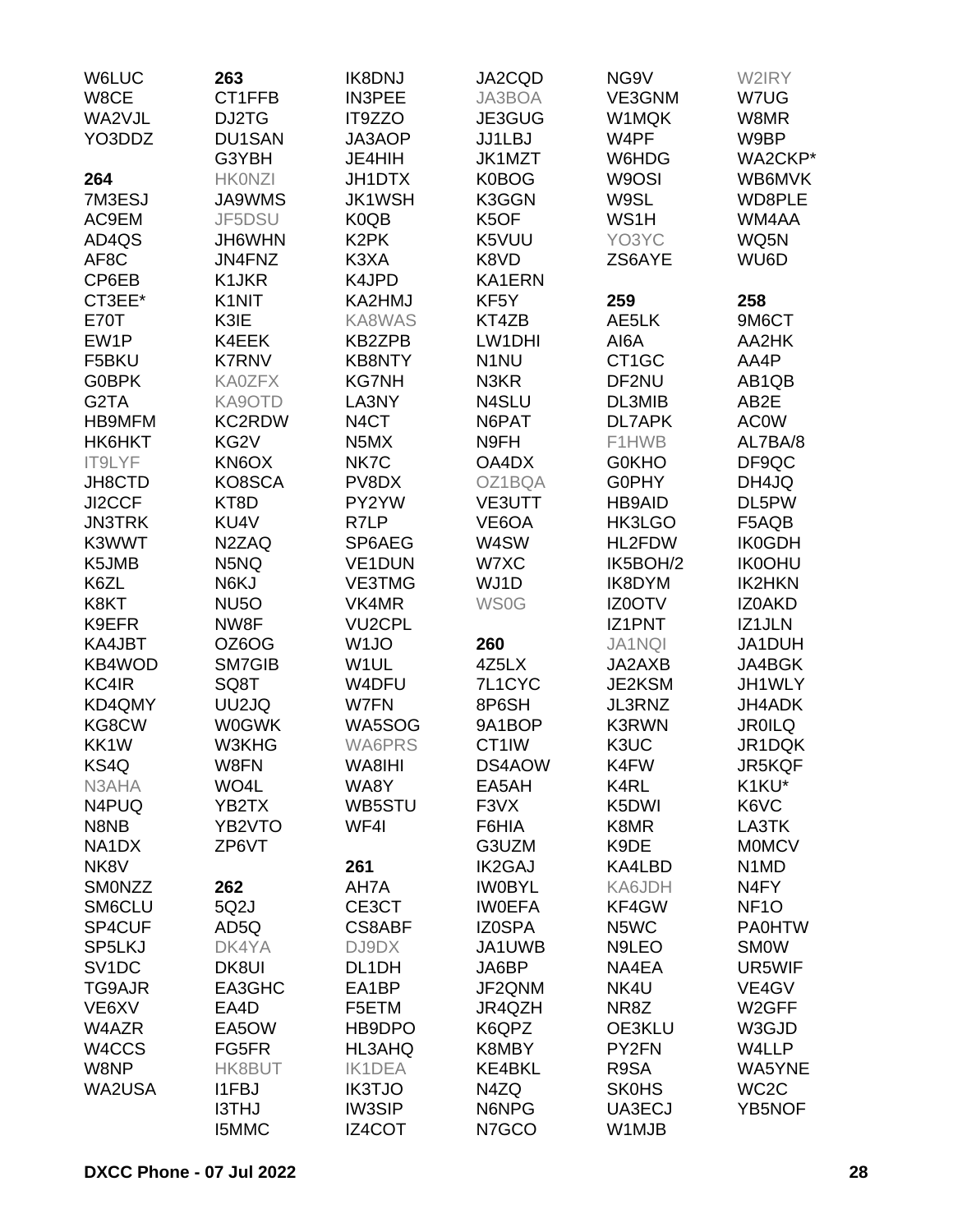W6LUC
W8CE
WA2VJL
YO3DDZ

**264**
7M3ESJ
AC9EM
AD4QS
AF8C
CP6EB
CT3EE*
E70T
EW1P
F5BKU
G0BPK
G2TA
HB9MFM
HK6HKT
IT9LYF
JH8CTD
JI2CCF
JN3TRK
K3WWT
K5JMB
K6ZL
K8KT
K9EFR
KA4JBT
KB4WOD
KC4IR
KD4QMY
KG8CW
KK1W
KS4Q
N3AHA
N4PUQ
N8NB
NA1DX
NK8V
SM0NZZ
SM6CLU
SP4CUF
SP5LKJ
SV1DC
TG9AJR
VE6XV
W4AZR
W4CCS
W8NP
WA2USA

**263**
CT1FFB
DJ2TG
DU1SAN
G3YBH
HK0NZI
JA9WMS
JF5DSU
JH6WHN
JN4FNZ
K1JKR
K1NIT
K3IE
K4EEK
K7RNV
KA0ZFX
KA9OTD
KC2RDW
KG2V
KN6OX
KO8SCA
KT8D
KU4V
N2ZAQ
N5NQ
N6KJ
NU5O
NW8F
OZ6OG
SM7GIB
SQ8T
UU2JQ
W0GWK
W3KHG
W8FN
WO4L
YB2TX
YB2VTO
ZP6VT

**262**
5Q2J
AD5Q
DK4YA
DK8UI
EA3GHC
EA4D
EA5OW
FG5FR
HK8BUT
I1FBJ
I3THJ
I5MMC

IK8DNJ
IN3PEE
IT9ZZO
JA3AOP
JE4HIH
JH1DTX
JK1WSH
K0QB
K2PK
K3XA
K4JPD
KA2HMJ
KA8WAS
KB2ZPB
KB8NTY
KG7NH
LA3NY
N4CT
N5MX
NK7C
PV8DX
PY2YW
R7LP
SP6AEG
VE1DUN
VE3TMG
VK4MR
VU2CPL
W1JO
W1UL
W4DFU
W7FN
WA5SOG
WA6PRS
WA8IHI
WA8Y
WB5STU
WF4I

**261**
AH7A
CE3CT
CS8ABF
DJ9DX
DL1DH
EA1BP
F5ETM
HB9DPO
HL3AHQ
IK1DEA
IK3TJO
IW3SIP
IZ4COT

JA2CQD
JA3BOA
JE3GUG
JJ1LBJ
JK1MZT
K0BOG
K3GGN
K5OF
K5VUU
K8VD
KA1ERN
KF5Y
KT4ZB
LW1DHI
N1NU
N3KR
N4SLU
N6PAT
N9FH
OA4DX
OZ1BQA
VE3UTT
VE6OA
W4SW
W7XC
WJ1D
WS0G

**260**
4Z5LX
7L1CYC
8P6SH
9A1BOP
CT1IW
DS4AOW
EA5AH
F3VX
F6HIA
G3UZM
IK2GAJ
IW0BYL
IW0EFA
IZ0SPA
JA1UWB
JA6BP
JF2QNM
JR4QZH
K6QPZ
K8MBY
KE4BKL
N4ZQ
N6NPG
N7GCO

NG9V
VE3GNM
W1MQK
W4PF
W6HDG
W9OSI
W9SL
WS1H
YO3YC
ZS6AYE

**259**
AE5LK
AI6A
CT1GC
DF2NU
DL3MIB
DL7APK
F1HWB
G0KHO
G0PHY
HB9AID
HK3LGO
HL2FDW
IK5BOH/2
IK8DYM
IZ0OTV
IZ1PNT
JA1NQI
JA2AXB
JE2KSM
JL3RNZ
K3RWN
K3UC
K4FW
K4RL
K5DWI
K8MR
K9DE
KA4LBD
KA6JDH
KF4GW
N5WC
N9LEO
NA4EA
NK4U
NR8Z
OE3KLU
PY2FN
R9SA
SK0HS
UA3ECJ
W1MJB

W2IRY
W7UG
W8MR
W9BP
WA2CKP*
WB6MVK
WD8PLE
WM4AA
WQ5N
WU6D

**258**
9M6CT
AA2HK
AA4P
AB1QB
AB2E
AC0W
AL7BA/8
DF9QC
DH4JQ
DL5PW
F5AQB
IK0GDH
IK0OHU
IK2HKN
IZ0AKD
IZ1JLN
JA1DUH
JA4BGK
JH1WLY
JH4ADK
JR0ILQ
JR1DQK
JR5KQF
K1KU*
K6VC
LA3TK
M0MCV
N1MD
N4FY
NF1O
PA0HTW
SM0W
UR5WIF
VE4GV
W2GFF
W3GJD
W4LLP
WA5YNE
WC2C
YB5NOF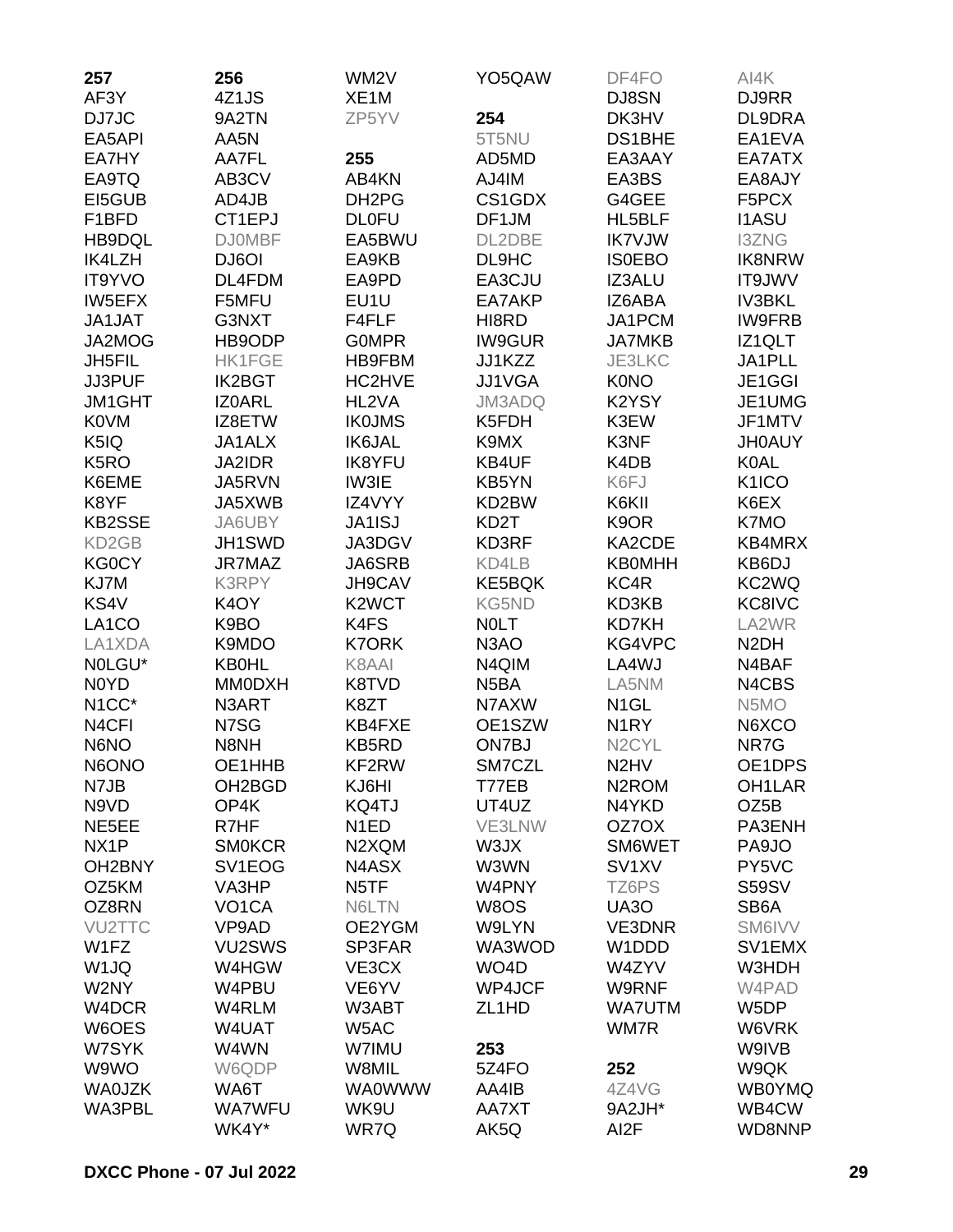**257**
AF3Y
DJ7JC
EA5API
EA7HY
EA9TQ
EI5GUB
F1BFD
HB9DQL
IK4LZH
IT9YVO
IW5EFX
JA1JAT
JA2MOG
JH5FIL
JJ3PUF
JM1GHT
K0VM
K5IQ
K5RO
K6EME
K8YF
KB2SSE
KD2GB
KG0CY
KJ7M
KS4V
LA1CO
LA1XDA
N0LGU*
N0YD
N1CC*
N4CFI
N6NO
N6ONO
N7JB
N9VD
NE5EE
NX1P
OH2BNY
OZ5KM
OZ8RN
VU2TTC
W1FZ
W1JQ
W2NY
W4DCR
W6OES
W7SYK
W9WO
WA0JZK
WA3PBL

**256**
4Z1JS
9A2TN
AA5N
AA7FL
AB3CV
AD4JB
CT1EPJ
DJ0MBF
DJ6OI
DL4FDM
F5MFU
G3NXT
HB9ODP
HK1FGE
IK2BGT
IZ0ARL
IZ8ETW
JA1ALX
JA2IDR
JA5RVN
JA5XWB
JA6UBY
JH1SWD
JR7MAZ
K3RPY
K4OY
K9BO
K9MDO
KB0HL
MM0DXH
N3ART
N7SG
N8NH
OE1HHB
OH2BGD
OP4K
R7HF
SM0KCR
SV1EOG
VA3HP
VO1CA
VP9AD
VU2SWS
W4HGW
W4PBU
W4RLM
W4UAT
W4WN
W6QDP
WA6T
WA7WFU
WK4Y*
WM2V
XE1M
ZP5YV

**255**
AB4KN
DH2PG
DL0FU
EA5BWU
EA9KB
EA9PD
EU1U
F4FLF
G0MPR
HB9FBM
HC2HVE
HL2VA
IK0JMS
IK6JAL
IK8YFU
IW3IE
IZ4VYY
JA1ISJ
JA3DGV
JA6SRB
JH9CAV
K2WCT
K4FS
K7ORK
K8AAI
K8TVD
K8ZT
KB4FXE
KB5RD
KF2RW
KJ6HI
KQ4TJ
N1ED
N2XQM
N4ASX
N5TF
N6LTN
OE2YGM
SP3FAR
VE3CX
VE6YV
W3ABT
W5AC
W7IMU
W8MIL
WA0WWW
WK9U
WR7Q
YO5QAW

**254**
5T5NU
AD5MD
AJ4IM
CS1GDX
DF1JM
DL2DBE
DL9HC
EA3CJU
EA7AKP
HI8RD
IW9GUR
JJ1KZZ
JJ1VGA
JM3ADQ
K5FDH
K9MX
KB4UF
KB5YN
KD2BW
KD2T
KD3RF
KD4LB
KE5BQK
KG5ND
N0LT
N3AO
N4QIM
N5BA
N7AXW
OE1SZW
ON7BJ
SM7CZL
T77EB
UT4UZ
VE3LNW
W3JX
W3WN
W4PNY
W8OS
W9LYN
WA3WOD
WO4D
WP4JCF
ZL1HD

**253**
5Z4FO
AA4IB
AA7XT
AK5Q
DF4FO
DJ8SN
DK3HV
DS1BHE
EA3AAY
EA3BS
G4GEE
HL5BLF
IK7VJW
IS0EBO
IZ3ALU
IZ6ABA
JA1PCM
JA7MKB
JE3LKC
K0NO
K2YSY
K3EW
K3NF
K4DB
K6FJ
K6KII
K9OR
KA2CDE
KB0MHH
KC4R
KD3KB
KD7KH
KG4VPC
LA4WJ
LA5NM
N1GL
N1RY
N2CYL
N2HV
N2ROM
N4YKD
OZ7OX
SM6WET
SV1XV
TZ6PS
UA3O
VE3DNR
W1DDD
W4ZYV
W9RNF
WA7UTM
WM7R

**252**
4Z4VG
9A2JH*
AI2F
AI4K
DJ9RR
DL9DRA
EA1EVA
EA7ATX
EA8AJY
F5PCX
I1ASU
I3ZNG
IK8NRW
IT9JWV
IV3BKL
IW9FRB
IZ1QLT
JA1PLL
JE1GGI
JE1UMG
JF1MTV
JH0AUY
K0AL
K1ICO
K6EX
K7MO
KB4MRX
KB6DJ
KC2WQ
KC8IVC
LA2WR
N2DH
N4BAF
N4CBS
N5MO
N6XCO
NR7G
OE1DPS
OH1LAR
OZ5B
PA3ENH
PA9JO
PY5VC
S59SV
SB6A
SM6IVV
SV1EMX
W3HDH
W4PAD
W5DP
W6VRK
W9IVB
W9QK
WB0YMQ
WB4CW
WD8NNP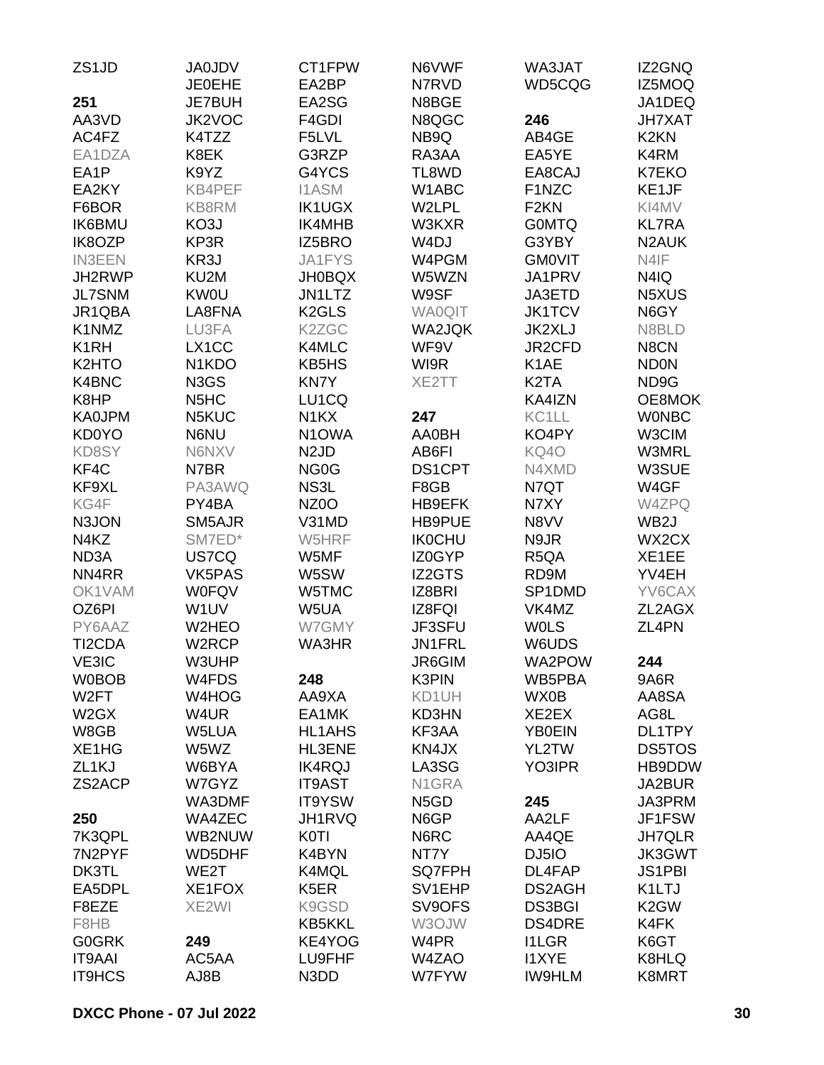ZS1JD

**251**

AA3VD
AC4FZ
EA1DZA
EA1P
EA2KY
F6BOR
IK6BMU
IK8OZP
IN3EEN
JH2RWP
JL7SNM
JR1QBA
K1NMZ
K1RH
K2HTO
K4BNC
K8HP
KA0JPM
KD0YO
KD8SY
KF4C
KF9XL
KG4F
N3JON
N4KZ
ND3A
NN4RR
OK1VAM
OZ6PI
PY6AAZ
TI2CDA
VE3IC
W0BOB
W2FT
W2GX
W8GB
XE1HG
ZL1KJ
ZS2ACP

**250**

7K3QPL
7N2PYF
DK3TL
EA5DPL
F8EZE
F8HB
G0GRK
IT9AAI
IT9HCS
JA0JDV
JE0EHE
JE7BUH
JK2VOC
K4TZZ
K8EK
K9YZ
KB4PEF
KB8RM
KO3J
KP3R
KR3J
KU2M
KW0U
LA8FNA
LU3FA
LX1CC
N1KDO
N3GS
N5HC
N5KUC
N6NU
N6NXV
N7BR
PA3AWQ
PY4BA
SM5AJR
SM7ED*
US7CQ
VK5PAS
W0FQV
W1UV
W2HEO
W2RCP
W3UHP
W4FDS
W4HOG
W4UR
W5LUA
W5WZ
W6BYA
W7GYZ
WA3DMF
WA4ZEC
WB2NUW
WD5DHF
WE2T
XE1FOX
XE2WI

**249**

AC5AA
AJ8B
CT1FPW
EA2BP
EA2SG
F4GDI
F5LVL
G3RZP
G4YCS
I1ASM
IK1UGX
IK4MHB
IZ5BRO
JA1FYS
JH0BQX
JN1LTZ
K2GLS
K2ZGC
K4MLC
KB5HS
KN7Y
LU1CQ
N1KX
N1OWA
N2JD
NG0G
NS3L
NZ0O
V31MD
W5HRF
W5MF
W5SW
W5TMC
W5UA
W7GMY
WA3HR

**248**

AA9XA
EA1MK
HL1AHS
HL3ENE
IK4RQJ
IT9AST
IT9YSW
JH1RVQ
K0TI
K4BYN
K4MQL
K5ER
K9GSD
KB5KKL
KE4YOG
LU9FHF
N3DD
N6VWF
N7RVD
N8BGE
N8QGC
NB9Q
RA3AA
TL8WD
W1ABC
W2LPL
W3KXR
W4DJ
W4PGM
W5WZN
W9SF
WA0QIT
WA2JQK
WF9V
WI9R
XE2TT

**247**

AA0BH
AB6FI
DS1CPT
F8GB
HB9EFK
HB9PUE
IK0CHU
IZ0GYP
IZ2GTS
IZ8BRI
IZ8FQI
JF3SFU
JN1FRL
JR6GIM
K3PIN
KD1UH
KD3HN
KF3AA
KN4JX
LA3SG
N1GRA
N5GD
N6GP
N6RC
NT7Y
SQ7FPH
SV1EHP
SV9OFS
W3OJW
W4PR
W4ZAO
W7FYW
WA3JAT
WD5CQG

**246**

AB4GE
EA5YE
EA8CAJ
F1NZC
F2KN
G0MTQ
G3YBY
GM0VIT
JA1PRV
JA3ETD
JK1TCV
JK2XLJ
JR2CFD
K1AE
K2TA
KA4IZN
KC1LL
KO4PY
KQ4O
N4XMD
N7QT
N7XY
N8VV
N9JR
R5QA
RD9M
SP1DMD
VK4MZ
W0LS
W6UDS
WA2POW
WB5PBA
WX0B
XE2EX
YB0EIN
YL2TW
YO3IPR

**245**

AA2LF
AA4QE
DJ5IO
DL4FAP
DS2AGH
DS3BGI
DS4DRE
I1LGR
I1XYE
IW9HLM
IZ2GNQ
IZ5MOQ
JA1DEQ
JH7XAT
K2KN
K4RM
K7EKO
KE1JF
KI4MV
KL7RA
N2AUK
N4IF
N4IQ
N5XUS
N6GY
N8BLD
N8CN
ND0N
ND9G
OE8MOK
W0NBC
W3CIM
W3MRL
W3SUE
W4GF
W4ZPQ
WB2J
WX2CX
XE1EE
YV4EH
YV6CAX
ZL2AGX
ZL4PN

**244**

9A6R
AA8SA
AG8L
DL1TPY
DS5TOS
HB9DDW
JA2BUR
JA3PRM
JF1FSW
JH7QLR
JK3GWT
JS1PBI
K1LTJ
K2GW
K4FK
K6GT
K8HLQ
K8MRT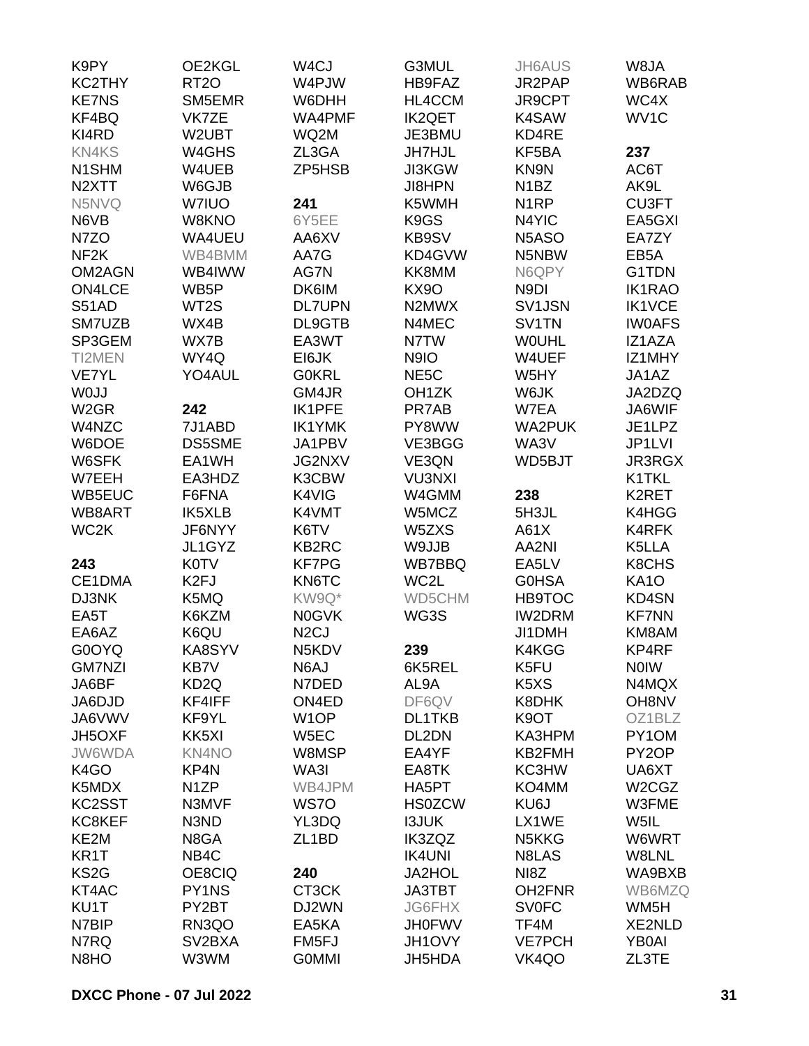K9PY
KC2THY
KE7NS
KF4BQ
KI4RD
KN4KS
N1SHM
N2XTT
N5NVQ
N6VB
N7ZO
NF2K
OM2AGN
ON4LCE
S51AD
SM7UZB
SP3GEM
TI2MEN
VE7YL
W0JJ
W2GR
W4NZC
W6DOE
W6SFK
W7EEH
WB5EUC
WB8ART
WC2K

**243**
CE1DMA
DJ3NK
EA5T
EA6AZ
G0OYQ
GM7NZI
JA6BF
JA6DJD
JA6VWV
JH5OXF
JW6WDA
K4GO
K5MDX
KC2SST
KC8KEF
KE2M
KR1T
KS2G
KT4AC
KU1T
N7BIP
N7RQ
N8HO

OE2KGL
RT2O
SM5EMR
VK7ZE
W2UBT
W4GHS
W4UEB
W6GJB
W7IUO
W8KNO
WA4UEU
WB4BMM
WB4IWW
WB5P
WT2S
WX4B
WX7B
WY4Q
YO4AUL

**242**
7J1ABD
DS5SME
EA1WH
EA3HDZ
F6FNA
IK5XLB
JF6NYY
JL1GYZ
K0TV
K2FJ
K5MQ
K6KZM
K6QU
KA8SYV
KB7V
KD2Q
KF4IFF
KF9YL
KK5XI
KN4NO
KP4N
N1ZP
N3MVF
N3ND
N8GA
NB4C
OE8CIQ
PY1NS
PY2BT
RN3QO
SV2BXA
W3WM

W4CJ
W4PJW
W6DHH
WA4PMF
WQ2M
ZL3GA
ZP5HSB

**241**
6Y5EE
AA6XV
AA7G
AG7N
DK6IM
DL7UPN
DL9GTB
EA3WT
EI6JK
G0KRL
GM4JR
IK1PFE
IK1YMK
JA1PBV
JG2NXV
K3CBW
K4VIG
K4VMT
K6TV
KB2RC
KF7PG
KN6TC
KW9Q*
N0GVK
N2CJ
N5KDV
N6AJ
N7DED
W1OP
W5EC
W8MSP
WA3I
WB4JPM
WS7O
YL3DQ
ZL1BD

**240**
CT3CK
DJ2WN
EA5KA
FM5FJ
G0MMI

G3MUL
HB9FAZ
HL4CCM
IK2QET
JE3BMU
JH7HJL
JI3KGW
JI8HPN
K5WMH
K9GS
KB9SV
KD4GVW
KK8MM
KX9O
N2MWX
N4MEC
N7TW
N9IO
NE5C
OH1ZK
PR7AB
PY8WW
VE3BGG
VE3QN
VU3NXI
W4GMM
W5MCZ
W5ZXS
W9JJB
WB7BBQ
WC2L
WD5CHM
WG3S

**239**
6K5REL
AL9A
DF6QV
DL1TKB
DL2DN
EA4YF
EA8TK
HA5PT
HS0ZCW
I3JUK
IK3ZQZ
IK4UNI
JA2HOL
JA3TBT
JG6FHX
JH0FWV
JH1OVY
JH5HDA

JH6AUS
JR2PAP
JR9CPT
K4SAW
KD4RE
KF5BA
KN9N
N1BZ
N1RP
N4YIC
N5ASO
N5NBW
N6QPY
N9DI
SV1JSN
SV1TN
W0UHL
W4UEF
W5HY
W6JK
W7EA
WA2PUK
WA3V
WD5BJT

**238**
5H3JL
A61X
AA2NI
EA5LV
G0HSA
HB9TOC
IW2DRM
JI1DMH
K4KGG
K5FU
K5XS
K8DHK
K9OT
KA3HPM
KB2FMH
KC3HW
KO4MM
KU6J
LX1WE
N5KKG
N8LAS
NI8Z
OH2FNR
SV0FC
TF4M
VE7PCH
VK4QO

W8JA
WB6RAB
WC4X
WV1C

**237**
AC6T
AK9L
CU3FT
EA5GXI
EA7ZY
EB5A
G1TDN
IK1RAO
IK1VCE
IW0AFS
IZ1AZA
IZ1MHY
JA1AZ
JA2DZQ
JA6WIF
JE1LPZ
JP1LVI
JR3RGX
K1TKL
K2RET
K4HGG
K4RFK
K5LLA
K8CHS
KA1O
KD4SN
KF7NN
KM8AM
KP4RF
N0IW
N4MQX
OH8NV
OZ1BLZ
PY1OM
PY2OP
UA6XT
W2CGZ
W3FME
W5IL
W6WRT
W8LNL
WA9BXB
WB6MZQ
WM5H
XE2NLD
YB0AI
ZL3TE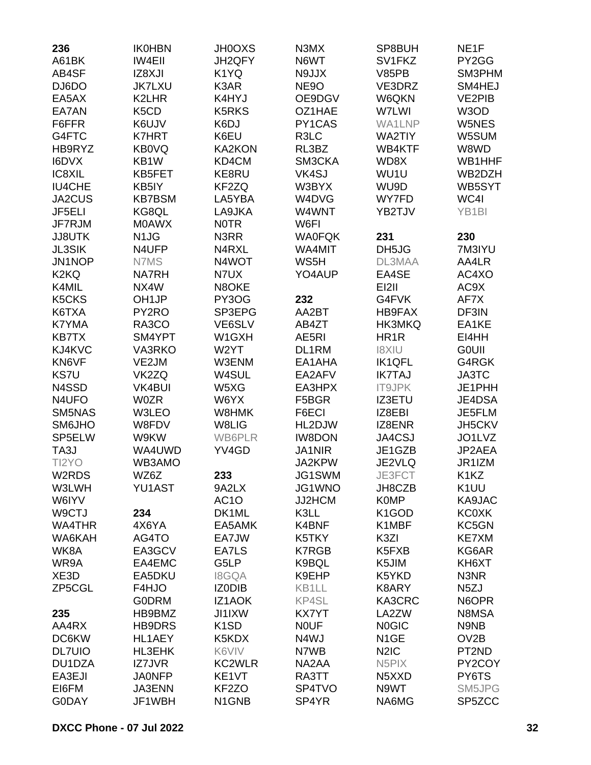**236**
A61BK
AB4SF
DJ6DO
EA5AX
EA7AN
F6FFR
G4FTC
HB9RYZ
I6DVX
IC8XIL
IU4CHE
JA2CUS
JF5ELI
JF7RJM
JJ8UTK
JL3SIK
JN1NOP
K2KQ
K4MIL
K5CKS
K6TXA
K7YMA
KB7TX
KJ4KVC
KN6VF
KS7U
N4SSD
N4UFO
SM5NAS
SM6JHO
SP5ELW
TA3J
TI2YO
W2RDS
W3LWH
W6IYV
W9CTJ
WA4THR
WA6KAH
WK8A
WR9A
XE3D
ZP5CGL

**235**
AA4RX
DC6KW
DL7UIO
DU1DZA
EA3EJI
EI6FM
G0DAY
IK0HBN
IW4EII
IZ8XJI
JK7LXU
K2LHR
K5CD
K6UJV
K7HRT
KB0VQ
KB1W
KB5FET
KB5IY
KB7BSM
KG8QL
M0AWX
N1JG
N4UFP
N7MS
NA7RH
NX4W
OH1JP
PY2RO
RA3CO
SM4YPT
VA3RKO
VE2JM
VK2ZQ
VK4BUI
W0ZR
W3LEO
W8FDV
W9KW
WA4UWD
WB3AMO
WZ6Z
YU1AST

**234**
4X6YA
AG4TO
EA3GCV
EA4EMC
EA5DKU
F4HJO
G0DRM
HB9BMZ
HB9DRS
HL1AEY
HL3EHK
IZ7JVR
JA0NFP
JA3ENN
JF1WBH
JH0OXS
JH2QFY
K1YQ
K3AR
K4HYJ
K5RKS
K6DJ
K6EU
KA2KON
KD4CM
KE8RU
KF2ZQ
LA5YBA
LA9JKA
N0TR
N3RR
N4RXL
N4WOT
N7UX
N8OKE
PY3OG
SP3EPG
VE6SLV
W1GXH
W2YT
W3ENM
W4SUL
W5XG
W6YX
W8HMK
W8LIG
WB6PLR
YV4GD

**233**
9A2LX
AC1O
DK1ML
EA5AMK
EA7JW
EA7LS
G5LP
I8GQA
IZ0DIB
IZ1AOK
JI1IXW
K1SD
K5KDX
K6VIV
KC2WLR
KE1VT
KF2ZO
N1GNB
N3MX
N6WT
N9JJX
NE9O
OE9DGV
OZ1HAE
PY1CAS
R3LC
RL3BZ
SM3CKA
VK4SJ
W3BYX
W4DVG
W4WNT
W6FI
WA0FQK
WA4MIT
WS5H
YO4AUP

**232**
AA2BT
AB4ZT
AE5RI
DL1RM
EA1AHA
EA2AFV
EA3HPX
F5BGR
F6ECI
HL2DJW
IW8DON
JA1NIR
JA2KPW
JG1SWM
JG1WNO
JJ2HCM
K3LL
K4BNF
K5TKY
K7RGB
K9BQL
K9EHP
KB1LL
KP4SL
KX7YT
N0UF
N4WJ
N7WB
NA2AA
RA3TT
SP4TVO
SP4YR
SP8BUH
SV1FKZ
V85PB
VE3DRZ
W6QKN
W7LWI
WA1LNP
WA2TIY
WB4KTF
WD8X
WU1U
WU9D
WY7FD
YB2TJV

**231**
DH5JG
DL3MAA
EA4SE
EI2II
G4FVK
HB9FAX
HK3MKQ
HR1R
I8XIU
IK1QFL
IK7TAJ
IT9JPK
IZ3ETU
IZ8EBI
IZ8ENR
JA4CSJ
JE1GZB
JE2VLQ
JE3FCT
JH8CZB
K0MP
K1GOD
K1MBF
K3ZI
K5FXB
K5JIM
K5YKD
K8ARY
KA3CRC
LA2ZW
N0GIC
N1GE
N2IC
N5PIX
N5XXD
N9WT
NA6MG
NE1F
PY2GG
SM3PHM
SM4HEJ
VE2PIB
W3OD
W5NES
W5SUM
W8WD
WB1HHF
WB2DZH
WB5SYT
WC4I
YB1BI

**230**
7M3IYU
AA4LR
AC4XO
AC9X
AF7X
DF3IN
EA1KE
EI4HH
G0UII
G4RGK
JA3TC
JE1PHH
JE4DSA
JE5FLM
JH5CKV
JO1LVZ
JP2AEA
JR1IZM
K1KZ
K1UU
KA9JAC
KC0XK
KC5GN
KE7XM
KG6AR
KH6XT
N3NR
N5ZJ
N6OPR
N8MSA
N9NB
OV2B
PT2ND
PY2COY
PY6TS
SM5JPG
SP5ZCC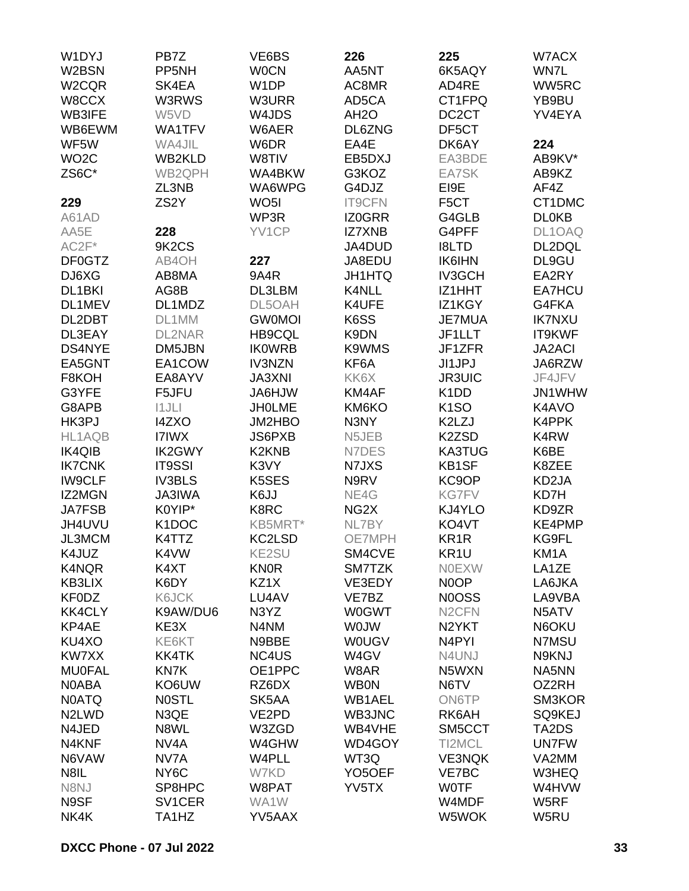W1DYJ
W2BSN
W2CQR
W8CCX
WB3IFE
WB6EWM
WF5W
WO2C
ZS6C*

**229**

A61AD
AA5E
AC2F*
DF0GTZ
DJ6XG
DL1BKI
DL1MEV
DL2DBT
DL3EAY
DS4NYE
EA5GNT
F8KOH
G3YFE
G8APB
HK3PJ
HL1AQB
IK4QIB
IK7CNK
IW9CLF
IZ2MGN
JA7FSB
JH4UVU
JL3MCM
K4JUZ
K4NQR
KB3LIX
KF0DZ
KK4CLY
KP4AE
KU4XO
KW7XX
MU0FAL
N0ABA
N0ATQ
N2LWD
N4JED
N4KNF
N6VAW
N8IL
N8NJ
N9SF
NK4K
PB7Z
PP5NH
SK4EA
W3RWS
W5VD
WA1TFV
WA4JIL
WB2KLD
WB2QPH
ZL3NB
ZS2Y

**228**

9K2CS
AB4OH
AB8MA
AG8B
DL1MDZ
DL1MM
DL2NAR
DM5JBN
EA1COW
EA8AYV
F5JFU
I1JLI
I4ZXO
I7IWX
IK2GWY
IT9SSI
IV3BLS
JA3IWA
K0YIP*
K1DOC
K4TTZ
K4VW
K4XT
K6DY
K6JCK
K9AW/DU6
KE3X
KE6KT
KK4TK
KN7K
KO6UW
N0STL
N3QE
N8WL
NV4A
NV7A
NY6C
SP8HPC
SV1CER
TA1HZ
VE6BS
W0CN
W1DP
W3URR
W4JDS
W6AER
W6DR
W8TIV
WA4BKW
WA6WPG
WO5I
WP3R
YV1CP

**227**

9A4R
DL3LBM
DL5OAH
GW0MOI
HB9CQL
IK0WRB
IV3NZN
JA3XNI
JA6HJW
JH0LME
JM2HBO
JS6PXB
K2KNB
K3VY
K5SES
K6JJ
K8RC
KB5MRT*
KC2LSD
KE2SU
KN0R
KZ1X
LU4AV
N3YZ
N4NM
N9BBE
NC4US
OE1PPC
RZ6DX
SK5AA
VE2PD
W3ZGD
W4GHW
W4PLL
W7KD
W8PAT
WA1W
YV5AAX

**226**

AA5NT
AC8MR
AD5CA
AH2O
DL6ZNG
EA4E
EB5DXJ
G3KOZ
G4DJZ
IT9CFN
IZ0GRR
IZ7XNB
JA4DUD
JA8EDU
JH1HTQ
K4NLL
K4UFE
K6SS
K9DN
K9WMS
KF6A
KK6X
KM4AF
KM6KO
N3NY
N5JEB
N7DES
N7JXS
N9RV
NE4G
NG2X
NL7BY
OE7MPH
SM4CVE
SM7TZK
VE3EDY
VE7BZ
W0GWT
W0JW
W0UGV
W4GV
W8AR
WB0N
WB1AEL
WB3JNC
WB4VHE
WD4GOY
WT3Q
YO5OEF
YV5TX

**225**

6K5AQY
AD4RE
CT1FPQ
DC2CT
DF5CT
DK6AY
EA3BDE
EA7SK
EI9E
F5CT
G4GLB
G4PFF
I8LTD
IK6IHN
IV3GCH
IZ1HHT
IZ1KGY
JE7MUA
JF1LLT
JF1ZFR
JI1JPJ
JR3UIC
K1DD
K1SO
K2LZJ
K2ZSD
KA3TUG
KB1SF
KC9OP
KG7FV
KJ4YLO
KO4VT
KR1R
KR1U
N0EXW
N0OP
N0OSS
N2CFN
N2YKT
N4PYI
N4UNJ
N5WXN
N6TV
ON6TP
RK6AH
SM5CCT
TI2MCL
VE3NQK
VE7BC
W0TF
W4MDF
W5WOK
W7ACX
WN7L
WW5RC
YB9BU
YV4EYA

**224**

AB9KV*
AB9KZ
AF4Z
CT1DMC
DL0KB
DL1OAQ
DL2DQL
DL9GU
EA2RY
EA7HCU
G4FKA
IK7NXU
IT9KWF
JA2ACI
JA6RZW
JF4JFV
JN1WHW
K4AVO
K4PPK
K4RW
K6BE
K8ZEE
KD2JA
KD7H
KD9ZR
KE4PMP
KG9FL
KM1A
LA1ZE
LA6JKA
LA9VBA
N5ATV
N6OKU
N7MSU
N9KNJ
NA5NN
OZ2RH
SM3KOR
SQ9KEJ
TA2DS
UN7FW
VA2MM
W3HEQ
W4HVW
W5RF
W5RU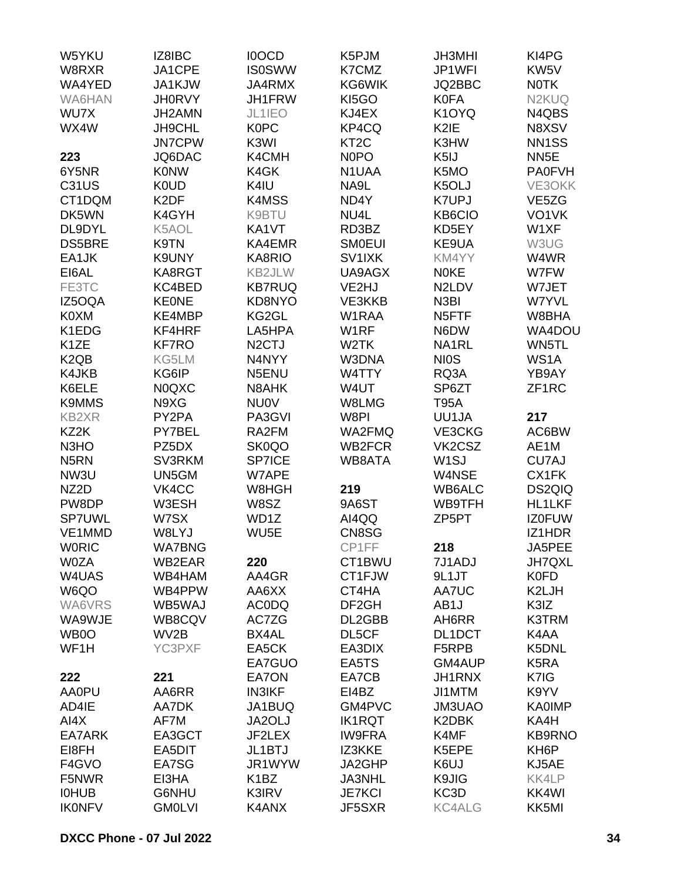W5YKU
W8RXR
WA4YED
WA6HAN
WU7X
WX4W

**223**
6Y5NR
C31US
CT1DQM
DK5WN
DL9DYL
DS5BRE
EA1JK
EI6AL
FE3TC
IZ5OQA
K0XM
K1EDG
K1ZE
K2QB
K4JKB
K6ELE
K9MMS
KB2XR
KZ2K
N3HO
N5RN
NW3U
NZ2D
PW8DP
SP7UWL
VE1MMD
W0RIC
W0ZA
W4UAS
W6QO
WA6VRS
WA9WJE
WB0O
WF1H

**222**
AA0PU
AD4IE
AI4X
EA7ARK
EI8FH
F4GVO
F5NWR
I0HUB
IK0NFV

IZ8IBC
JA1CPE
JA1KJW
JH0RVY
JH2AMN
JH9CHL
JN7CPW
JQ6DAC
K0NW
K0UD
K2DF
K4GYH
K5AOL
K9TN
K9UNY
KA8RGT
KC4BED
KE0NE
KE4MBP
KF4HRF
KF7RO
KG5LM
KG6IP
N0QXC
N9XG
PY2PA
PY7BEL
PZ5DX
SV3RKM
UN5GM
VK4CC
W3ESH
W7SX
W8LYJ
WA7BNG
WB2EAR
WB4HAM
WB4PPW
WB5WAJ
WB8CQV
WV2B
YC3PXF

**221**
AA6RR
AA7DK
AF7M
EA3GCT
EA5DIT
EA7SG
EI3HA
G6NHU
GM0LVI

I0OCD
IS0SWW
JA4RMX
JH1FRW
JL1IEO
K0PC
K3WI
K4CMH
K4GK
K4IU
K4MSS
K9BTU
KA1VT
KA4EMR
KA8RIO
KB2JLW
KB7RUQ
KD8NYO
KG2GL
LA5HPA
N2CTJ
N4NYY
N5ENU
N8AHK
NU0V
PA3GVI
RA2FM
SK0QO
SP7ICE
W7APE
W8HGH
W8SZ
WD1Z
WU5E

**220**
AA4GR
AA6XX
AC0DQ
AC7ZG
BX4AL
EA5CK
EA7GUO
EA7ON
IN3IKF
JA1BUQ
JA2OLJ
JF2LEX
JL1BTJ
JR1WYW
K1BZ
K3IRV
K4ANX

K5PJM
K7CMZ
KG6WIK
KI5GO
KJ4EX
KP4CQ
KT2C
N0PO
N1UAA
NA9L
ND4Y
NU4L
RD3BZ
SM0EUI
SV1IXK
UA9AGX
VE2HJ
VE3KKB
W1RAA
W1RF
W2TK
W3DNA
W4TTY
W4UT
W8LMG
W8PI
WA2FMQ
WB2FCR
WB8ATA

**219**
9A6ST
AI4QQ
CN8SG
CP1FF
CT1BWU
CT1FJW
CT4HA
DF2GH
DL2GBB
DL5CF
EA3DIX
EA5TS
EA7CB
EI4BZ
GM4PVC
IK1RQT
IW9FRA
IZ3KKE
JA2GHP
JA3NHL
JE7KCI
JF5SXR

JH3MHI
JP1WFI
JQ2BBC
K0FA
K1OYQ
K2IE
K3HW
K5IJ
K5MO
K5OLJ
K7UPJ
KB6CIO
KD5EY
KE9UA
KM4YY
N0KE
N2LDV
N3BI
N5FTF
N6DW
NA1RL
NI0S
RQ3A
SP6ZT
T95A
UU1JA
VE3CKG
VK2CSZ
W1SJ
W4NSE
WB6ALC
WB9TFH
ZP5PT

**218**
7J1ADJ
9L1JT
AA7UC
AB1J
AH6RR
DL1DCT
F5RPB
GM4AUP
JH1RNX
JI1MTM
JM3UAO
K2DBK
K4MF
K5EPE
K6UJ
K9JIG
KC3D
KC4ALG

KI4PG
KW5V
N0TK
N2KUQ
N4QBS
N8XSV
NN1SS
NN5E
PA0FVH
VE3OKK
VE5ZG
VO1VK
W1XF
W3UG
W4WR
W7FW
W7JET
W7YVL
W8BHA
WA4DOU
WN5TL
WS1A
YB9AY
ZF1RC

**217**
AC6BW
AE1M
CU7AJ
CX1FK
DS2QIQ
HL1LKF
IZ0FUW
IZ1HDR
JA5PEE
JH7QXL
K0FD
K2LJH
K3IZ
K3TRM
K4AA
K5DNL
K5RA
K7IG
K9YV
KA0IMP
KA4H
KB9RNO
KH6P
KJ5AE
KK4LP
KK4WI
KK5MI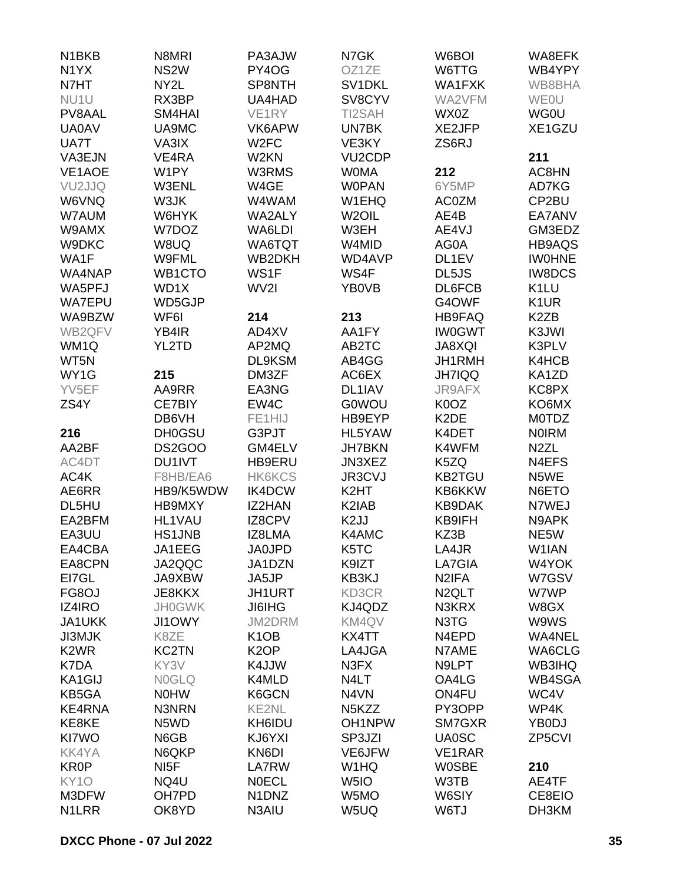N1BKB
N1YX
N7HT
NU1U
PV8AAL
UA0AV
UA7T
VA3EJN
VE1AOE
VU2JJQ
W6VNQ
W7AUM
W9AMX
W9DKC
WA1F
WA4NAP
WA5PFJ
WA7EPU
WA9BZW
WB2QFV
WM1Q
WT5N
WY1G
YV5EF
ZS4Y

**216**

AA2BF
AC4DT
AC4K
AE6RR
DL5HU
EA2BFM
EA3UU
EA4CBA
EA8CPN
EI7GL
FG8OJ
IZ4IRO
JA1UKK
JI3MJK
K2WR
K7DA
KA1GIJ
KB5GA
KE4RNA
KE8KE
KI7WO
KK4YA
KR0P
KY1O
M3DFW
N1LRR
N8MRI
NS2W
NY2L
RX3BP
SM4HAI
UA9MC
VA3IX
VE4RA
W1PY
W3ENL
W3JK
W6HYK
W7DOZ
W8UQ
W9FML
WB1CTO
WD1X
WD5GJP
WF6I
YB4IR
YL2TD

**215**

AA9RR
CE7BIY
DB6VH
DH0GSU
DS2GOO
DU1IVT
F8HB/EA6
HB9/K5WDW
HB9MXY
HL1VAU
HS1JNB
JA1EEG
JA2QQC
JA9XBW
JE8KKX
JH0GWK
JI1OWY
K8ZE
KC2TN
KY3V
N0GLQ
N0HW
N3NRN
N5WD
N6GB
N6QKP
NI5F
NQ4U
OH7PD
OK8YD
PA3AJW
PY4OG
SP8NTH
UA4HAD
VE1RY
VK6APW
W2FC
W2KN
W3RMS
W4GE
W4WAM
WA2ALY
WA6LDI
WA6TQT
WB2DKH
WS1F
WV2I

**214**

AD4XV
AP2MQ
DL9KSM
DM3ZF
EA3NG
EW4C
FE1HIJ
G3PJT
GM4ELV
HB9ERU
HK6KCS
IK4DCW
IZ2HAN
IZ8CPV
IZ8LMA
JA0JPD
JA1DZN
JA5JP
JH1URT
JI6IHG
JM2DRM
K1OB
K2OP
K4JJW
K4MLD
K6GCN
KE2NL
KH6IDU
KJ6YXI
KN6DI
LA7RW
N0ECL
N1DNZ
N3AIU
N7GK
OZ1ZE
SV1DKL
SV8CYV
TI2SAH
UN7BK
VE3KY
VU2CDP
W0MA
W0PAN
W1EHQ
W2OIL
W3EH
W4MID
WD4AVP
WS4F
YB0VB

**213**

AA1FY
AB2TC
AB4GG
AC6EX
DL1IAV
G0WOU
HB9EYP
HL5YAW
JH7BKN
JN3XEZ
JR3CVJ
K2HT
K2IAB
K2JJ
K4AMC
K5TC
K9IZT
KB3KJ
KD3CR
KJ4QDZ
KM4QV
KX4TT
LA4JGA
N3FX
N4LT
N4VN
N5KZZ
OH1NPW
SP3JZI
VE6JFW
W1HQ
W5IO
W5MO
W5UQ
W6BOI
W6TTG
WA1FXK
WA2VFM
WX0Z
XE2JFP
ZS6RJ

**212**

6Y5MP
AC0ZM
AE4B
AE4VJ
AG0A
DL1EV
DL5JS
DL6FCB
G4OWF
HB9FAQ
IW0GWT
JA8XQI
JH1RMH
JH7IQQ
JR9AFX
K0OZ
K2DE
K4DET
K4WFM
K5ZQ
KB2TGU
KB6KKW
KB9DAK
KB9IFH
KZ3B
LA4JR
LA7GIA
N2IFA
N2QLT
N3KRX
N3TG
N4EPD
N7AME
N9LPT
OA4LG
ON4FU
PY3OPP
SM7GXR
UA0SC
VE1RAR
W0SBE
W3TB
W6SIY
W6TJ
WA8EFK
WB4YPY
WB8BHA
WE0U
WG0U
XE1GZU

**211**

AC8HN
AD7KG
CP2BU
EA7ANV
GM3EDZ
HB9AQS
IW0HNE
IW8DCS
K1LU
K1UR
K2ZB
K3JWI
K3PLV
K4HCB
KA1ZD
KC8PX
KO6MX
M0TDZ
N0IRM
N2ZL
N4EFS
N5WE
N6ETO
N7WEJ
N9APK
NE5W
W1IAN
W4YOK
W7GSV
W7WP
W8GX
W9WS
WA4NEL
WA6CLG
WB3IHQ
WB4SGA
WC4V
WP4K
YB0DJ
ZP5CVI

**210**

AE4TF
CE8EIO
DH3KM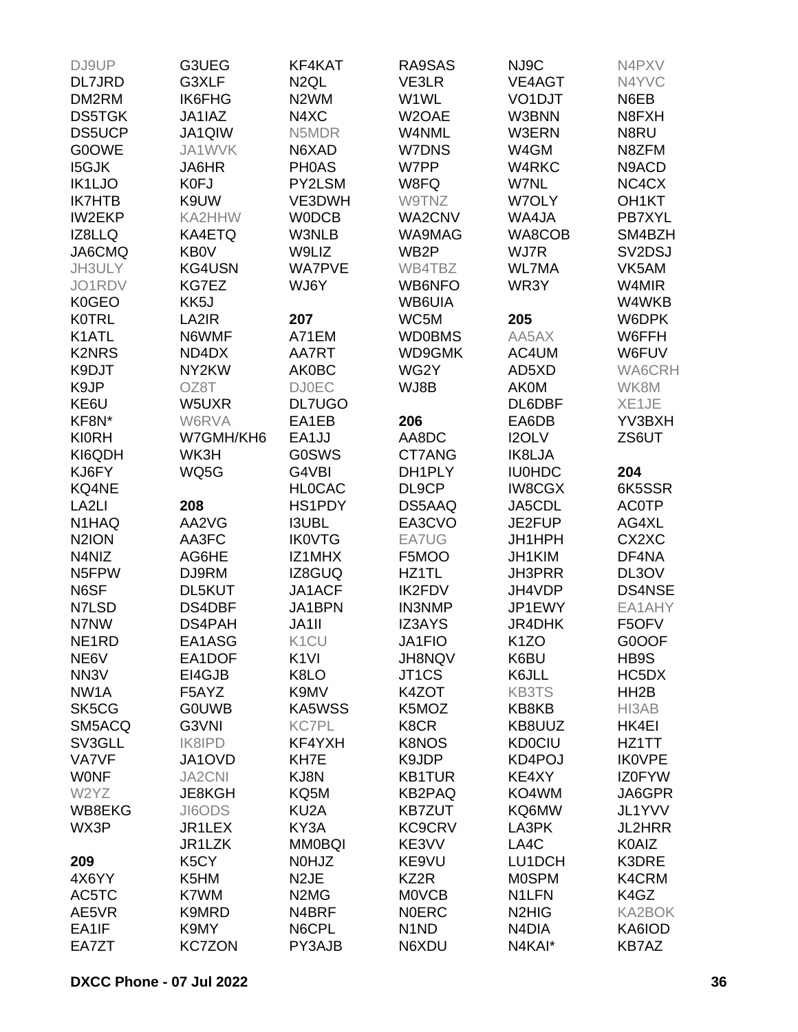DJ9UP
DL7JRD
DM2RM
DS5TGK
DS5UCP
G0OWE
I5GJK
IK1LJO
IK7HTB
IW2EKP
IZ8LLQ
JA6CMQ
JH3ULY
JO1RDV
K0GEO
K0TRL
K1ATL
K2NRS
K9DJT
K9JP
KE6U
KF8N*
KI0RH
KI6QDH
KJ6FY
KQ4NE
LA2LI
N1HAQ
N2ION
N4NIZ
N5FPW
N6SF
N7LSD
N7NW
NE1RD
NE6V
NN3V
NW1A
SK5CG
SM5ACQ
SV3GLL
VA7VF
W0NF
W2YZ
WB8EKG
WX3P

**209**

4X6YY
AC5TC
AE5VR
EA1IF
EA7ZT
G3UEG
G3XLF
IK6FHG
JA1IAZ
JA1QIW
JA1WVK
JA6HR
K0FJ
K9UW
KA2HHW
KA4ETQ
KB0V
KG4USN
KG7EZ
KK5J
LA2IR
N6WMF
ND4DX
NY2KW
OZ8T
W5UXR
W6RVA
W7GMH/KH6
WK3H
WQ5G

**208**

AA2VG
AA3FC
AG6HE
DJ9RM
DL5KUT
DS4DBF
DS4PAH
EA1ASG
EA1DOF
EI4GJB
F5AYZ
G0UWB
G3VNI
IK8IPD
JA1OVD
JA2CNI
JE8KGH
JI6ODS
JR1LEX
JR1LZK
K5CY
K5HM
K7WM
K9MRD
K9MY
KC7ZON
KF4KAT
N2QL
N2WM
N4XC
N5MDR
N6XAD
PH0AS
PY2LSM
VE3DWH
W0DCB
W3NLB
W9LIZ
WA7PVE
WJ6Y

**207**

A71EM
AA7RT
AK0BC
DJ0EC
DL7UGO
EA1EB
EA1JJ
G0SWS
G4VBI
HL0CAC
HS1PDY
I3UBL
IK0VTG
IZ1MHX
IZ8GUQ
JA1ACF
JA1BPN
JA1II
K1CU
K1VI
K8LO
K9MV
KA5WSS
KC7PL
KF4YXH
KH7E
KJ8N
KQ5M
KU2A
KY3A
MM0BQI
N0HJZ
N2JE
N2MG
N4BRF
N6CPL
PY3AJB
RA9SAS
VE3LR
W1WL
W2OAE
W4NML
W7DNS
W7PP
W8FQ
W9TNZ
WA2CNV
WA9MAG
WB2P
WB4TBZ
WB6NFO
WB6UIA
WC5M
WD0BMS
WD9GMK
WG2Y
WJ8B

**206**

AA8DC
CT7ANG
DH1PLY
DL9CP
DS5AAQ
EA3CVO
EA7UG
F5MOO
HZ1TL
IK2FDV
IN3NMP
IZ3AYS
JA1FIO
JH8NQV
JT1CS
K4ZOT
K5MOZ
K8CR
K8NOS
K9JDP
KB1TUR
KB2PAQ
KB7ZUT
KC9CRV
KE3VV
KE9VU
KZ2R
M0VCB
N0ERC
N1ND
N6XDU
NJ9C
VE4AGT
VO1DJT
W3BNN
W3ERN
W4GM
W4RKC
W7NL
W7OLY
WA4JA
WA8COB
WJ7R
WL7MA
WR3Y

**205**

AA5AX
AC4UM
AD5XD
AK0M
DL6DBF
EA6DB
I2OLV
IK8LJA
IU0HDC
IW8CGX
JA5CDL
JE2FUP
JH1HPH
JH1KIM
JH3PRR
JH4VDP
JP1EWY
JR4DHK
K1ZO
K6BU
K6JLL
KB3TS
KB8KB
KB8UUZ
KD0CIU
KD4POJ
KE4XY
KO4WM
KQ6MW
LA3PK
LA4C
LU1DCH
M0SPM
N1LFN
N2HIG
N4DIA
N4KAI*
N4PXV
N4YVC
N6EB
N8FXH
N8RU
N8ZFM
N9ACD
NC4CX
OH1KT
PB7XYL
SM4BZH
SV2DSJ
VK5AM
W4MIR
W4WKB
W6DPK
W6FFH
W6FUV
WA6CRH
WK8M
XE1JE
YV3BXH
ZS6UT

**204**

6K5SSR
AC0TP
AG4XL
CX2XC
DF4NA
DL3OV
DS4NSE
EA1AHY
F5OFV
G0OOF
HB9S
HC5DX
HH2B
HI3AB
HK4EI
HZ1TT
IK0VPE
IZ0FYW
JA6GPR
JL1YVV
JL2HRR
K0AIZ
K3DRE
K4CRM
K4GZ
KA2BOK
KA6IOD
KB7AZ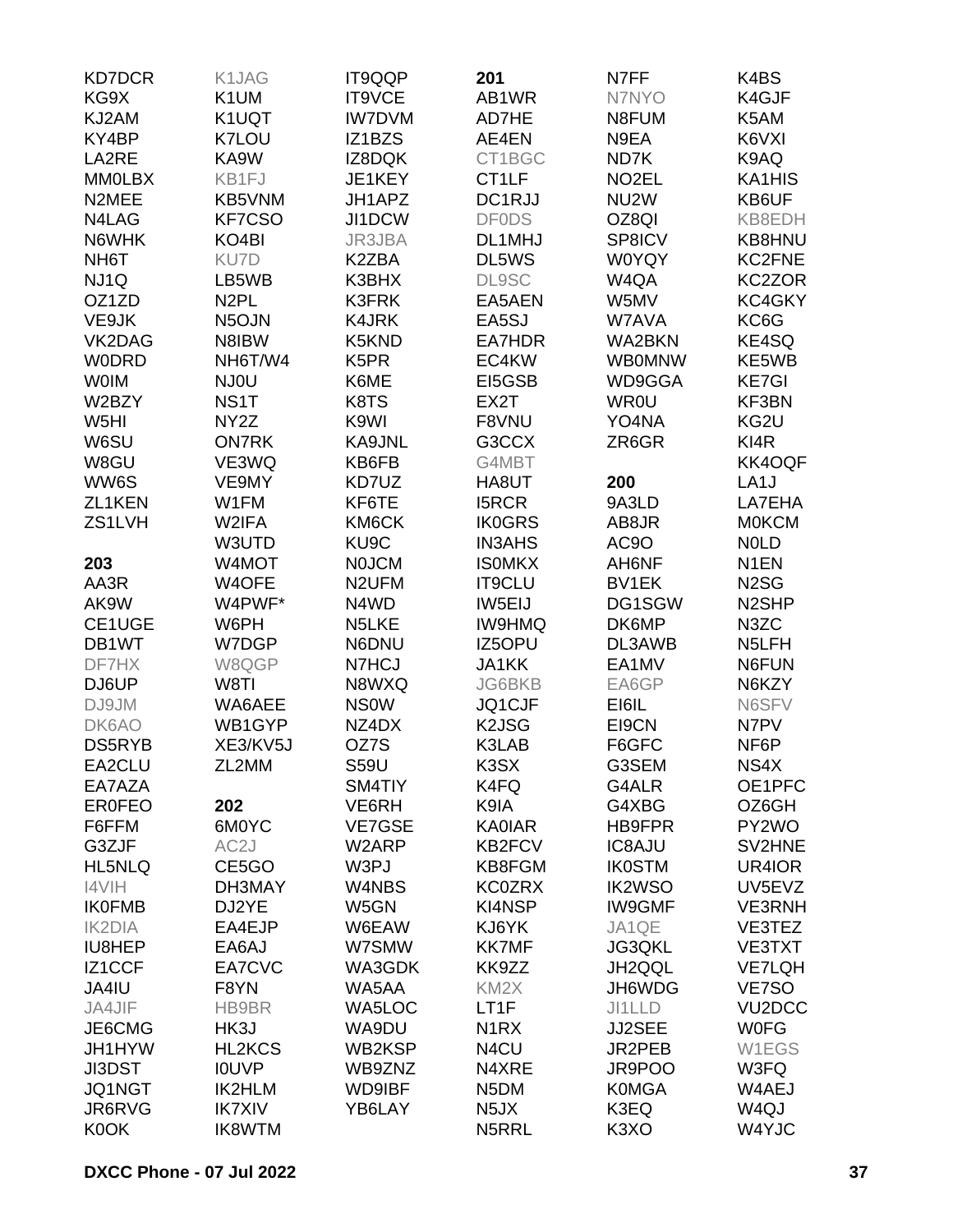KD7DCR
KG9X
KJ2AM
KY4BP
LA2RE
MM0LBX
N2MEE
N4LAG
N6WHK
NH6T
NJ1Q
OZ1ZD
VE9JK
VK2DAG
W0DRD
W0IM
W2BZY
W5HI
W6SU
W8GU
WW6S
ZL1KEN
ZS1LVH

**203**

AA3R
AK9W
CE1UGE
DB1WT
DF7HX
DJ6UP
DJ9JM
DK6AO
DS5RYB
EA2CLU
EA7AZA
ER0FEO
F6FFM
G3ZJF
HL5NLQ
I4VIH
IK0FMB
IK2DIA
IU8HEP
IZ1CCF
JA4IU
JA4JIF
JE6CMG
JH1HYW
JI3DST
JQ1NGT
JR6RVG
K0OK
K1JAG
K1UM
K1UQT
K7LOU
KA9W
KB1FJ
KB5VNM
KF7CSO
KO4BI
KU7D
LB5WB
N2PL
N5OJN
N8IBW
NH6T/W4
NJ0U
NS1T
NY2Z
ON7RK
VE3WQ
VE9MY
W1FM
W2IFA
W3UTD
W4MOT
W4OFE
W4PWF*
W6PH
W7DGP
W8QGP
W8TI
WA6AEE
WB1GYP
XE3/KV5J
ZL2MM

**202**

6M0YC
AC2J
CE5GO
DH3MAY
DJ2YE
EA4EJP
EA6AJ
EA7CVC
F8YN
HB9BR
HK3J
HL2KCS
I0UVP
IK2HLM
IK7XIV
IK8WTM
IT9QQP
IT9VCE
IW7DVM
IZ1BZS
IZ8DQK
JE1KEY
JH1APZ
JI1DCW
JR3JBA
K2ZBA
K3BHX
K3FRK
K4JRK
K5KND
K5PR
K6ME
K8TS
K9WI
KA9JNL
KB6FB
KD7UZ
KF6TE
KM6CK
KU9C
N0JCM
N2UFM
N4WD
N5LKE
N6DNU
N7HCJ
N8WXQ
NS0W
NZ4DX
OZ7S
S59U
SM4TIY
VE6RH
VE7GSE
W2ARP
W3PJ
W4NBS
W5GN
W6EAW
W7SMW
WA3GDK
WA5AA
WA5LOC
WA9DU
WB2KSP
WB9ZNZ
WD9IBF
YB6LAY

**201**

AB1WR
AD7HE
AE4EN
CT1BGC
CT1LF
DC1RJJ
DF0DS
DL1MHJ
DL5WS
DL9SC
EA5AEN
EA5SJ
EA7HDR
EC4KW
EI5GSB
EX2T
F8VNU
G3CCX
G4MBT
HA8UT
I5RCR
IK0GRS
IN3AHS
IS0MKX
IT9CLU
IW5EIJ
IW9HMQ
IZ5OPU
JA1KK
JG6BKB
JQ1CJF
K2JSG
K3LAB
K3SX
K4FQ
K9IA
KA0IAR
KB2FCV
KB8FGM
KC0ZRX
KI4NSP
KJ6YK
KK7MF
KK9ZZ
KM2X
LT1F
N1RX
N4CU
N4XRE
N5DM
N5JX
N5RRL
N7FF
N7NYO
N8FUM
N9EA
ND7K
NO2EL
NU2W
OZ8QI
SP8ICV
W0YQY
W4QA
W5MV
W7AVA
WA2BKN
WB0MNW
WD9GGA
WR0U
YO4NA
ZR6GR

**200**

9A3LD
AB8JR
AC9O
AH6NF
BV1EK
DG1SGW
DK6MP
DL3AWB
EA1MV
EA6GP
EI6IL
EI9CN
F6GFC
G3SEM
G4ALR
G4XBG
HB9FPR
IC8AJU
IK0STM
IK2WSO
IW9GMF
JA1QE
JG3QKL
JH2QQL
JH6WDG
JI1LLD
JJ2SEE
JR2PEB
JR9POO
K0MGA
K3EQ
K3XO
K4BS
K4GJF
K5AM
K6VXI
K9AQ
KA1HIS
KB6UF
KB8EDH
KB8HNU
KC2FNE
KC2ZOR
KC4GKY
KC6G
KE4SQ
KE5WB
KE7GI
KF3BN
KG2U
KI4R
KK4OQF
LA1J
LA7EHA
M0KCM
N0LD
N1EN
N2SG
N2SHP
N3ZC
N5LFH
N6FUN
N6KZY
N6SFV
N7PV
NF6P
NS4X
OE1PFC
OZ6GH
PY2WO
SV2HNE
UR4IOR
UV5EVZ
VE3RNH
VE3TEZ
VE3TXT
VE7LQH
VE7SO
VU2DCC
W0FG
W1EGS
W3FQ
W4AEJ
W4QJ
W4YJC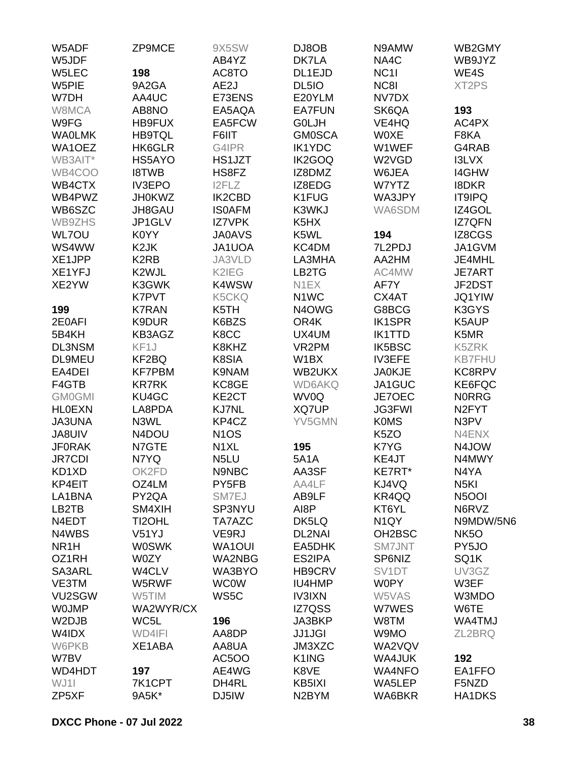W5ADF
W5JDF
W5LEC
W5PIE
W7DH
W8MCA
W9FG
WA0LMK
WA1OEZ
WB3AIT*
WB4COO
WB4CTX
WB4PWZ
WB6SZC
WB9ZHS
WL7OU
WS4WW
XE1JPP
XE1YFJ
XE2YW

**199**

2E0AFI
5B4KH
DL3NSM
DL9MEU
EA4DEI
F4GTB
GM0GMI
HL0EXN
JA3UNA
JA8UIV
JF0RAK
JR7CDI
KD1XD
KP4EIT
LA1BNA
LB2TB
N4EDT
N4WBS
NR1H
OZ1RH
SA3ARL
VE3TM
VU2SGW
W0JMP
W2DJB
W4IDX
W6PKB
W7BV
WD4HDT
WJ1I
ZP5XF
ZP9MCE

**198**

9A2GA
AA4UC
AB8NO
HB9FUX
HB9TQL
HK6GLR
HS5AYO
I8TWB
IV3EPO
JH0KWZ
JH8GAU
JP1GLV
K0YY
K2JK
K2RB
K2WJL
K3GWK
K7PVT
K7RAN
K9DUR
KB3AGZ
KF1J
KF2BQ
KF7PBM
KR7RK
KU4GC
LA8PDA
N3WL
N4DOU
N7GTE
N7YQ
OK2FD
OZ4LM
PY2QA
SM4XIH
TI2OHL
V51YJ
W0SWK
W0ZY
W4CLV
W5RWF
W5TIM
WA2WYR/CX
WC5L
WD4IFI
XE1ABA

**197**

7K1CPT
9A5K*
9X5SW
AB4YZ
AC8TO
AE2J
E73ENS
EA5AQA
EA5FCW
F6IIT
G4IPR
HS1JZT
HS8FZ
I2FLZ
IK2CBD
IS0AFM
IZ7VPK
JA0AVS
JA1UOA
JA3VLD
K2IEG
K4WSW
K5CKQ
K5TH
K6BZS
K8CC
K8KHZ
K8SIA
K9NAM
KC8GE
KE2CT
KJ7NL
KP4CZ
N1OS
N1XL
N5LU
N9NBC
PY5FB
SM7EJ
SP3NYU
TA7AZC
VE9RJ
WA1OUI
WA2NBG
WA3BYO
WC0W
WS5C

**196**

AA8DP
AA8UA
AC5OO
AE4WG
DH4RL
DJ5IW
DJ8OB
DK7LA
DL1EJD
DL5IO
E20YLM
EA7FUN
G0LJH
GM0SCA
IK1YDC
IK2GOQ
IZ8DMZ
IZ8EDG
K1FUG
K3WKJ
K5HX
K5WL
KC4DM
LA3MHA
LB2TG
N1EX
N1WC
N4OWG
OR4K
UX4UM
VR2PM
W1BX
WB2UKX
WD6AKQ
WV0Q
XQ7UP
YV5GMN

**195**

5A1A
AA3SF
AA4LF
AB9LF
AI8P
DK5LQ
DL2NAI
EA5DHK
ES2IPA
HB9CRV
IU4HMP
IV3IXN
IZ7QSS
JA3BKP
JJ1JGI
JM3XZC
K1ING
K8VE
KB5IXI
N2BYM
N9AMW
NA4C
NC1I
NC8I
NV7DX
SK6QA
VE4HQ
W0XE
W1WEF
W2VGD
W6JEA
W7YTZ
WA3JPY
WA6SDM

**194**

7L2PDJ
AA2HM
AC4MW
AF7Y
CX4AT
G8BCG
IK1SPR
IK1TTD
IK5BSC
IV3EFE
JA0KJE
JA1GUC
JE7OEC
JG3FWI
K0MS
K5ZO
K7YG
KE4JT
KE7RT*
KJ4VQ
KR4QQ
KT6YL
N1QY
OH2BSC
SM7JNT
SP6NIZ
SV1DT
W0PY
W5VAS
W7WES
W8TM
W9MO
WA2VQV
WA4JUK
WA4NFO
WA5LEP
WA6BKR
WB2GMY
WB9JYZ
WE4S
XT2PS

**193**

AC4PX
F8KA
G4RAB
I3LVX
I4GHW
I8DKR
IT9IPQ
IZ4GOL
IZ7QFN
IZ8CGS
JA1GVM
JE4MHL
JE7ART
JF2DST
JQ1YIW
K3GYS
K5AUP
K5MR
K5ZRK
KB7FHU
KC8RPV
KE6FQC
N0RRG
N2FYT
N3PV
N4ENX
N4JOW
N4MWY
N4YA
N5KI
N5OOI
N6RVZ
N9MDW/5N6
NK5O
PY5JO
SQ1K
UV3GZ
W3EF
W3MDO
W6TE
WA4TMJ
ZL2BRQ

**192**

EA1FFO
F5NZD
HA1DKS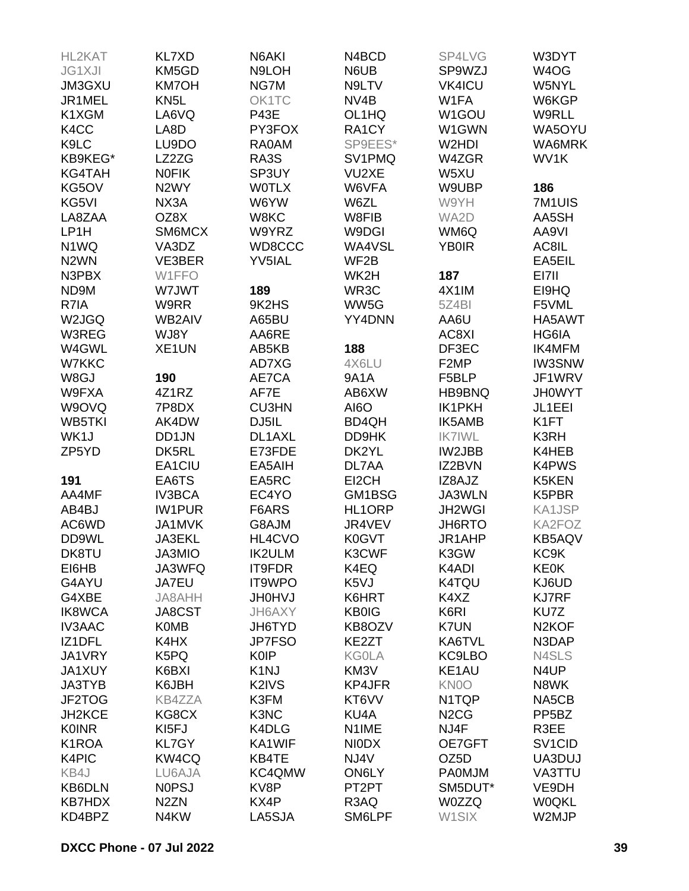HL2KAT
JG1XJI
JM3GXU
JR1MEL
K1XGM
K4CC
K9LC
KB9KEG*
KG4TAH
KG5OV
KG5VI
LA8ZAA
LP1H
N1WQ
N2WN
N3PBX
ND9M
R7IA
W2JGQ
W3REG
W4GWL
W7KKC
W8GJ
W9FXA
W9OVQ
WB5TKI
WK1J
ZP5YD

**191**

AA4MF
AB4BJ
AC6WD
DD9WL
DK8TU
EI6HB
G4AYU
G4XBE
IK8WCA
IV3AAC
IZ1DFL
JA1VRY
JA1XUY
JA3TYB
JF2TOG
JH2KCE
K0INR
K1ROA
K4PIC
KB4J
KB6DLN
KB7HDX
KD4BPZ

KL7XD
KM5GD
KM7OH
KN5L
LA6VQ
LA8D
LU9DO
LZ2ZG
N0FIK
N2WY
NX3A
OZ8X
SM6MCX
VA3DZ
VE3BER
W1FFO
W7JWT
W9RR
WB2AIV
WJ8Y
XE1UN

**190**

4Z1RZ
7P8DX
AK4DW
DD1JN
DK5RL
EA1CIU
EA6TS
IV3BCA
IW1PUR
JA1MVK
JA3EKL
JA3MIO
JA3WFQ
JA7EU
JA8AHH
JA8CST
K0MB
K4HX
K5PQ
K6BXI
K6JBH
KB4ZZA
KG8CX
KI5FJ
KL7GY
KW4CQ
LU6AJA
N0PSJ
N2ZN
N4KW

N6AKI
N9LOH
NG7M
OK1TC
P43E
PY3FOX
RA0AM
RA3S
SP3UY
W0TLX
W6YW
W8KC
W9YRZ
WD8CCC
YV5IAL

**189**

9K2HS
A65BU
AA6RE
AB5KB
AD7XG
AE7CA
AF7E
CU3HN
DJ5IL
DL1AXL
E73FDE
EA5AIH
EA5RC
EC4YO
F6ARS
G8AJM
HL4CVO
IK2ULM
IT9FDR
IT9WPO
JH0HVJ
JH6AXY
JH6TYD
JP7FSO
K0IP
K1NJ
K2IVS
K3FM
K3NC
K4DLG
KA1WIF
KB4TE
KC4QMW
KV8P
KX4P
LA5SJA

N4BCD
N6UB
N9LTV
NV4B
OL1HQ
RA1CY
SP9EES*
SV1PMQ
VU2XE
W6VFA
W6ZL
W8FIB
W9DGI
WA4VSL
WF2B
WK2H
WR3C
WW5G
YY4DNN

**188**

4X6LU
9A1A
AB6XW
AI6O
BD4QH
DD9HK
DK2YL
DL7AA
EI2CH
GM1BSG
HL1ORP
JR4VEV
K0GVT
K3CWF
K4EQ
K5VJ
K6HRT
KB0IG
KB8OZV
KE2ZT
KG0LA
KM3V
KP4JFR
KT6VV
KU4A
N1IME
NI0DX
NJ4V
ON6LY
PT2PT
R3AQ
SM6LPF

SP4LVG
SP9WZJ
VK4ICU
W1FA
W1GOU
W1GWN
W2HDI
W4ZGR
W5XU
W9UBP
W9YH
WA2D
WM6Q
YB0IR

**187**

4X1IM
5Z4BI
AA6U
AC8XI
DF3EC
F2MP
F5BLP
HB9BNQ
IK1PKH
IK5AMB
IK7IWL
IW2JBB
IZ2BVN
IZ8AJZ
JA3WLN
JH2WGI
JH6RTO
JR1AHP
K3GW
K4ADI
K4TQU
K4XZ
K6RI
K7UN
KA6TVL
KC9LBO
KE1AU
KN0O
N1TQP
N2CG
NJ4F
OE7GFT
OZ5D
PA0MJM
SM5DUT*
W0ZZQ
W1SIX

W3DYT
W4OG
W5NYL
W6KGP
W9RLL
WA5OYU
WA6MRK
WV1K

**186**

7M1UIS
AA5SH
AA9VI
AC8IL
EA5EIL
EI7II
EI9HQ
F5VML
HA5AWT
HG6IA
IK4MFM
IW3SNW
JF1WRV
JH0WYT
JL1EEI
K1FT
K3RH
K4HEB
K4PWS
K5KEN
K5PBR
KA1JSP
KA2FOZ
KB5AQV
KC9K
KE0K
KJ6UD
KJ7RF
KU7Z
N2KOF
N3DAP
N4SLS
N4UP
N8WK
NA5CB
PP5BZ
R3EE
SV1CID
UA3DUJ
VA3TTU
VE9DH
W0QKL
W2MJP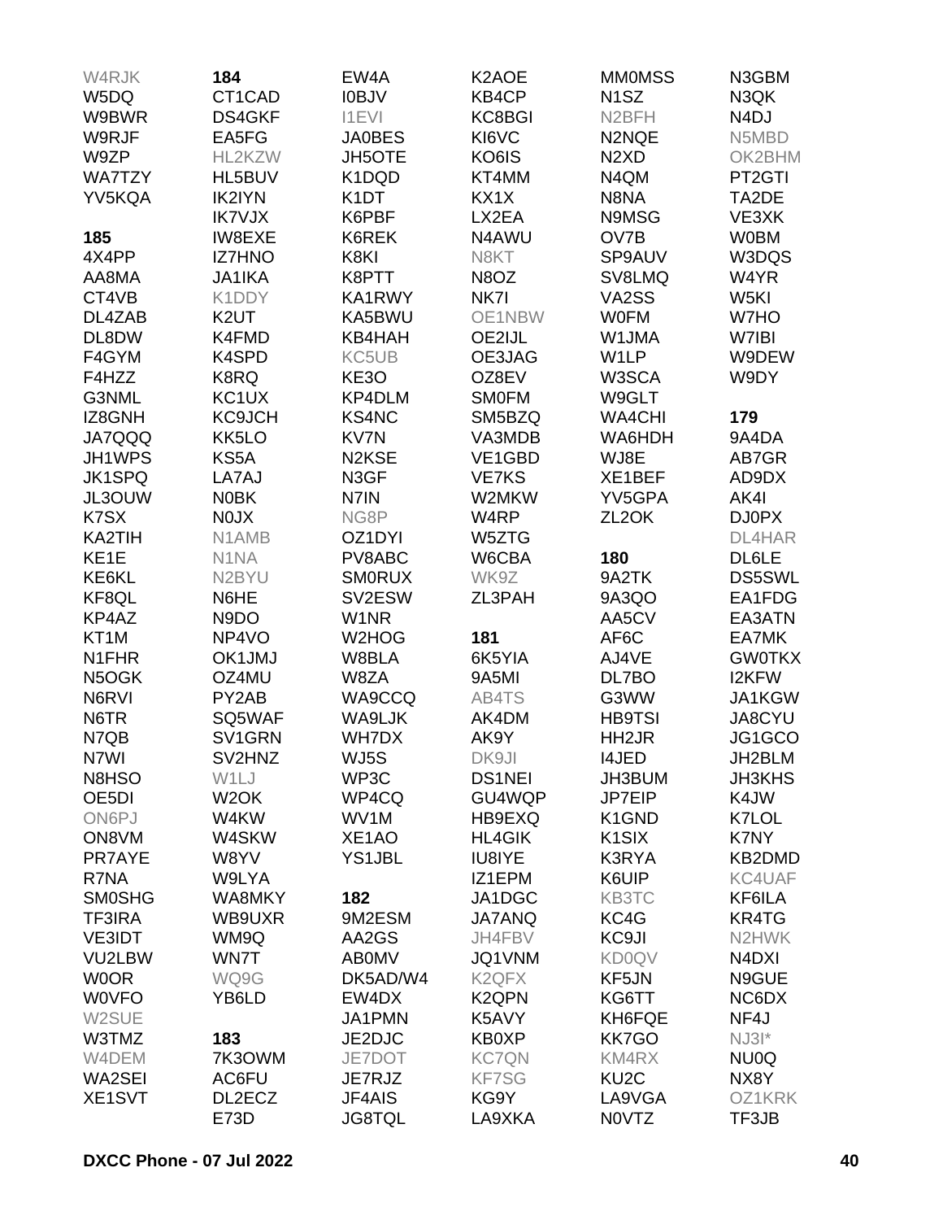W4RJK
W5DQ
W9BWR
W9RJF
W9ZP
WA7TZY
YV5KQA

**185**
4X4PP
AA8MA
CT4VB
DL4ZAB
DL8DW
F4GYM
F4HZZ
G3NML
IZ8GNH
JA7QQQ
JH1WPS
JK1SPQ
JL3OUW
K7SX
KA2TIH
KE1E
KE6KL
KF8QL
KP4AZ
KT1M
N1FHR
N5OGK
N6RVI
N6TR
N7QB
N7WI
N8HSO
OE5DI
ON6PJ
ON8VM
PR7AYE
R7NA
SM0SHG
TF3IRA
VE3IDT
VU2LBW
W0OR
W0VFO
W2SUE
W3TMZ
W4DEM
WA2SEI
XE1SVT

**184**
CT1CAD
DS4GKF
EA5FG
HL2KZW
HL5BUV
IK2IYN
IK7VJX
IW8EXE
IZ7HNO
JA1IKA
K1DDY
K2UT
K4FMD
K4SPD
K8RQ
KC1UX
KC9JCH
KK5LO
KS5A
LA7AJ
N0BK
N0JX
N1AMB
N1NA
N2BYU
N6HE
N9DO
NP4VO
OK1JMJ
OZ4MU
PY2AB
SQ5WAF
SV1GRN
SV2HNZ
W1LJ
W2OK
W4KW
W4SKW
W8YV
W9LYA
WA8MKY
WB9UXR
WM9Q
WN7T
WQ9G
YB6LD

**183**
7K3OWM
AC6FU
DL2ECZ
E73D

EW4A
I0BJV
I1EVI
JA0BES
JH5OTE
K1DQD
K1DT
K6PBF
K6REK
K8KI
K8PTT
KA1RWY
KA5BWU
KB4HAH
KC5UB
KE3O
KP4DLM
KS4NC
KV7N
N2KSE
N3GF
N7IN
NG8P
OZ1DYI
PV8ABC
SM0RUX
SV2ESW
W1NR
W2HOG
W8BLA
W8ZA
WA9CCQ
WA9LJK
WH7DX
WJ5S
WP3C
WP4CQ
WV1M
XE1AO
YS1JBL

**182**
9M2ESM
AA2GS
AB0MV
DK5AD/W4
EW4DX
JA1PMN
JE2DJC
JE7DOT
JE7RJZ
JF4AIS
JG8TQL

K2AOE
KB4CP
KC8BGI
KI6VC
KO6IS
KT4MM
KX1X
LX2EA
N4AWU
N8KT
N8OZ
NK7I
OE1NBW
OE2IJL
OE3JAG
OZ8EV
SM0FM
SM5BZQ
VA3MDB
VE1GBD
VE7KS
W2MKW
W4RP
W5ZTG
W6CBA
WK9Z
ZL3PAH

**181**
6K5YIA
9A5MI
AB4TS
AK4DM
AK9Y
DK9JI
DS1NEI
GU4WQP
HB9EXQ
HL4GIK
IU8IYE
IZ1EPM
JA1DGC
JA7ANQ
JH4FBV
JQ1VNM
K2QFX
K2QPN
K5AVY
KB0XP
KC7QN
KF7SG
KG9Y
LA9XKA

MM0MSS
N1SZ
N2BFH
N2NQE
N2XD
N4QM
N8NA
N9MSG
OV7B
SP9AUV
SV8LMQ
VA2SS
W0FM
W1JMA
W1LP
W3SCA
W9GLT
WA4CHI
WA6HDH
WJ8E
XE1BEF
YV5GPA
ZL2OK

**180**
9A2TK
9A3QO
AA5CV
AF6C
AJ4VE
DL7BO
G3WW
HB9TSI
HH2JR
I4JED
JH3BUM
JP7EIP
K1GND
K1SIX
K3RYA
K6UIP
KB3TC
KC4G
KC9JI
KD0QV
KF5JN
KG6TT
KH6FQE
KK7GO
KM4RX
KU2C
LA9VGA
N0VTZ

N3GBM
N3QK
N4DJ
N5MBD
OK2BHM
PT2GTI
TA2DE
VE3XK
W0BM
W3DQS
W4YR
W5KI
W7HO
W7IBI
W9DEW
W9DY

**179**
9A4DA
AB7GR
AD9DX
AK4I
DJ0PX
DL4HAR
DL6LE
DS5SWL
EA1FDG
EA3ATN
EA7MK
GW0TKX
I2KFW
JA1KGW
JA8CYU
JG1GCO
JH2BLM
JH3KHS
K4JW
K7LOL
K7NY
KB2DMD
KC4UAF
KF6ILA
KR4TG
N2HWK
N4DXI
N9GUE
NC6DX
NF4J
NJ3I*
NU0Q
NX8Y
OZ1KRK
TF3JB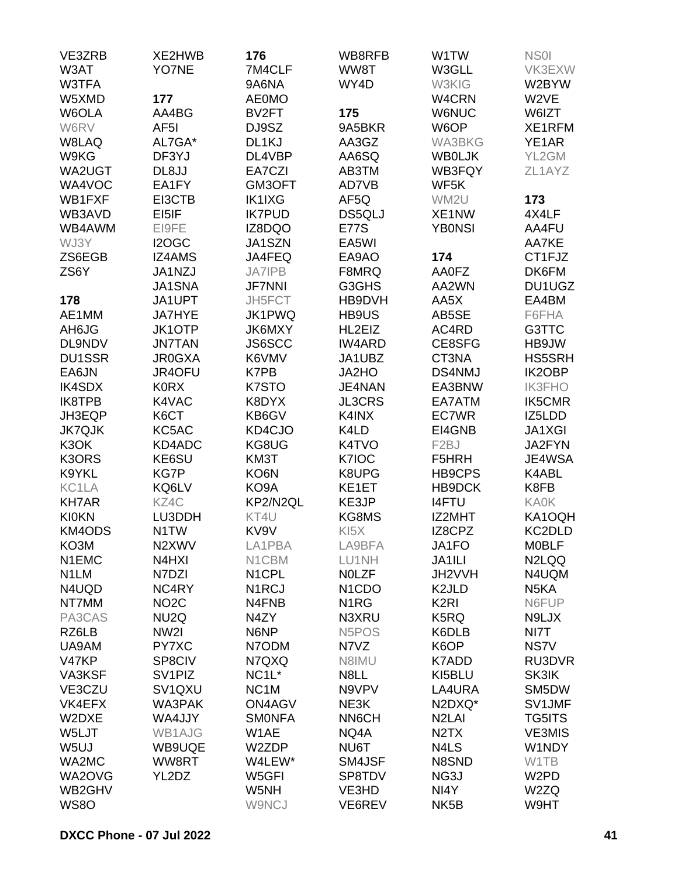VE3ZRB
W3AT
W3TFA
W5XMD
W6OLA
W6RV
W8LAQ
W9KG
WA2UGT
WA4VOC
WB1FXF
WB3AVD
WB4AWM
WJ3Y
ZS6EGB
ZS6Y

**178**

AE1MM
AH6JG
DL9NDV
DU1SSR
EA6JN
IK4SDX
IK8TPB
JH3EQP
JK7QJK
K3OK
K3ORS
K9YKL
KC1LA
KH7AR
KI0KN
KM4ODS
KO3M
N1EMC
N1LM
N4UQD
NT7MM
PA3CAS
RZ6LB
UA9AM
V47KP
VA3KSF
VE3CZU
VK4EFX
W2DXE
W5LJT
W5UJ
WA2MC
WA2OVG
WB2GHV
WS8O

XE2HWB
YO7NE

**177**

AA4BG
AF5I
AL7GA*
DF3YJ
DL8JJ
EA1FY
EI3CTB
EI5IF
EI9FE
I2OGC
IZ4AMS
JA1NZJ
JA1SNA
JA1UPT
JA7HYE
JK1OTP
JN7TAN
JR0GXA
JR4OFU
K0RX
K4VAC
K6CT
KC5AC
KD4ADC
KE6SU
KG7P
KQ6LV
KZ4C
LU3DDH
N1TW
N2XWV
N4HXI
N7DZI
NC4RY
NO2C
NU2Q
NW2I
PY7XC
SP8CIV
SV1PIZ
SV1QXU
WA3PAK
WA4JJY
WB1AJG
WB9UQE
WW8RT
YL2DZ

**176**

7M4CLF
9A6NA
AE0MO
BV2FT
DJ9SZ
DL1KJ
DL4VBP
EA7CZI
GM3OFT
IK1IXG
IK7PUD
IZ8DQO
JA1SZN
JA4FEQ
JA7IPB
JF7NNI
JH5FCT
JK1PWQ
JK6MXY
JS6SCC
K6VMV
K7PB
K7STO
K8DYX
KB6GV
KD4CJO
KG8UG
KM3T
KO6N
KO9A
KP2/N2QL
KT4U
KV9V
LA1PBA
N1CBM
N1CPL
N1RCJ
N4FNB
N4ZY
N6NP
N7ODM
N7QXQ
NC1L*
NC1M
ON4AGV
SM0NFA
W1AE
W2ZDP
W4LEW*
W5GFI
W5NH
W9NCJ

WB8RFB
WW8T
WY4D

**175**

9A5BKR
AA3GZ
AA6SQ
AB3TM
AD7VB
AF5Q
DS5QLJ
E77S
EA5WI
EA9AO
F8MRQ
G3GHS
HB9DVH
HB9US
HL2EIZ
IW4ARD
JA1UBZ
JA2HO
JE4NAN
JL3CRS
K4INX
K4LD
K4TVO
K7IOC
K8UPG
KE1ET
KE3JP
KG8MS
KI5X
LA9BFA
LU1NH
N0LZF
N1CDO
N1RG
N3XRU
N5POS
N7VZ
N8IMU
N8LL
N9VPV
NE3K
NN6CH
NQ4A
NU6T
SM4JSF
SP8TDV
VE3HD
VE6REV

W1TW
W3GLL
W3KIG
W4CRN
W6NUC
W6OP
WA3BKG
WB0LJK
WB3FQY
WF5K
WM2U
XE1NW
YB0NSI

**174**

AA0FZ
AA2WN
AA5X
AB5SE
AC4RD
CE8SFG
CT3NA
DS4NMJ
EA3BNW
EA7ATM
EC7WR
EI4GNB
F2BJ
F5HRH
HB9CPS
HB9DCK
I4FTU
IZ2MHT
IZ8CPZ
JA1FO
JA1ILI
JH2VVH
K2JLD
K2RI
K5RQ
K6DLB
K6OP
K7ADD
KI5BLU
LA4URA
N2DXQ*
N2LAI
N2TX
N4LS
N8SND
NG3J
NI4Y
NK5B

NS0I
VK3EXW
W2BYW
W2VE
W6IZT
XE1RFM
YE1AR
YL2GM
ZL1AYZ

**173**

4X4LF
AA4FU
AA7KE
CT1FJZ
DK6FM
DU1UGZ
EA4BM
F6FHA
G3TTC
HB9JW
HS5SRH
IK2OBP
IK3FHO
IK5CMR
IZ5LDD
JA1XGI
JA2FYN
JE4WSA
K4ABL
K8FB
KA0K
KA1OQH
KC2DLD
M0BLF
N2LQQ
N4UQM
N5KA
N6FUP
N9LJX
NI7T
NS7V
RU3DVR
SK3IK
SM5DW
SV1JMF
TG5ITS
VE3MIS
W1NDY
W1TB
W2PD
W2ZQ
W9HT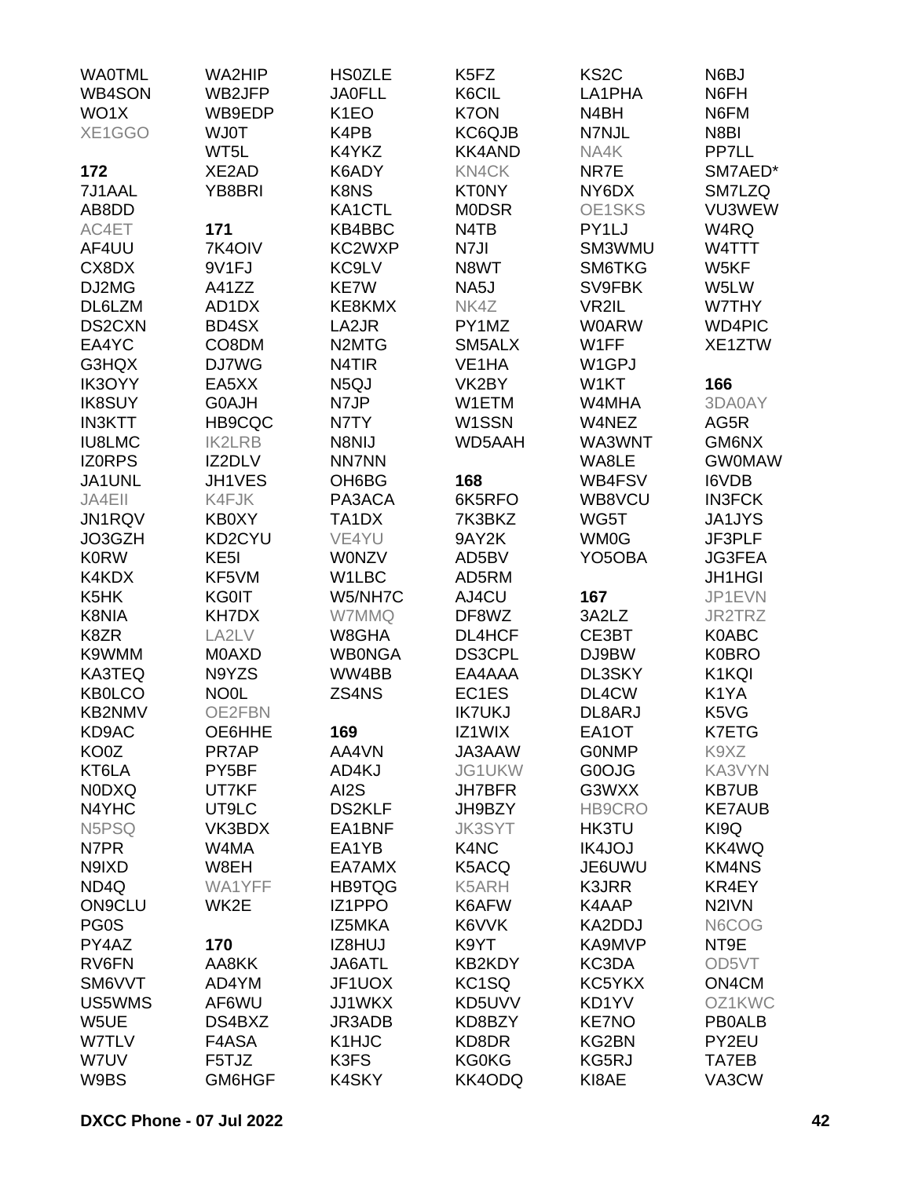WA0TML
WB4SON
WO1X
XE1GGO

**172**
7J1AAL
AB8DD
AC4ET
AF4UU
CX8DX
DJ2MG
DL6LZM
DS2CXN
EA4YC
G3HQX
IK3OYY
IK8SUY
IN3KTT
IU8LMC
IZ0RPS
JA1UNL
JA4EII
JN1RQV
JO3GZH
K0RW
K4KDX
K5HK
K8NIA
K8ZR
K9WMM
KA3TEQ
KB0LCO
KB2NMV
KD9AC
KO0Z
KT6LA
N0DXQ
N4YHC
N5PSQ
N7PR
N9IXD
ND4Q
ON9CLU
PG0S
PY4AZ
RV6FN
SM6VVT
US5WMS
W5UE
W7TLV
W7UV
W9BS

WA2HIP
WB2JFP
WB9EDP
WJ0T
WT5L
XE2AD
YB8BRI

**171**
7K4OIV
9V1FJ
A41ZZ
AD1DX
BD4SX
CO8DM
DJ7WG
EA5XX
G0AJH
HB9CQC
IK2LRB
IZ2DLV
JH1VES
K4FJK
KB0XY
KD2CYU
KE5I
KF5VM
KG0IT
KH7DX
LA2LV
M0AXD
N9YZS
NO0L
OE2FBN
OE6HHE
PR7AP
PY5BF
UT7KF
UT9LC
VK3BDX
W4MA
W8EH
WA1YFF
WK2E

**170**
AA8KK
AD4YM
AF6WU
DS4BXZ
F4ASA
F5TJZ
GM6HGF

HS0ZLE
JA0FLL
K1EO
K4PB
K4YKZ
K6ADY
K8NS
KA1CTL
KB4BBC
KC2WXP
KC9LV
KE7W
KE8KMX
LA2JR
N2MTG
N4TIR
N5QJ
N7JP
N7TY
N8NIJ
NN7NN
OH6BG
PA3ACA
TA1DX
VE4YU
W0NZV
W1LBC
W5/NH7C
W7MMQ
W8GHA
WB0NGA
WW4BB
ZS4NS

**169**
AA4VN
AD4KJ
AI2S
DS2KLF
EA1BNF
EA1YB
EA7AMX
HB9TQG
IZ1PPO
IZ5MKA
IZ8HUJ
JA6ATL
JF1UOX
JJ1WKX
JR3ADB
K1HJC
K3FS
K4SKY

K5FZ
K6CIL
K7ON
KC6QJB
KK4AND
KN4CK
KT0NY
M0DSR
N4TB
N7JI
N8WT
NA5J
NK4Z
PY1MZ
SM5ALX
VE1HA
VK2BY
W1ETM
W1SSN
WD5AAH

**168**
6K5RFO
7K3BKZ
9AY2K
AD5BV
AD5RM
AJ4CU
DF8WZ
DL4HCF
DS3CPL
EA4AAA
EC1ES
IK7UKJ
IZ1WIX
JA3AAW
JG1UKW
JH7BFR
JH9BZY
JK3SYT
K4NC
K5ACQ
K5ARH
K6AFW
K6VVK
K9YT
KB2KDY
KC1SQ
KD5UVV
KD8BZY
KD8DR
KG0KG
KK4ODQ

KS2C
LA1PHA
N4BH
N7NJL
NA4K
NR7E
NY6DX
OE1SKS
PY1LJ
SM3WMU
SM6TKG
SV9FBK
VR2IL
W0ARW
W1FF
W1GPJ
W1KT
W4MHA
W4NEZ
WA3WNT
WA8LE
WB4FSV
WB8VCU
WG5T
WM0G
YO5OBA

**167**
3A2LZ
CE3BT
DJ9BW
DL3SKY
DL4CW
DL8ARJ
EA1OT
G0NMP
G0OJG
G3WXX
HB9CRO
HK3TU
IK4JOJ
JE6UWU
K3JRR
K4AAP
KA2DDJ
KA9MVP
KC3DA
KC5YKX
KD1YV
KE7NO
KG2BN
KG5RJ
KI8AE

N6BJ
N6FH
N6FM
N8BI
PP7LL
SM7AED*
SM7LZQ
VU3WEW
W4RQ
W4TTT
W5KF
W5LW
W7THY
WD4PIC
XE1ZTW

**166**
3DA0AY
AG5R
GM6NX
GW0MAW
I6VDB
IN3FCK
JA1JYS
JF3PLF
JG3FEA
JH1HGI
JP1EVN
JR2TRZ
K0ABC
K0BRO
K1KQI
K1YA
K5VG
K7ETG
K9XZ
KA3VYN
KB7UB
KE7AUB
KI9Q
KK4WQ
KM4NS
KR4EY
N2IVN
N6COG
NT9E
OD5VT
ON4CM
OZ1KWC
PB0ALB
PY2EU
TA7EB
VA3CW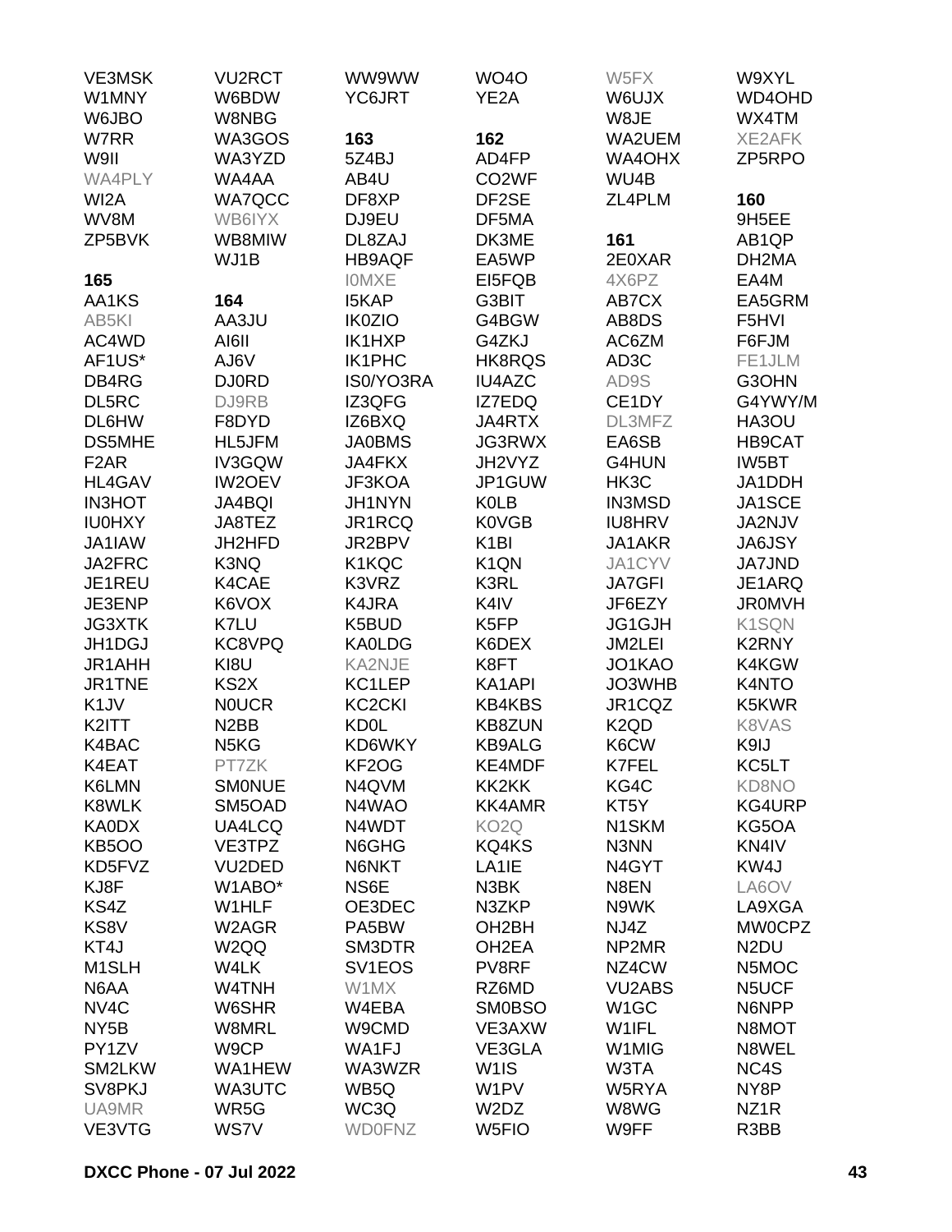VE3MSK
W1MNY
W6JBO
W7RR
W9II
WA4PLY
WI2A
WV8M
ZP5BVK

**165**

AA1KS
AB5KI
AC4WD
AF1US*
DB4RG
DL5RC
DL6HW
DS5MHE
F2AR
HL4GAV
IN3HOT
IU0HXY
JA1IAW
JA2FRC
JE1REU
JE3ENP
JG3XTK
JH1DGJ
JR1AHH
JR1TNE
K1JV
K2ITT
K4BAC
K4EAT
K6LMN
K8WLK
KA0DX
KB5OO
KD5FVZ
KJ8F
KS4Z
KS8V
KT4J
M1SLH
N6AA
NV4C
NY5B
PY1ZV
SM2LKW
SV8PKJ
UA9MR
VE3VTG

VU2RCT
W6BDW
W8NBG
WA3GOS
WA3YZD
WA4AA
WA7QCC
WB6IYX
WB8MIW
WJ1B

**164**

AA3JU
AI6II
AJ6V
DJ0RD
DJ9RB
F8DYD
HL5JFM
IV3GQW
IW2OEV
JA4BQI
JA8TEZ
JH2HFD
K3NQ
K4CAE
K6VOX
K7LU
KC8VPQ
KI8U
KS2X
N0UCR
N2BB
N5KG
PT7ZK
SM0NUE
SM5OAD
UA4LCQ
VE3TPZ
VU2DED
W1ABO*
W1HLF
W2AGR
W2QQ
W4LK
W4TNH
W6SHR
W8MRL
W9CP
WA1HEW
WA3UTC
WR5G
WS7V

WW9WW
YC6JRT

**163**

5Z4BJ
AB4U
DF8XP
DJ9EU
DL8ZAJ
HB9AQF
I0MXE
I5KAP
IK0ZIO
IK1HXP
IK1PHC
IS0/YO3RA
IZ3QFG
IZ6BXQ
JA0BMS
JA4FKX
JF3KOA
JH1NYN
JR1RCQ
JR2BPV
K1KQC
K3VRZ
K4JRA
K5BUD
KA0LDG
KA2NJE
KC1LEP
KC2CKI
KD0L
KD6WKY
KF2OG
N4QVM
N4WAO
N4WDT
N6GHG
N6NKT
NS6E
OE3DEC
PA5BW
SM3DTR
SV1EOS
W1MX
W4EBA
W9CMD
WA1FJ
WA3WZR
WB5Q
WC3Q
WD0FNZ

WO4O
YE2A

**162**

AD4FP
CO2WF
DF2SE
DF5MA
DK3ME
EA5WP
EI5FQB
G3BIT
G4BGW
G4ZKJ
HK8RQS
IU4AZC
IZ7EDQ
JA4RTX
JG3RWX
JH2VYZ
JP1GUW
K0LB
K0VGB
K1BI
K1QN
K3RL
K4IV
K5FP
K6DEX
K8FT
KA1API
KB4KBS
KB8ZUN
KB9ALG
KE4MDF
KK2KK
KK4AMR
KO2Q
KQ4KS
LA1IE
N3BK
N3ZKP
OH2BH
OH2EA
PV8RF
RZ6MD
SM0BSO
VE3AXW
VE3GLA
W1IS
W1PV
W2DZ
W5FIO

W5FX
W6UJX
W8JE
WA2UEM
WA4OHX
WU4B
ZL4PLM

**161**

2E0XAR
4X6PZ
AB7CX
AB8DS
AC6ZM
AD3C
AD9S
CE1DY
DL3MFZ
EA6SB
G4HUN
HK3C
IN3MSD
IU8HRV
JA1AKR
JA1CYV
JA7GFI
JF6EZY
JG1GJH
JM2LEI
JO1KAO
JO3WHB
JR1CQZ
K2QD
K6CW
K7FEL
KG4C
KT5Y
N1SKM
N3NN
N4GYT
N8EN
N9WK
NJ4Z
NP2MR
NZ4CW
VU2ABS
W1GC
W1IFL
W1MIG
W3TA
W5RYA
W8WG
W9FF

W9XYL
WD4OHD
WX4TM
XE2AFK
ZP5RPO

**160**

9H5EE
AB1QP
DH2MA
EA4M
EA5GRM
F5HVI
F6FJM
FE1JLM
G3OHN
G4YWY/M
HA3OU
HB9CAT
IW5BT
JA1DDH
JA1SCE
JA2NJV
JA6JSY
JA7JND
JE1ARQ
JR0MVH
K1SQN
K2RNY
K4KGW
K4NTO
K5KWR
K8VAS
K9IJ
KC5LT
KD8NO
KG4URP
KG5OA
KN4IV
KW4J
LA6OV
LA9XGA
MW0CPZ
N2DU
N5MOC
N5UCF
N6NPP
N8MOT
N8WEL
NC4S
NY8P
NZ1R
R3BB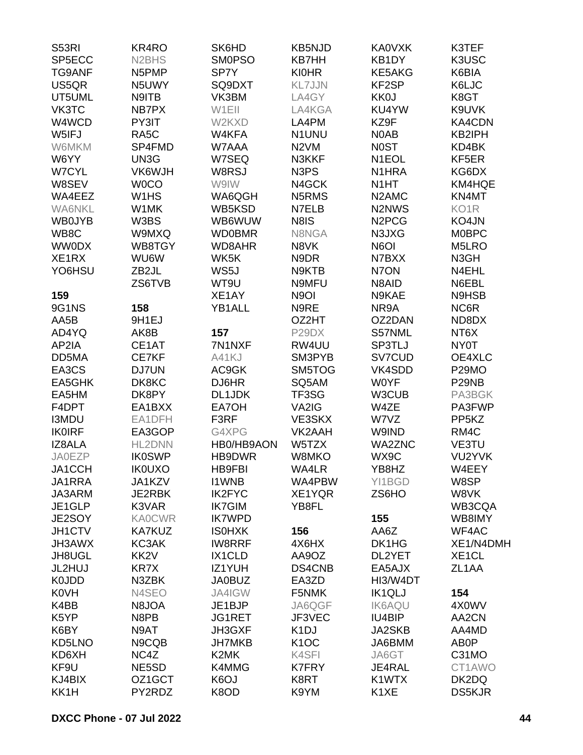S53RI
SP5ECC
TG9ANF
US5QR
UT5UML
VK3TC
W4WCD
W5IFJ
W6MKM
W6YY
W7CYL
W8SEV
WA4EEZ
WA6NKL
WB0JYB
WB8C
WW0DX
XE1RX
YO6HSU

**159**

9G1NS
AA5B
AD4YQ
AP2IA
DD5MA
EA3CS
EA5GHK
EA5HM
F4DPT
I3MDU
IK0IRF
IZ8ALA
JA0EZP
JA1CCH
JA1RRA
JA3ARM
JE1GLP
JE2SOY
JH1CTV
JH3AWX
JH8UGL
JL2HUJ
K0JDD
K0VH
K4BB
K5YP
K6BY
KD5LNO
KD6XH
KF9U
KJ4BIX
KK1H

KR4RO
N2BHS
N5PMP
N5UWY
N9ITB
NB7PX
PY3IT
RA5C
SP4FMD
UN3G
VK6WJH
W0CO
W1HS
W1MK
W3BS
W9MXQ
WB8TGY
WU6W
ZB2JL
ZS6TVB

**158**

9H1EJ
AK8B
CE1AT
CE7KF
DJ7UN
DK8KC
DK8PY
EA1BXX
EA1DFH
EA3GOP
HL2DNN
IK0SWP
IK0UXO
JA1KZV
JE2RBK
K3VAR
KA0CWR
KA7KUZ
KC3AK
KK2V
KR7X
N3ZBK
N4SEO
N8JOA
N8PB
N9AT
N9CQB
NC4Z
NE5SD
OZ1GCT
PY2RDZ

SK6HD
SM0PSO
SP7Y
SQ9DXT
VK3BM
W1EII
W2KXD
W4KFA
W7AAA
W7SEQ
W8RSJ
W9IW
WA6QGH
WB5KSD
WB6WUW
WD0BMR
WD8AHR
WK5K
WS5J
WT9U
XE1AY
YB1ALL

**157**

7N1NXF
A41KJ
AC9GK
DJ6HR
DL1JDK
EA7OH
F3RF
G4XPG
HB0/HB9AON
HB9DWR
HB9FBI
I1WNB
IK2FYC
IK7GIM
IK7WPD
IS0HXK
IW8RRF
IX1CLD
IZ1YUH
JA0BUZ
JA4IGW
JE1BJP
JG1RET
JH3GXF
JH7MKB
K2MK
K4MMG
K6OJ
K8OD

KB5NJD
KB7HH
KI0HR
KL7JJN
LA4GY
LA4KGA
LA4PM
N1UNU
N2VM
N3KKF
N3PS
N4GCK
N5RMS
N7ELB
N8IS
N8NGA
N8VK
N9DR
N9KTB
N9MFU
N9OI
N9RE
OZ2HT
P29DX
RW4UU
SM3PYB
SM5TOG
SQ5AM
TF3SG
VA2IG
VE3SKX
VK2AAH
W5TZX
W8MKO
WA4LR
WA4PBW
XE1YQR
YB8FL

**156**

4X6HX
AA9OZ
DS4CNB
EA3ZD
F5NMK
JA6QGF
JF3VEC
K1DJ
K1OC
K4SFI
K7FRY
K8RT
K9YM

KA0VXK
KB1DY
KE5AKG
KF2SP
KK0J
KU4YW
KZ9F
N0AB
N0ST
N1EOL
N1HRA
N1HT
N2AMC
N2NWS
N2PCG
N3JXG
N6OI
N7BXX
N7ON
N8AID
N9KAE
NR9A
OZ2DAN
S57NML
SP3TLJ
SV7CUD
VK4SDD
W0YF
W3CUB
W4ZE
W7VZ
W9IND
WA2ZNC
WX9C
YB8HZ
YI1BGD
ZS6HO

**155**

AA6Z
DK1HG
DL2YET
EA5AJX
HI3/W4DT
IK1QLJ
IK6AQU
IU4BIP
JA2SKB
JA6BMM
JA6GT
JE4RAL
K1WTX
K1XE

K3TEF
K3USC
K6BIA
K6LJC
K8GT
K9UVK
KA4CDN
KB2IPH
KD4BK
KF5ER
KG6DX
KM4HQE
KN4MT
KO1R
KO4JN
M0BPC
M5LRO
N3GH
N4EHL
N6EBL
N9HSB
NC6R
ND8DX
NT6X
NY0T
OE4XLC
P29MO
P29NB
PA3BGK
PA3FWP
PP5KZ
RM4C
VE3TU
VU2YVK
W4EEY
W8SP
W8VK
WB3CQA
WB8IMY
WF4AC
XE1/N4DMH
XE1CL
ZL1AA

**154**

4X0WV
AA2CN
AA4MD
AB0P
C31MO
CT1AWO
DK2DQ
DS5KJR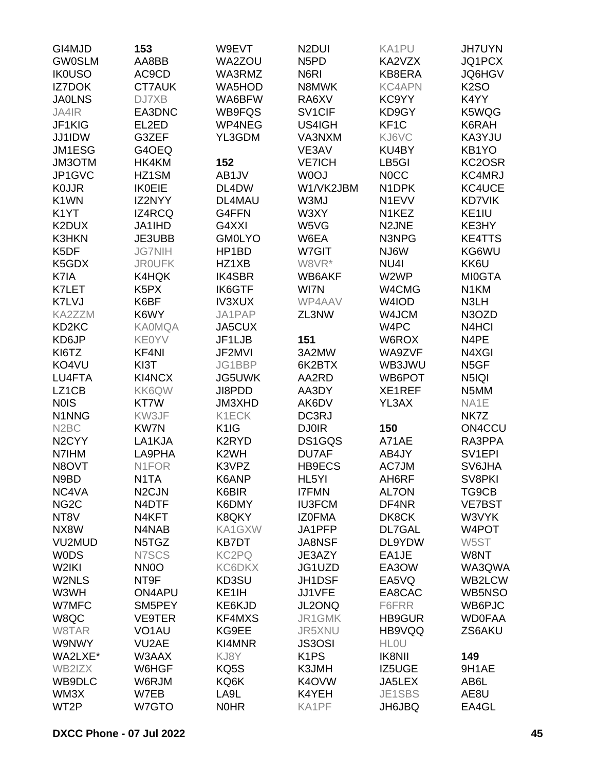GI4MJD
GW0SLM
IK0USO
IZ7DOK
JA0LNS
JA4IR
JF1KIG
JJ1IDW
JM1ESG
JM3OTM
JP1GVC
K0JJR
K1WN
K1YT
K2DUX
K3HKN
K5DF
K5GDX
K7IA
K7LET
K7LVJ
KA2ZZM
KD2KC
KD6JP
KI6TZ
KO4VU
LU4FTA
LZ1CB
N0IS
N1NNG
N2BC
N2CYY
N7IHM
N8OVT
N9BD
NC4VA
NG2C
NT8V
NX8W
VU2MUD
W0DS
W2IKI
W2NLS
W3WH
W7MFC
W8QC
W8TAR
W9NWY
WA2LXE*
WB2IZX
WB9DLC
WM3X
WT2P

**153**

AA8BB
AC9CD
CT7AUK
DJ7XB
EA3DNC
EL2ED
G3ZEF
G4OEQ
HK4KM
HZ1SM
IK0EIE
IZ2NYY
IZ4RCQ
JA1IHD
JE3UBB
JG7NIH
JR0UFK
K4HQK
K5PX
K6BF
K6WY
KA0MQA
KE0YV
KF4NI
KI3T
KI4NCX
KK6QW
KT7W
KW3JF
KW7N
LA1KJA
LA9PHA
N1FOR
N1TA
N2CJN
N4DTF
N4KFT
N4NAB
N5TGZ
N7SCS
NN0O
NT9F
ON4APU
SM5PEY
VE9TER
VO1AU
VU2AE
W3AAX
W6HGF
W6RJM
W7EB
W7GTO

W9EVT
WA2ZOU
WA3RMZ
WA5HOD
WA6BFW
WB9FQS
WP4NEG
YL3GDM

**152**

AB1JV
DL4DW
DL4MAU
G4FFN
G4XXI
GM0LYO
HP1BD
HZ1XB
IK4SBR
IK6GTF
IV3XUX
JA1PAP
JA5CUX
JF1LJB
JF2MVI
JG1BBP
JG5UWK
JI8PDD
JM3XHD
K1ECK
K1IG
K2RYD
K2WH
K3VPZ
K6ANP
K6BIR
K6DMY
K8QKY
KA1GXW
KB7DT
KC2PQ
KC6DKX
KD3SU
KE1IH
KE6KJD
KF4MXS
KG9EE
KI4MNR
KJ8Y
KQ5S
KQ6K
LA9L
N0HR

N2DUI
N5PD
N6RI
N8MWK
RA6XV
SV1CIF
US4IGH
VA3NXM
VE3AV
VE7ICH
W0OJ
W1/VK2JBM
W3MJ
W3XY
W5VG
W6EA
W7GIT
W8VR*
WB6AKF
WI7N
WP4AAV
ZL3NW

**151**

3A2MW
6K2BTX
AA2RD
AA3DY
AK6DV
DC3RJ
DJ0IR
DS1GQS
DU7AF
HB9ECS
HL5YI
I7FMN
IU3FCM
IZ0FMA
JA1PFP
JA8NSF
JE3AZY
JG1UZD
JH1DSF
JJ1VFE
JL2ONQ
JR1GMK
JR5XNU
JS3OSI
K1PS
K3JMH
K4OVW
K4YEH
KA1PF

KA1PU
KA2VZX
KB8ERA
KC4APN
KC9YY
KD9GY
KF1C
KJ6VC
KU4BY
LB5GI
N0CC
N1DPK
N1EVV
N1KEZ
N2JNE
N3NPG
NJ6W
NU4I
W2WP
W4CMG
W4IOD
W4JCM
W4PC
W6ROX
WA9ZVF
WB3JWU
WB6POT
XE1REF
YL3AX

**150**

A71AE
AB4JY
AC7JM
AH6RF
AL7ON
DF4NR
DK8CK
DL7GAL
DL9YDW
EA1JE
EA3OW
EA5VQ
EA8CAC
F6FRR
HB9GUR
HB9VQQ
HL0U
IK8NII
IZ5UGE
JA5LEX
JE1SBS
JH6JBQ

JH7UYN
JQ1PCX
JQ6HGV
K2SO
K4YY
K5WQG
K6RAH
KA3YJU
KB1YO
KC2OSR
KC4MRJ
KC4UCE
KD7VIK
KE1IU
KE3HY
KE4TTS
KG6WU
KK6U
MI0GTA
N1KM
N3LH
N3OZD
N4HCI
N4PE
N4XGI
N5GF
N5IQI
N5MM
NA1E
NK7Z
ON4CCU
RA3PPA
SV1EPI
SV6JHA
SV8PKI
TG9CB
VE7BST
W3VYK
W4POT
W5ST
W8NT
WA3QWA
WB2LCW
WB5NSO
WB6PJC
WD0FAA
ZS6AKU

**149**

9H1AE
AB6L
AE8U
EA4GL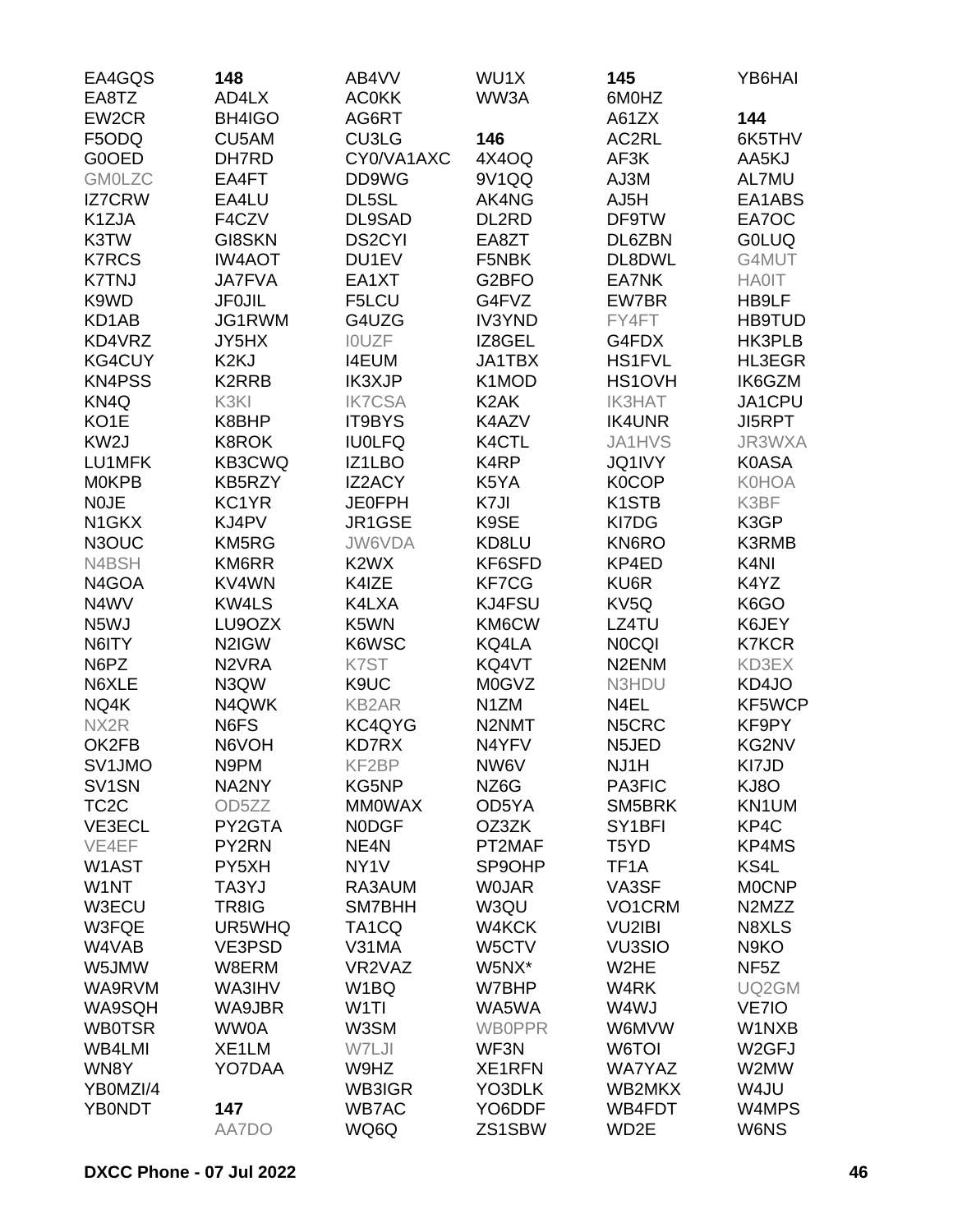EA4GQS
EA8TZ
EW2CR
F5ODQ
G0OED
GM0LZC
IZ7CRW
K1ZJA
K3TW
K7RCS
K7TNJ
K9WD
KD1AB
KD4VRZ
KG4CUY
KN4PSS
KN4Q
KO1E
KW2J
LU1MFK
M0KPB
N0JE
N1GKX
N3OUC
N4BSH
N4GOA
N4WV
N5WJ
N6ITY
N6PZ
N6XLE
NQ4K
NX2R
OK2FB
SV1JMO
SV1SN
TC2C
VE3ECL
VE4EF
W1AST
W1NT
W3ECU
W3FQE
W4VAB
W5JMW
WA9RVM
WA9SQH
WB0TSR
WB4LMI
WN8Y
YB0MZI/4
YB0NDT

**148**

AD4LX
BH4IGO
CU5AM
DH7RD
EA4FT
EA4LU
F4CZV
GI8SKN
IW4AOT
JA7FVA
JF0JIL
JG1RWM
JY5HX
K2KJ
K2RRB
K3KI
K8BHP
K8ROK
KB3CWQ
KB5RZY
KC1YR
KJ4PV
KM5RG
KM6RR
KV4WN
KW4LS
LU9OZX
N2IGW
N2VRA
N3QW
N4QWK
N6FS
N6VOH
N9PM
NA2NY
OD5ZZ
PY2GTA
PY2RN
PY5XH
TA3YJ
TR8IG
UR5WHQ
VE3PSD
W8ERM
WA3IHV
WA9JBR
WW0A
XE1LM
YO7DAA

**147**

AA7DO
AB4VV
AC0KK
AG6RT
CU3LG
CY0/VA1AXC
DD9WG
DL5SL
DL9SAD
DS2CYI
DU1EV
EA1XT
F5LCU
G4UZG
I0UZF
I4EUM
IK3XJP
IK7CSA
IT9BYS
IU0LFQ
IZ1LBO
IZ2ACY
JE0FPH
JR1GSE
JW6VDA
K2WX
K4IZE
K4LXA
K5WN
K6WSC
K7ST
K9UC
KB2AR
KC4QYG
KD7RX
KF2BP
KG5NP
MM0WAX
N0DGF
NE4N
NY1V
RA3AUM
SM7BHH
TA1CQ
V31MA
VR2VAZ
W1BQ
W1TI
W3SM
W7LJI
W9HZ
WB3IGR
WB7AC
WQ6Q
WU1X
WW3A

**146**

4X4OQ
9V1QQ
AK4NG
DL2RD
EA8ZT
F5NBK
G2BFO
G4FVZ
IV3YND
IZ8GEL
JA1TBX
K1MOD
K2AK
K4AZV
K4CTL
K4RP
K5YA
K7JI
K9SE
KD8LU
KF6SFD
KF7CG
KJ4FSU
KM6CW
KQ4LA
KQ4VT
M0GVZ
N1ZM
N2NMT
N4YFV
NW6V
NZ6G
OD5YA
OZ3ZK
PT2MAF
SP9OHP
W0JAR
W3QU
W4KCK
W5CTV
W5NX*
W7BHP
WA5WA
WB0PPR
WF3N
XE1RFN
YO3DLK
YO6DDF
ZS1SBW

**145**

6M0HZ
A61ZX
AC2RL
AF3K
AJ3M
AJ5H
DF9TW
DL6ZBN
DL8DWL
EA7NK
EW7BR
FY4FT
G4FDX
HS1FVL
HS1OVH
IK3HAT
IK4UNR
JA1HVS
JQ1IVY
K0COP
K1STB
KI7DG
KN6RO
KP4ED
KU6R
KV5Q
LZ4TU
N0CQI
N2ENM
N3HDU
N4EL
N5CRC
N5JED
NJ1H
PA3FIC
SM5BRK
SY1BFI
T5YD
TF1A
VA3SF
VO1CRM
VU2IBI
VU3SIO
W2HE
W4RK
W4WJ
W6MVW
W6TOI
WA7YAZ
WB2MKX
WB4FDT
WD2E
YB6HAI

**144**

6K5THV
AA5KJ
AL7MU
EA1ABS
EA7OC
G0LUQ
G4MUT
HA0IT
HB9LF
HB9TUD
HK3PLB
HL3EGR
IK6GZM
JA1CPU
JI5RPT
JR3WXA
K0ASA
K0HOA
K3BF
K3GP
K3RMB
K4NI
K4YZ
K6GO
K6JEY
K7KCR
KD3EX
KD4JO
KF5WCP
KF9PY
KG2NV
KI7JD
KJ8O
KN1UM
KP4C
KP4MS
KS4L
M0CNP
N2MZZ
N8XLS
N9KO
NF5Z
UQ2GM
VE7IO
W1NXB
W2GFJ
W2MW
W4JU
W4MPS
W6NS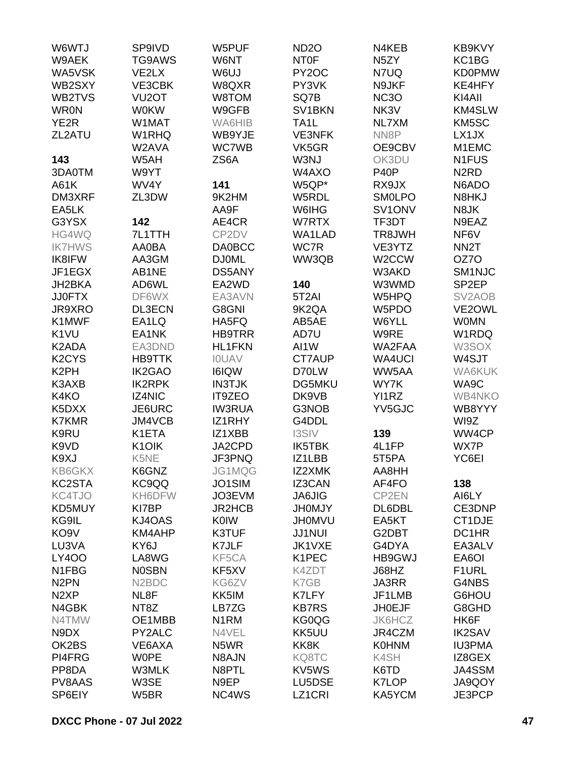W6WTJ
W9AEK
WA5VSK
WB2SXY
WB2TVS
WR0N
YE2R
ZL2ATU

**143**

3DA0TM
A61K
DM3XRF
EA5LK
G3YSX
HG4WQ
IK7HWS
IK8IFW
JF1EGX
JH2BKA
JJ0FTX
JR9XRO
K1MWF
K1VU
K2ADA
K2CYS
K2PH
K3AXB
K4KO
K5DXX
K7KMR
K9RU
K9VD
K9XJ
KB6GKX
KC2STA
KC4TJO
KD5MUY
KG9IL
KO9V
LU3VA
LY4OO
N1FBG
N2PN
N2XP
N4GBK
N4TMW
N9DX
OK2BS
PI4FRG
PP8DA
PV8AAS
SP6EIY
SP9IVD
TG9AWS
VE2LX
VE3CBK
VU2OT
W0KW
W1MAT
W1RHQ
W2AVA
W5AH
W9YT
WV4Y
ZL3DW

**142**

7L1TTH
AA0BA
AA3GM
AB1NE
AD6WL
DF6WX
DL3ECN
EA1LQ
EA1NK
EA3DND
HB9TTK
IK2GAO
IK2RPK
IZ4NIC
JE6URC
JM4VCB
K1ETA
K1OIK
K5NE
K6GNZ
KC9QQ
KH6DFW
KI7BP
KJ4OAS
KM4AHP
KY6J
LA8WG
N0SBN
N2BDC
NL8F
NT8Z
OE1MBB
PY2ALC
VE6AXA
W0PE
W3MLK
W3SE
W5BR
W5PUF
W6NT
W6UJ
W8QXR
W8TOM
W9GFB
WA6HIB
WB9YJE
WC7WB
ZS6A

**141**

9K2HM
AA9F
AE4CR
CP2DV
DA0BCC
DJ0ML
DS5ANY
EA2WD
EA3AVN
G8GNI
HA5FQ
HB9TRR
HL1FKN
I0UAV
I6IQW
IN3TJK
IT9ZEO
IW3RUA
IZ1RHY
IZ1XBB
JA2CPD
JF3PNQ
JG1MQG
JO1SIM
JO3EVM
JR2HCB
K0IW
K3TUF
K7JLF
KF5CA
KF5XV
KG6ZV
KK5IM
LB7ZG
N1RM
N4VEL
N5WR
N8AJN
N8PTL
N9EP
NC4WS
ND2O
NT0F
PY2OC
PY3VK
SQ7B
SV1BKN
TA1L
VE3NFK
VK5GR
W3NJ
W4AXO
W5QP*
W5RDL
W6IHG
W7RTX
WA1LAD
WC7R
WW3QB

**140**

5T2AI
9K2QA
AB5AE
AD7U
AI1W
CT7AUP
D70LW
DG5MKU
DK9VB
G3NOB
G4DDL
I3SIV
IK5TBK
IZ1LBB
IZ2XMK
IZ3CAN
JA6JIG
JH0MJY
JH0MVU
JJ1NUI
JK1VXE
K1PEC
K4ZDT
K7GB
K7LFY
KB7RS
KG0QG
KK5UU
KK8K
KQ8TC
KV5WS
LU5DSE
LZ1CRI
N4KEB
N5ZY
N7UQ
N9JKF
NC3O
NK3V
NL7XM
NN8P
OE9CBV
OK3DU
P40P
RX9JX
SM0LPO
SV1ONV
TF3DT
TR8JWH
VE3YTZ
W2CCW
W3AKD
W3WMD
W5HPQ
W5PDO
W6YLL
W9RE
WA2FAA
WA4UCI
WW5AA
WY7K
YI1RZ
YV5GJC

**139**

4L1FP
5T5PA
AA8HH
AF4FO
CP2EN
DL6DBL
EA5KT
G2DBT
G4DYA
HB9GWJ
J68HZ
JA3RR
JF1LMB
JH0EJF
JK6HCZ
JR4CZM
K0HNM
K4SH
K6TD
K7LOP
KA5YCM
KB9KVY
KC1BG
KD0PMW
KE4HFY
KI4AII
KM4SLW
KM5SC
LX1JX
M1EMC
N1FUS
N2RD
N6ADO
N8HKJ
N8JK
N9EAZ
NF6V
NN2T
OZ7O
SM1NJC
SP2EP
SV2AOB
VE2OWL
W0MN
W1RDQ
W3SOX
W4SJT
WA6KUK
WA9C
WB4NKO
WB8YYY
WI9Z
WW4CP
WX7P
YC6EI

**138**

AI6LY
CE3DNP
CT1DJE
DC1HR
EA3ALV
EA6OI
F1URL
G4NBS
G6HOU
G8GHD
HK6F
IK2SAV
IU3PMA
IZ8GEX
JA4SSM
JA9QOY
JE3PCP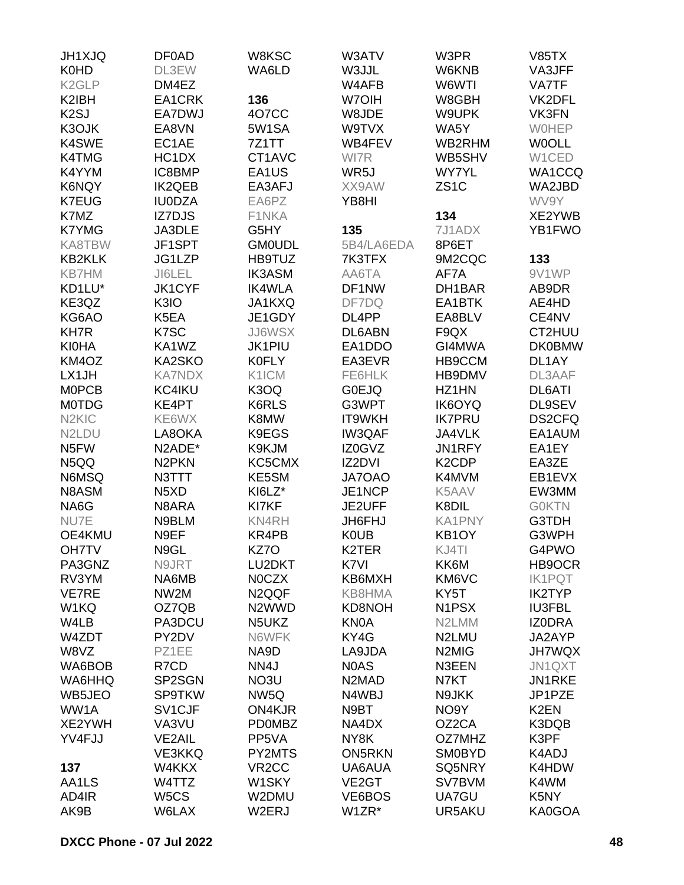JH1XJQ
K0HD
K2GLP
K2IBH
K2SJ
K3OJK
K4SWE
K4TMG
K4YYM
K6NQY
K7EUG
K7MZ
K7YMG
KA8TBW
KB2KLK
KB7HM
KD1LU*
KE3QZ
KG6AO
KH7R
KI0HA
KM4OZ
LX1JH
M0PCB
M0TDG
N2KIC
N2LDU
N5FW
N5QQ
N6MSQ
N8ASM
NA6G
NU7E
OE4KMU
OH7TV
PA3GNZ
RV3YM
VE7RE
W1KQ
W4LB
W4ZDT
W8VZ
WA6BOB
WA6HHQ
WB5JEO
WW1A
XE2YWH
YV4FJJ

**137**

AA1LS
AD4IR
AK9B
DF0AD
DL3EW
DM4EZ
EA1CRK
EA7DWJ
EA8VN
EC1AE
HC1DX
IC8BMP
IK2QEB
IU0DZA
IZ7DJS
JA3DLE
JF1SPT
JG1LZP
JI6LEL
JK1CYF
K3IO
K5EA
K7SC
KA1WZ
KA2SKO
KA7NDX
KC4IKU
KE4PT
KE6WX
LA8OKA
N2ADE*
N2PKN
N3TTT
N5XD
N8ARA
N9BLM
N9EF
N9GL
N9JRT
NA6MB
NW2M
OZ7QB
PA3DCU
PY2DV
PZ1EE
R7CD
SP2SGN
SP9TKW
SV1CJF
VA3VU
VE2AIL
VE3KKQ
W4KKX
W4TTZ
W5CS
W6LAX
W8KSC
WA6LD

**136**

4O7CC
5W1SA
7Z1TT
CT1AVC
EA1US
EA3AFJ
EA6PZ
F1NKA
G5HY
GM0UDL
HB9TUZ
IK3ASM
IK4WLA
JA1KXQ
JE1GDY
JJ6WSX
JK1PIU
K0FLY
K1ICM
K3OQ
K6RLS
K8MW
K9EGS
K9KJM
KC5CMX
KE5SM
KI6LZ*
KI7KF
KN4RH
KR4PB
KZ7O
LU2DKT
N0CZX
N2QQF
N2WWD
N5UKZ
N6WFK
NA9D
NN4J
NO3U
NW5Q
ON4KJR
PD0MBZ
PP5VA
PY2MTS
VR2CC
W1SKY
W2DMU
W2ERJ
W3ATV
W3JJL
W4AFB
W7OIH
W8JDE
W9TVX
WB4FEV
WI7R
WR5J
XX9AW
YB8HI

**135**

5B4/LA6EDA
7K3TFX
AA6TA
DF1NW
DF7DQ
DL4PP
DL6ABN
EA1DDO
EA3EVR
FE6HLK
G0EJQ
G3WPT
IT9WKH
IW3QAF
IZ0GVZ
IZ2DVI
JA7OAO
JE1NCP
JE2UFF
JH6FHJ
K0UB
K2TER
K7VI
KB6MXH
KB8HMA
KD8NOH
KN0A
KY4G
LA9JDA
N0AS
N2MAD
N4WBJ
N9BT
NA4DX
NY8K
ON5RKN
UA6AUA
VE2GT
VE6BOS
W1ZR*
W3PR
W6KNB
W6WTI
W8GBH
W9UPK
WA5Y
WB2RHM
WB5SHV
WY7YL
ZS1C

**134**

7J1ADX
8P6ET
9M2CQC
AF7A
DH1BAR
EA1BTK
EA8BLV
F9QX
GI4MWA
HB9CCM
HB9DMV
HZ1HN
IK6OYQ
IK7PRU
JA4VLK
JN1RFY
K2CDP
K4MVM
K5AAV
K8DIL
KA1PNY
KB1OY
KJ4TI
KK6M
KM6VC
KY5T
N1PSX
N2LMM
N2LMU
N2MIG
N3EEN
N7KT
N9JKK
NO9Y
OZ2CA
OZ7MHZ
SM0BYD
SQ5NRY
SV7BVM
UA7GU
UR5AKU
V85TX
VA3JFF
VA7TF
VK2DFL
VK3FN
W0HEP
W0OLL
W1CED
WA1CCQ
WA2JBD
WV9Y
XE2YWB
YB1FWO

**133**

9V1WP
AB9DR
AE4HD
CE4NV
CT2HUU
DK0BMW
DL1AY
DL3AAF
DL6ATI
DL9SEV
DS2CFQ
EA1AUM
EA1EY
EA3ZE
EB1EVX
EW3MM
G0KTN
G3TDH
G3WPH
G4PWO
HB9OCR
IK1PQT
IK2TYP
IU3FBL
IZ0DRA
JA2AYP
JH7WQX
JN1QXT
JN1RKE
JP1PZE
K2EN
K3DQB
K3PF
K4ADJ
K4HDW
K4WM
K5NY
KA0GOA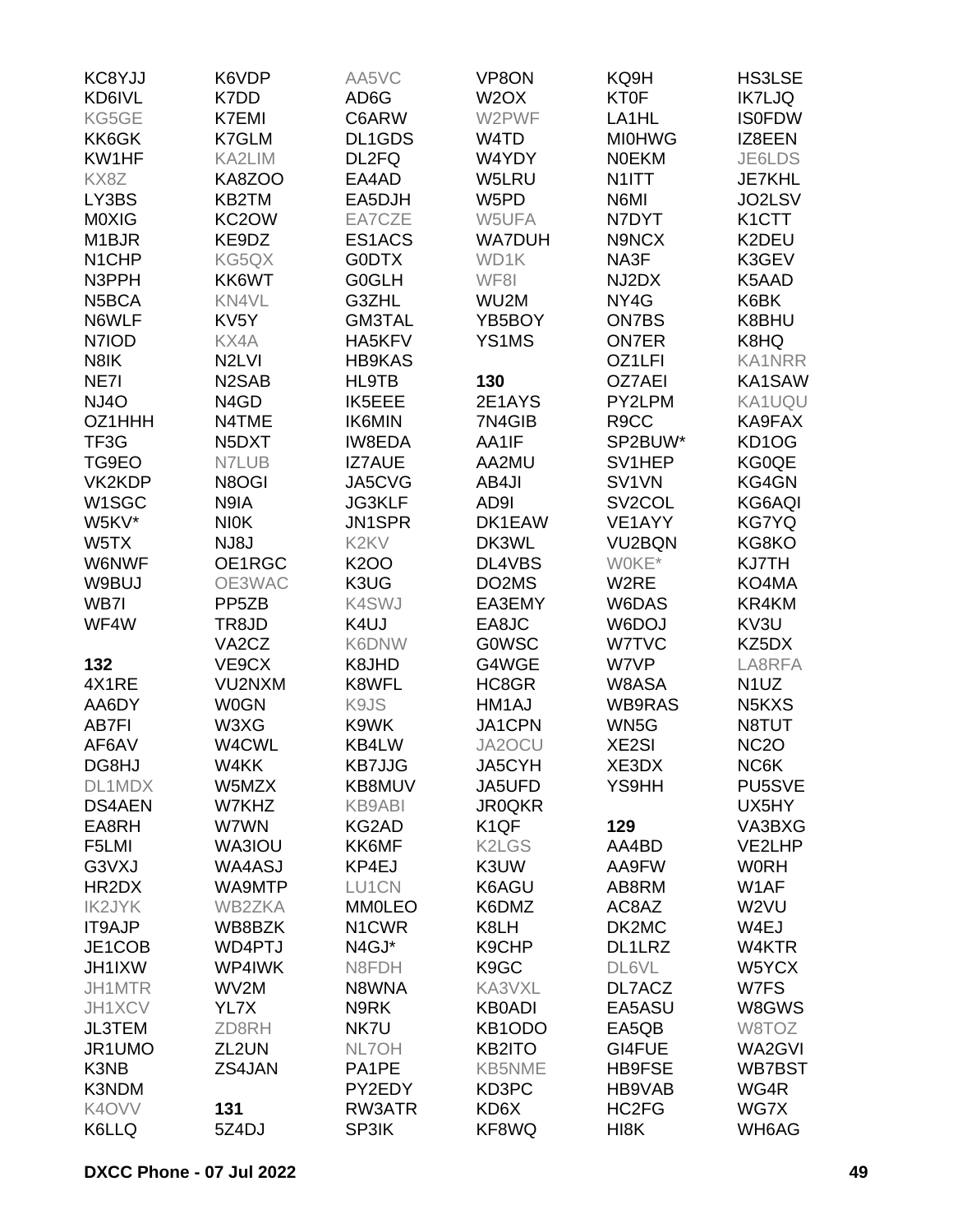KC8YJJ
KD6IVL
KG5GE
KK6GK
KW1HF
KX8Z
LY3BS
M0XIG
M1BJR
N1CHP
N3PPH
N5BCA
N6WLF
N7IOD
N8IK
NE7I
NJ4O
OZ1HHH
TF3G
TG9EO
VK2KDP
W1SGC
W5KV*
W5TX
W6NWF
W9BUJ
WB7I
WF4W

**132**

4X1RE
AA6DY
AB7FI
AF6AV
DG8HJ
DL1MDX
DS4AEN
EA8RH
F5LMI
G3VXJ
HR2DX
IK2JYK
IT9AJP
JE1COB
JH1IXW
JH1MTR
JH1XCV
JL3TEM
JR1UMO
K3NB
K3NDM
K4OVV
K6LLQ
K6VDP
K7DD
K7EMI
K7GLM
KA2LIM
KA8ZOO
KB2TM
KC2OW
KE9DZ
KG5QX
KK6WT
KN4VL
KV5Y
KX4A
N2LVI
N2SAB
N4GD
N4TME
N5DXT
N7LUB
N8OGI
N9IA
NI0K
NJ8J
OE1RGC
OE3WAC
PP5ZB
TR8JD
VA2CZ
VE9CX
VU2NXM
W0GN
W3XG
W4CWL
W4KK
W5MZX
W7KHZ
W7WN
WA3IOU
WA4ASJ
WA9MTP
WB2ZKA
WB8BZK
WD4PTJ
WP4IWK
WV2M
YL7X
ZD8RH
ZL2UN
ZS4JAN

**131**

5Z4DJ
AA5VC
AD6G
C6ARW
DL1GDS
DL2FQ
EA4AD
EA5DJH
EA7CZE
ES1ACS
G0DTX
G0GLH
G3ZHL
GM3TAL
HA5KFV
HB9KAS
HL9TB
IK5EEE
IK6MIN
IW8EDA
IZ7AUE
JA5CVG
JG3KLF
JN1SPR
K2KV
K2OO
K3UG
K4SWJ
K4UJ
K6DNW
K8JHD
K8WFL
K9JS
K9WK
KB4LW
KB7JJG
KB8MUV
KB9ABI
KG2AD
KK6MF
KP4EJ
LU1CN
MM0LEO
N1CWR
N4GJ*
N8FDH
N8WNA
N9RK
NK7U
NL7OH
PA1PE
PY2EDY
RW3ATR
SP3IK
VP8ON
W2OX
W2PWF
W4TD
W4YDY
W5LRU
W5PD
W5UFA
WA7DUH
WD1K
WF8I
WU2M
YB5BOY
YS1MS

**130**

2E1AYS
7N4GIB
AA1IF
AA2MU
AB4JI
AD9I
DK1EAW
DK3WL
DL4VBS
DO2MS
EA3EMY
EA8JC
G0WSC
G4WGE
HC8GR
HM1AJ
JA1CPN
JA2OCU
JA5CYH
JA5UFD
JR0QKR
K1QF
K2LGS
K3UW
K6AGU
K6DMZ
K8LH
K9CHP
K9GC
KA3VXL
KB0ADI
KB1ODO
KB2ITO
KB5NME
KD3PC
KD6X
KF8WQ
KQ9H
KT0F
LA1HL
MI0HWG
N0EKM
N1ITT
N6MI
N7DYT
N9NCX
NA3F
NJ2DX
NY4G
ON7BS
ON7ER
OZ1LFI
OZ7AEI
PY2LPM
R9CC
SP2BUW*
SV1HEP
SV1VN
SV2COL
VE1AYY
VU2BQN
W0KE*
W2RE
W6DAS
W6DOJ
W7TVC
W7VP
W8ASA
WB9RAS
WN5G
XE2SI
XE3DX
YS9HH

**129**

AA4BD
AA9FW
AB8RM
AC8AZ
DK2MC
DL1LRZ
DL6VL
DL7ACZ
EA5ASU
EA5QB
GI4FUE
HB9FSE
HB9VAB
HC2FG
HI8K
HS3LSE
IK7LJQ
IS0FDW
IZ8EEN
JE6LDS
JE7KHL
JO2LSV
K1CTT
K2DEU
K3GEV
K5AAD
K6BK
K8BHU
K8HQ
KA1NRR
KA1SAW
KA1UQU
KA9FAX
KD1OG
KG0QE
KG4GN
KG6AQI
KG7YQ
KG8KO
KJ7TH
KO4MA
KR4KM
KV3U
KZ5DX
LA8RFA
N1UZ
N5KXS
N8TUT
NC2O
NC6K
PU5SVE
UX5HY
VA3BXG
VE2LHP
W0RH
W1AF
W2VU
W4EJ
W4KTR
W5YCX
W7FS
W8GWS
W8TOZ
WA2GVI
WB7BST
WG4R
WG7X
WH6AG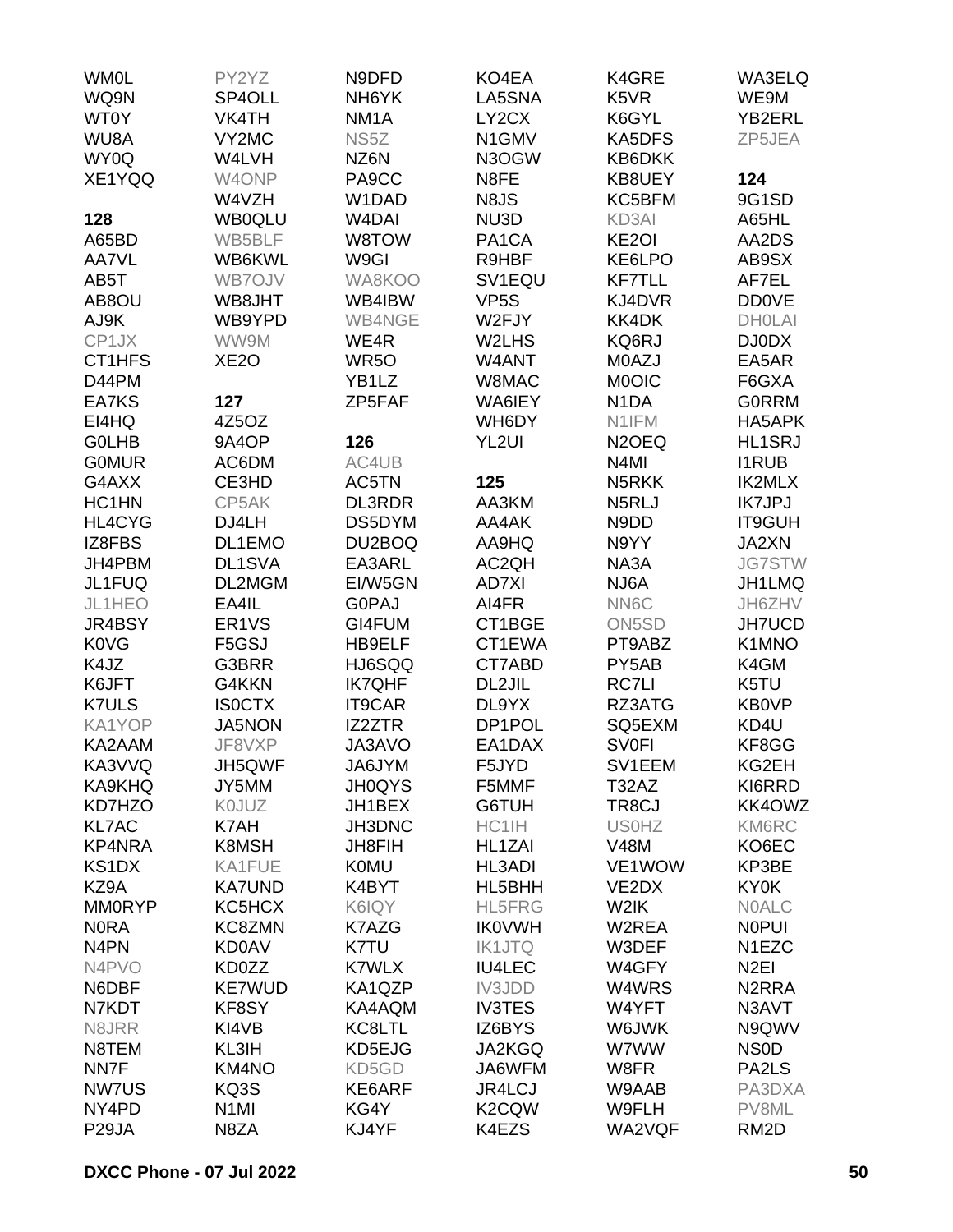WM0L
WQ9N
WT0Y
WU8A
WY0Q
XE1YQQ

**128**
A65BD
AA7VL
AB5T
AB8OU
AJ9K
CP1JX
CT1HFS
D44PM
EA7KS
EI4HQ
G0LHB
G0MUR
G4AXX
HC1HN
HL4CYG
IZ8FBS
JH4PBM
JL1FUQ
JL1HEO
JR4BSY
K0VG
K4JZ
K6JFT
K7ULS
KA1YOP
KA2AAM
KA3VVQ
KA9KHQ
KD7HZO
KL7AC
KP4NRA
KS1DX
KZ9A
MM0RYP
N0RA
N4PN
N4PVO
N6DBF
N7KDT
N8JRR
N8TEM
NN7F
NW7US
NY4PD
P29JA

PY2YZ
SP4OLL
VK4TH
VY2MC
W4LVH
W4ONP
W4VZH
WB0QLU
WB5BLF
WB6KWL
WB7OJV
WB8JHT
WB9YPD
WW9M
XE2O

**127**
4Z5OZ
9A4OP
AC6DM
CE3HD
CP5AK
DJ4LH
DL1EMO
DL1SVA
DL2MGM
EA4IL
ER1VS
F5GSJ
G3BRR
G4KKN
IS0CTX
JA5NON
JF8VXP
JH5QWF
JY5MM
K0JUZ
K7AH
K8MSH
KA1FUE
KA7UND
KC5HCX
KC8ZMN
KD0AV
KD0ZZ
KE7WUD
KF8SY
KI4VB
KL3IH
KM4NO
KQ3S
N1MI
N8ZA

N9DFD
NH6YK
NM1A
NS5Z
NZ6N
PA9CC
W1DAD
W4DAI
W8TOW
W9GI
WA8KOO
WB4IBW
WB4NGE
WE4R
WR5O
YB1LZ
ZP5FAF

**126**
AC4UB
AC5TN
DL3RDR
DS5DYM
DU2BOQ
EA3ARL
EI/W5GN
G0PAJ
GI4FUM
HB9ELF
HJ6SQQ
IK7QHF
IT9CAR
IZ2ZTR
JA3AVO
JA6JYM
JH0QYS
JH1BEX
JH3DNC
JH8FIH
K0MU
K4BYT
K6IQY
K7AZG
K7TU
K7WLX
KA1QZP
KA4AQM
KC8LTL
KD5EJG
KD5GD
KE6ARF
KG4Y
KJ4YF

KO4EA
LA5SNA
LY2CX
N1GMV
N3OGW
N8FE
N8JS
NU3D
PA1CA
R9HBF
SV1EQU
VP5S
W2FJY
W2LHS
W4ANT
W8MAC
WA6IEY
WH6DY
YL2UI

**125**
AA3KM
AA4AK
AA9HQ
AC2QH
AD7XI
AI4FR
CT1BGE
CT1EWA
CT7ABD
DL2JIL
DL9YX
DP1POL
EA1DAX
F5JYD
F5MMF
G6TUH
HC1IH
HL1ZAI
HL3ADI
HL5BHH
HL5FRG
IK0VWH
IK1JTQ
IU4LEC
IV3JDD
IV3TES
IZ6BYS
JA2KGQ
JA6WFM
JR4LCJ
K2CQW
K4EZS

K4GRE
K5VR
K6GYL
KA5DFS
KB6DKK
KB8UEY
KC5BFM
KD3AI
KE2OI
KE6LPO
KF7TLL
KJ4DVR
KK4DK
KQ6RJ
M0AZJ
M0OIC
N1DA
N1IFM
N2OEQ
N4MI
N5RKK
N5RLJ
N9DD
N9YY
NA3A
NJ6A
NN6C
ON5SD
PT9ABZ
PY5AB
RC7LI
RZ3ATG
SQ5EXM
SV0FI
SV1EEM
T32AZ
TR8CJ
US0HZ
V48M
VE1WOW
VE2DX
W2IK
W2REA
W3DEF
W4GFY
W4WRS
W4YFT
W6JWK
W7WW
W8FR
W9AAB
W9FLH
WA2VQF

WA3ELQ
WE9M
YB2ERL
ZP5JEA

**124**
9G1SD
A65HL
AA2DS
AB9SX
AF7EL
DD0VE
DH0LAI
DJ0DX
EA5AR
F6GXA
G0RRM
HA5APK
HL1SRJ
I1RUB
IK2MLX
IK7JPJ
IT9GUH
JA2XN
JG7STW
JH1LMQ
JH6ZHV
JH7UCD
K1MNO
K4GM
K5TU
KB0VP
KD4U
KF8GG
KG2EH
KI6RRD
KK4OWZ
KM6RC
KO6EC
KP3BE
KY0K
N0ALC
N0PUI
N1EZC
N2EI
N2RRA
N3AVT
N9QWV
NS0D
PA2LS
PA3DXA
PV8ML
RM2D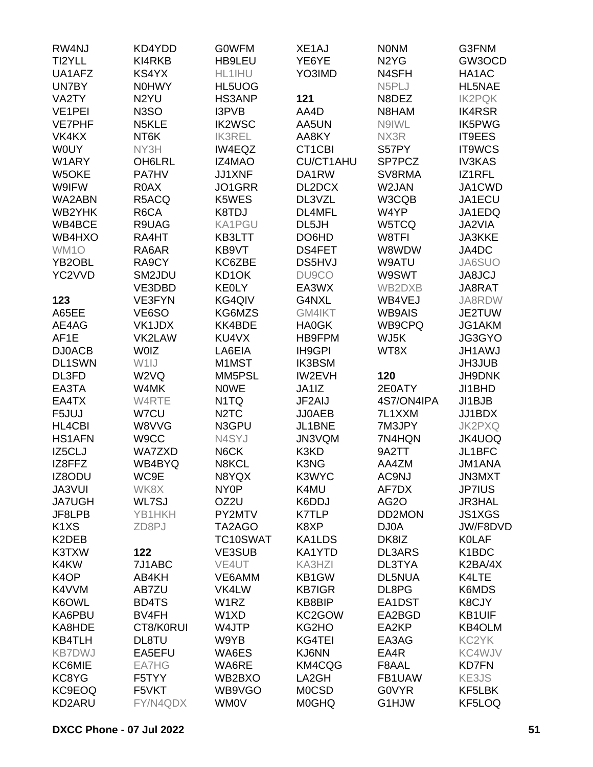RW4NJ
TI2YLL
UA1AFZ
UN7BY
VA2TY
VE1PEI
VE7PHF
VK4KX
W0UY
W1ARY
W5OKE
W9IFW
WA2ABN
WB2YHK
WB4BCE
WB4HXO
WM1O
YB2OBL
YC2VVD

**123**

A65EE
AE4AG
AF1E
DJ0ACB
DL1SWN
DL3FD
EA3TA
EA4TX
F5JUJ
HL4CBI
HS1AFN
IZ5CLJ
IZ8FFZ
IZ8ODU
JA3VUI
JA7UGH
JF8LPB
K1XS
K2DEB
K3TXW
K4KW
K4OP
K4VVM
K6OWL
KA6PBU
KA8HDE
KB4TLH
KB7DWJ
KC6MIE
KC8YG
KC9EOQ
KD2ARU
KD4YDD
KI4RKB
KS4YX
N0HWY
N2YU
N3SO
N5KLE
NT6K
NY3H
OH6LRL
PA7HV
R0AX
R5ACQ
R6CA
R9UAG
RA4HT
RA6AR
RA9CY
SM2JDU
VE3DBD
VE3FYN
VE6SO
VK1JDX
VK2LAW
W0IZ
W1IJ
W2VQ
W4MK
W4RTE
W7CU
W8VVG
W9CC
WA7ZXD
WB4BYQ
WC9E
WK8X
WL7SJ
YB1HKH
ZD8PJ

**122**

7J1ABC
AB4KH
AB7ZU
BD4TS
BV4FH
CT8/K0RUI
DL8TU
EA5EFU
EA7HG
F5TYY
F5VKT
FY/N4QDX
G0WFM
HB9LEU
HL1IHU
HL5UOG
HS3ANP
I3PVB
IK2WSC
IK3REL
IW4EQZ
IZ4MAO
JJ1XNF
JO1GRR
K5WES
K8TDJ
KA1PGU
KB3LTT
KB9VT
KC6ZBE
KD1OK
KE0LY
KG4QIV
KG6MZS
KK4BDE
KU4VX
LA6EIA
M1MST
MM5PSL
N0WE
N1TQ
N2TC
N3GPU
N4SYJ
N6CK
N8KCL
N8YQX
NY0P
OZ2U
PY2MTV
TA2AGO
TC10SWAT
VE3SUB
VE4UT
VE6AMM
VK4LW
W1RZ
W1XD
W4JTP
W9YB
WA6ES
WA6RE
WB2BXO
WB9VGO
WM0V
XE1AJ
YE6YE
YO3IMD

**121**

AA4D
AA5UN
AA8KY
CT1CBI
CU/CT1AHU
DA1RW
DL2DCX
DL3VZL
DL4MFL
DL5JH
DO6HD
DS4FET
DS5HVJ
DU9CO
EA3WX
G4NXL
GM4IKT
HA0GK
HB9FPM
IH9GPI
IK3BSM
IW2EVH
JA1IZ
JF2AIJ
JJ0AEB
JL1BNE
JN3VQM
K3KD
K3NG
K3WYC
K4MU
K6DDJ
K7TLP
K8XP
KA1LDS
KA1YTD
KA3HZI
KB1GW
KB7IGR
KB8BIP
KC2GOW
KG2HO
KG4TEI
KJ6NN
KM4CQG
LA2GH
M0CSD
M0GHQ
N0NM
N2YG
N4SFH
N5PLJ
N8DEZ
N8HAM
N9IWL
NX3R
S57PY
SP7PCZ
SV8RMA
W2JAN
W3CQB
W4YP
W5TCQ
W8TFI
W8WDW
W9ATU
W9SWT
WB2DXB
WB4VEJ
WB9AIS
WB9CPQ
WJ5K
WT8X

**120**

2E0ATY
4S7/ON4IPA
7L1XXM
7M3JPY
7N4HQN
9A2TT
AA4ZM
AC9NJ
AF7DX
AG2O
DD2MON
DJ0A
DK8IZ
DL3ARS
DL3TYA
DL5NUA
DL8PG
EA1DST
EA2BGD
EA2KP
EA3AG
EA4R
F8AAL
FB1UAW
G0VYR
G1HJW
G3FNM
GW3OCD
HA1AC
HL5NAE
IK2PQK
IK4RSR
IK5PWG
IT9EES
IT9WCS
IV3KAS
IZ1RFL
JA1CWD
JA1ECU
JA1EDQ
JA2VIA
JA3KKE
JA4DC
JA6SUO
JA8JCJ
JA8RAT
JA8RDW
JE2TUW
JG1AKM
JG3GYO
JH1AWJ
JH3JUB
JH9DNK
JI1BHD
JI1BJB
JJ1BDX
JK2PXQ
JK4UOQ
JL1BFC
JM1ANA
JN3MXT
JP7IUS
JR3HAL
JS1XGS
JW/F8DVD
K0LAF
K1BDC
K2BA/4X
K4LTE
K6MDS
K8CJY
KB1UIF
KB4OLM
KC2YK
KC4WJV
KD7FN
KE3JS
KF5LBK
KF5LOQ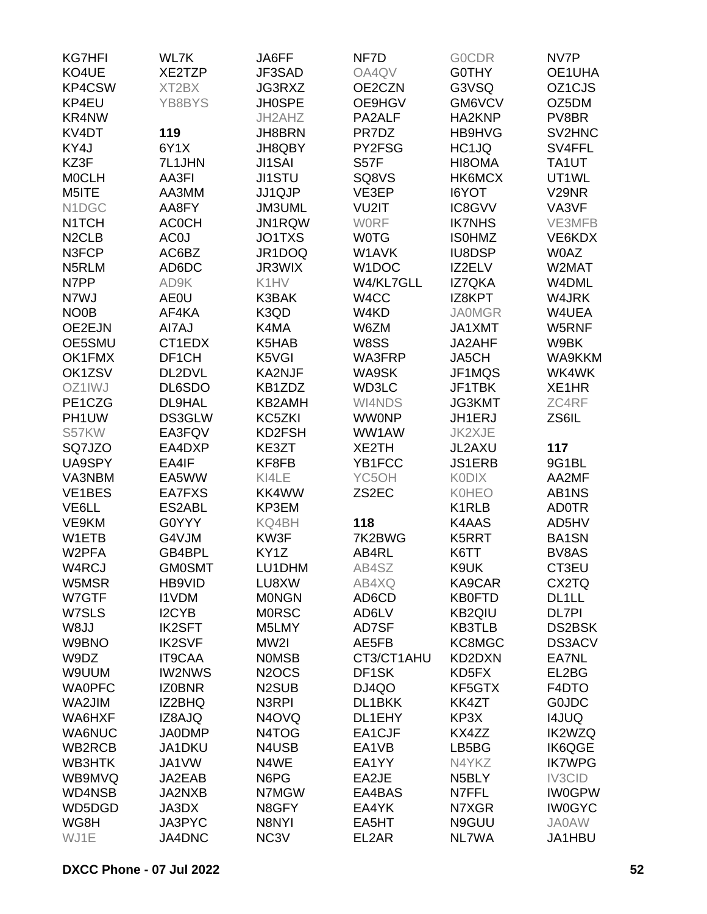KG7HFI
KO4UE
KP4CSW
KP4EU
KR4NW
KV4DT
KY4J
KZ3F
M0CLH
M5ITE
N1DGC
N1TCH
N2CLB
N3FCP
N5RLM
N7PP
N7WJ
NO0B
OE2EJN
OE5SMU
OK1FMX
OK1ZSV
OZ1IWJ
PE1CZG
PH1UW
S57KW
SQ7JZO
UA9SPY
VA3NBM
VE1BES
VE6LL
VE9KM
W1ETB
W2PFA
W4RCJ
W5MSR
W7GTF
W7SLS
W8JJ
W9BNO
W9DZ
W9UUM
WA0PFC
WA2JIM
WA6HXF
WA6NUC
WB2RCB
WB3HTK
WB9MVQ
WD4NSB
WD5DGD
WG8H
WJ1E

WL7K
XE2TZP
XT2BX
YB8BYS

**119**

6Y1X
7L1JHN
AA3FI
AA3MM
AA8FY
AC0CH
AC0J
AC6BZ
AD6DC
AD9K
AE0U
AF4KA
AI7AJ
CT1EDX
DF1CH
DL2DVL
DL6SDO
DL9HAL
DS3GLW
EA3FQV
EA4DXP
EA4IF
EA5WW
EA7FXS
ES2ABL
G0YYY
G4VJM
GB4BPL
GM0SMT
HB9VID
I1VDM
I2CYB
IK2SFT
IK2SVF
IT9CAA
IW2NWS
IZ0BNR
IZ2BHQ
IZ8AJQ
JA0DMP
JA1DKU
JA1VW
JA2EAB
JA2NXB
JA3DX
JA3PYC
JA4DNC

JA6FF
JF3SAD
JG3RXZ
JH0SPE
JH2AHZ
JH8BRN
JH8QBY
JI1SAI
JI1STU
JJ1QJP
JM3UML
JN1RQW
JO1TXS
JR1DOQ
JR3WIX
K1HV
K3BAK
K3QD
K4MA
K5HAB
K5VGI
KA2NJF
KB1ZDZ
KB2AMH
KC5ZKI
KD2FSH
KE3ZT
KF8FB
KI4LE
KK4WW
KP3EM
KQ4BH
KW3F
KY1Z
LU1DHM
LU8XW
M0NGN
M0RSC
M5LMY
MW2I
N0MSB
N2OCS
N2SUB
N3RPI
N4OVQ
N4TOG
N4USB
N4WE
N6PG
N7MGW
N8GFY
N8NYI
NC3V

NF7D
OA4QV
OE2CZN
OE9HGV
PA2ALF
PR7DZ
PY2FSG
S57F
SQ8VS
VE3EP
VU2IT
W0RF
W0TG
W1AVK
W1DOC
W4/KL7GLL
W4CC
W4KD
W6ZM
W8SS
WA3FRP
WA9SK
WD3LC
WI4NDS
WW0NP
WW1AW
XE2TH
YB1FCC
YC5OH
ZS2EC

**118**

7K2BWG
AB4RL
AB4SZ
AB4XQ
AD6CD
AD6LV
AD7SF
AE5FB
CT3/CT1AHU
DF1SK
DJ4QO
DL1BKK
DL1EHY
EA1CJF
EA1VB
EA1YY
EA2JE
EA4BAS
EA4YK
EA5HT
EL2AR

G0CDR
G0THY
G3VSQ
GM6VCV
HA2KNP
HB9HVG
HC1JQ
HI8OMA
HK6MCX
I6YOT
IC8GVV
IK7NHS
IS0HMZ
IU8DSP
IZ2ELV
IZ7QKA
IZ8KPT
JA0MGR
JA1XMT
JA2AHF
JA5CH
JF1MQS
JF1TBK
JG3KMT
JH1ERJ
JK2XJE
JL2AXU
JS1ERB
K0DIX
K0HEO
K1RLB
K4AAS
K5RRT
K6TT
K9UK
KA9CAR
KB0FTD
KB2QIU
KB3TLB
KC8MGC
KD2DXN
KD5FX
KF5GTX
KK4ZT
KP3X
KX4ZZ
LB5BG
N4YKZ
N5BLY
N7FFL
N7XGR
N9GUU
NL7WA

NV7P
OE1UHA
OZ1CJS
OZ5DM
PV8BR
SV2HNC
SV4FFL
TA1UT
UT1WL
V29NR
VA3VF
VE3MFB
VE6KDX
W0AZ
W2MAT
W4DML
W4JRK
W4UEA
W5RNF
W9BK
WA9KKM
WK4WK
XE1HR
ZC4RF
ZS6IL

**117**

9G1BL
AA2MF
AB1NS
AD0TR
AD5HV
BA1SN
BV8AS
CT3EU
CX2TQ
DL1LL
DL7PI
DS2BSK
DS3ACV
EA7NL
EL2BG
F4DTO
G0JDC
I4JUQ
IK2WZQ
IK6QGE
IK7WPG
IV3CID
IW0GPW
IW0GYC
JA0AW
JA1HBU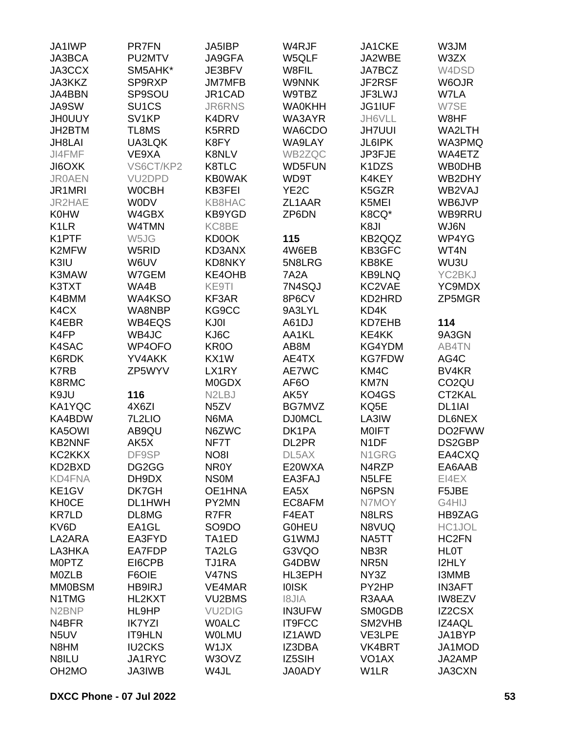JA1IWP
JA3BCA
JA3CCX
JA3KKZ
JA4BBN
JA9SW
JH0UUY
JH2BTM
JH8LAI
JI4FMF
JI6OXK
JR0AEN
JR1MRI
JR2HAE
K0HW
K1LR
K1PTF
K2MFW
K3IU
K3MAW
K3TXT
K4BMM
K4CX
K4EBR
K4FP
K4SAC
K6RDK
K7RB
K8RMC
K9JU
KA1YQC
KA4BDW
KA5OWI
KB2NNF
KC2KKX
KD2BXD
KD4FNA
KE1GV
KH0CE
KR7LD
KV6D
LA2ARA
LA3HKA
M0PTZ
M0ZLB
MM0BSM
N1TMG
N2BNP
N4BFR
N5UV
N8HM
N8ILU
OH2MO

PR7FN
PU2MTV
SM5AHK*
SP9RXP
SP9SOU
SU1CS
SV1KP
TL8MS
UA3LQK
VE9XA
VS6CT/KP2
VU2DPD
W0CBH
W0DV
W4GBX
W4TMN
W5JG
W5RID
W6UV
W7GEM
WA4B
WA4KSO
WA8NBP
WB4EQS
WB4JC
WP4OFO
YV4AKK
ZP5WYV

**116**

4X6ZI
7L2LIO
AB9QU
AK5X
DF9SP
DG2GG
DH9DX
DK7GH
DL1HWH
DL8MG
EA1GL
EA3FYD
EA7FDP
EI6CPB
F6OIE
HB9IRJ
HL2KXT
HL9HP
IK7YZI
IT9HLN
IU2CKS
JA1RYC
JA3IWB

JA5IBP
JA9GFA
JE3BFV
JM7MFB
JR1CAD
JR6RNS
K4DRV
K5RRD
K8FY
K8NLV
K8TLC
KB0WAK
KB3FEI
KB8HAC
KB9YGD
KC8BE
KD0OK
KD3ANX
KD8NKY
KE4OHB
KE9TI
KF3AR
KG9CC
KJ0I
KJ6C
KR0O
KX1W
LX1RY
M0GDX
N2LBJ
N5ZV
N6MA
N6ZWC
NF7T
NO8I
NR0Y
NS0M
OE1HNA
PY2MN
R7FR
SO9DO
TA1ED
TA2LG
TJ1RA
V47NS
VE4MAR
VU2BMS
VU2DIG
W0ALC
W0LMU
W1JX
W3OVZ
W4JL

W4RJF
W5QLF
W8FIL
W9NNK
W9TBZ
WA0KHH
WA3AYR
WA6CDO
WA9LAY
WB2ZQC
WD5FUN
WD9T
YE2C
ZL1AAR
ZP6DN

**115**

4W6EB
5N8LRG
7A2A
7N4SQJ
8P6CV
9A3LYL
A61DJ
AA1KL
AB8M
AE4TX
AE7WC
AF6O
AK5Y
BG7MVZ
DJ0MCL
DK1PA
DL2PR
DL5AX
E20WXA
EA3FAJ
EA5X
EC8AFM
F4EAT
G0HEU
G1WMJ
G3VQO
G4DBW
HL3EPH
I0ISK
I8JIA
IN3UFW
IT9FCC
IZ1AWD
IZ3DBA
IZ5SIH
JA0ADY

JA1CKE
JA2WBE
JA7BCZ
JF2RSF
JF3LWJ
JG1IUF
JH6VLL
JH7UUI
JL6IPK
JP3FJE
K1DZS
K4KEY
K5GZR
K5MEI
K8CQ*
K8JI
KB2QQZ
KB3GFC
KB8KE
KB9LNQ
KC2VAE
KD2HRD
KD4K
KD7EHB
KE4KK
KG4YDM
KG7FDW
KM4C
KM7N
KO4GS
KQ5E
LA3IW
M0IFT
N1DF
N1GRG
N4RZP
N5LFE
N6PSN
N7MOY
N8LRS
N8VUQ
NA5TT
NB3R
NR5N
NY3Z
PY2HP
R3AAA
SM0GDB
SM2VHB
VE3LPE
VK4BRT
VO1AX
W1LR

W3JM
W3ZX
W4DSD
W6OJR
W7LA
W7SE
W8HF
WA2LTH
WA3PMQ
WA4ETZ
WB0DHB
WB2DHY
WB2VAJ
WB6JVP
WB9RRU
WJ6N
WP4YG
WT4N
WU3U
YC2BKJ
YC9MDX
ZP5MGR

**114**

9A3GN
AB4TN
AG4C
BV4KR
CO2QU
CT2KAL
DL1IAI
DL6NEX
DO2FWW
DS2GBP
EA4CXQ
EA6AAB
EI4EX
F5JBE
G4HIJ
HB9ZAG
HC1JOL
HC2FN
HL0T
I2HLY
I3MMB
IN3AFT
IW8EZV
IZ2CSX
IZ4AQL
JA1BYP
JA1MOD
JA2AMP
JA3CXN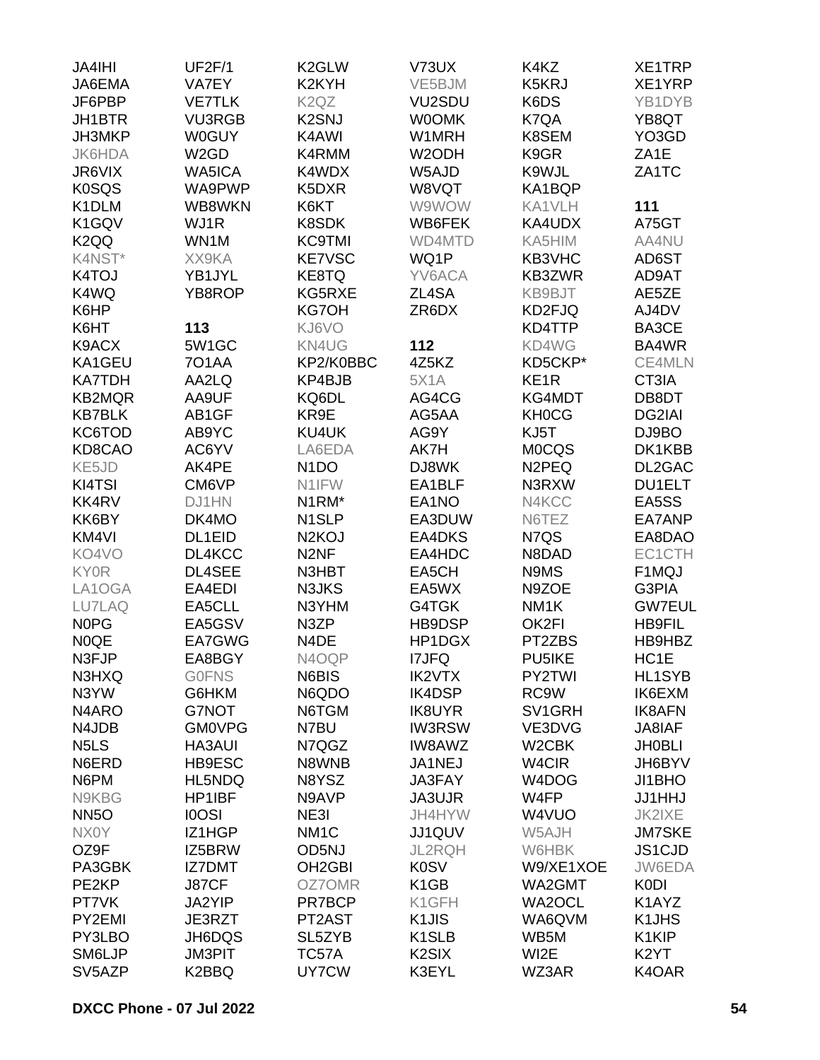JA4IHI
JA6EMA
JF6PBP
JH1BTR
JH3MKP
JK6HDA
JR6VIX
K0SQS
K1DLM
K1GQV
K2QQ
K4NST*
K4TOJ
K4WQ
K6HP
K6HT
K9ACX
KA1GEU
KA7TDH
KB2MQR
KB7BLK
KC6TOD
KD8CAO
KE5JD
KI4TSI
KK4RV
KK6BY
KM4VI
KO4VO
KY0R
LA1OGA
LU7LAQ
N0PG
N0QE
N3FJP
N3HXQ
N3YW
N4ARO
N4JDB
N5LS
N6ERD
N6PM
N9KBG
NN5O
NX0Y
OZ9F
PA3GBK
PE2KP
PT7VK
PY2EMI
PY3LBO
SM6LJP
SV5AZP
UF2F/1
VA7EY
VE7TLK
VU3RGB
W0GUY
W2GD
WA5ICA
WA9PWP
WB8WKN
WJ1R
WN1M
XX9KA
YB1JYL
YB8ROP

**113**

5W1GC
7O1AA
AA2LQ
AA9UF
AB1GF
AB9YC
AC6YV
AK4PE
CM6VP
DJ1HN
DK4MO
DL1EID
DL4KCC
DL4SEE
EA4EDI
EA5CLL
EA5GSV
EA7GWG
EA8BGY
G0FNS
G6HKM
G7NOT
GM0VPG
HA3AUI
HB9ESC
HL5NDQ
HP1IBF
I0OSI
IZ1HGP
IZ5BRW
IZ7DMT
J87CF
JA2YIP
JE3RZT
JH6DQS
JM3PIT
K2BBQ
K2GLW
K2KYH
K2QZ
K2SNJ
K4AWI
K4RMM
K4WDX
K5DXR
K6KT
K8SDK
KC9TMI
KE7VSC
KE8TQ
KG5RXE
KG7OH
KJ6VO
KN4UG
KP2/K0BBC
KP4BJB
KQ6DL
KR9E
KU4UK
LA6EDA
N1DO
N1IFW
N1RM*
N1SLP
N2KOJ
N2NF
N3HBT
N3JKS
N3YHM
N3ZP
N4DE
N4OQP
N6BIS
N6QDO
N6TGM
N7BU
N7QGZ
N8WNB
N8YSZ
N9AVP
NE3I
NM1C
OD5NJ
OH2GBI
OZ7OMR
PR7BCP
PT2AST
SL5ZYB
TC57A
UY7CW
V73UX
VE5BJM
VU2SDU
W0OMK
W1MRH
W2ODH
W5AJD
W8VQT
W9WOW
WB6FEK
WD4MTD
WQ1P
YV6ACA
ZL4SA
ZR6DX

**112**

4Z5KZ
5X1A
AG4CG
AG5AA
AG9Y
AK7H
DJ8WK
EA1BLF
EA1NO
EA3DUW
EA4DKS
EA4HDC
EA5CH
EA5WX
G4TGK
HB9DSP
HP1DGX
I7JFQ
IK2VTX
IK4DSP
IK8UYR
IW3RSW
IW8AWZ
JA1NEJ
JA3FAY
JA3UJR
JH4HYW
JJ1QUV
JL2RQH
K0SV
K1GB
K1GFH
K1JIS
K1SLB
K2SIX
K3EYL
K4KZ
K5KRJ
K6DS
K7QA
K8SEM
K9GR
K9WJL
KA1BQP
KA1VLH
KA4UDX
KA5HIM
KB3VHC
KB3ZWR
KB9BJT
KD2FJQ
KD4TTP
KD4WG
KD5CKP*
KE1R
KG4MDT
KH0CG
KJ5T
M0CQS
N2PEQ
N3RXW
N4KCC
N6TEZ
N7QS
N8DAD
N9MS
N9ZOE
NM1K
OK2FI
PT2ZBS
PU5IKE
PY2TWI
RC9W
SV1GRH
VE3DVG
W2CBK
W4CIR
W4DOG
W4FP
W4VUO
W5AJH
W6HBK
W9/XE1XOE
WA2GMT
WA2OCL
WA6QVM
WB5M
WI2E
WZ3AR
XE1TRP
XE1YRP
YB1DYB
YB8QT
YO3GD
ZA1E
ZA1TC

**111**

A75GT
AA4NU
AD6ST
AD9AT
AE5ZE
AJ4DV
BA3CE
BA4WR
CE4MLN
CT3IA
DB8DT
DG2IAI
DJ9BO
DK1KBB
DL2GAC
DU1ELT
EA5SS
EA7ANP
EA8DAO
EC1CTH
F1MQJ
G3PIA
GW7EUL
HB9FIL
HB9HBZ
HC1E
HL1SYB
IK6EXM
IK8AFN
JA8IAF
JH0BLI
JH6BYV
JI1BHO
JJ1HHJ
JK2IXE
JM7SKE
JS1CJD
JW6EDA
K0DI
K1AYZ
K1JHS
K1KIP
K2YT
K4OAR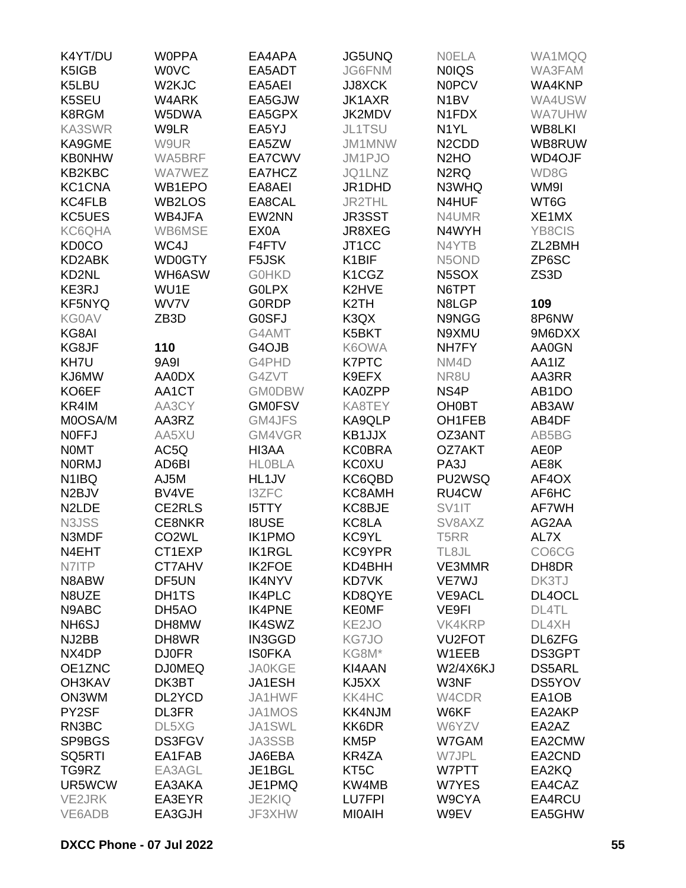K4YT/DU
K5IGB
K5LBU
K5SEU
K8RGM
KA3SWR
KA9GME
KB0NHW
KB2KBC
KC1CNA
KC4FLB
KC5UES
KC6QHA
KD0CO
KD2ABK
KD2NL
KE3RJ
KF5NYQ
KG0AV
KG8AI
KG8JF
KH7U
KJ6MW
KO6EF
KR4IM
M0OSA/M
N0FFJ
N0MT
N0RMJ
N1IBQ
N2BJV
N2LDE
N3JSS
N3MDF
N4EHT
N7ITP
N8ABW
N8UZE
N9ABC
NH6SJ
NJ2BB
NX4DP
OE1ZNC
OH3KAV
ON3WM
PY2SF
RN3BC
SP9BGS
SQ5RTI
TG9RZ
UR5WCW
VE2JRK
VE6ADB

W0PPA
W0VC
W2KJC
W4ARK
W5DWA
W9LR
W9UR
WA5BRF
WA7WEZ
WB1EPO
WB2LOS
WB4JFA
WB6MSE
WC4J
WD0GTY
WH6ASW
WU1E
WV7V
ZB3D

**110**
9A9I
AA0DX
AA1CT
AA3CY
AA3RZ
AA5XU
AC5Q
AD6BI
AJ5M
BV4VE
CE2RLS
CE8NKR
CO2WL
CT1EXP
CT7AHV
DF5UN
DH1TS
DH5AO
DH8MW
DH8WR
DJ0FR
DJ0MEQ
DK3BT
DL2YCD
DL3FR
DL5XG
DS3FGV
EA1FAB
EA3AGL
EA3AKA
EA3EYR
EA3GJH

EA4APA
EA5ADT
EA5AEI
EA5GJW
EA5GPX
EA5YJ
EA5ZW
EA7CWV
EA7HCZ
EA8AEI
EA8CAL
EW2NN
EX0A
F4FTV
F5JSK
G0HKD
G0LPX
G0RDP
G0SFJ
G4AMT
G4OJB
G4PHD
G4ZVT
GM0DBW
GM0FSV
GM4JFS
GM4VGR
HI3AA
HL0BLA
HL1JV
I3ZFC
I5TTY
I8USE
IK1PMO
IK1RGL
IK2FOE
IK4NYV
IK4PLC
IK4PNE
IK4SWZ
IN3GGD
IS0FKA
JA0KGE
JA1ESH
JA1HWF
JA1MOS
JA1SWL
JA3SSB
JA6EBA
JE1BGL
JE1PMQ
JE2KIQ
JF3XHW

JG5UNQ
JG6FNM
JJ8XCK
JK1AXR
JK2MDV
JL1TSU
JM1MNW
JM1PJO
JQ1LNZ
JR1DHD
JR2THL
JR3SST
JR8XEG
JT1CC
K1BIF
K1CGZ
K2HVE
K2TH
K3QX
K5BKT
K6OWA
K7PTC
K9EFX
KA0ZPP
KA8TEY
KA9QLP
KB1JJX
KC0BRA
KC0XU
KC6QBD
KC8AMH
KC8BJE
KC8LA
KC9YL
KC9YPR
KD4BHH
KD7VK
KD8QYE
KE0MF
KE2JO
KG7JO
KG8M*
KI4AAN
KJ5XX
KK4HC
KK4NJM
KK6DR
KM5P
KR4ZA
KT5C
KW4MB
LU7FPI
MI0AIH

N0ELA
N0IQS
N0PCV
N1BV
N1FDX
N1YL
N2CDD
N2HO
N2RQ
N3WHQ
N4HUF
N4UMR
N4WYH
N4YTB
N5OND
N5SOX
N6TPT
N8LGP
N9NGG
N9XMU
NH7FY
NM4D
NR8U
NS4P
OH0BT
OH1FEB
OZ3ANT
OZ7AKT
PA3J
PU2WSQ
RU4CW
SV1IT
SV8AXZ
T5RR
TL8JL
VE3MMR
VE7WJ
VE9ACL
VE9FI
VK4KRP
VU2FOT
W1EEB
W2/4X6KJ
W3NF
W4CDR
W6KF
W6YZV
W7GAM
W7JPL
W7PTT
W7YES
W9CYA
W9EV

WA1MQQ
WA3FAM
WA4KNP
WA4USW
WA7UHW
WB8LKI
WB8RUW
WD4OJF
WD8G
WM9I
WT6G
XE1MX
YB8CIS
ZL2BMH
ZP6SC
ZS3D

**109**
8P6NW
9M6DXX
AA0GN
AA1IZ
AA3RR
AB1DO
AB3AW
AB4DF
AB5BG
AE0P
AE8K
AF4OX
AF6HC
AF7WH
AG2AA
AL7X
CO6CG
DH8DR
DK3TJ
DL4OCL
DL4TL
DL4XH
DL6ZFG
DS3GPT
DS5ARL
DS5YOV
EA1OB
EA2AKP
EA2AZ
EA2CMW
EA2CND
EA2KQ
EA4CAZ
EA4RCU
EA5GHW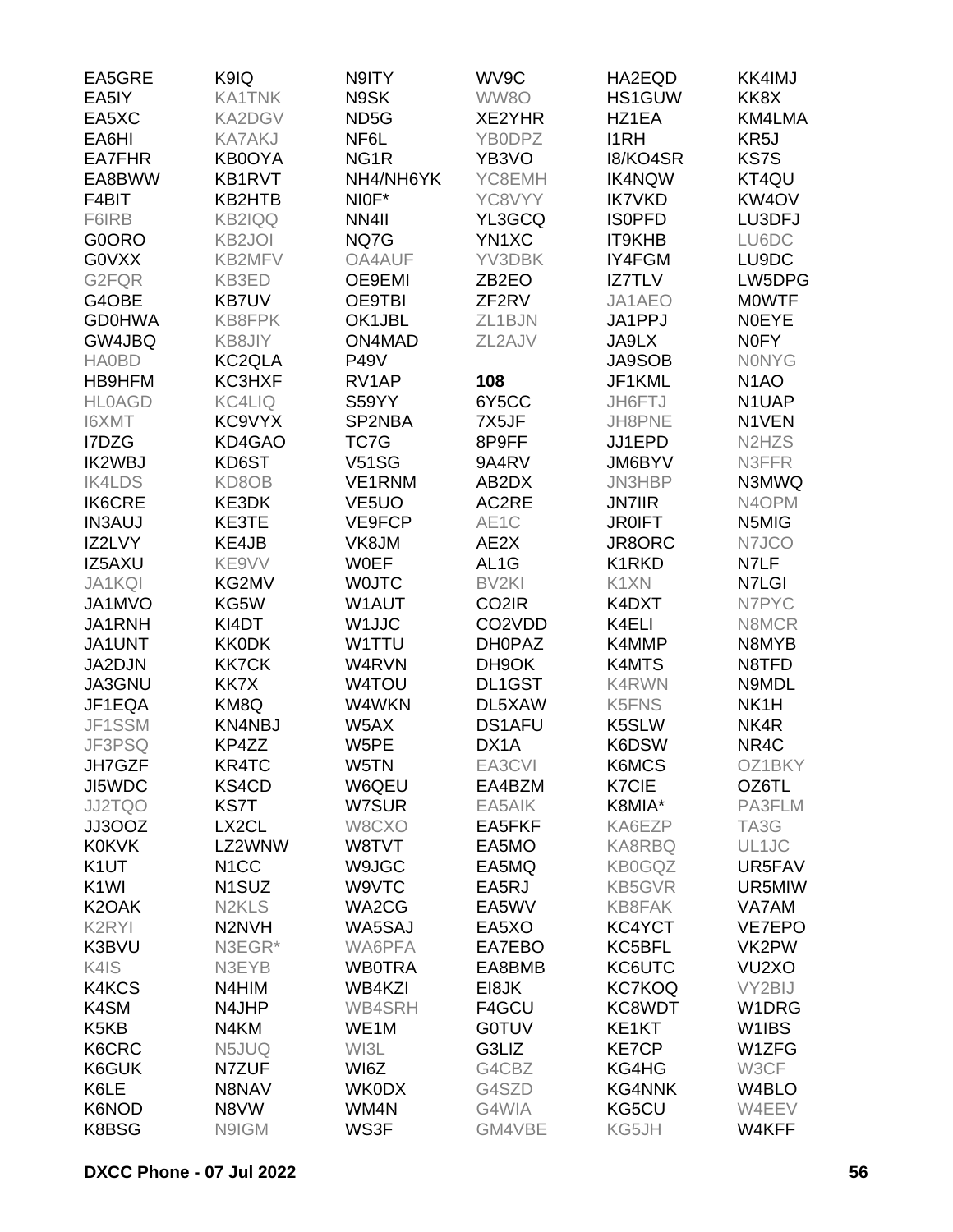EA5GRE
EA5IY
EA5XC
EA6HI
EA7FHR
EA8BWW
F4BIT
F6IRB
G0ORO
G0VXX
G2FQR
G4OBE
GD0HWA
GW4JBQ
HA0BD
HB9HFM
HL0AGD
I6XMT
I7DZG
IK2WBJ
IK4LDS
IK6CRE
IN3AUJ
IZ2LVY
IZ5AXU
JA1KQI
JA1MVO
JA1RNH
JA1UNT
JA2DJN
JA3GNU
JF1EQA
JF1SSM
JF3PSQ
JH7GZF
JI5WDC
JJ2TQO
JJ3OOZ
K0KVK
K1UT
K1WI
K2OAK
K2RYI
K3BVU
K4IS
K4KCS
K4SM
K5KB
K6CRC
K6GUK
K6LE
K6NOD
K8BSG

K9IQ
KA1TNK
KA2DGV
KA7AKJ
KB0OYA
KB1RVT
KB2HTB
KB2IQQ
KB2JOI
KB2MFV
KB3ED
KB7UV
KB8FPK
KB8JIY
KC2QLA
KC3HXF
KC4LIQ
KC9VYX
KD4GAO
KD6ST
KD8OB
KE3DK
KE3TE
KE4JB
KE9VV
KG2MV
KG5W
KI4DT
KK0DK
KK7CK
KK7X
KM8Q
KN4NBJ
KP4ZZ
KR4TC
KS4CD
KS7T
LX2CL
LZ2WNW
N1CC
N1SUZ
N2KLS
N2NVH
N3EGR*
N3EYB
N4HIM
N4JHP
N4KM
N5JUQ
N7ZUF
N8NAV
N8VW
N9IGM

N9ITY
N9SK
ND5G
NF6L
NG1R
NH4/NH6YK
NI0F*
NN4II
NQ7G
OA4AUF
OE9EMI
OE9TBI
OK1JBL
ON4MAD
P49V
RV1AP
S59YY
SP2NBA
TC7G
V51SG
VE1RNM
VE5UO
VE9FCP
VK8JM
W0EF
W0JTC
W1AUT
W1JJC
W1TTU
W4RVN
W4TOU
W4WKN
W5AX
W5PE
W5TN
W6QEU
W7SUR
W8CXO
W8TVT
W9JGC
W9VTC
WA2CG
WA5SAJ
WA6PFA
WB0TRA
WB4KZI
WB4SRH
WE1M
WI3L
WI6Z
WK0DX
WM4N
WS3F

WV9C
WW8O
XE2YHR
YB0DPZ
YB3VO
YC8EMH
YC8VYY
YL3GCQ
YN1XC
YV3DBK
ZB2EO
ZF2RV
ZL1BJN
ZL2AJV

**108**

6Y5CC
7X5JF
8P9FF
9A4RV
AB2DX
AC2RE
AE1C
AE2X
AL1G
BV2KI
CO2IR
CO2VDD
DH0PAZ
DH9OK
DL1GST
DL5XAW
DS1AFU
DX1A
EA3CVI
EA4BZM
EA5AIK
EA5FKF
EA5MO
EA5MQ
EA5RJ
EA5WV
EA5XO
EA7EBO
EA8BMB
EI8JK
F4GCU
G0TUV
G3LIZ
G4CBZ
G4SZD
G4WIA
GM4VBE

HA2EQD
HS1GUW
HZ1EA
I1RH
I8/KO4SR
IK4NQW
IK7VKD
IS0PFD
IT9KHB
IY4FGM
IZ7TLV
JA1AEO
JA1PPJ
JA9LX
JA9SOB
JF1KML
JH6FTJ
JH8PNE
JJ1EPD
JM6BYV
JN3HBP
JN7IIR
JR0IFT
JR8ORC
K1RKD
K1XN
K4DXT
K4ELI
K4MMP
K4MTS
K4RWN
K5FNS
K5SLW
K6DSW
K6MCS
K7CIE
K8MIA*
KA6EZP
KA8RBQ
KB0GQZ
KB5GVR
KB8FAK
KC4YCT
KC5BFL
KC6UTC
KC7KOQ
KC8WDT
KE1KT
KE7CP
KG4HG
KG4NNK
KG5CU
KG5JH

KK4IMJ
KK8X
KM4LMA
KR5J
KS7S
KT4QU
KW4OV
LU3DFJ
LU6DC
LU9DC
LW5DPG
M0WTF
N0EYE
N0FY
N0NYG
N1AO
N1UAP
N1VEN
N2HZS
N3FFR
N3MWQ
N4OPM
N5MIG
N7JCO
N7LF
N7LGI
N7PYC
N8MCR
N8MYB
N8TFD
N9MDL
NK1H
NK4R
NR4C
OZ1BKY
OZ6TL
PA3FLM
TA3G
UL1JC
UR5FAV
UR5MIW
VA7AM
VE7EPO
VK2PW
VU2XO
VY2BIJ
W1DRG
W1IBS
W1ZFG
W3CF
W4BLO
W4EEV
W4KFF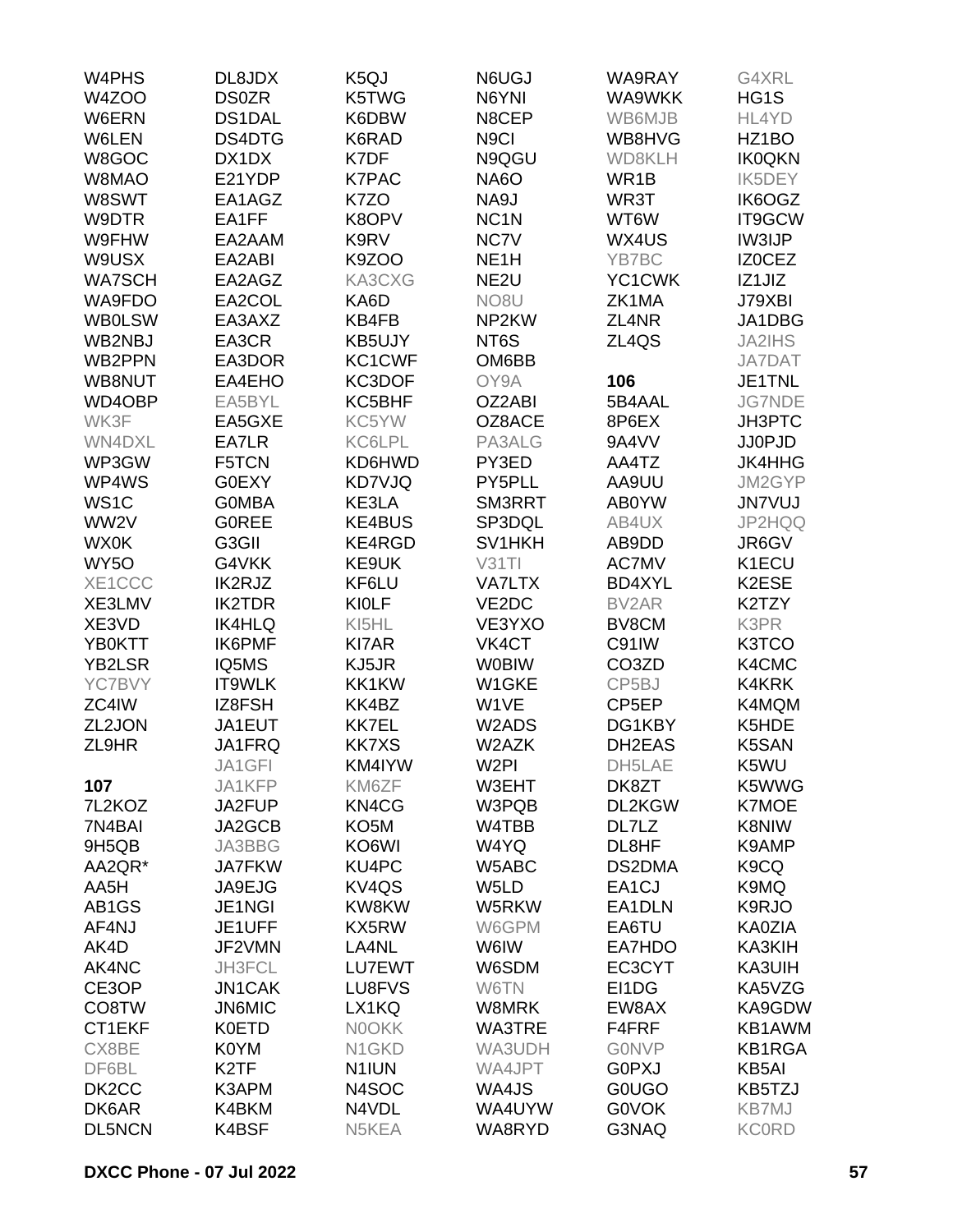W4PHS
W4ZOO
W6ERN
W6LEN
W8GOC
W8MAO
W8SWT
W9DTR
W9FHW
W9USX
WA7SCH
WA9FDO
WB0LSW
WB2NBJ
WB2PPN
WB8NUT
WD4OBP
WK3F
WN4DXL
WP3GW
WP4WS
WS1C
WW2V
WX0K
WY5O
XE1CCC
XE3LMV
XE3VD
YB0KTT
YB2LSR
YC7BVY
ZC4IW
ZL2JON
ZL9HR

**107**

7L2KOZ
7N4BAI
9H5QB
AA2QR*
AA5H
AB1GS
AF4NJ
AK4D
AK4NC
CE3OP
CO8TW
CT1EKF
CX8BE
DF6BL
DK2CC
DK6AR
DL5NCN
DL8JDX
DS0ZR
DS1DAL
DS4DTG
DX1DX
E21YDP
EA1AGZ
EA1FF
EA2AAM
EA2ABI
EA2AGZ
EA2COL
EA3AXZ
EA3CR
EA3DOR
EA4EHO
EA5BYL
EA5GXE
EA7LR
F5TCN
G0EXY
G0MBA
G0REE
G3GII
G4VKK
IK2RJZ
IK2TDR
IK4HLQ
IK6PMF
IQ5MS
IT9WLK
IZ8FSH
JA1EUT
JA1FRQ
JA1GFI
JA1KFP
JA2FUP
JA2GCB
JA3BBG
JA7FKW
JA9EJG
JE1NGI
JE1UFF
JF2VMN
JH3FCL
JN1CAK
JN6MIC
K0ETD
K0YM
K2TF
K3APM
K4BKM
K4BSF
K5QJ
K5TWG
K6DBW
K6RAD
K7DF
K7PAC
K7ZO
K8OPV
K9RV
K9ZOO
KA3CXG
KA6D
KB4FB
KB5UJY
KC1CWF
KC3DOF
KC5BHF
KC5YW
KC6LPL
KD6HWD
KD7VJQ
KE3LA
KE4BUS
KE4RGD
KE9UK
KF6LU
KI0LF
KI5HL
KI7AR
KJ5JR
KK1KW
KK4BZ
KK7EL
KK7XS
KM4IYW
KM6ZF
KN4CG
KO5M
KO6WI
KU4PC
KV4QS
KW8KW
KX5RW
LA4NL
LU7EWT
LU8FVS
LX1KQ
N0OKK
N1GKD
N1IUN
N4SOC
N4VDL
N5KEA
N6UGJ
N6YNI
N8CEP
N9CI
N9QGU
NA6O
NA9J
NC1N
NC7V
NE1H
NE2U
NO8U
NP2KW
NT6S
OM6BB
OY9A
OZ2ABI
OZ8ACE
PA3ALG
PY3ED
PY5PLL
SM3RRT
SP3DQL
SV1HKH
V31TI
VA7LTX
VE2DC
VE3YXO
VK4CT
W0BIW
W1GKE
W1VE
W2ADS
W2AZK
W2PI
W3EHT
W3PQB
W4TBB
W4YQ
W5ABC
W5LD
W5RKW
W6GPM
W6IW
W6SDM
W6TN
W8MRK
WA3TRE
WA3UDH
WA4JPT
WA4JS
WA4UYW
WA8RYD
WA9RAY
WA9WKK
WB6MJB
WB8HVG
WD8KLH
WR1B
WR3T
WT6W
WX4US
YB7BC
YC1CWK
ZK1MA
ZL4NR
ZL4QS

**106**

5B4AAL
8P6EX
9A4VV
AA4TZ
AA9UU
AB0YW
AB4UX
AB9DD
AC7MV
BD4XYL
BV2AR
BV8CM
C91IW
CO3ZD
CP5BJ
CP5EP
DG1KBY
DH2EAS
DH5LAE
DK8ZT
DL2KGW
DL7LZ
DL8HF
DS2DMA
EA1CJ
EA1DLN
EA6TU
EA7HDO
EC3CYT
EI1DG
EW8AX
F4FRF
G0NVP
G0PXJ
G0UGO
G0VOK
G3NAQ
G4XRL
HG1S
HL4YD
HZ1BO
IK0QKN
IK5DEY
IK6OGZ
IT9GCW
IW3IJP
IZ0CEZ
IZ1JIZ
J79XBI
JA1DBG
JA2IHS
JA7DAT
JE1TNL
JG7NDE
JH3PTC
JJ0PJD
JK4HHG
JM2GYP
JN7VUJ
JP2HQQ
JR6GV
K1ECU
K2ESE
K2TZY
K3PR
K3TCO
K4CMC
K4KRK
K4MQM
K5HDE
K5SAN
K5WU
K5WWG
K7MOE
K8NIW
K9AMP
K9CQ
K9MQ
K9RJO
KA0ZIA
KA3KIH
KA3UIH
KA5VZG
KA9GDW
KB1AWM
KB1RGA
KB5AI
KB5TZJ
KB7MJ
KC0RD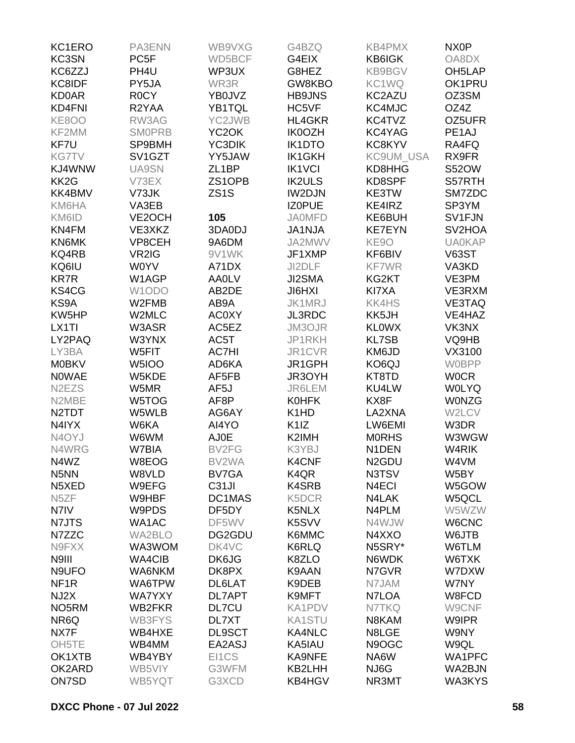KC1ERO
KC3SN
KC6ZZJ
KC8IDF
KD0AR
KD4FNI
KE8OO
KF2MM
KF7U
KG7TV
KJ4WNW
KK2G
KK4BMV
KM6HA
KM6ID
KN4FM
KN6MK
KQ4RB
KQ6IU
KR7R
KS4CG
KS9A
KW5HP
LX1TI
LY2PAQ
LY3BA
M0BKV
N0WAE
N2EZS
N2MBE
N2TDT
N4IYX
N4OYJ
N4WRG
N4WZ
N5NN
N5XED
N5ZF
N7IV
N7JTS
N7ZZC
N9FXX
N9III
N9UFO
NF1R
NJ2X
NO5RM
NR6Q
NX7F
OH5TE
OK1XTB
OK2ARD
ON7SD
PA3ENN
PC5F
PH4U
PY5JA
R0CY
R2YAA
RW3AG
SM0PRB
SP9BMH
SV1GZT
UA9SN
V73EX
V73JK
VA3EB
VE2OCH
VE3XKZ
VP8CEH
VR2IG
W0YV
W1AGP
W1ODO
W2FMB
W2MLC
W3ASR
W3YNX
W5FIT
W5IOO
W5KDE
W5MR
W5TOG
W5WLB
W6KA
W6WM
W7BIA
W8EOG
W8VLD
W9EFG
W9HBF
W9PDS
WA1AC
WA2BLO
WA3WOM
WA4CIB
WA6NKM
WA6TPW
WA7YXY
WB2FKR
WB3FYS
WB4HXE
WB4MM
WB4YBY
WB5VIY
WB5YQT
WB9VXG
WD5BCF
WP3UX
WR3R
YB0JVZ
YB1TQL
YC2JWB
YC2OK
YC3DIK
YY5JAW
ZL1BP
ZS1OPB
ZS1S

**105**

3DA0DJ
9A6DM
9V1WK
A71DX
AA0LV
AB2DE
AB9A
AC0XY
AC5EZ
AC5T
AC7HI
AD6KA
AF5FB
AF5J
AF8P
AG6AY
AI4YO
AJ0E
BV2FG
BV2WA
BV7GA
C31JI
DC1MAS
DF5DY
DF5WV
DG2GDU
DK4VC
DK6JG
DK8PX
DL6LAT
DL7APT
DL7CU
DL7XT
DL9SCT
EA2ASJ
EI1CS
G3WFM
G3XCD
G4BZQ
G4EIX
G8HEZ
GW8KBO
HB9JNS
HC5VF
HL4GKR
IK0OZH
IK1DTO
IK1GKH
IK1VCI
IK2ULS
IW2DJN
IZ0PUE
JA0MFD
JA1NJA
JA2MWV
JF1XMP
JI2DLF
JI2SMA
JI6HXI
JK1MRJ
JL3RDC
JM3OJR
JP1RKH
JR1CVR
JR1GPH
JR3OYH
JR6LEM
K0HFK
K1HD
K1IZ
K2IMH
K3YBJ
K4CNF
K4QR
K4SRB
K5DCR
K5NLX
K5SVV
K6MMC
K6RLQ
K8ZLO
K9AAN
K9DEB
K9MFT
KA1PDV
KA1STU
KA4NLC
KA5IAU
KA9NFE
KB2LHH
KB4HGV
KB4PMX
KB6IGK
KB9BGV
KC1WQ
KC2AZU
KC4MJC
KC4TVZ
KC4YAG
KC8KYV
KC9UM_USA
KD8HHG
KD8SPF
KE3TW
KE4IRZ
KE6BUH
KE7EYN
KE9O
KF6BIV
KF7WR
KG2KT
KI7XA
KK4HS
KK5JH
KL0WX
KL7SB
KM6JD
KO6QJ
KT8TD
KU4LW
KX8F
LA2XNA
LW6EMI
M0RHS
N1DEN
N2GDU
N3TSV
N4ECI
N4LAK
N4PLM
N4WJW
N4XXO
N5SRY*
N6WDK
N7GVR
N7JAM
N7LOA
N7TKQ
N8KAM
N8LGE
N9OGC
NA6W
NJ6G
NR3MT
NX0P
OA8DX
OH5LAP
OK1PRU
OZ3SM
OZ4Z
OZ5UFR
PE1AJ
RA4FQ
RX9FR
S52OW
S57RTH
SM7ZDC
SP3YM
SV1FJN
SV2HOA
UA0KAP
V63ST
VA3KD
VE3PM
VE3RXM
VE3TAQ
VE4HAZ
VK3NX
VQ9HB
VX3100
W0BPP
W0CR
W0LYQ
W0NZG
W2LCV
W3DR
W3WGW
W4RIK
W4VM
W5BY
W5GOW
W5QCL
W5WZW
W6CNC
W6JTB
W6TLM
W6TXK
W7DXW
W7NY
W8FCD
W9CNF
W9IPR
W9NY
W9QL
WA1PFC
WA2BJN
WA3KYS

**DXCC Phone - 07 Jul 2022**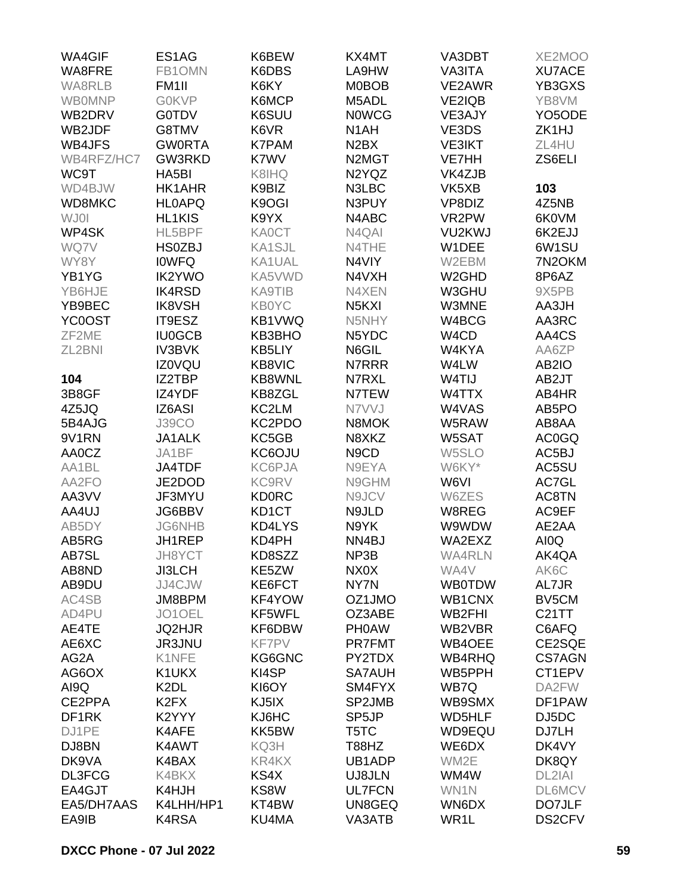WA4GIF
WA8FRE
WA8RLB
WB0MNP
WB2DRV
WB2JDF
WB4JFS
WB4RFZ/HC7
WC9T
WD4BJW
WD8MKC
WJ0I
WP4SK
WQ7V
WY8Y
YB1YG
YB6HJE
YB9BEC
YC0OST
ZF2ME
ZL2BNI

**104**

3B8GF
4Z5JQ
5B4AJG
9V1RN
AA0CZ
AA1BL
AA2FO
AA3VV
AA4UJ
AB5DY
AB5RG
AB7SL
AB8ND
AB9DU
AC4SB
AD4PU
AE4TE
AE6XC
AG2A
AG6OX
AI9Q
CE2PPA
DF1RK
DJ1PE
DJ8BN
DK9VA
DL3FCG
EA4GJT
EA5/DH7AAS
EA9IB
ES1AG
FB1OMN
FM1II
G0KVP
G0TDV
G8TMV
GW0RTA
GW3RKD
HA5BI
HK1AHR
HL0APQ
HL1KIS
HL5BPF
HS0ZBJ
I0WFQ
IK2YWO
IK4RSD
IK8VSH
IT9ESZ
IU0GCB
IV3BVK
IZ0VQU
IZ2TBP
IZ4YDF
IZ6ASI
J39CO
JA1ALK
JA1BF
JA4TDF
JE2DOD
JF3MYU
JG6BBV
JG6NHB
JH1REP
JH8YCT
JI3LCH
JJ4CJW
JM8BPM
JO1OEL
JQ2HJR
JR3JNU
K1NFE
K1UKX
K2DL
K2FX
K2YYY
K4AFE
K4AWT
K4BAX
K4BKX
K4HJH
K4LHH/HP1
K4RSA
K6BEW
K6DBS
K6KY
K6MCP
K6SUU
K6VR
K7PAM
K7WV
K8IHQ
K9BIZ
K9OGI
K9YX
KA0CT
KA1SJL
KA1UAL
KA5VWD
KA9TIB
KB0YC
KB1VWQ
KB3BHO
KB5LIY
KB8VIC
KB8WNL
KB8ZGL
KC2LM
KC2PDO
KC5GB
KC6OJU
KC6PJA
KC9RV
KD0RC
KD1CT
KD4LYS
KD4PH
KD8SZZ
KE5ZW
KE6FCT
KF4YOW
KF5WFL
KF6DBW
KF7PV
KG6GNC
KI4SP
KI6OY
KJ5IX
KJ6HC
KK5BW
KQ3H
KR4KX
KS4X
KS8W
KT4BW
KU4MA
KX4MT
LA9HW
M0BOB
M5ADL
N0WCG
N1AH
N2BX
N2MGT
N2YQZ
N3LBC
N3PUY
N4ABC
N4QAI
N4THE
N4VIY
N4VXH
N4XEN
N5KXI
N5NHY
N5YDC
N6GIL
N7RRR
N7RXL
N7TEW
N7VVJ
N8MOK
N8XKZ
N9CD
N9EYA
N9GHM
N9JCV
N9JLD
N9YK
NN4BJ
NP3B
NX0X
NY7N
OZ1JMO
OZ3ABE
PH0AW
PR7FMT
PY2TDX
SA7AUH
SM4FYX
SP2JMB
SP5JP
T5TC
T88HZ
UB1ADP
UJ8JLN
UL7FCN
UN8GEQ
VA3ATB
VA3DBT
VA3ITA
VE2AWR
VE2IQB
VE3AJY
VE3DS
VE3IKT
VE7HH
VK4ZJB
VK5XB
VP8DIZ
VR2PW
VU2KWJ
W1DEE
W2EBM
W2GHD
W3GHU
W3MNE
W4BCG
W4CD
W4KYA
W4LW
W4TIJ
W4TTX
W4VAS
W5RAW
W5SAT
W5SLO
W6KY*
W6VI
W6ZES
W8REG
W9WDW
WA2EXZ
WA4RLN
WA4V
WB0TDW
WB1CNX
WB2FHI
WB2VBR
WB4OEE
WB4RHQ
WB5PPH
WB7Q
WB9SMX
WD5HLF
WD9EQU
WE6DX
WM2E
WM4W
WN1N
WN6DX
WR1L
XE2MOO
XU7ACE
YB3GXS
YB8VM
YO5ODE
ZK1HJ
ZL4HU
ZS6ELI

**103**

4Z5NB
6K0VM
6K2EJJ
6W1SU
7N2OKM
8P6AZ
9X5PB
AA3JH
AA3RC
AA4CS
AA6ZP
AB2IO
AB2JT
AB4HR
AB5PO
AB8AA
AC0GQ
AC5BJ
AC5SU
AC7GL
AC8TN
AC9EF
AE2AA
AI0Q
AK4QA
AK6C
AL7JR
BV5CM
C21TT
C6AFQ
CE2SQE
CS7AGN
CT1EPV
DA2FW
DF1PAW
DJ5DC
DJ7LH
DK4VY
DK8QY
DL2IAI
DL6MCV
DO7JLF
DS2CFV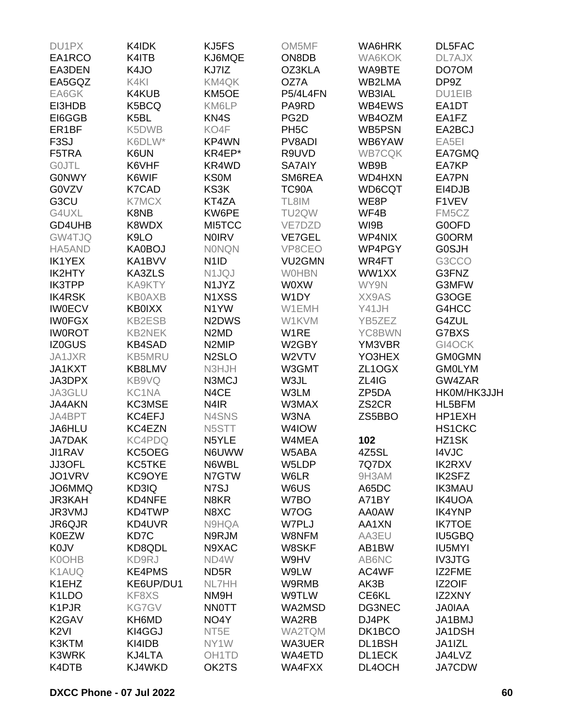DU1PX
EA1RCO
EA3DEN
EA5GQZ
EA6GK
EI3HDB
EI6GGB
ER1BF
F3SJ
F5TRA
G0JTL
G0NWY
G0VZV
G3CU
G4UXL
GD4UHB
GW4TJQ
HA5AND
IK1YEX
IK2HTY
IK3TPP
IK4RSK
IW0ECV
IW0FGX
IW0ROT
IZ0GUS
JA1JXR
JA1KXT
JA3DPX
JA3GLU
JA4AKN
JA4BPT
JA6HLU
JA7DAK
JI1RAV
JJ3OFL
JO1VRV
JO6MMQ
JR3KAH
JR3VMJ
JR6QJR
K0EZW
K0JV
K0OHB
K1AUQ
K1EHZ
K1LDO
K1PJR
K2GAV
K2VI
K3KTM
K3WRK
K4DTB

K4IDK
K4ITB
K4JO
K4KI
K4KUB
K5BCQ
K5BL
K5DWB
K6DLW*
K6UN
K6VHF
K6WIF
K7CAD
K7MCX
K8NB
K8WDX
K9LO
KA0BOJ
KA1BVV
KA3ZLS
KA9KTY
KB0AXB
KB0IXX
KB2ESB
KB2NEK
KB4SAD
KB5MRU
KB8LMV
KB9VQ
KC1NA
KC3MSE
KC4EFJ
KC4EZN
KC4PDQ
KC5OEG
KC5TKE
KC9OYE
KD3IQ
KD4NFE
KD4TWP
KD4UVR
KD7C
KD8QDL
KD9RJ
KE4PMS
KE6UP/DU1
KF8XS
KG7GV
KH6MD
KI4GGJ
KI4IDB
KJ4LTA
KJ4WKD

KJ5FS
KJ6MQE
KJ7IZ
KM4QK
KM5OE
KM6LP
KN4S
KO4F
KP4WN
KR4EP*
KR4WD
KS0M
KS3K
KT4ZA
KW6PE
MI5TCC
N0IRV
N0NQN
N1ID
N1JQJ
N1JYZ
N1XSS
N1YW
N2DWS
N2MD
N2MIP
N2SLO
N3HJH
N3MCJ
N4CE
N4IR
N4SNS
N5STT
N5YLE
N6UWW
N6WBL
N7GTW
N7SJ
N8KR
N8XC
N9HQA
N9RJM
N9XAC
ND4W
ND5R
NL7HH
NM9H
NN0TT
NO4Y
NT5E
NY1W
OH1TD
OK2TS

OM5MF
ON8DB
OZ3KLA
OZ7A
P5/4L4FN
PA9RD
PG2D
PH5C
PV8ADI
R9UVD
SA7AIY
SM6REA
TC90A
TL8IM
TU2QW
VE7DZD
VE7GEL
VP8CEO
VU2GMN
W0HBN
W0XW
W1DY
W1EMH
W1KVM
W1RE
W2GBY
W2VTV
W3GMT
W3JL
W3LM
W3MAX
W3NA
W4IOW
W4MEA
W5ABA
W5LDP
W6LR
W6US
W7BO
W7OG
W7PLJ
W8NFM
W8SKF
W9HV
W9LW
W9RMB
W9TLW
WA2MSD
WA2RB
WA2TQM
WA3UER
WA4ETD
WA4FXX

WA6HRK
WA6KOK
WA9BTE
WB2LMA
WB3IAL
WB4EWS
WB4OZM
WB5PSN
WB6YAW
WB7CQK
WB9B
WD4HXN
WD6CQT
WE8P
WF4B
WI9B
WP4NIX
WP4PGY
WR4FT
WW1XX
WY9N
XX9AS
Y41JH
YB5ZEZ
YC8BWN
YM3VBR
YO3HEX
ZL1OGX
ZL4IG
ZP5DA
ZS2CR
ZS5BBO

**102**

4Z5SL
7Q7DX
9H3AM
A65DC
A71BY
AA0AW
AA1XN
AA3EU
AB1BW
AB6NC
AC4WF
AK3B
CE6KL
DG3NEC
DJ4PK
DK1BCO
DL1BSH
DL1ECK
DL4OCH

DL5FAC
DL7AJX
DO7OM
DP9Z
DU1EIB
EA1DT
EA1FZ
EA2BCJ
EA5EI
EA7GMQ
EA7KP
EA7PN
EI4DJB
F1VEV
FM5CZ
G0OFD
G0ORM
G0SJH
G3CCO
G3FNZ
G3MFW
G3OGE
G4HCC
G4ZUL
G7BXS
GI4OCK
GM0GMN
GM0LYM
GW4ZAR
HK0M/HK3JJH
HL5BFM
HP1EXH
HS1CKC
HZ1SK
I4VJC
IK2RXV
IK2SFZ
IK3MAU
IK4UOA
IK4YNP
IK7TOE
IU5GBQ
IU5MYI
IV3JTG
IZ2FME
IZ2OIF
IZ2XNY
JA0IAA
JA1BMJ
JA1DSH
JA1IZL
JA4LVZ
JA7CDW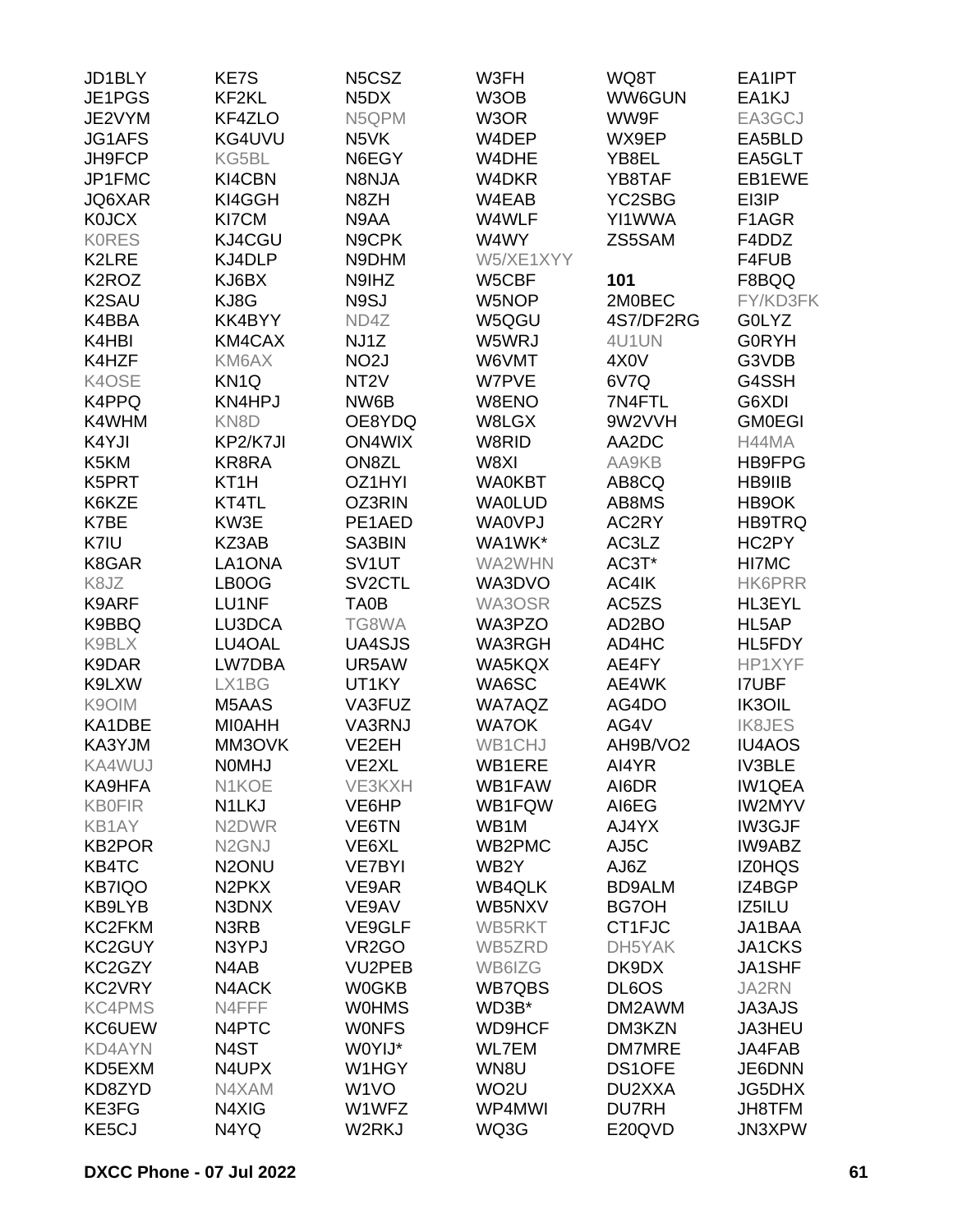JD1BLY
JE1PGS
JE2VYM
JG1AFS
JH9FCP
JP1FMC
JQ6XAR
K0JCX
K0RES
K2LRE
K2ROZ
K2SAU
K4BBA
K4HBI
K4HZF
K4OSE
K4PPQ
K4WHM
K4YJI
K5KM
K5PRT
K6KZE
K7BE
K7IU
K8GAR
K8JZ
K9ARF
K9BBQ
K9BLX
K9DAR
K9LXW
K9OIM
KA1DBE
KA3YJM
KA4WUJ
KA9HFA
KB0FIR
KB1AY
KB2POR
KB4TC
KB7IQO
KB9LYB
KC2FKM
KC2GUY
KC2GZY
KC2VRY
KC4PMS
KC6UEW
KD4AYN
KD5EXM
KD8ZYD
KE3FG
KE5CJ
KE7S
KF2KL
KF4ZLO
KG4UVU
KG5BL
KI4CBN
KI4GGH
KI7CM
KJ4CGU
KJ4DLP
KJ6BX
KJ8G
KK4BYY
KM4CAX
KM6AX
KN1Q
KN4HPJ
KN8D
KP2/K7JI
KR8RA
KT1H
KT4TL
KW3E
KZ3AB
LA1ONA
LB0OG
LU1NF
LU3DCA
LU4OAL
LW7DBA
LX1BG
M5AAS
MI0AHH
MM3OVK
N0MHJ
N1KOE
N1LKJ
N2DWR
N2GNJ
N2ONU
N2PKX
N3DNX
N3RB
N3YPJ
N4AB
N4ACK
N4FFF
N4PTC
N4ST
N4UPX
N4XAM
N4XIG
N4YQ
N5CSZ
N5DX
N5QPM
N5VK
N6EGY
N8NJA
N8ZH
N9AA
N9CPK
N9DHM
N9IHZ
N9SJ
ND4Z
NJ1Z
NO2J
NT2V
NW6B
OE8YDQ
ON4WIX
ON8ZL
OZ1HYI
OZ3RIN
PE1AED
SA3BIN
SV1UT
SV2CTL
TA0B
TG8WA
UA4SJS
UR5AW
UT1KY
VA3FUZ
VA3RNJ
VE2EH
VE2XL
VE3KXH
VE6HP
VE6TN
VE6XL
VE7BYI
VE9AR
VE9AV
VE9GLF
VR2GO
VU2PEB
W0GKB
W0HMS
W0NFS
W0YIJ*
W1HGY
W1VO
W1WFZ
W2RKJ
W3FH
W3OB
W3OR
W4DEP
W4DHE
W4DKR
W4EAB
W4WLF
W4WY
W5/XE1XYY
W5CBF
W5NOP
W5QGU
W5WRJ
W6VMT
W7PVE
W8ENO
W8LGX
W8RID
W8XI
WA0KBT
WA0LUD
WA0VPJ
WA1WK*
WA2WHN
WA3DVO
WA3OSR
WA3PZO
WA3RGH
WA5KQX
WA6SC
WA7AQZ
WA7OK
WB1CHJ
WB1ERE
WB1FAW
WB1FQW
WB1M
WB2PMC
WB2Y
WB4QLK
WB5NXV
WB5RKT
WB5ZRD
WB6IZG
WB7QBS
WD3B*
WD9HCF
WL7EM
WN8U
WO2U
WP4MWI
WQ3G
WQ8T
WW6GUN
WW9F
WX9EP
YB8EL
YB8TAF
YC2SBG
YI1WWA
ZS5SAM

**101**

2M0BEC
4S7/DF2RG
4U1UN
4X0V
6V7Q
7N4FTL
9W2VVH
AA2DC
AA9KB
AB8CQ
AB8MS
AC2RY
AC3LZ
AC3T*
AC4IK
AC5ZS
AD2BO
AD4HC
AE4FY
AE4WK
AG4DO
AG4V
AH9B/VO2
AI4YR
AI6DR
AI6EG
AJ4YX
AJ5C
AJ6Z
BD9ALM
BG7OH
CT1FJC
DH5YAK
DK9DX
DL6OS
DM2AWM
DM3KZN
DM7MRE
DS1OFE
DU2XXA
DU7RH
E20QVD
EA1IPT
EA1KJ
EA3GCJ
EA5BLD
EA5GLT
EB1EWE
EI3IP
F1AGR
F4DDZ
F4FUB
F8BQQ
FY/KD3FK
G0LYZ
G0RYH
G3VDB
G4SSH
G6XDI
GM0EGI
H44MA
HB9FPG
HB9IIB
HB9OK
HB9TRQ
HC2PY
HI7MC
HK6PRR
HL3EYL
HL5AP
HL5FDY
HP1XYF
I7UBF
IK3OIL
IK8JES
IU4AOS
IV3BLE
IW1QEA
IW2MYV
IW3GJF
IW9ABZ
IZ0HQS
IZ4BGP
IZ5ILU
JA1BAA
JA1CKS
JA1SHF
JA2RN
JA3AJS
JA3HEU
JA4FAB
JE6DNN
JG5DHX
JH8TFM
JN3XPW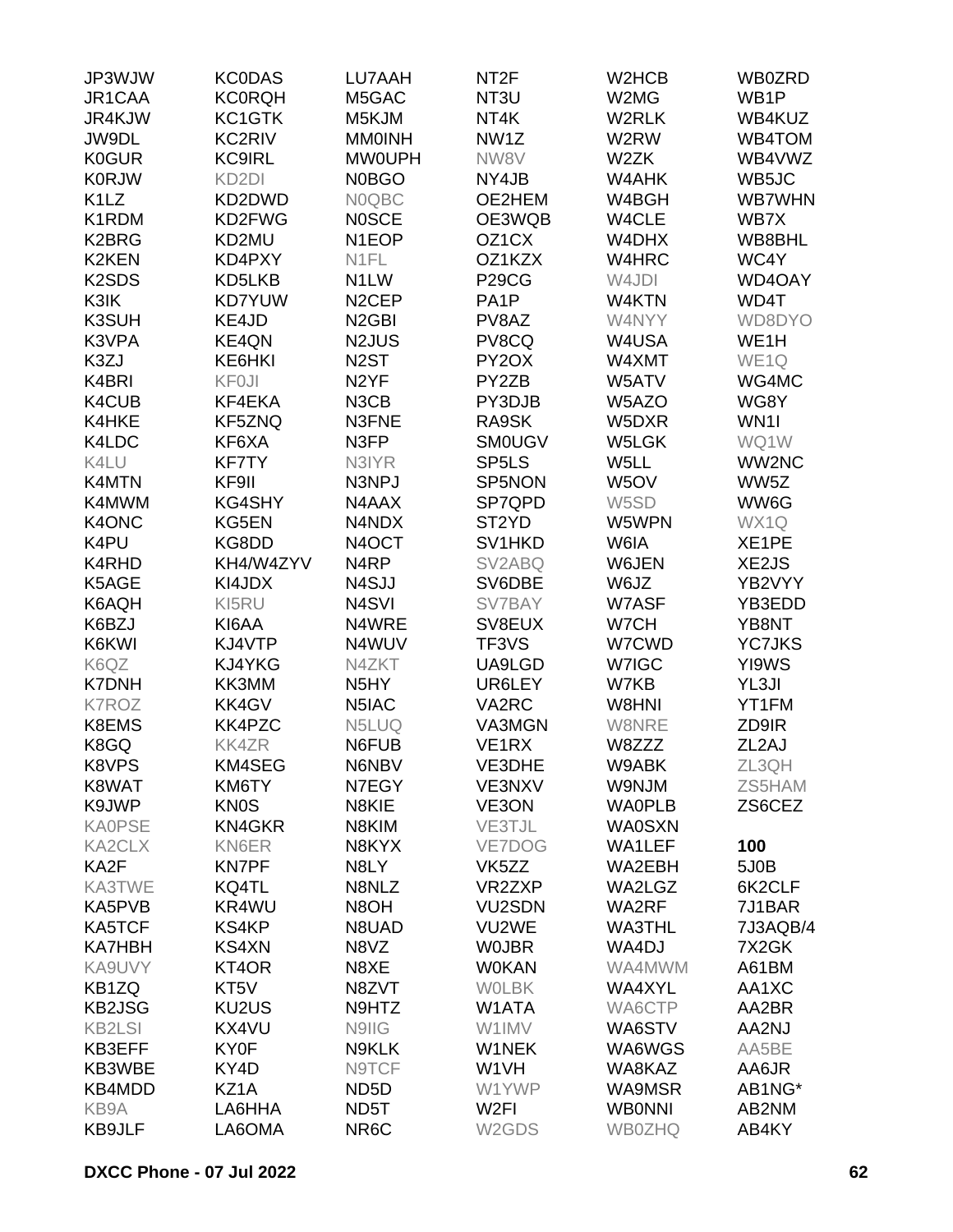JP3WJW
JR1CAA
JR4KJW
JW9DL
K0GUR
K0RJW
K1LZ
K1RDM
K2BRG
K2KEN
K2SDS
K3IK
K3SUH
K3VPA
K3ZJ
K4BRI
K4CUB
K4HKE
K4LDC
K4LU
K4MTN
K4MWM
K4ONC
K4PU
K4RHD
K5AGE
K6AQH
K6BZJ
K6KWI
K6QZ
K7DNH
K7ROZ
K8EMS
K8GQ
K8VPS
K8WAT
K9JWP
KA0PSE
KA2CLX
KA2F
KA3TWE
KA5PVB
KA5TCF
KA7HBH
KA9UVY
KB1ZQ
KB2JSG
KB2LSI
KB3EFF
KB3WBE
KB4MDD
KB9A
KB9JLF

KC0DAS
KC0RQH
KC1GTK
KC2RIV
KC9IRL
KD2DI
KD2DWD
KD2FWG
KD2MU
KD4PXY
KD5LKB
KD7YUW
KE4JD
KE4QN
KE6HKI
KF0JI
KF4EKA
KF5ZNQ
KF6XA
KF7TY
KF9II
KG4SHY
KG5EN
KG8DD
KH4/W4ZYV
KI4JDX
KI5RU
KI6AA
KJ4VTP
KJ4YKG
KK3MM
KK4GV
KK4PZC
KK4ZR
KM4SEG
KM6TY
KN0S
KN4GKR
KN6ER
KN7PF
KQ4TL
KR4WU
KS4KP
KS4XN
KT4OR
KT5V
KU2US
KX4VU
KY0F
KY4D
KZ1A
LA6HHA
LA6OMA

LU7AAH
M5GAC
M5KJM
MM0INH
MW0UPH
N0BGO
N0QBC
N0SCE
N1EOP
N1FL
N1LW
N2CEP
N2GBI
N2JUS
N2ST
N2YF
N3CB
N3FNE
N3FP
N3IYR
N3NPJ
N4AAX
N4NDX
N4OCT
N4RP
N4SJJ
N4SVI
N4WRE
N4WUV
N4ZKT
N5HY
N5IAC
N5LUQ
N6FUB
N6NBV
N7EGY
N8KIE
N8KIM
N8KYX
N8LY
N8NLZ
N8OH
N8UAD
N8VZ
N8XE
N8ZVT
N9HTZ
N9IIG
N9KLK
N9TCF
ND5D
ND5T
NR6C

NT2F
NT3U
NT4K
NW1Z
NW8V
NY4JB
OE2HEM
OE3WQB
OZ1CX
OZ1KZX
P29CG
PA1P
PV8AZ
PV8CQ
PY2OX
PY2ZB
PY3DJB
RA9SK
SM0UGV
SP5LS
SP5NON
SP7QPD
ST2YD
SV1HKD
SV2ABQ
SV6DBE
SV7BAY
SV8EUX
TF3VS
UA9LGD
UR6LEY
VA2RC
VA3MGN
VE1RX
VE3DHE
VE3NXV
VE3ON
VE3TJL
VE7DOG
VK5ZZ
VR2ZXP
VU2SDN
VU2WE
W0JBR
W0KAN
W0LBK
W1ATA
W1IMV
W1NEK
W1VH
W1YWP
W2FI
W2GDS

W2HCB
W2MG
W2RLK
W2RW
W2ZK
W4AHK
W4BGH
W4CLE
W4DHX
W4HRC
W4JDI
W4KTN
W4NYY
W4USA
W4XMT
W5ATV
W5AZO
W5DXR
W5LGK
W5LL
W5OV
W5SD
W5WPN
W6IA
W6JEN
W6JZ
W7ASF
W7CH
W7CWD
W7IGC
W7KB
W8HNI
W8NRE
W8ZZZ
W9ABK
W9NJM
WA0PLB
WA0SXN
WA1LEF
WA2EBH
WA2LGZ
WA2RF
WA3THL
WA4DJ
WA4MWM
WA4XYL
WA6CTP
WA6STV
WA6WGS
WA8KAZ
WA9MSR
WB0NNI
WB0ZHQ

WB0ZRD
WB1P
WB4KUZ
WB4TOM
WB4VWZ
WB5JC
WB7WHN
WB7X
WB8BHL
WC4Y
WD4OAY
WD4T
WD8DYO
WE1H
WE1Q
WG4MC
WG8Y
WN1I
WQ1W
WW2NC
WW5Z
WW6G
WX1Q
XE1PE
XE2JS
YB2VYY
YB3EDD
YB8NT
YC7JKS
YI9WS
YL3JI
YT1FM
ZD9IR
ZL2AJ
ZL3QH
ZS5HAM
ZS6CEZ

**100**

5J0B
6K2CLF
7J1BAR
7J3AQB/4
7X2GK
A61BM
AA1XC
AA2BR
AA2NJ
AA5BE
AA6JR
AB1NG*
AB2NM
AB4KY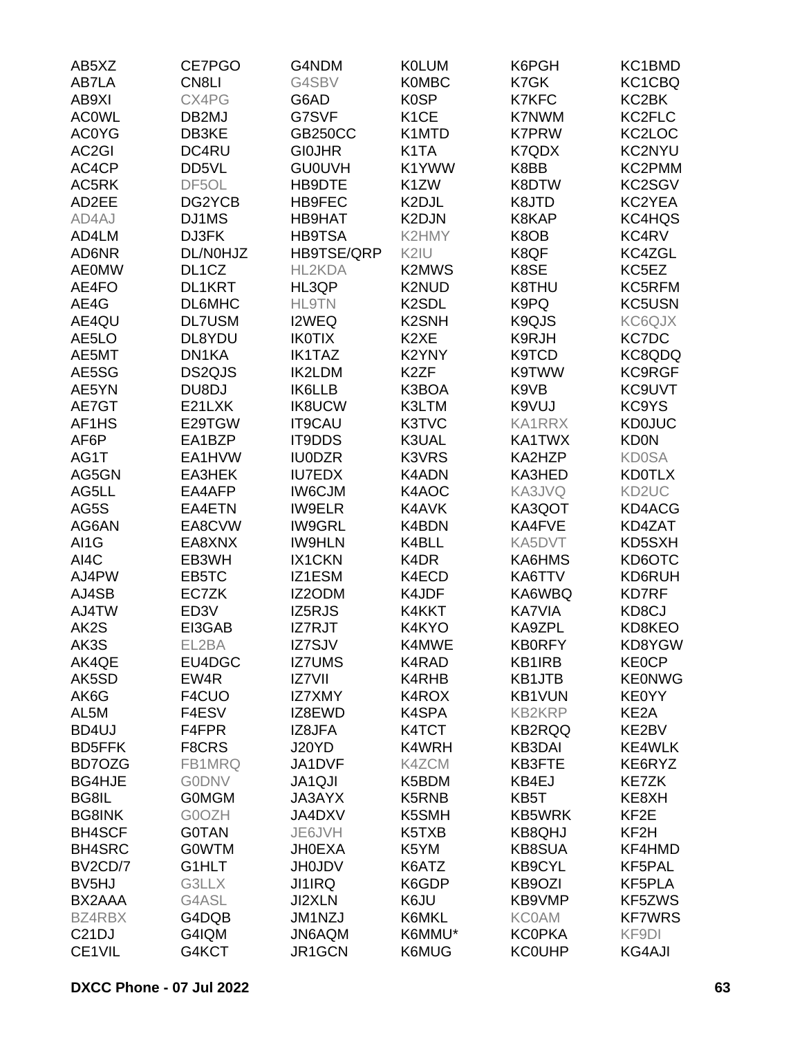| | | | | | |
|---|---|---|---|---|---|
| AB5XZ | CE7PGO | G4NDM | K0LUM | K6PGH | KC1BMD |
| AB7LA | CN8LI | G4SBV | K0MBC | K7GK | KC1CBQ |
| AB9XI | CX4PG | G6AD | K0SP | K7KFC | KC2BK |
| AC0WL | DB2MJ | G7SVF | K1CE | K7NWM | KC2FLC |
| AC0YG | DB3KE | GB250CC | K1MTD | K7PRW | KC2LOC |
| AC2GI | DC4RU | GI0JHR | K1TA | K7QDX | KC2NYU |
| AC4CP | DD5VL | GU0UVH | K1YWW | K8BB | KC2PMM |
| AC5RK | DF5OL | HB9DTE | K1ZW | K8DTW | KC2SGV |
| AD2EE | DG2YCB | HB9FEC | K2DJL | K8JTD | KC2YEA |
| AD4AJ | DJ1MS | HB9HAT | K2DJN | K8KAP | KC4HQS |
| AD4LM | DJ3FK | HB9TSA | K2HMY | K8OB | KC4RV |
| AD6NR | DL/N0HJZ | HB9TSE/QRP | K2IU | K8QF | KC4ZGL |
| AE0MW | DL1CZ | HL2KDA | K2MWS | K8SE | KC5EZ |
| AE4FO | DL1KRT | HL3QP | K2NUD | K8THU | KC5RFM |
| AE4G | DL6MHC | HL9TN | K2SDL | K9PQ | KC5USN |
| AE4QU | DL7USM | I2WEQ | K2SNH | K9QJS | KC6QJX |
| AE5LO | DL8YDU | IK0TIX | K2XE | K9RJH | KC7DC |
| AE5MT | DN1KA | IK1TAZ | K2YNY | K9TCD | KC8QDQ |
| AE5SG | DS2QJS | IK2LDM | K2ZF | K9TWW | KC9RGF |
| AE5YN | DU8DJ | IK6LLB | K3BOA | K9VB | KC9UVT |
| AE7GT | E21LXK | IK8UCW | K3LTM | K9VUJ | KC9YS |
| AF1HS | E29TGW | IT9CAU | K3TVC | KA1RRX | KD0JUC |
| AF6P | EA1BZP | IT9DDS | K3UAL | KA1TWX | KD0N |
| AG1T | EA1HVW | IU0DZR | K3VRS | KA2HZP | KD0SA |
| AG5GN | EA3HEK | IU7EDX | K4ADN | KA3HED | KD0TLX |
| AG5LL | EA4AFP | IW6CJM | K4AOC | KA3JVQ | KD2UC |
| AG5S | EA4ETN | IW9ELR | K4AVK | KA3QOT | KD4ACG |
| AG6AN | EA8CVW | IW9GRL | K4BDN | KA4FVE | KD4ZAT |
| AI1G | EA8XNX | IW9HLN | K4BLL | KA5DVT | KD5SXH |
| AI4C | EB3WH | IX1CKN | K4DR | KA6HMS | KD6OTC |
| AJ4PW | EB5TC | IZ1ESM | K4ECD | KA6TTV | KD6RUH |
| AJ4SB | EC7ZK | IZ2ODM | K4JDF | KA6WBQ | KD7RF |
| AJ4TW | ED3V | IZ5RJS | K4KKT | KA7VIA | KD8CJ |
| AK2S | EI3GAB | IZ7RJT | K4KYO | KA9ZPL | KD8KEO |
| AK3S | EL2BA | IZ7SJV | K4MWE | KB0RFY | KD8YGW |
| AK4QE | EU4DGC | IZ7UMS | K4RAD | KB1IRB | KE0CP |
| AK5SD | EW4R | IZ7VII | K4RHB | KB1JTB | KE0NWG |
| AK6G | F4CUO | IZ7XMY | K4ROX | KB1VUN | KE0YY |
| AL5M | F4ESV | IZ8EWD | K4SPA | KB2KRP | KE2A |
| BD4UJ | F4FPR | IZ8JFA | K4TCT | KB2RQQ | KE2BV |
| BD5FFK | F8CRS | J20YD | K4WRH | KB3DAI | KE4WLK |
| BD7OZG | FB1MRQ | JA1DVF | K4ZCM | KB3FTE | KE6RYZ |
| BG4HJE | G0DNV | JA1QJI | K5BDM | KB4EJ | KE7ZK |
| BG8IL | G0MGM | JA3AYX | K5RNB | KB5T | KE8XH |
| BG8INK | G0OZH | JA4DXV | K5SMH | KB5WRK | KF2E |
| BH4SCF | G0TAN | JE6JVH | K5TXB | KB8QHJ | KF2H |
| BH4SRC | G0WTM | JH0EXA | K5YM | KB8SUA | KF4HMD |
| BV2CD/7 | G1HLT | JH0JDV | K6ATZ | KB9CYL | KF5PAL |
| BV5HJ | G3LLX | JI1IRQ | K6GDP | KB9OZI | KF5PLA |
| BX2AAA | G4ASL | JI2XLN | K6JU | KB9VMP | KF5ZWS |
| BZ4RBX | G4DQB | JM1NZJ | K6MKL | KC0AM | KF7WRS |
| C21DJ | G4IQM | JN6AQM | K6MMU* | KC0PKA | KF9DI |
| CE1VIL | G4KCT | JR1GCN | K6MUG | KC0UHP | KG4AJI |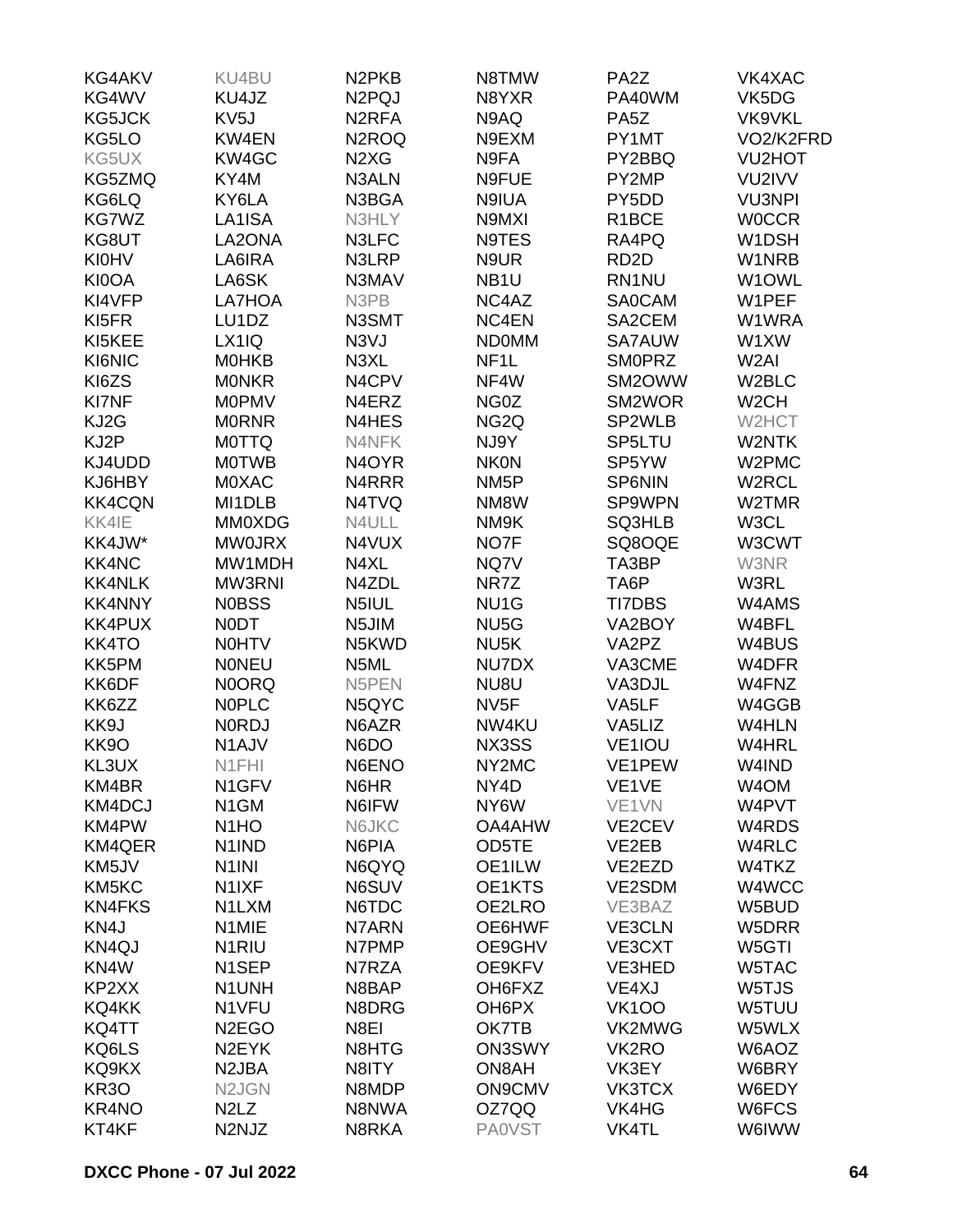| | | | | | |
|---|---|---|---|---|---|
| KG4AKV | KU4BU | N2PKB | N8TMW | PA2Z | VK4XAC |
| KG4WV | KU4JZ | N2PQJ | N8YXR | PA40WM | VK5DG |
| KG5JCK | KV5J | N2RFA | N9AQ | PA5Z | VK9VKL |
| KG5LO | KW4EN | N2ROQ | N9EXM | PY1MT | VO2/K2FRD |
| KG5UX | KW4GC | N2XG | N9FA | PY2BBQ | VU2HOT |
| KG5ZMQ | KY4M | N3ALN | N9FUE | PY2MP | VU2IVV |
| KG6LQ | KY6LA | N3BGA | N9IUA | PY5DD | VU3NPI |
| KG7WZ | LA1ISA | N3HLY | N9MXI | R1BCE | W0CCR |
| KG8UT | LA2ONA | N3LFC | N9TES | RA4PQ | W1DSH |
| KI0HV | LA6IRA | N3LRP | N9UR | RD2D | W1NRB |
| KI0OA | LA6SK | N3MAV | NB1U | RN1NU | W1OWL |
| KI4VFP | LA7HOA | N3PB | NC4AZ | SA0CAM | W1PEF |
| KI5FR | LU1DZ | N3SMT | NC4EN | SA2CEM | W1WRA |
| KI5KEE | LX1IQ | N3VJ | ND0MM | SA7AUW | W1XW |
| KI6NIC | M0HKB | N3XL | NF1L | SM0PRZ | W2AI |
| KI6ZS | M0NKR | N4CPV | NF4W | SM2OWW | W2BLC |
| KI7NF | M0PMV | N4ERZ | NG0Z | SM2WOR | W2CH |
| KJ2G | M0RNR | N4HES | NG2Q | SP2WLB | W2HCT |
| KJ2P | M0TTQ | N4NFK | NJ9Y | SP5LTU | W2NTK |
| KJ4UDD | M0TWB | N4OYR | NK0N | SP5YW | W2PMC |
| KJ6HBY | M0XAC | N4RRR | NM5P | SP6NIN | W2RCL |
| KK4CQN | MI1DLB | N4TVQ | NM8W | SP9WPN | W2TMR |
| KK4IE | MM0XDG | N4ULL | NM9K | SQ3HLB | W3CL |
| KK4JW* | MW0JRX | N4VUX | NO7F | SQ8OQE | W3CWT |
| KK4NC | MW1MDH | N4XL | NQ7V | TA3BP | W3NR |
| KK4NLK | MW3RNI | N4ZDL | NR7Z | TA6P | W3RL |
| KK4NNY | N0BSS | N5IUL | NU1G | TI7DBS | W4AMS |
| KK4PUX | N0DT | N5JIM | NU5G | VA2BOY | W4BFL |
| KK4TO | N0HTV | N5KWD | NU5K | VA2PZ | W4BUS |
| KK5PM | N0NEU | N5ML | NU7DX | VA3CME | W4DFR |
| KK6DF | N0ORQ | N5PEN | NU8U | VA3DJL | W4FNZ |
| KK6ZZ | N0PLC | N5QYC | NV5F | VA5LF | W4GGB |
| KK9J | N0RDJ | N6AZR | NW4KU | VA5LIZ | W4HLN |
| KK9O | N1AJV | N6DO | NX3SS | VE1IOU | W4HRL |
| KL3UX | N1FHI | N6ENO | NY2MC | VE1PEW | W4IND |
| KM4BR | N1GFV | N6HR | NY4D | VE1VE | W4OM |
| KM4DCJ | N1GM | N6IFW | NY6W | VE1VN | W4PVT |
| KM4PW | N1HO | N6JKC | OA4AHW | VE2CEV | W4RDS |
| KM4QER | N1IND | N6PIA | OD5TE | VE2EB | W4RLC |
| KM5JV | N1INI | N6QYQ | OE1ILW | VE2EZD | W4TKZ |
| KM5KC | N1IXF | N6SUV | OE1KTS | VE2SDM | W4WCC |
| KN4FKS | N1LXM | N6TDC | OE2LRO | VE3BAZ | W5BUD |
| KN4J | N1MIE | N7ARN | OE6HWF | VE3CLN | W5DRR |
| KN4QJ | N1RIU | N7PMP | OE9GHV | VE3CXT | W5GTI |
| KN4W | N1SEP | N7RZA | OE9KFV | VE3HED | W5TAC |
| KP2XX | N1UNH | N8BAP | OH6FXZ | VE4XJ | W5TJS |
| KQ4KK | N1VFU | N8DRG | OH6PX | VK1OO | W5TUU |
| KQ4TT | N2EGO | N8EI | OK7TB | VK2MWG | W5WLX |
| KQ6LS | N2EYK | N8HTG | ON3SWY | VK2RO | W6AOZ |
| KQ9KX | N2JBA | N8ITY | ON8AH | VK3EY | W6BRY |
| KR3O | N2JGN | N8MDP | ON9CMV | VK3TCX | W6EDY |
| KR4NO | N2LZ | N8NWA | OZ7QQ | VK4HG | W6FCS |
| KT4KF | N2NJZ | N8RKA | PA0VST | VK4TL | W6IWW |

**DXCC Phone - 07 Jul 2022**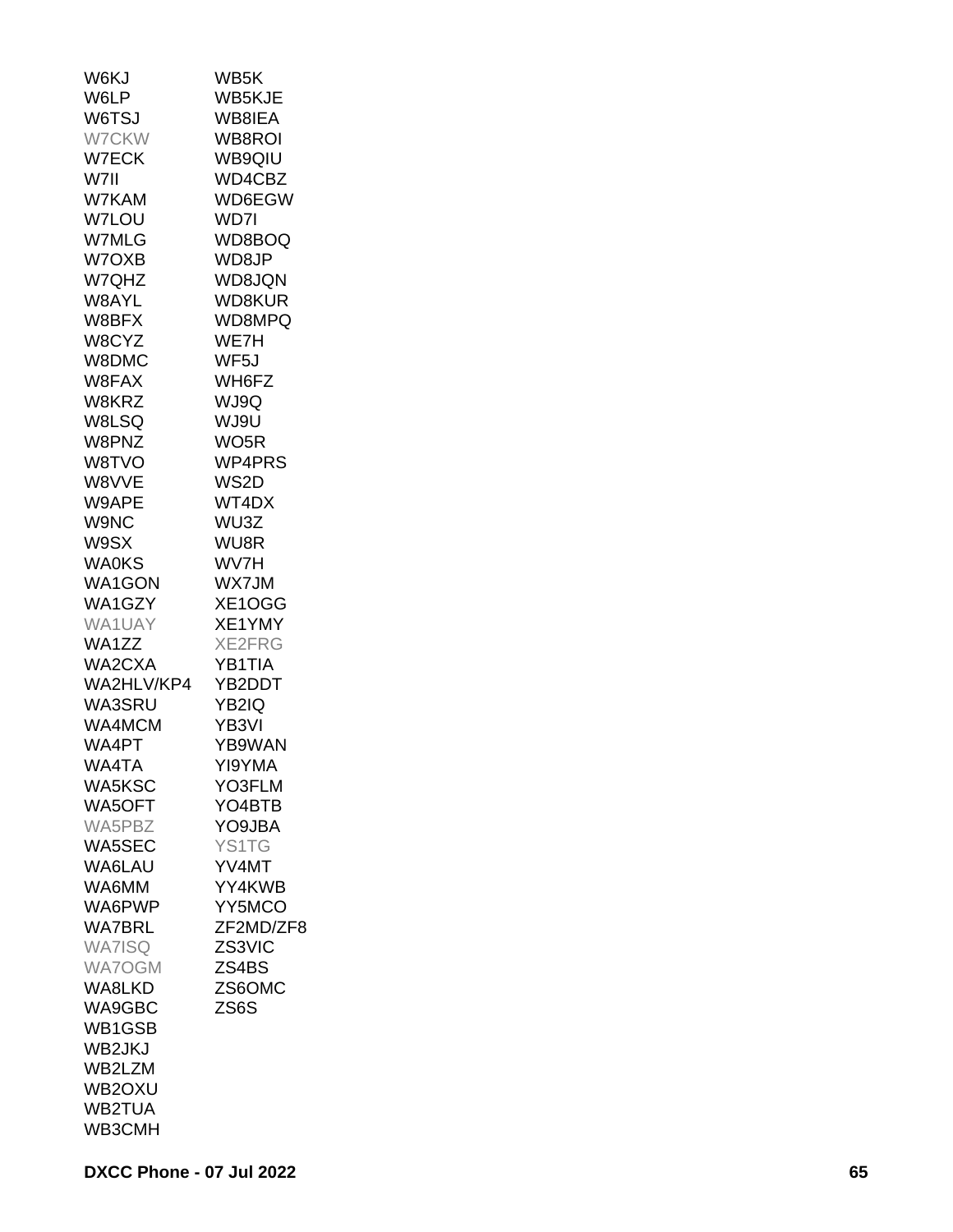W6KJ
W6LP
W6TSJ
W7CKW
W7ECK
W7II
W7KAM
W7LOU
W7MLG
W7OXB
W7QHZ
W8AYL
W8BFX
W8CYZ
W8DMC
W8FAX
W8KRZ
W8LSQ
W8PNZ
W8TVO
W8VVE
W9APE
W9NC
W9SX
WA0KS
WA1GON
WA1GZY
WA1UAY
WA1ZZ
WA2CXA
WA2HLV/KP4
WA3SRU
WA4MCM
WA4PT
WA4TA
WA5KSC
WA5OFT
WA5PBZ
WA5SEC
WA6LAU
WA6MM
WA6PWP
WA7BRL
WA7ISQ
WA7OGM
WA8LKD
WA9GBC
WB1GSB
WB2JKJ
WB2LZM
WB2OXU
WB2TUA
WB3CMH
WB5K
WB5KJE
WB8IEA
WB8ROI
WB9QIU
WD4CBZ
WD6EGW
WD7I
WD8BOQ
WD8JP
WD8JQN
WD8KUR
WD8MPQ
WE7H
WF5J
WH6FZ
WJ9Q
WJ9U
WO5R
WP4PRS
WS2D
WT4DX
WU3Z
WU8R
WV7H
WX7JM
XE1OGG
XE1YMY
XE2FRG
YB1TIA
YB2DDT
YB2IQ
YB3VI
YB9WAN
YI9YMA
YO3FLM
YO4BTB
YO9JBA
YS1TG
YV4MT
YY4KWB
YY5MCO
ZF2MD/ZF8
ZS3VIC
ZS4BS
ZS6OMC
ZS6S